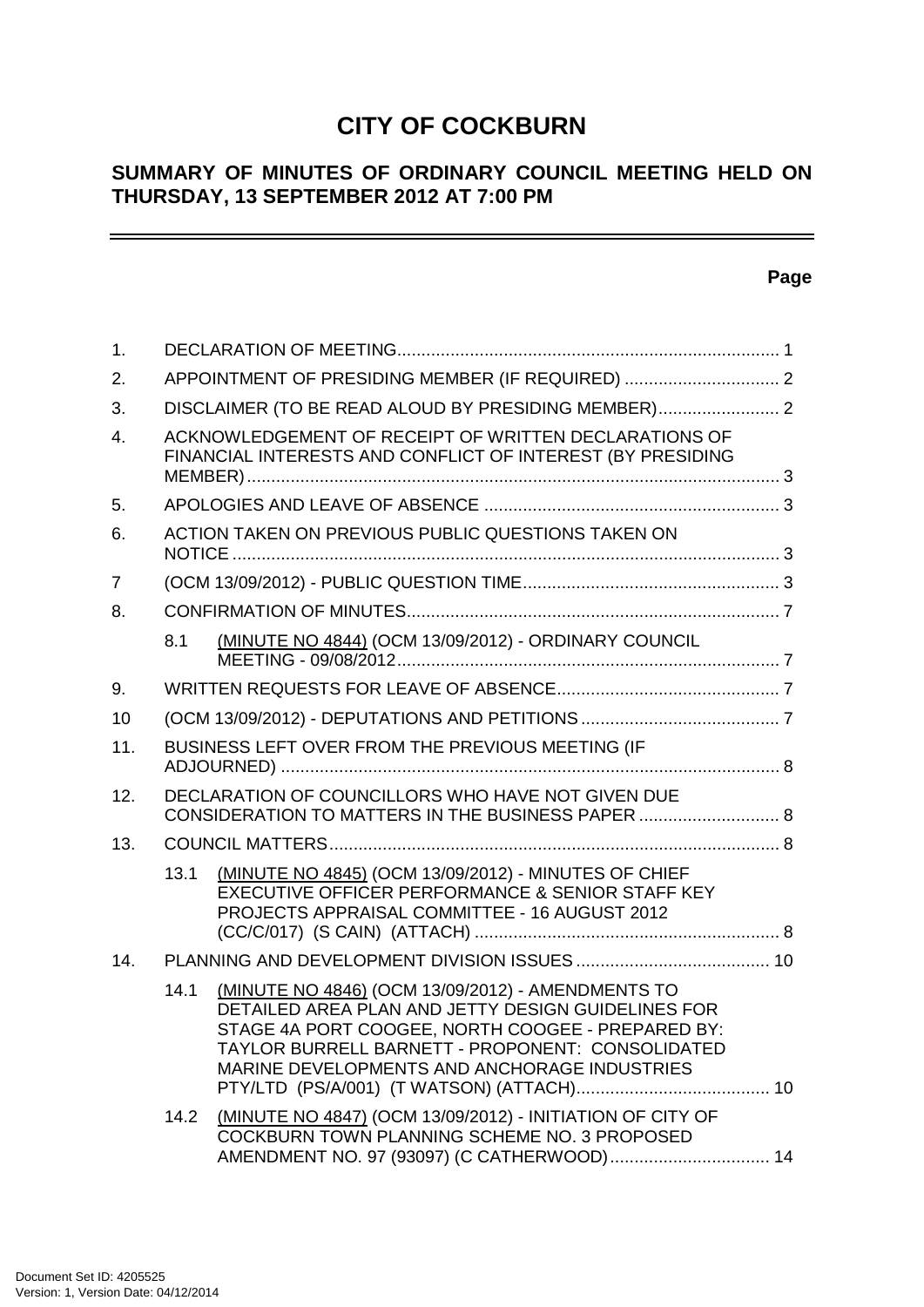# CITY OF COCKBURN

## SUMMARY OF MINUTES OF ORDINARY COUNCIL MEETING HELD ON THURSDAY, 13 SEPTEMBER 2012 AT 7:00 PM

---

**Page**

| | | Page |
|---|---|---|
| 1. | DECLARATION OF MEETING | 1 |
| 2. | APPOINTMENT OF PRESIDING MEMBER (IF REQUIRED) | 2 |
| 3. | DISCLAIMER (TO BE READ ALOUD BY PRESIDING MEMBER) | 2 |
| 4. | ACKNOWLEDGEMENT OF RECEIPT OF WRITTEN DECLARATIONS OF FINANCIAL INTERESTS AND CONFLICT OF INTEREST (BY PRESIDING MEMBER) | 3 |
| 5. | APOLOGIES AND LEAVE OF ABSENCE | 3 |
| 6. | ACTION TAKEN ON PREVIOUS PUBLIC QUESTIONS TAKEN ON NOTICE | 3 |
| 7 | (OCM 13/09/2012) - PUBLIC QUESTION TIME | 3 |
| 8. | CONFIRMATION OF MINUTES | 7 |
| 8.1 | (MINUTE NO 4844) (OCM 13/09/2012) - ORDINARY COUNCIL MEETING - 09/08/2012 | 7 |
| 9. | WRITTEN REQUESTS FOR LEAVE OF ABSENCE | 7 |
| 10 | (OCM 13/09/2012) - DEPUTATIONS AND PETITIONS | 7 |
| 11. | BUSINESS LEFT OVER FROM THE PREVIOUS MEETING (IF ADJOURNED) | 8 |
| 12. | DECLARATION OF COUNCILLORS WHO HAVE NOT GIVEN DUE CONSIDERATION TO MATTERS IN THE BUSINESS PAPER | 8 |
| 13. | COUNCIL MATTERS | 8 |
| 13.1 | (MINUTE NO 4845) (OCM 13/09/2012) - MINUTES OF CHIEF EXECUTIVE OFFICER PERFORMANCE & SENIOR STAFF KEY PROJECTS APPRAISAL COMMITTEE - 16 AUGUST 2012 (CC/C/017) (S CAIN) (ATTACH) | 8 |
| 14. | PLANNING AND DEVELOPMENT DIVISION ISSUES | 10 |
| 14.1 | (MINUTE NO 4846) (OCM 13/09/2012) - AMENDMENTS TO DETAILED AREA PLAN AND JETTY DESIGN GUIDELINES FOR STAGE 4A PORT COOGEE, NORTH COOGEE - PREPARED BY: TAYLOR BURRELL BARNETT - PROPONENT: CONSOLIDATED MARINE DEVELOPMENTS AND ANCHORAGE INDUSTRIES PTY/LTD (PS/A/001) (T WATSON) (ATTACH) | 10 |
| 14.2 | (MINUTE NO 4847) (OCM 13/09/2012) - INITIATION OF CITY OF COCKBURN TOWN PLANNING SCHEME NO. 3 PROPOSED AMENDMENT NO. 97 (93097) (C CATHERWOOD) | 14 |

Document Set ID: 4205525
Version: 1, Version Date: 04/12/2014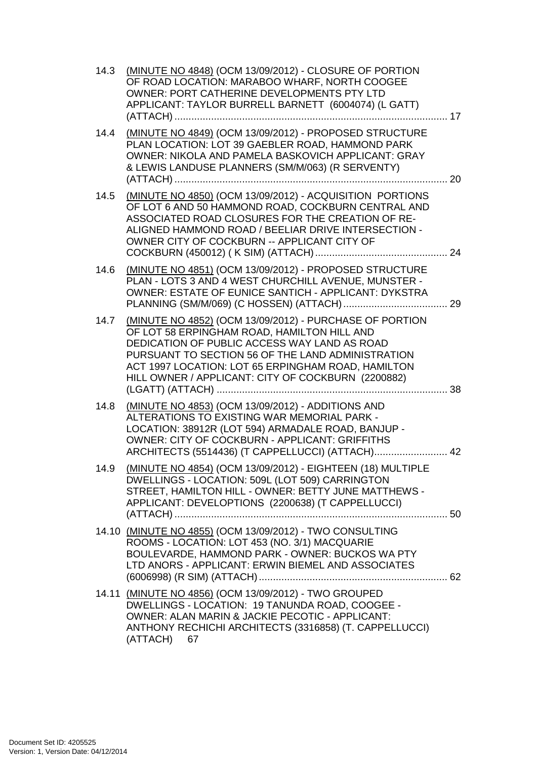14.3 (MINUTE NO 4848) (OCM 13/09/2012) - CLOSURE OF PORTION OF ROAD LOCATION: MARABOO WHARF, NORTH COOGEE OWNER: PORT CATHERINE DEVELOPMENTS PTY LTD APPLICANT: TAYLOR BURRELL BARNETT (6004074) (L GATT) (ATTACH) ................................................................................................ 17

14.4 (MINUTE NO 4849) (OCM 13/09/2012) - PROPOSED STRUCTURE PLAN LOCATION: LOT 39 GAEBLER ROAD, HAMMOND PARK OWNER: NIKOLA AND PAMELA BASKOVICH APPLICANT: GRAY & LEWIS LANDUSE PLANNERS (SM/M/063) (R SERVENTY) (ATTACH) ................................................................................................ 20

14.5 (MINUTE NO 4850) (OCM 13/09/2012) - ACQUISITION PORTIONS OF LOT 6 AND 50 HAMMOND ROAD, COCKBURN CENTRAL AND ASSOCIATED ROAD CLOSURES FOR THE CREATION OF RE-ALIGNED HAMMOND ROAD / BEELIAR DRIVE INTERSECTION - OWNER CITY OF COCKBURN -- APPLICANT CITY OF COCKBURN (450012) ( K SIM) (ATTACH) ............................................... 24

14.6 (MINUTE NO 4851) (OCM 13/09/2012) - PROPOSED STRUCTURE PLAN - LOTS 3 AND 4 WEST CHURCHILL AVENUE, MUNSTER - OWNER: ESTATE OF EUNICE SANTICH - APPLICANT: DYKSTRA PLANNING (SM/M/069) (C HOSSEN) (ATTACH) ..................................... 29

14.7 (MINUTE NO 4852) (OCM 13/09/2012) - PURCHASE OF PORTION OF LOT 58 ERPINGHAM ROAD, HAMILTON HILL AND DEDICATION OF PUBLIC ACCESS WAY LAND AS ROAD PURSUANT TO SECTION 56 OF THE LAND ADMINISTRATION ACT 1997 LOCATION: LOT 65 ERPINGHAM ROAD, HAMILTON HILL OWNER / APPLICANT: CITY OF COCKBURN (2200882) (LGATT) (ATTACH) .................................................................................. 38

14.8 (MINUTE NO 4853) (OCM 13/09/2012) - ADDITIONS AND ALTERATIONS TO EXISTING WAR MEMORIAL PARK - LOCATION: 38912R (LOT 594) ARMADALE ROAD, BANJUP - OWNER: CITY OF COCKBURN - APPLICANT: GRIFFITHS ARCHITECTS (5514436) (T CAPPELLUCCI) (ATTACH).......................... 42

14.9 (MINUTE NO 4854) (OCM 13/09/2012) - EIGHTEEN (18) MULTIPLE DWELLINGS - LOCATION: 509L (LOT 509) CARRINGTON STREET, HAMILTON HILL - OWNER: BETTY JUNE MATTHEWS - APPLICANT: DEVELOPTIONS (2200638) (T CAPPELLUCCI) (ATTACH) ................................................................................................ 50

14.10 (MINUTE NO 4855) (OCM 13/09/2012) - TWO CONSULTING ROOMS - LOCATION: LOT 453 (NO. 3/1) MACQUARIE BOULEVARDE, HAMMOND PARK - OWNER: BUCKOS WA PTY LTD ANORS - APPLICANT: ERWIN BIEMEL AND ASSOCIATES (6006998) (R SIM) (ATTACH) .................................................................. 62

14.11 (MINUTE NO 4856) (OCM 13/09/2012) - TWO GROUPED DWELLINGS - LOCATION: 19 TANUNDA ROAD, COOGEE - OWNER: ALAN MARIN & JACKIE PECOTIC - APPLICANT: ANTHONY RECHICHI ARCHITECTS (3316858) (T. CAPPELLUCCI) (ATTACH) 67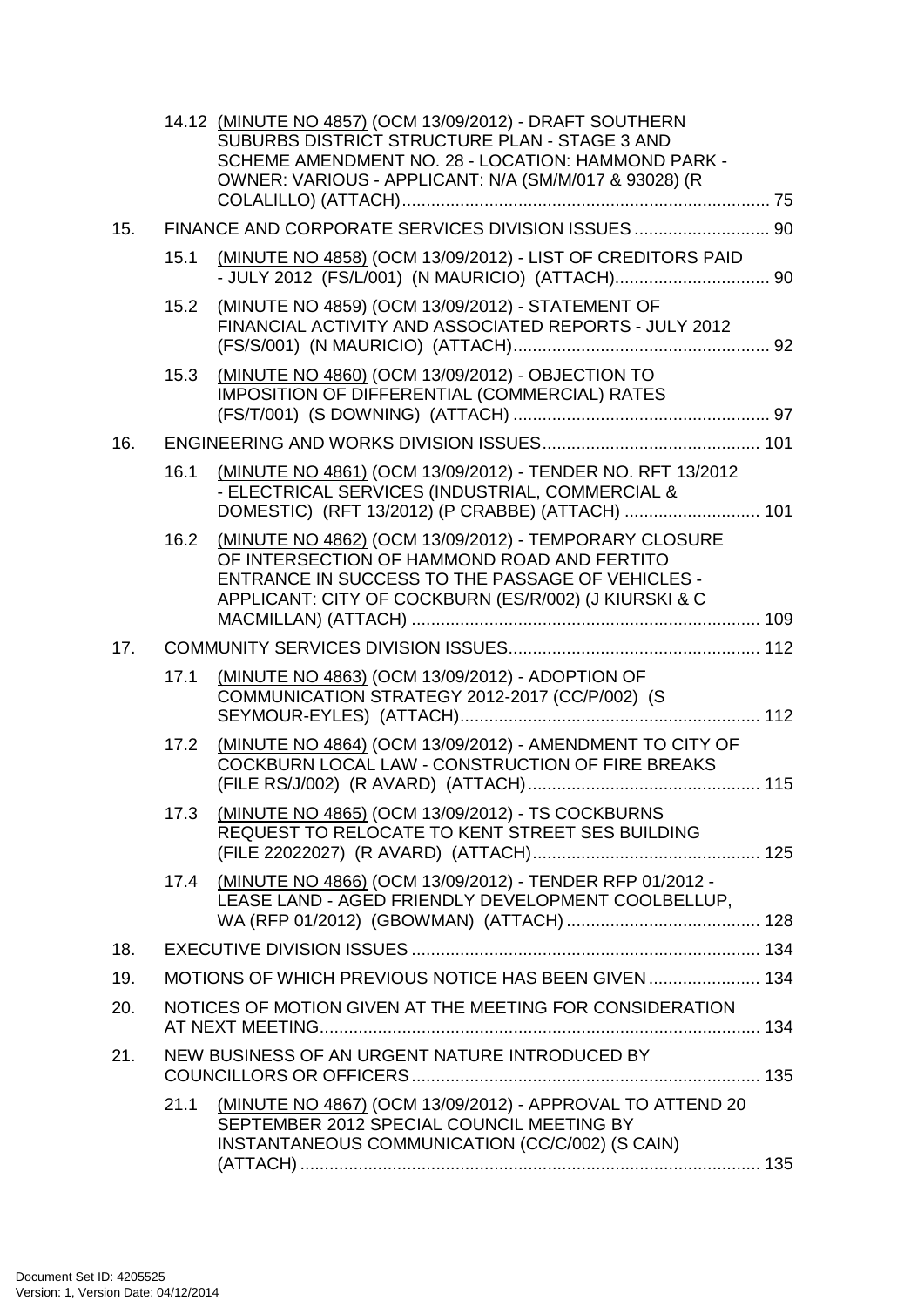14.12 (MINUTE NO 4857) (OCM 13/09/2012) - DRAFT SOUTHERN SUBURBS DISTRICT STRUCTURE PLAN - STAGE 3 AND SCHEME AMENDMENT NO. 28 - LOCATION: HAMMOND PARK - OWNER: VARIOUS - APPLICANT: N/A (SM/M/017 & 93028) (R COLALILLO) (ATTACH)............................................................................ 75

15. FINANCE AND CORPORATE SERVICES DIVISION ISSUES ............................ 90

15.1 (MINUTE NO 4858) (OCM 13/09/2012) - LIST OF CREDITORS PAID - JULY 2012 (FS/L/001) (N MAURICIO) (ATTACH)................................ 90

15.2 (MINUTE NO 4859) (OCM 13/09/2012) - STATEMENT OF FINANCIAL ACTIVITY AND ASSOCIATED REPORTS - JULY 2012 (FS/S/001) (N MAURICIO) (ATTACH)..................................................... 92

15.3 (MINUTE NO 4860) (OCM 13/09/2012) - OBJECTION TO IMPOSITION OF DIFFERENTIAL (COMMERCIAL) RATES (FS/T/001) (S DOWNING) (ATTACH) ..................................................... 97

16. ENGINEERING AND WORKS DIVISION ISSUES............................................. 101

16.1 (MINUTE NO 4861) (OCM 13/09/2012) - TENDER NO. RFT 13/2012 - ELECTRICAL SERVICES (INDUSTRIAL, COMMERCIAL & DOMESTIC) (RFT 13/2012) (P CRABBE) (ATTACH) ............................ 101

16.2 (MINUTE NO 4862) (OCM 13/09/2012) - TEMPORARY CLOSURE OF INTERSECTION OF HAMMOND ROAD AND FERTITO ENTRANCE IN SUCCESS TO THE PASSAGE OF VEHICLES - APPLICANT: CITY OF COCKBURN (ES/R/002) (J KIURSKI & C MACMILLAN) (ATTACH) ........................................................................ 109

17. COMMUNITY SERVICES DIVISION ISSUES.................................................... 112

17.1 (MINUTE NO 4863) (OCM 13/09/2012) - ADOPTION OF COMMUNICATION STRATEGY 2012-2017 (CC/P/002) (S SEYMOUR-EYLES) (ATTACH).............................................................. 112

17.2 (MINUTE NO 4864) (OCM 13/09/2012) - AMENDMENT TO CITY OF COCKBURN LOCAL LAW - CONSTRUCTION OF FIRE BREAKS (FILE RS/J/002) (R AVARD) (ATTACH)................................................ 115

17.3 (MINUTE NO 4865) (OCM 13/09/2012) - TS COCKBURNS REQUEST TO RELOCATE TO KENT STREET SES BUILDING (FILE 22022027) (R AVARD) (ATTACH)............................................... 125

17.4 (MINUTE NO 4866) (OCM 13/09/2012) - TENDER RFP 01/2012 - LEASE LAND - AGED FRIENDLY DEVELOPMENT COOLBELLUP, WA (RFP 01/2012) (GBOWMAN) (ATTACH) ........................................ 128

18. EXECUTIVE DIVISION ISSUES ........................................................................ 134

19. MOTIONS OF WHICH PREVIOUS NOTICE HAS BEEN GIVEN ....................... 134

20. NOTICES OF MOTION GIVEN AT THE MEETING FOR CONSIDERATION AT NEXT MEETING........................................................................................... 134

21. NEW BUSINESS OF AN URGENT NATURE INTRODUCED BY COUNCILLORS OR OFFICERS........................................................................ 135

21.1 (MINUTE NO 4867) (OCM 13/09/2012) - APPROVAL TO ATTEND 20 SEPTEMBER 2012 SPECIAL COUNCIL MEETING BY INSTANTANEOUS COMMUNICATION (CC/C/002) (S CAIN) (ATTACH) ............................................................................................... 135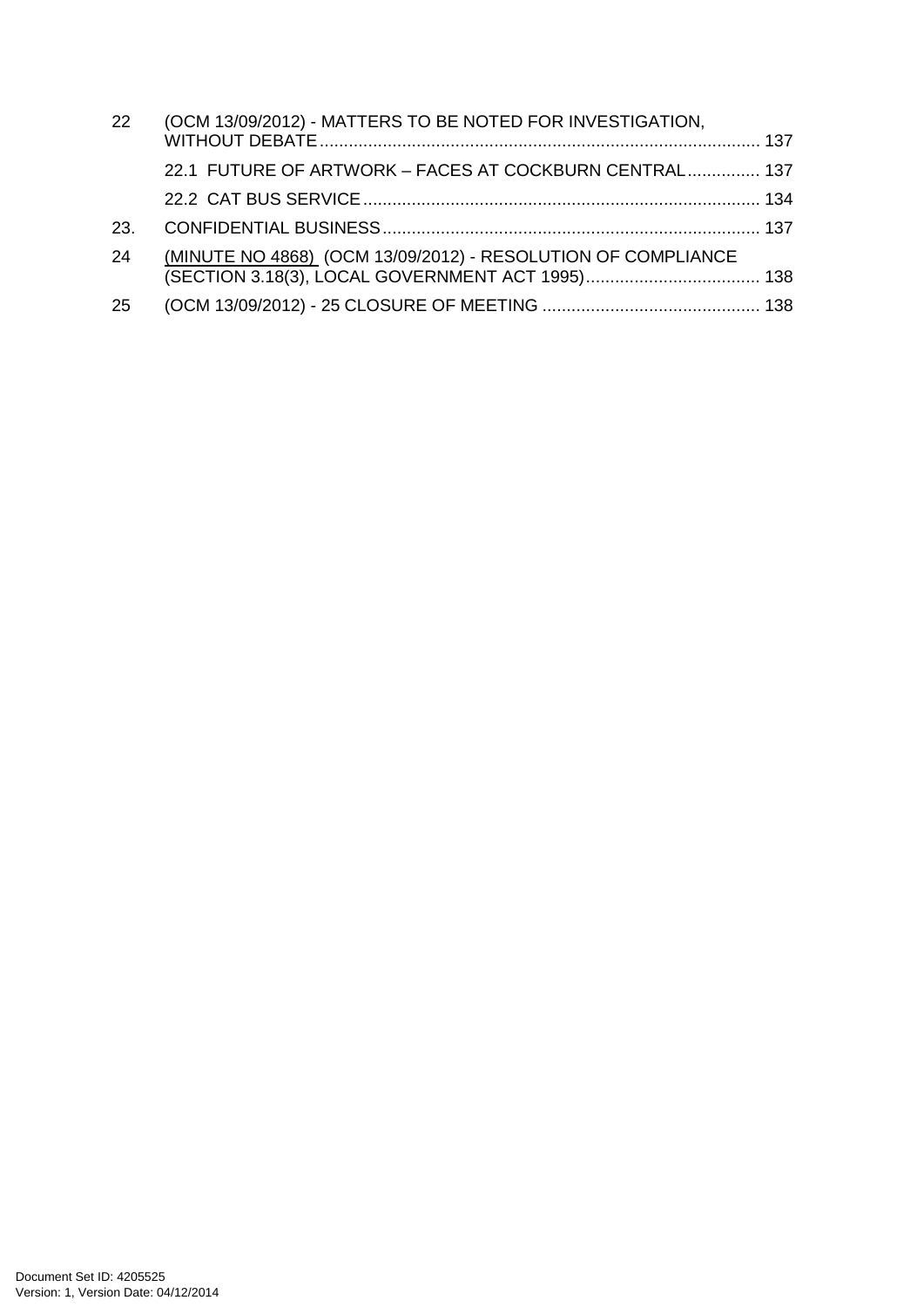| | | |
|---|---|---|
| 22 | (OCM 13/09/2012) - MATTERS TO BE NOTED FOR INVESTIGATION, WITHOUT DEBATE | 137 |
| | 22.1 FUTURE OF ARTWORK – FACES AT COCKBURN CENTRAL | 137 |
| | 22.2 CAT BUS SERVICE | 134 |
| 23. | CONFIDENTIAL BUSINESS | 137 |
| 24 | (MINUTE NO 4868) (OCM 13/09/2012) - RESOLUTION OF COMPLIANCE (SECTION 3.18(3), LOCAL GOVERNMENT ACT 1995) | 138 |
| 25 | (OCM 13/09/2012) - 25 CLOSURE OF MEETING | 138 |

Document Set ID: 4205525
Version: 1, Version Date: 04/12/2014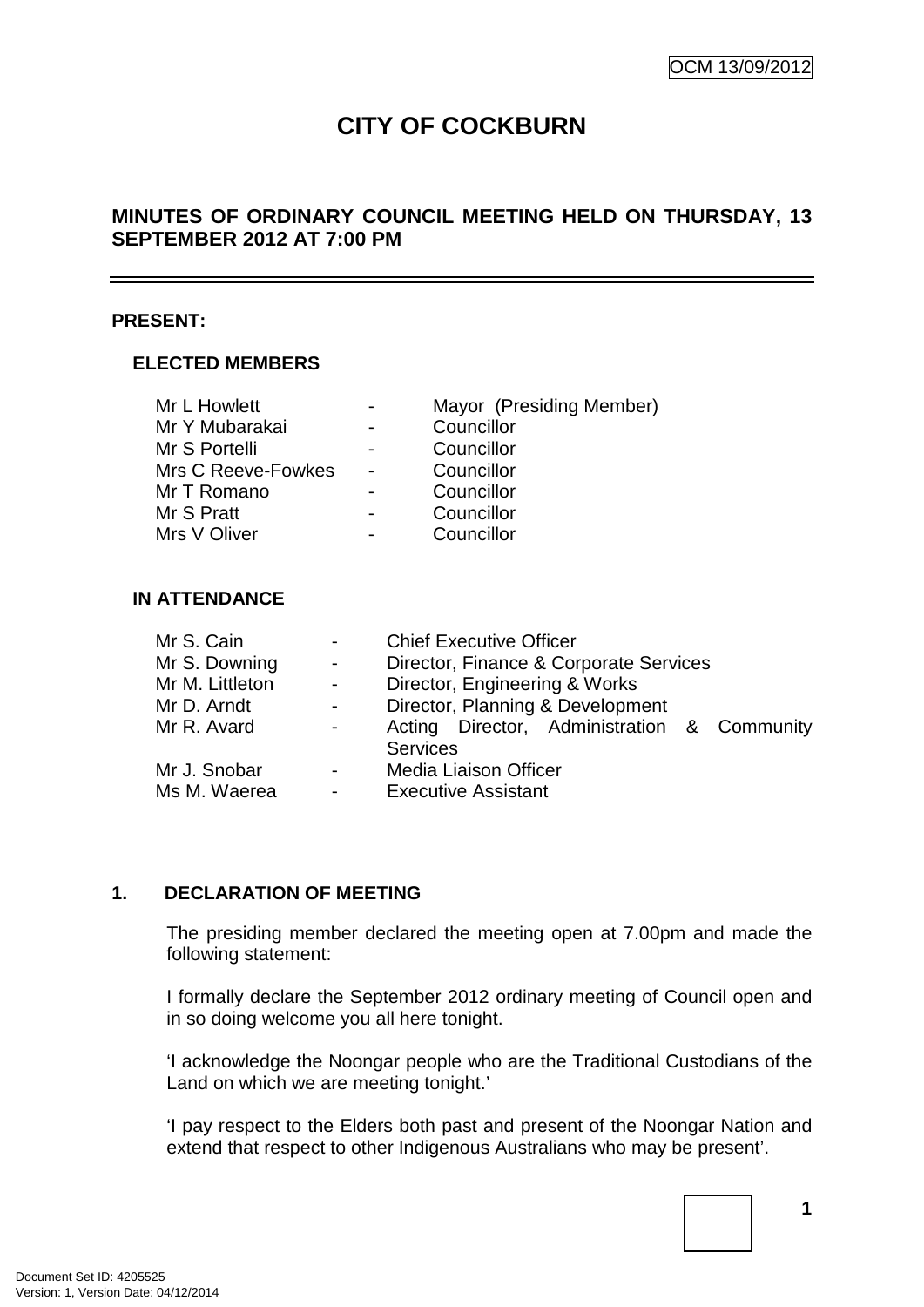OCM 13/09/2012

# CITY OF COCKBURN

## MINUTES OF ORDINARY COUNCIL MEETING HELD ON THURSDAY, 13 SEPTEMBER 2012 AT 7:00 PM

---

**PRESENT:**

**ELECTED MEMBERS**

| | | |
|---|---|---|
| Mr L Howlett | - | Mayor (Presiding Member) |
| Mr Y Mubarakai | - | Councillor |
| Mr S Portelli | - | Councillor |
| Mrs C Reeve-Fowkes | - | Councillor |
| Mr T Romano | - | Councillor |
| Mr S Pratt | - | Councillor |
| Mrs V Oliver | - | Councillor |

**IN ATTENDANCE**

| | | |
|---|---|---|
| Mr S. Cain | - | Chief Executive Officer |
| Mr S. Downing | - | Director, Finance & Corporate Services |
| Mr M. Littleton | - | Director, Engineering & Works |
| Mr D. Arndt | - | Director, Planning & Development |
| Mr R. Avard | - | Acting Director, Administration & Community Services |
| Mr J. Snobar | - | Media Liaison Officer |
| Ms M. Waerea | - | Executive Assistant |

**1. DECLARATION OF MEETING**

The presiding member declared the meeting open at 7.00pm and made the following statement:

I formally declare the September 2012 ordinary meeting of Council open and in so doing welcome you all here tonight.

'I acknowledge the Noongar people who are the Traditional Custodians of the Land on which we are meeting tonight.'

'I pay respect to the Elders both past and present of the Noongar Nation and extend that respect to other Indigenous Australians who may be present'.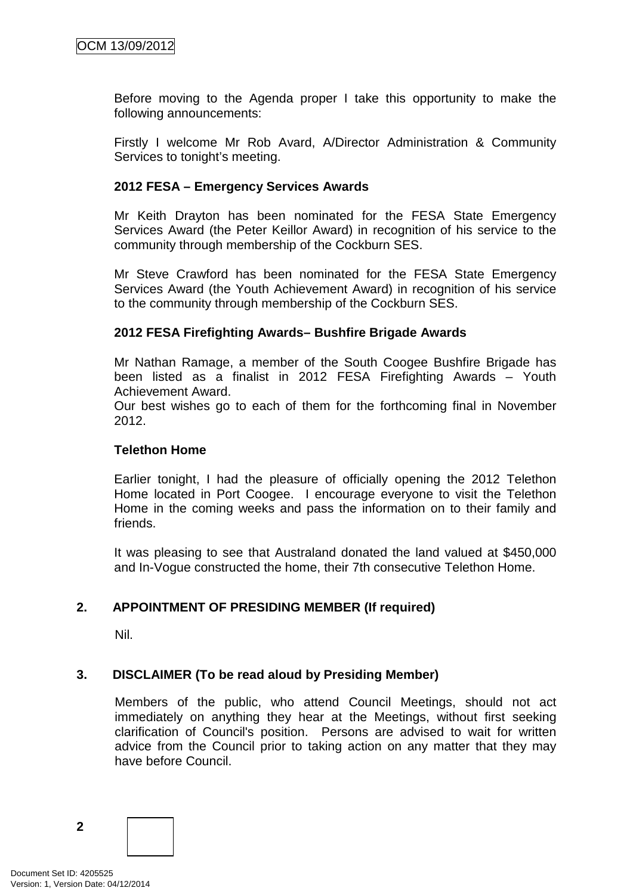Before moving to the Agenda proper I take this opportunity to make the following announcements:

Firstly I welcome Mr Rob Avard, A/Director Administration & Community Services to tonight's meeting.

**2012 FESA – Emergency Services Awards**

Mr Keith Drayton has been nominated for the FESA State Emergency Services Award (the Peter Keillor Award) in recognition of his service to the community through membership of the Cockburn SES.

Mr Steve Crawford has been nominated for the FESA State Emergency Services Award (the Youth Achievement Award) in recognition of his service to the community through membership of the Cockburn SES.

**2012 FESA Firefighting Awards– Bushfire Brigade Awards**

Mr Nathan Ramage, a member of the South Coogee Bushfire Brigade has been listed as a finalist in 2012 FESA Firefighting Awards – Youth Achievement Award.
Our best wishes go to each of them for the forthcoming final in November 2012.

**Telethon Home**

Earlier tonight, I had the pleasure of officially opening the 2012 Telethon Home located in Port Coogee. I encourage everyone to visit the Telethon Home in the coming weeks and pass the information on to their family and friends.

It was pleasing to see that Australand donated the land valued at $450,000 and In-Vogue constructed the home, their 7th consecutive Telethon Home.

## 2. APPOINTMENT OF PRESIDING MEMBER (If required)

Nil.

## 3. DISCLAIMER (To be read aloud by Presiding Member)

Members of the public, who attend Council Meetings, should not act immediately on anything they hear at the Meetings, without first seeking clarification of Council's position. Persons are advised to wait for written advice from the Council prior to taking action on any matter that they may have before Council.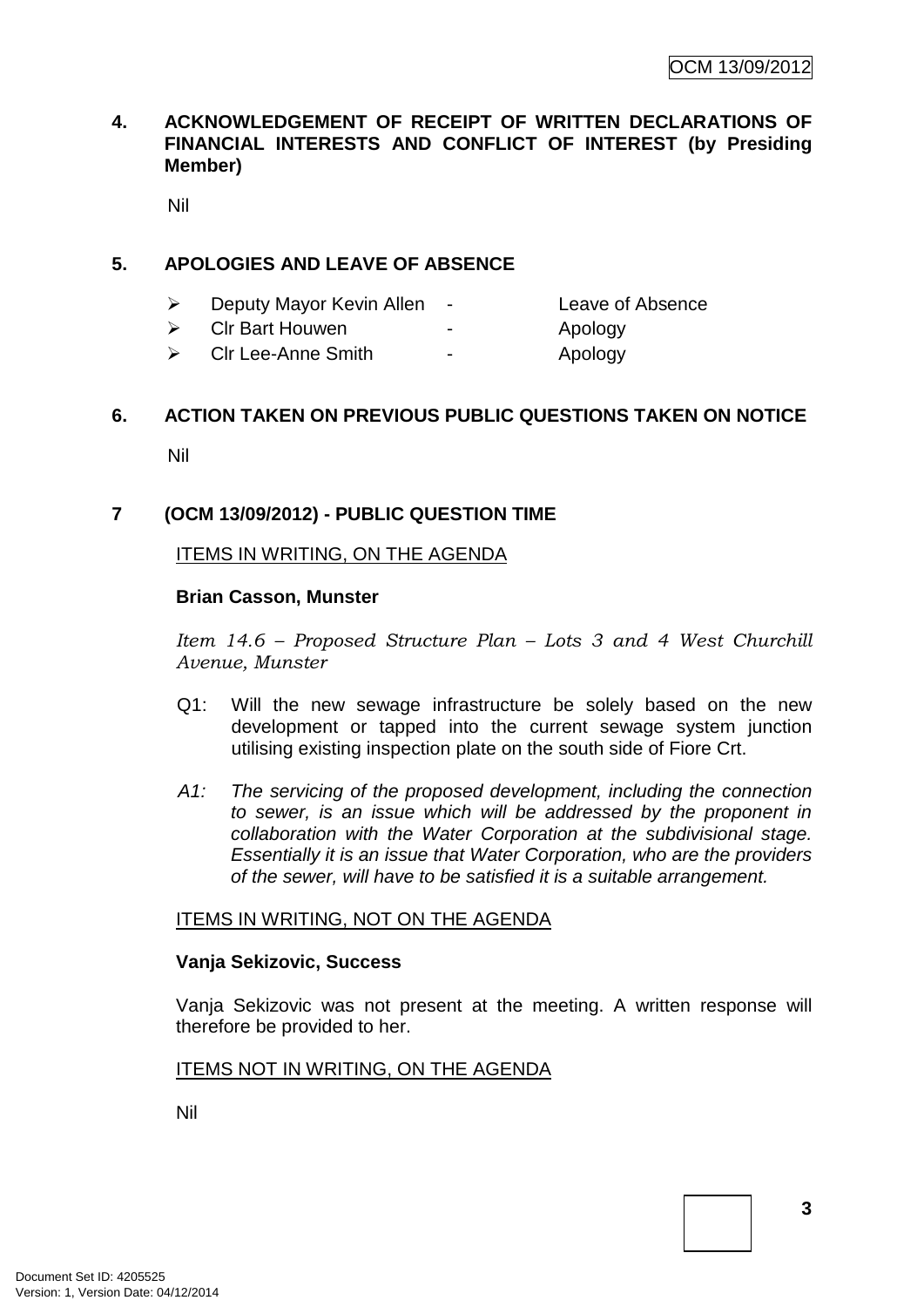## 4. ACKNOWLEDGEMENT OF RECEIPT OF WRITTEN DECLARATIONS OF FINANCIAL INTERESTS AND CONFLICT OF INTEREST (by Presiding Member)

Nil

## 5. APOLOGIES AND LEAVE OF ABSENCE

- Deputy Mayor Kevin Allen - Leave of Absence
- Clr Bart Houwen - Apology
- Clr Lee-Anne Smith - Apology

## 6. ACTION TAKEN ON PREVIOUS PUBLIC QUESTIONS TAKEN ON NOTICE

Nil

## 7 (OCM 13/09/2012) - PUBLIC QUESTION TIME

ITEMS IN WRITING, ON THE AGENDA

**Brian Casson, Munster**

*Item 14.6 – Proposed Structure Plan – Lots 3 and 4 West Churchill Avenue, Munster*

Q1: Will the new sewage infrastructure be solely based on the new development or tapped into the current sewage system junction utilising existing inspection plate on the south side of Fiore Crt.

*A1: The servicing of the proposed development, including the connection to sewer, is an issue which will be addressed by the proponent in collaboration with the Water Corporation at the subdivisional stage. Essentially it is an issue that Water Corporation, who are the providers of the sewer, will have to be satisfied it is a suitable arrangement.*

ITEMS IN WRITING, NOT ON THE AGENDA

**Vanja Sekizovic, Success**

Vanja Sekizovic was not present at the meeting. A written response will therefore be provided to her.

ITEMS NOT IN WRITING, ON THE AGENDA

Nil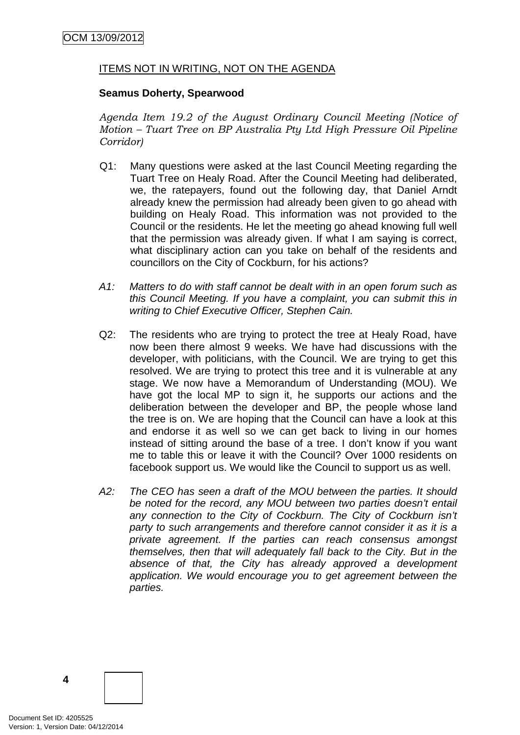ITEMS NOT IN WRITING, NOT ON THE AGENDA

**Seamus Doherty, Spearwood**

*Agenda Item 19.2 of the August Ordinary Council Meeting (Notice of Motion – Tuart Tree on BP Australia Pty Ltd High Pressure Oil Pipeline Corridor)*

Q1: Many questions were asked at the last Council Meeting regarding the Tuart Tree on Healy Road. After the Council Meeting had deliberated, we, the ratepayers, found out the following day, that Daniel Arndt already knew the permission had already been given to go ahead with building on Healy Road. This information was not provided to the Council or the residents. He let the meeting go ahead knowing full well that the permission was already given. If what I am saying is correct, what disciplinary action can you take on behalf of the residents and councillors on the City of Cockburn, for his actions?

*A1: Matters to do with staff cannot be dealt with in an open forum such as this Council Meeting. If you have a complaint, you can submit this in writing to Chief Executive Officer, Stephen Cain.*

Q2: The residents who are trying to protect the tree at Healy Road, have now been there almost 9 weeks. We have had discussions with the developer, with politicians, with the Council. We are trying to get this resolved. We are trying to protect this tree and it is vulnerable at any stage. We now have a Memorandum of Understanding (MOU). We have got the local MP to sign it, he supports our actions and the deliberation between the developer and BP, the people whose land the tree is on. We are hoping that the Council can have a look at this and endorse it as well so we can get back to living in our homes instead of sitting around the base of a tree. I don't know if you want me to table this or leave it with the Council? Over 1000 residents on facebook support us. We would like the Council to support us as well.

*A2: The CEO has seen a draft of the MOU between the parties. It should be noted for the record, any MOU between two parties doesn't entail any connection to the City of Cockburn. The City of Cockburn isn't party to such arrangements and therefore cannot consider it as it is a private agreement. If the parties can reach consensus amongst themselves, then that will adequately fall back to the City. But in the absence of that, the City has already approved a development application. We would encourage you to get agreement between the parties.*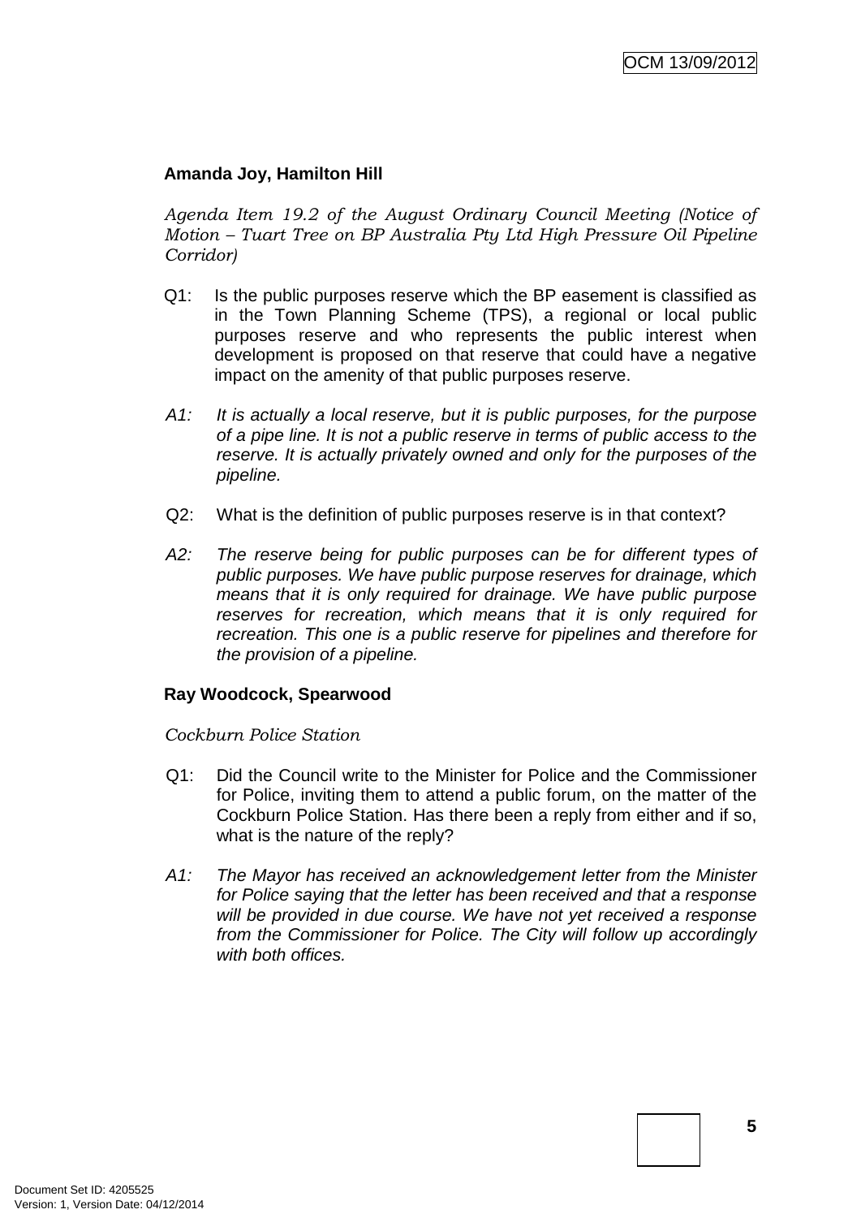**Amanda Joy, Hamilton Hill**

*Agenda Item 19.2 of the August Ordinary Council Meeting (Notice of Motion – Tuart Tree on BP Australia Pty Ltd High Pressure Oil Pipeline Corridor)*

Q1: Is the public purposes reserve which the BP easement is classified as in the Town Planning Scheme (TPS), a regional or local public purposes reserve and who represents the public interest when development is proposed on that reserve that could have a negative impact on the amenity of that public purposes reserve.

*A1: It is actually a local reserve, but it is public purposes, for the purpose of a pipe line. It is not a public reserve in terms of public access to the reserve. It is actually privately owned and only for the purposes of the pipeline.*

Q2: What is the definition of public purposes reserve is in that context?

*A2: The reserve being for public purposes can be for different types of public purposes. We have public purpose reserves for drainage, which means that it is only required for drainage. We have public purpose reserves for recreation, which means that it is only required for recreation. This one is a public reserve for pipelines and therefore for the provision of a pipeline.*

**Ray Woodcock, Spearwood**

*Cockburn Police Station*

Q1: Did the Council write to the Minister for Police and the Commissioner for Police, inviting them to attend a public forum, on the matter of the Cockburn Police Station. Has there been a reply from either and if so, what is the nature of the reply?

*A1: The Mayor has received an acknowledgement letter from the Minister for Police saying that the letter has been received and that a response will be provided in due course. We have not yet received a response from the Commissioner for Police. The City will follow up accordingly with both offices.*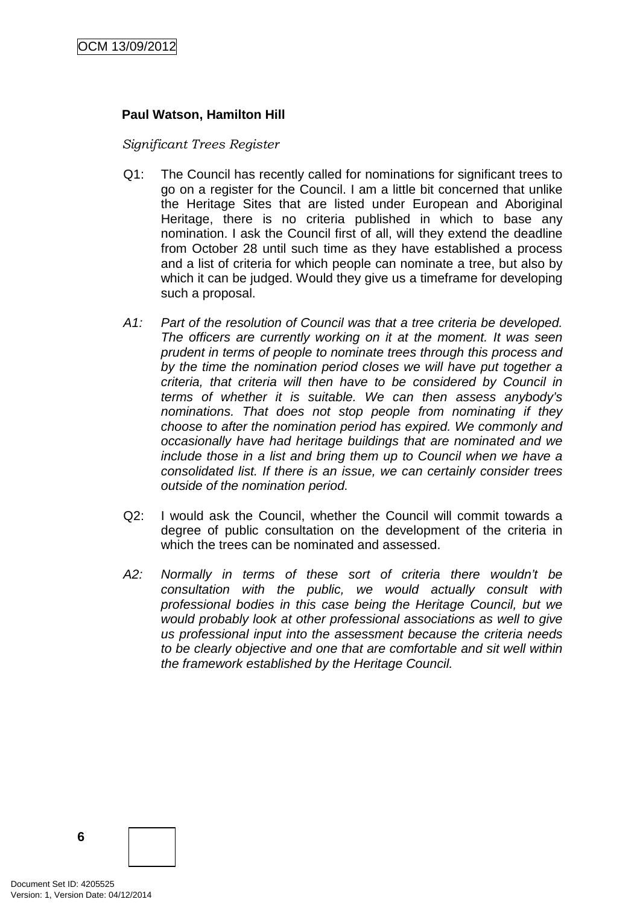**Paul Watson, Hamilton Hill**

*Significant Trees Register*

Q1: The Council has recently called for nominations for significant trees to go on a register for the Council. I am a little bit concerned that unlike the Heritage Sites that are listed under European and Aboriginal Heritage, there is no criteria published in which to base any nomination. I ask the Council first of all, will they extend the deadline from October 28 until such time as they have established a process and a list of criteria for which people can nominate a tree, but also by which it can be judged. Would they give us a timeframe for developing such a proposal.

*A1: Part of the resolution of Council was that a tree criteria be developed. The officers are currently working on it at the moment. It was seen prudent in terms of people to nominate trees through this process and by the time the nomination period closes we will have put together a criteria, that criteria will then have to be considered by Council in terms of whether it is suitable. We can then assess anybody's nominations. That does not stop people from nominating if they choose to after the nomination period has expired. We commonly and occasionally have had heritage buildings that are nominated and we include those in a list and bring them up to Council when we have a consolidated list. If there is an issue, we can certainly consider trees outside of the nomination period.*

Q2: I would ask the Council, whether the Council will commit towards a degree of public consultation on the development of the criteria in which the trees can be nominated and assessed.

*A2: Normally in terms of these sort of criteria there wouldn't be consultation with the public, we would actually consult with professional bodies in this case being the Heritage Council, but we would probably look at other professional associations as well to give us professional input into the assessment because the criteria needs to be clearly objective and one that are comfortable and sit well within the framework established by the Heritage Council.*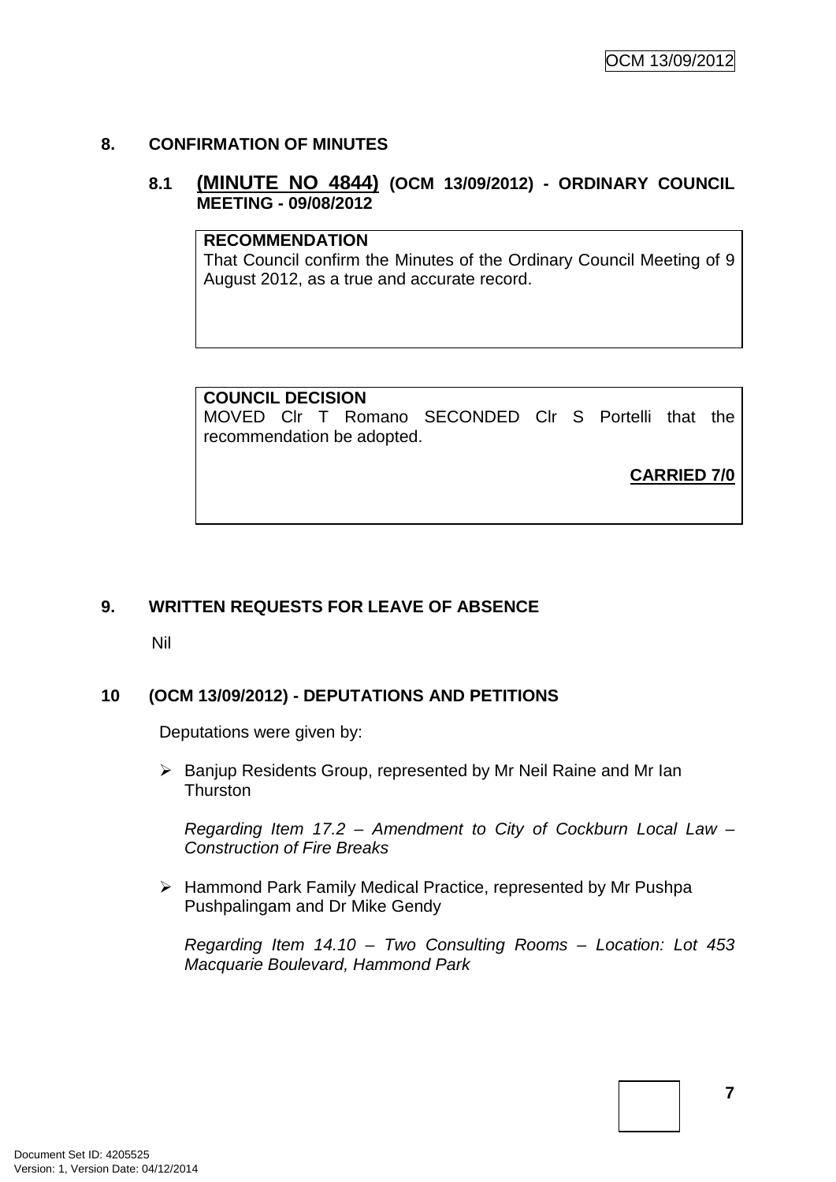## 8. CONFIRMATION OF MINUTES

### 8.1 (MINUTE NO 4844) (OCM 13/09/2012) - ORDINARY COUNCIL MEETING - 09/08/2012

**RECOMMENDATION**
That Council confirm the Minutes of the Ordinary Council Meeting of 9 August 2012, as a true and accurate record.

**COUNCIL DECISION**
MOVED Clr T Romano SECONDED Clr S Portelli that the recommendation be adopted.

**CARRIED 7/0**

## 9. WRITTEN REQUESTS FOR LEAVE OF ABSENCE

Nil

## 10 (OCM 13/09/2012) - DEPUTATIONS AND PETITIONS

Deputations were given by:

- Banjup Residents Group, represented by Mr Neil Raine and Mr Ian Thurston

  *Regarding Item 17.2 – Amendment to City of Cockburn Local Law – Construction of Fire Breaks*

- Hammond Park Family Medical Practice, represented by Mr Pushpa Pushpalingam and Dr Mike Gendy

  *Regarding Item 14.10 – Two Consulting Rooms – Location: Lot 453 Macquarie Boulevard, Hammond Park*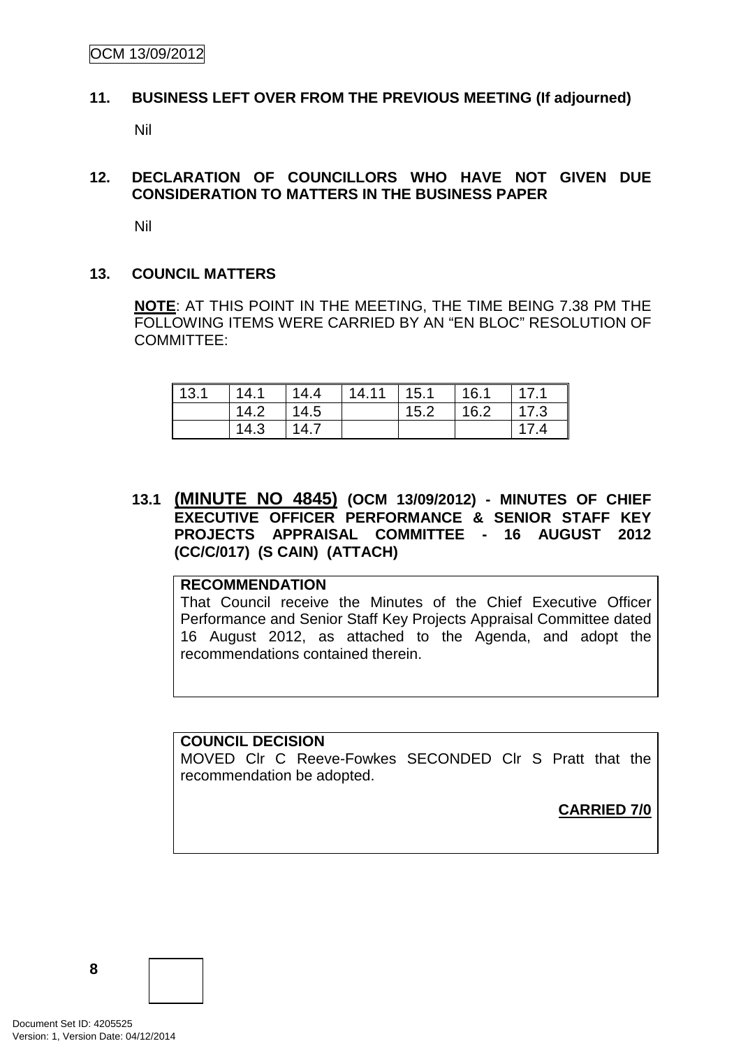## 11. BUSINESS LEFT OVER FROM THE PREVIOUS MEETING (If adjourned)

Nil

## 12. DECLARATION OF COUNCILLORS WHO HAVE NOT GIVEN DUE CONSIDERATION TO MATTERS IN THE BUSINESS PAPER

Nil

## 13. COUNCIL MATTERS

**NOTE**: AT THIS POINT IN THE MEETING, THE TIME BEING 7.38 PM THE FOLLOWING ITEMS WERE CARRIED BY AN "EN BLOC" RESOLUTION OF COMMITTEE:

| 13.1 | 14.1 | 14.4 | 14.11 | 15.1 | 16.1 | 17.1 |
|---|---|---|---|---|---|---|
| | 14.2 | 14.5 | | 15.2 | 16.2 | 17.3 |
| | 14.3 | 14.7 | | | | 17.4 |

### 13.1 (MINUTE NO 4845) (OCM 13/09/2012) - MINUTES OF CHIEF EXECUTIVE OFFICER PERFORMANCE & SENIOR STAFF KEY PROJECTS APPRAISAL COMMITTEE - 16 AUGUST 2012 (CC/C/017) (S CAIN) (ATTACH)

**RECOMMENDATION**

That Council receive the Minutes of the Chief Executive Officer Performance and Senior Staff Key Projects Appraisal Committee dated 16 August 2012, as attached to the Agenda, and adopt the recommendations contained therein.

**COUNCIL DECISION**

MOVED Clr C Reeve-Fowkes SECONDED Clr S Pratt that the recommendation be adopted.

**CARRIED 7/0**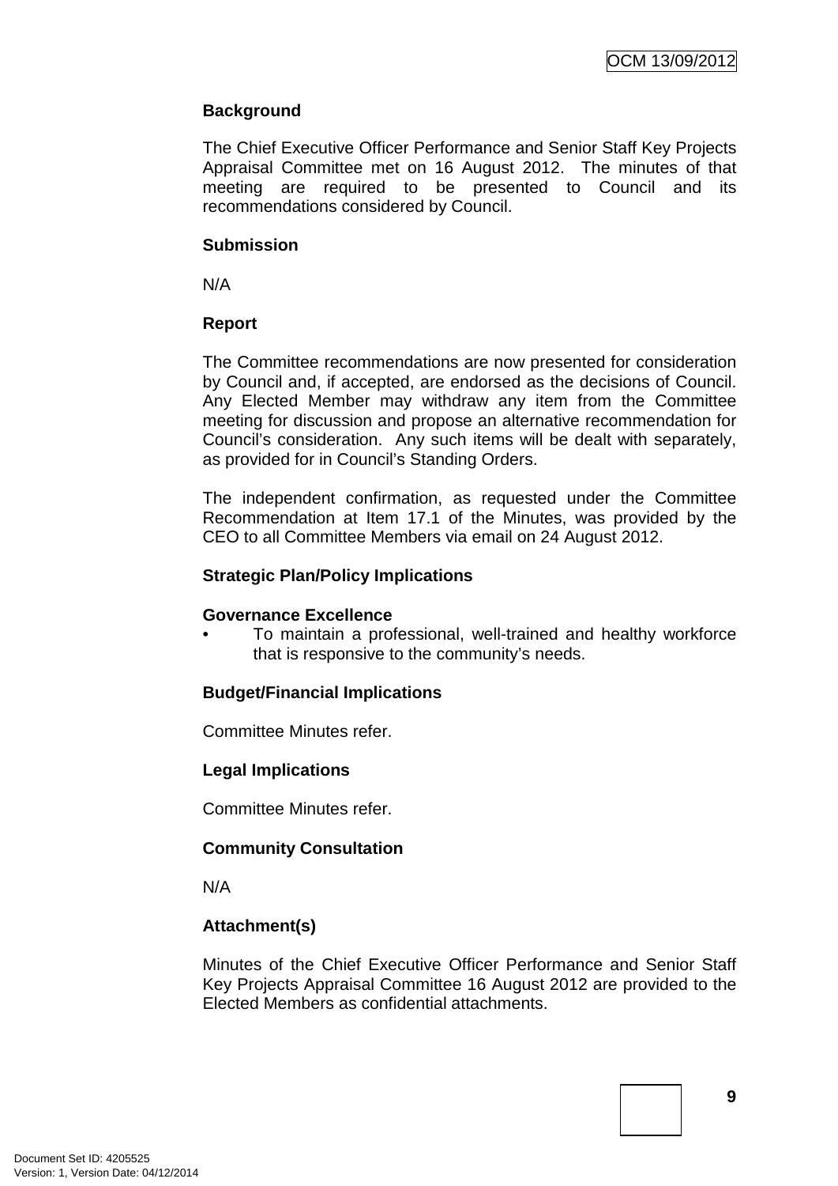**Background**

The Chief Executive Officer Performance and Senior Staff Key Projects Appraisal Committee met on 16 August 2012. The minutes of that meeting are required to be presented to Council and its recommendations considered by Council.

**Submission**

N/A

**Report**

The Committee recommendations are now presented for consideration by Council and, if accepted, are endorsed as the decisions of Council. Any Elected Member may withdraw any item from the Committee meeting for discussion and propose an alternative recommendation for Council's consideration. Any such items will be dealt with separately, as provided for in Council's Standing Orders.

The independent confirmation, as requested under the Committee Recommendation at Item 17.1 of the Minutes, was provided by the CEO to all Committee Members via email on 24 August 2012.

**Strategic Plan/Policy Implications**

**Governance Excellence**

- To maintain a professional, well-trained and healthy workforce that is responsive to the community's needs.

**Budget/Financial Implications**

Committee Minutes refer.

**Legal Implications**

Committee Minutes refer.

**Community Consultation**

N/A

**Attachment(s)**

Minutes of the Chief Executive Officer Performance and Senior Staff Key Projects Appraisal Committee 16 August 2012 are provided to the Elected Members as confidential attachments.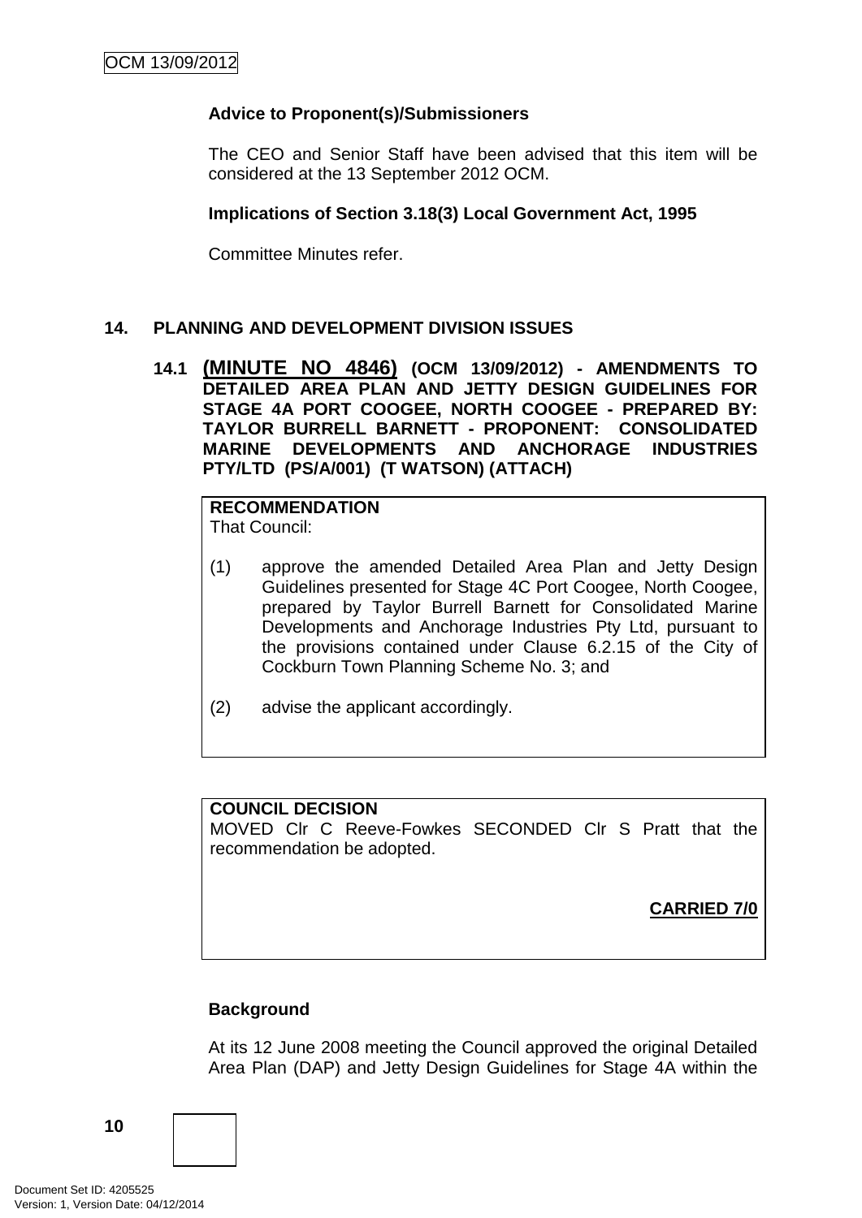**Advice to Proponent(s)/Submissioners**

The CEO and Senior Staff have been advised that this item will be considered at the 13 September 2012 OCM.

**Implications of Section 3.18(3) Local Government Act, 1995**

Committee Minutes refer.

## 14. PLANNING AND DEVELOPMENT DIVISION ISSUES

### 14.1 (MINUTE NO 4846) (OCM 13/09/2012) - AMENDMENTS TO DETAILED AREA PLAN AND JETTY DESIGN GUIDELINES FOR STAGE 4A PORT COOGEE, NORTH COOGEE - PREPARED BY: TAYLOR BURRELL BARNETT - PROPONENT: CONSOLIDATED MARINE DEVELOPMENTS AND ANCHORAGE INDUSTRIES PTY/LTD (PS/A/001) (T WATSON) (ATTACH)

**RECOMMENDATION**
That Council:

(1) approve the amended Detailed Area Plan and Jetty Design Guidelines presented for Stage 4C Port Coogee, North Coogee, prepared by Taylor Burrell Barnett for Consolidated Marine Developments and Anchorage Industries Pty Ltd, pursuant to the provisions contained under Clause 6.2.15 of the City of Cockburn Town Planning Scheme No. 3; and

(2) advise the applicant accordingly.

**COUNCIL DECISION**
MOVED Clr C Reeve-Fowkes SECONDED Clr S Pratt that the recommendation be adopted.

**CARRIED 7/0**

**Background**

At its 12 June 2008 meeting the Council approved the original Detailed Area Plan (DAP) and Jetty Design Guidelines for Stage 4A within the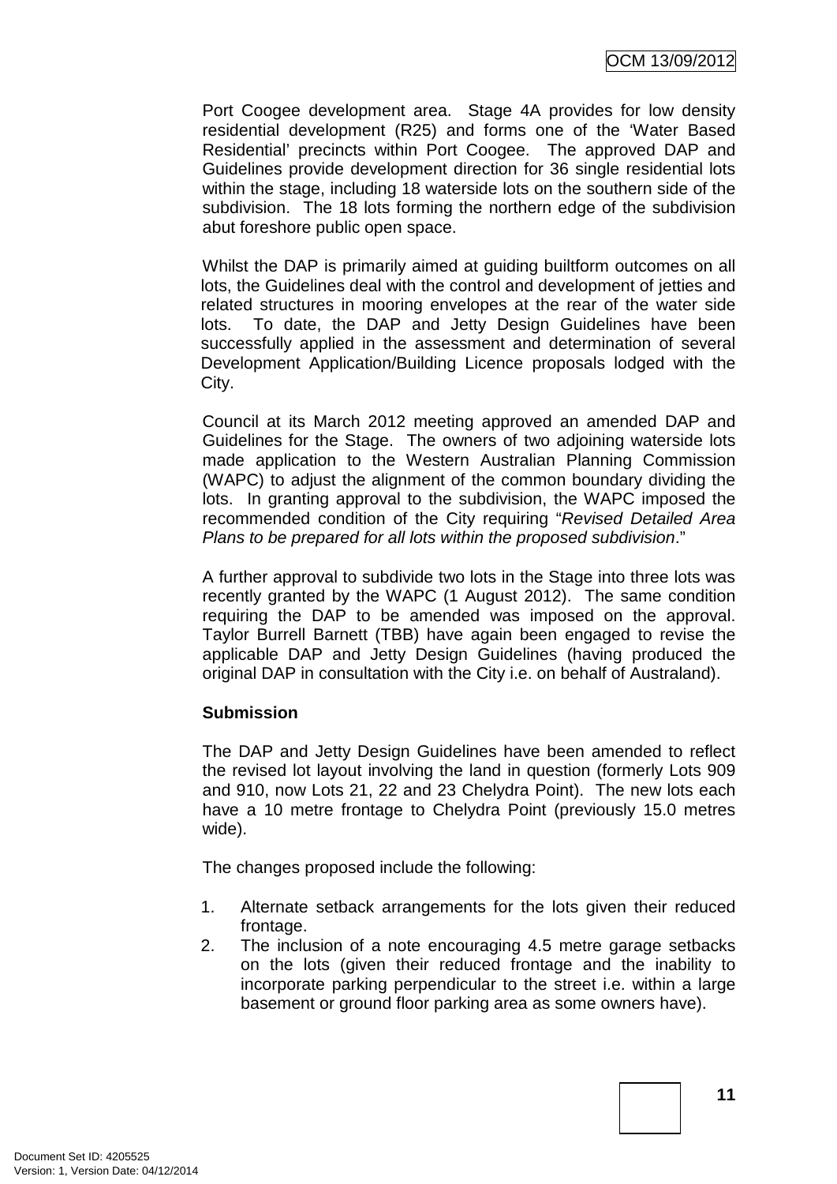Port Coogee development area. Stage 4A provides for low density residential development (R25) and forms one of the 'Water Based Residential' precincts within Port Coogee. The approved DAP and Guidelines provide development direction for 36 single residential lots within the stage, including 18 waterside lots on the southern side of the subdivision. The 18 lots forming the northern edge of the subdivision abut foreshore public open space.

Whilst the DAP is primarily aimed at guiding builtform outcomes on all lots, the Guidelines deal with the control and development of jetties and related structures in mooring envelopes at the rear of the water side lots. To date, the DAP and Jetty Design Guidelines have been successfully applied in the assessment and determination of several Development Application/Building Licence proposals lodged with the City.

Council at its March 2012 meeting approved an amended DAP and Guidelines for the Stage. The owners of two adjoining waterside lots made application to the Western Australian Planning Commission (WAPC) to adjust the alignment of the common boundary dividing the lots. In granting approval to the subdivision, the WAPC imposed the recommended condition of the City requiring "*Revised Detailed Area Plans to be prepared for all lots within the proposed subdivision*."

A further approval to subdivide two lots in the Stage into three lots was recently granted by the WAPC (1 August 2012). The same condition requiring the DAP to be amended was imposed on the approval. Taylor Burrell Barnett (TBB) have again been engaged to revise the applicable DAP and Jetty Design Guidelines (having produced the original DAP in consultation with the City i.e. on behalf of Australand).

**Submission**

The DAP and Jetty Design Guidelines have been amended to reflect the revised lot layout involving the land in question (formerly Lots 909 and 910, now Lots 21, 22 and 23 Chelydra Point). The new lots each have a 10 metre frontage to Chelydra Point (previously 15.0 metres wide).

The changes proposed include the following:

1. Alternate setback arrangements for the lots given their reduced frontage.
2. The inclusion of a note encouraging 4.5 metre garage setbacks on the lots (given their reduced frontage and the inability to incorporate parking perpendicular to the street i.e. within a large basement or ground floor parking area as some owners have).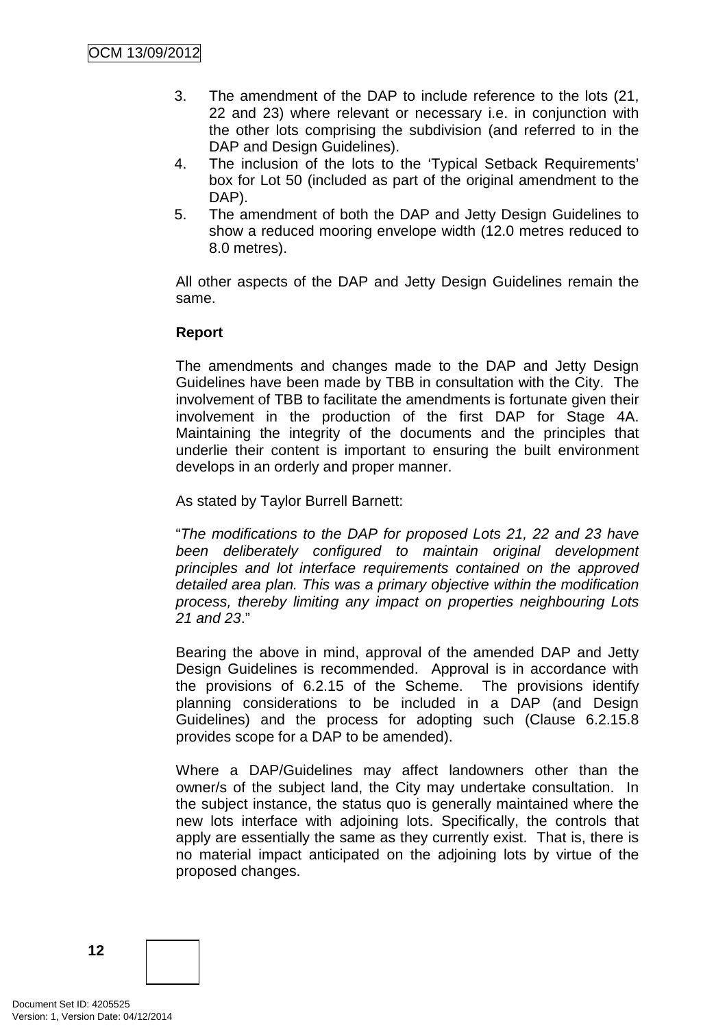3. The amendment of the DAP to include reference to the lots (21, 22 and 23) where relevant or necessary i.e. in conjunction with the other lots comprising the subdivision (and referred to in the DAP and Design Guidelines).
4. The inclusion of the lots to the 'Typical Setback Requirements' box for Lot 50 (included as part of the original amendment to the DAP).
5. The amendment of both the DAP and Jetty Design Guidelines to show a reduced mooring envelope width (12.0 metres reduced to 8.0 metres).

All other aspects of the DAP and Jetty Design Guidelines remain the same.

**Report**

The amendments and changes made to the DAP and Jetty Design Guidelines have been made by TBB in consultation with the City. The involvement of TBB to facilitate the amendments is fortunate given their involvement in the production of the first DAP for Stage 4A. Maintaining the integrity of the documents and the principles that underlie their content is important to ensuring the built environment develops in an orderly and proper manner.

As stated by Taylor Burrell Barnett:

"*The modifications to the DAP for proposed Lots 21, 22 and 23 have been deliberately configured to maintain original development principles and lot interface requirements contained on the approved detailed area plan. This was a primary objective within the modification process, thereby limiting any impact on properties neighbouring Lots 21 and 23*."

Bearing the above in mind, approval of the amended DAP and Jetty Design Guidelines is recommended. Approval is in accordance with the provisions of 6.2.15 of the Scheme. The provisions identify planning considerations to be included in a DAP (and Design Guidelines) and the process for adopting such (Clause 6.2.15.8 provides scope for a DAP to be amended).

Where a DAP/Guidelines may affect landowners other than the owner/s of the subject land, the City may undertake consultation. In the subject instance, the status quo is generally maintained where the new lots interface with adjoining lots. Specifically, the controls that apply are essentially the same as they currently exist. That is, there is no material impact anticipated on the adjoining lots by virtue of the proposed changes.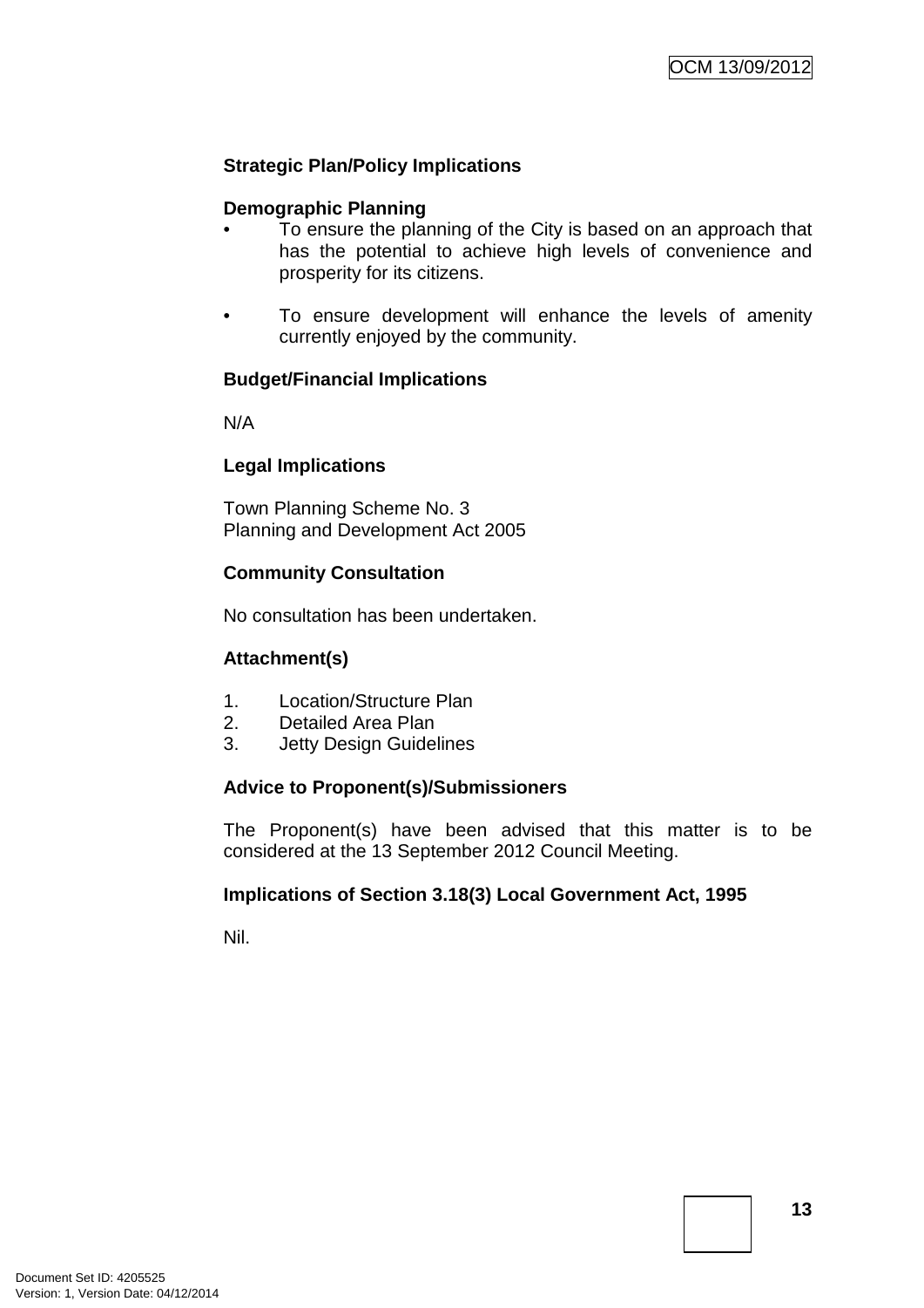**Strategic Plan/Policy Implications**

**Demographic Planning**

- To ensure the planning of the City is based on an approach that has the potential to achieve high levels of convenience and prosperity for its citizens.

- To ensure development will enhance the levels of amenity currently enjoyed by the community.

**Budget/Financial Implications**

N/A

**Legal Implications**

Town Planning Scheme No. 3
Planning and Development Act 2005

**Community Consultation**

No consultation has been undertaken.

**Attachment(s)**

1. Location/Structure Plan
2. Detailed Area Plan
3. Jetty Design Guidelines

**Advice to Proponent(s)/Submissioners**

The Proponent(s) have been advised that this matter is to be considered at the 13 September 2012 Council Meeting.

**Implications of Section 3.18(3) Local Government Act, 1995**

Nil.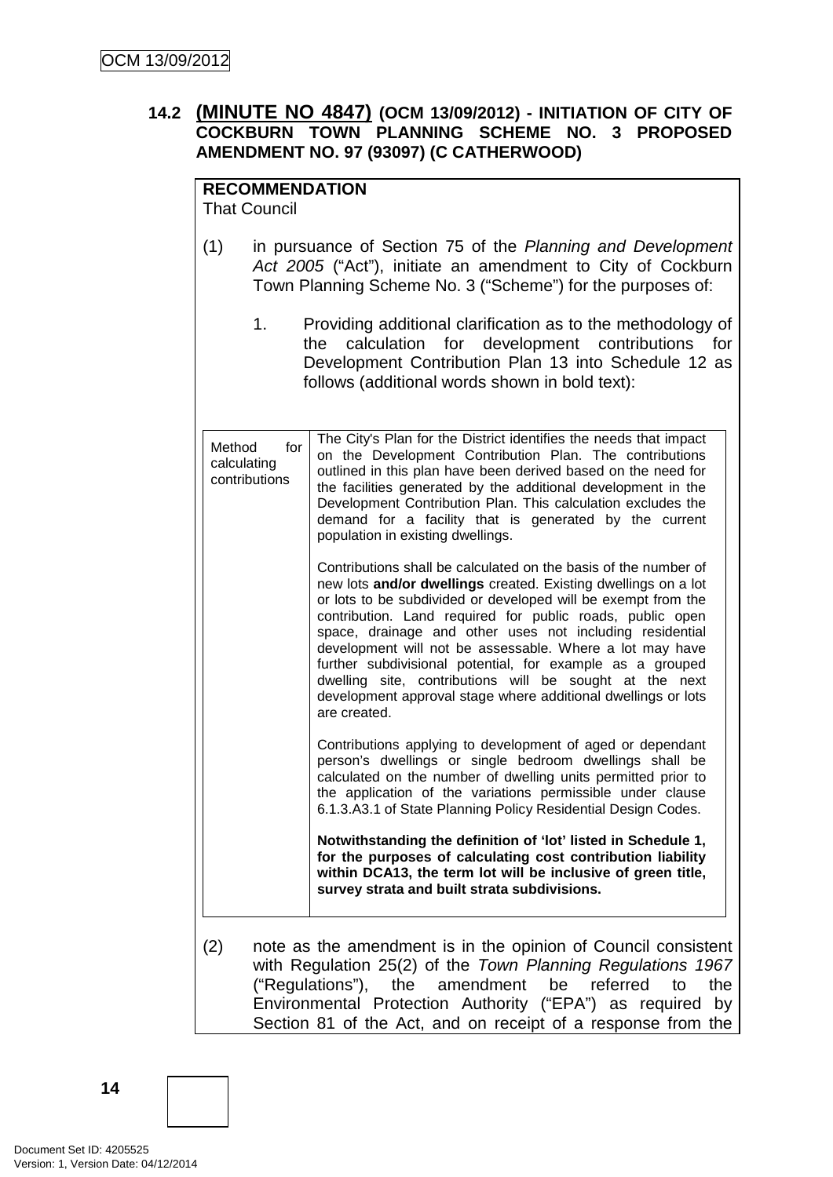### 14.2 **(MINUTE NO 4847)** (OCM 13/09/2012) - INITIATION OF CITY OF COCKBURN TOWN PLANNING SCHEME NO. 3 PROPOSED AMENDMENT NO. 97 (93097) (C CATHERWOOD)

**RECOMMENDATION**
That Council

(1) in pursuance of Section 75 of the *Planning and Development Act 2005* ("Act"), initiate an amendment to City of Cockburn Town Planning Scheme No. 3 ("Scheme") for the purposes of:

1. Providing additional clarification as to the methodology of the calculation for development contributions for Development Contribution Plan 13 into Schedule 12 as follows (additional words shown in bold text):

| Method for calculating contributions | The City's Plan for the District identifies the needs that impact on the Development Contribution Plan. The contributions outlined in this plan have been derived based on the need for the facilities generated by the additional development in the Development Contribution Plan. This calculation excludes the demand for a facility that is generated by the current population in existing dwellings.<br><br>Contributions shall be calculated on the basis of the number of new lots **and/or dwellings** created. Existing dwellings on a lot or lots to be subdivided or developed will be exempt from the contribution. Land required for public roads, public open space, drainage and other uses not including residential development will not be assessable. Where a lot may have further subdivisional potential, for example as a grouped dwelling site, contributions will be sought at the next development approval stage where additional dwellings or lots are created.<br><br>Contributions applying to development of aged or dependant person's dwellings or single bedroom dwellings shall be calculated on the number of dwelling units permitted prior to the application of the variations permissible under clause 6.1.3.A3.1 of State Planning Policy Residential Design Codes.<br><br>**Notwithstanding the definition of 'lot' listed in Schedule 1, for the purposes of calculating cost contribution liability within DCA13, the term lot will be inclusive of green title, survey strata and built strata subdivisions.** |
|---|---|

(2) note as the amendment is in the opinion of Council consistent with Regulation 25(2) of the *Town Planning Regulations 1967* ("Regulations"), the amendment be referred to the Environmental Protection Authority ("EPA") as required by Section 81 of the Act, and on receipt of a response from the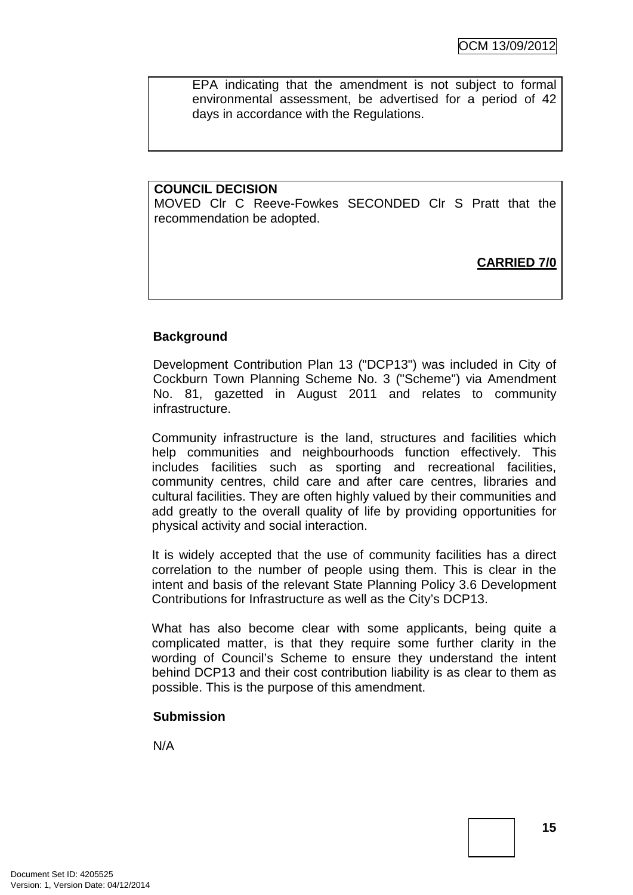EPA indicating that the amendment is not subject to formal environmental assessment, be advertised for a period of 42 days in accordance with the Regulations.

**COUNCIL DECISION**
MOVED Clr C Reeve-Fowkes SECONDED Clr S Pratt that the recommendation be adopted.

**CARRIED 7/0**

### Background

Development Contribution Plan 13 ("DCP13") was included in City of Cockburn Town Planning Scheme No. 3 ("Scheme") via Amendment No. 81, gazetted in August 2011 and relates to community infrastructure.

Community infrastructure is the land, structures and facilities which help communities and neighbourhoods function effectively. This includes facilities such as sporting and recreational facilities, community centres, child care and after care centres, libraries and cultural facilities. They are often highly valued by their communities and add greatly to the overall quality of life by providing opportunities for physical activity and social interaction.

It is widely accepted that the use of community facilities has a direct correlation to the number of people using them. This is clear in the intent and basis of the relevant State Planning Policy 3.6 Development Contributions for Infrastructure as well as the City's DCP13.

What has also become clear with some applicants, being quite a complicated matter, is that they require some further clarity in the wording of Council's Scheme to ensure they understand the intent behind DCP13 and their cost contribution liability is as clear to them as possible. This is the purpose of this amendment.

### Submission

N/A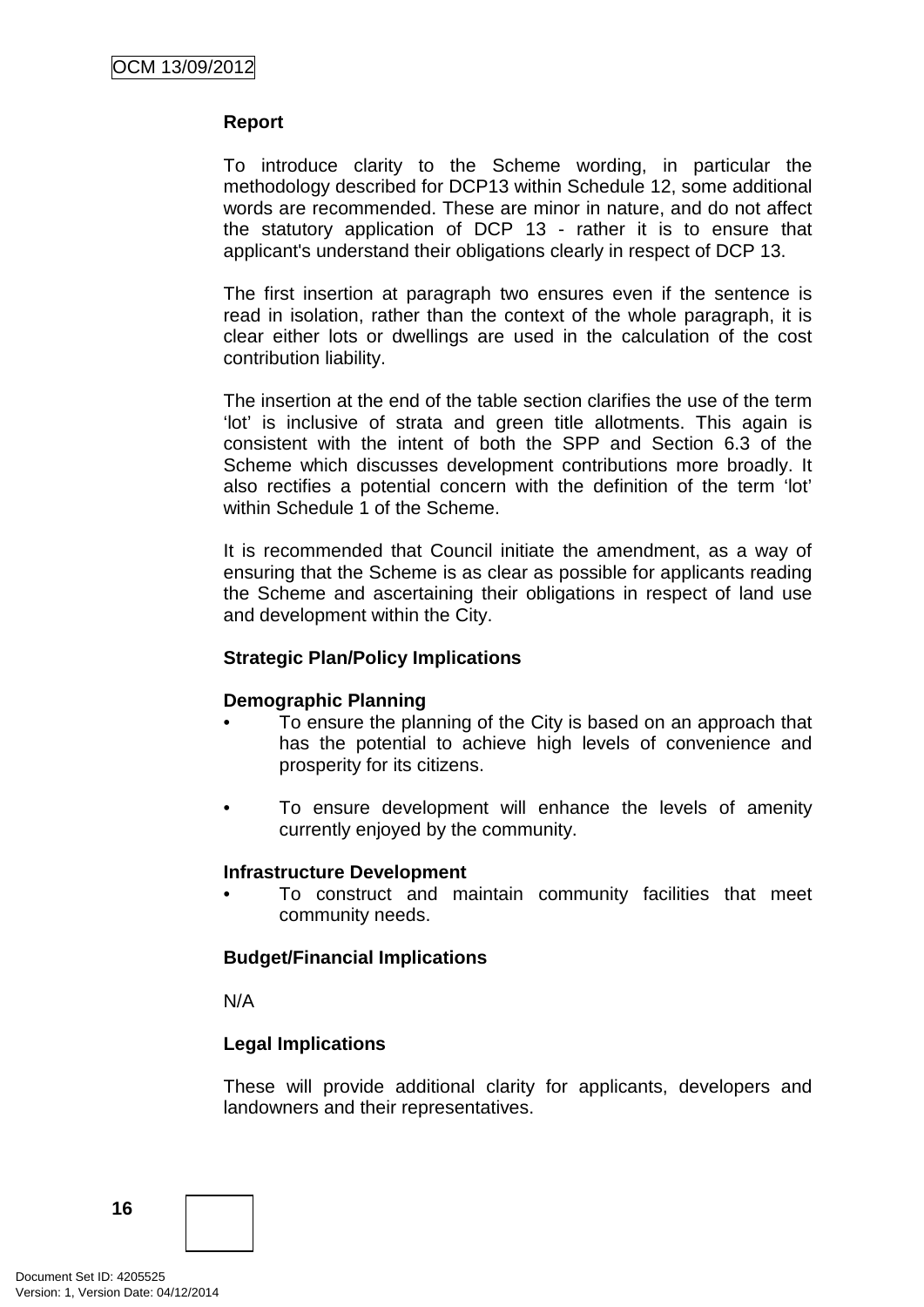**Report**

To introduce clarity to the Scheme wording, in particular the methodology described for DCP13 within Schedule 12, some additional words are recommended. These are minor in nature, and do not affect the statutory application of DCP 13 - rather it is to ensure that applicant's understand their obligations clearly in respect of DCP 13.

The first insertion at paragraph two ensures even if the sentence is read in isolation, rather than the context of the whole paragraph, it is clear either lots or dwellings are used in the calculation of the cost contribution liability.

The insertion at the end of the table section clarifies the use of the term 'lot' is inclusive of strata and green title allotments. This again is consistent with the intent of both the SPP and Section 6.3 of the Scheme which discusses development contributions more broadly. It also rectifies a potential concern with the definition of the term 'lot' within Schedule 1 of the Scheme.

It is recommended that Council initiate the amendment, as a way of ensuring that the Scheme is as clear as possible for applicants reading the Scheme and ascertaining their obligations in respect of land use and development within the City.

**Strategic Plan/Policy Implications**

**Demographic Planning**

- To ensure the planning of the City is based on an approach that has the potential to achieve high levels of convenience and prosperity for its citizens.
- To ensure development will enhance the levels of amenity currently enjoyed by the community.

**Infrastructure Development**

- To construct and maintain community facilities that meet community needs.

**Budget/Financial Implications**

N/A

**Legal Implications**

These will provide additional clarity for applicants, developers and landowners and their representatives.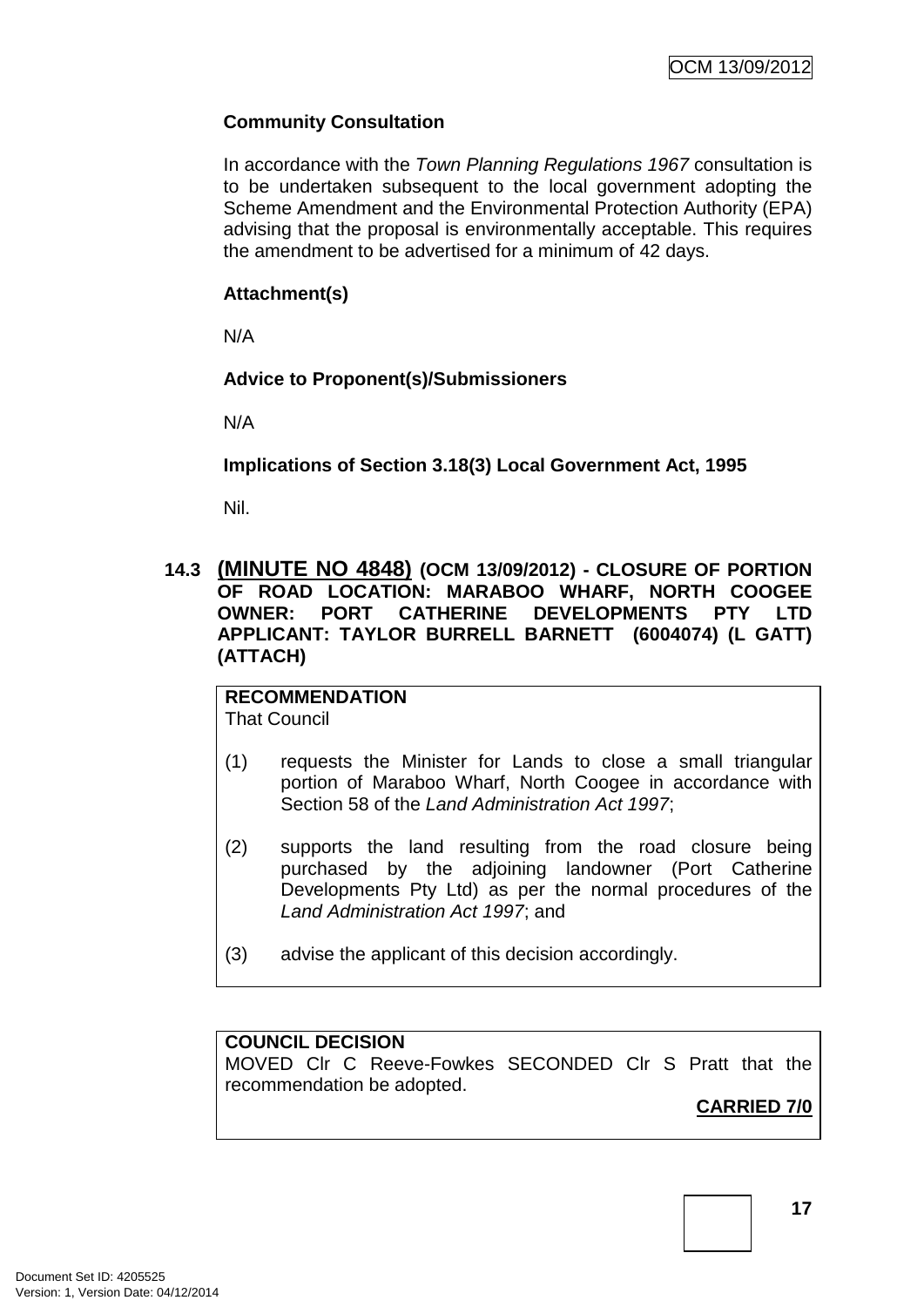**Community Consultation**

In accordance with the *Town Planning Regulations 1967* consultation is to be undertaken subsequent to the local government adopting the Scheme Amendment and the Environmental Protection Authority (EPA) advising that the proposal is environmentally acceptable. This requires the amendment to be advertised for a minimum of 42 days.

**Attachment(s)**

N/A

**Advice to Proponent(s)/Submissioners**

N/A

**Implications of Section 3.18(3) Local Government Act, 1995**

Nil.

### 14.3 (MINUTE NO 4848) (OCM 13/09/2012) - CLOSURE OF PORTION OF ROAD LOCATION: MARABOO WHARF, NORTH COOGEE OWNER: PORT CATHERINE DEVELOPMENTS PTY LTD APPLICANT: TAYLOR BURRELL BARNETT (6004074) (L GATT) (ATTACH)

**RECOMMENDATION**
That Council

(1) requests the Minister for Lands to close a small triangular portion of Maraboo Wharf, North Coogee in accordance with Section 58 of the *Land Administration Act 1997*;

(2) supports the land resulting from the road closure being purchased by the adjoining landowner (Port Catherine Developments Pty Ltd) as per the normal procedures of the *Land Administration Act 1997*; and

(3) advise the applicant of this decision accordingly.

**COUNCIL DECISION**
MOVED Clr C Reeve-Fowkes SECONDED Clr S Pratt that the recommendation be adopted.

**CARRIED 7/0**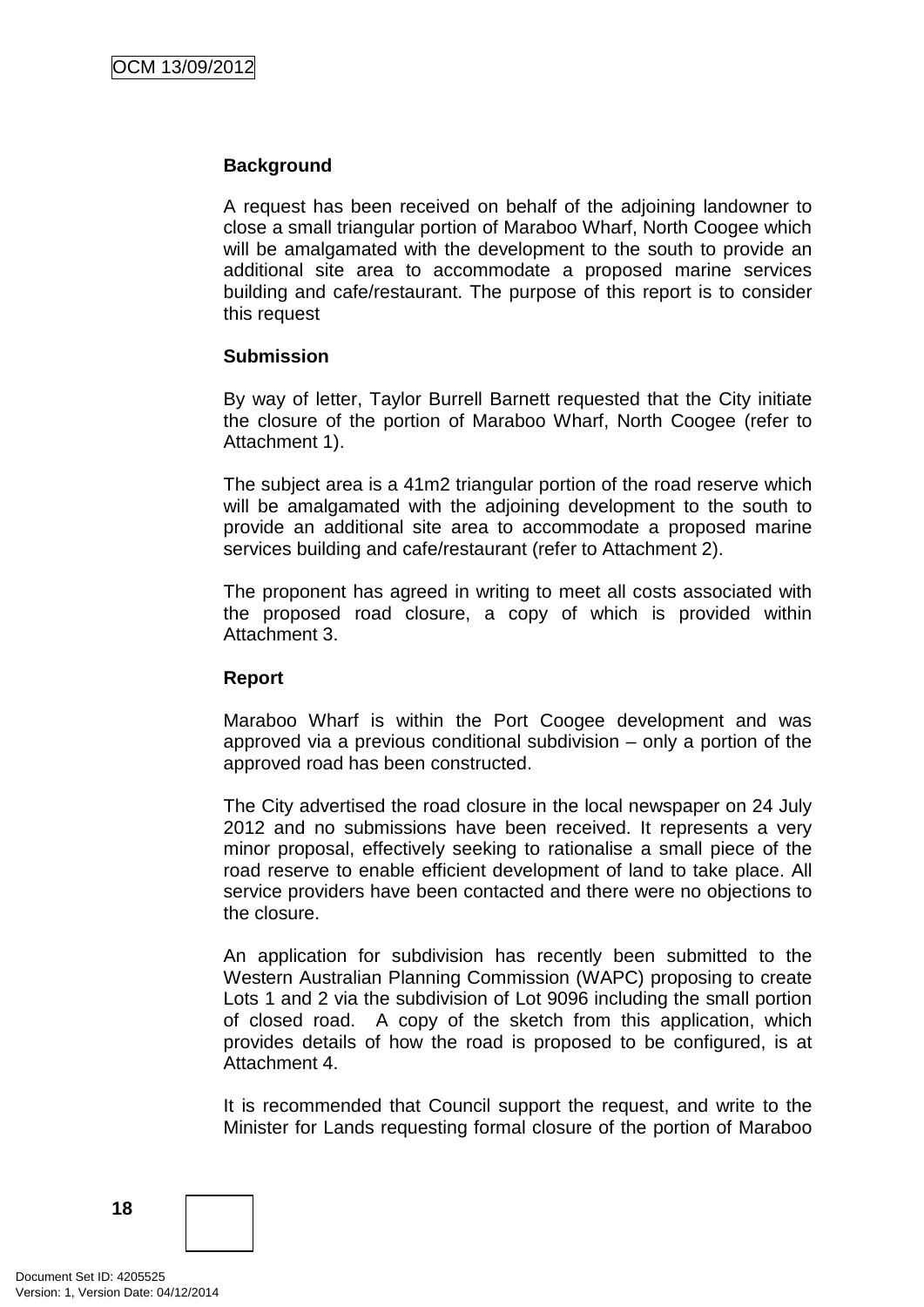**Background**

A request has been received on behalf of the adjoining landowner to close a small triangular portion of Maraboo Wharf, North Coogee which will be amalgamated with the development to the south to provide an additional site area to accommodate a proposed marine services building and cafe/restaurant. The purpose of this report is to consider this request

**Submission**

By way of letter, Taylor Burrell Barnett requested that the City initiate the closure of the portion of Maraboo Wharf, North Coogee (refer to Attachment 1).

The subject area is a 41m2 triangular portion of the road reserve which will be amalgamated with the adjoining development to the south to provide an additional site area to accommodate a proposed marine services building and cafe/restaurant (refer to Attachment 2).

The proponent has agreed in writing to meet all costs associated with the proposed road closure, a copy of which is provided within Attachment 3.

**Report**

Maraboo Wharf is within the Port Coogee development and was approved via a previous conditional subdivision – only a portion of the approved road has been constructed.

The City advertised the road closure in the local newspaper on 24 July 2012 and no submissions have been received. It represents a very minor proposal, effectively seeking to rationalise a small piece of the road reserve to enable efficient development of land to take place. All service providers have been contacted and there were no objections to the closure.

An application for subdivision has recently been submitted to the Western Australian Planning Commission (WAPC) proposing to create Lots 1 and 2 via the subdivision of Lot 9096 including the small portion of closed road. A copy of the sketch from this application, which provides details of how the road is proposed to be configured, is at Attachment 4.

It is recommended that Council support the request, and write to the Minister for Lands requesting formal closure of the portion of Maraboo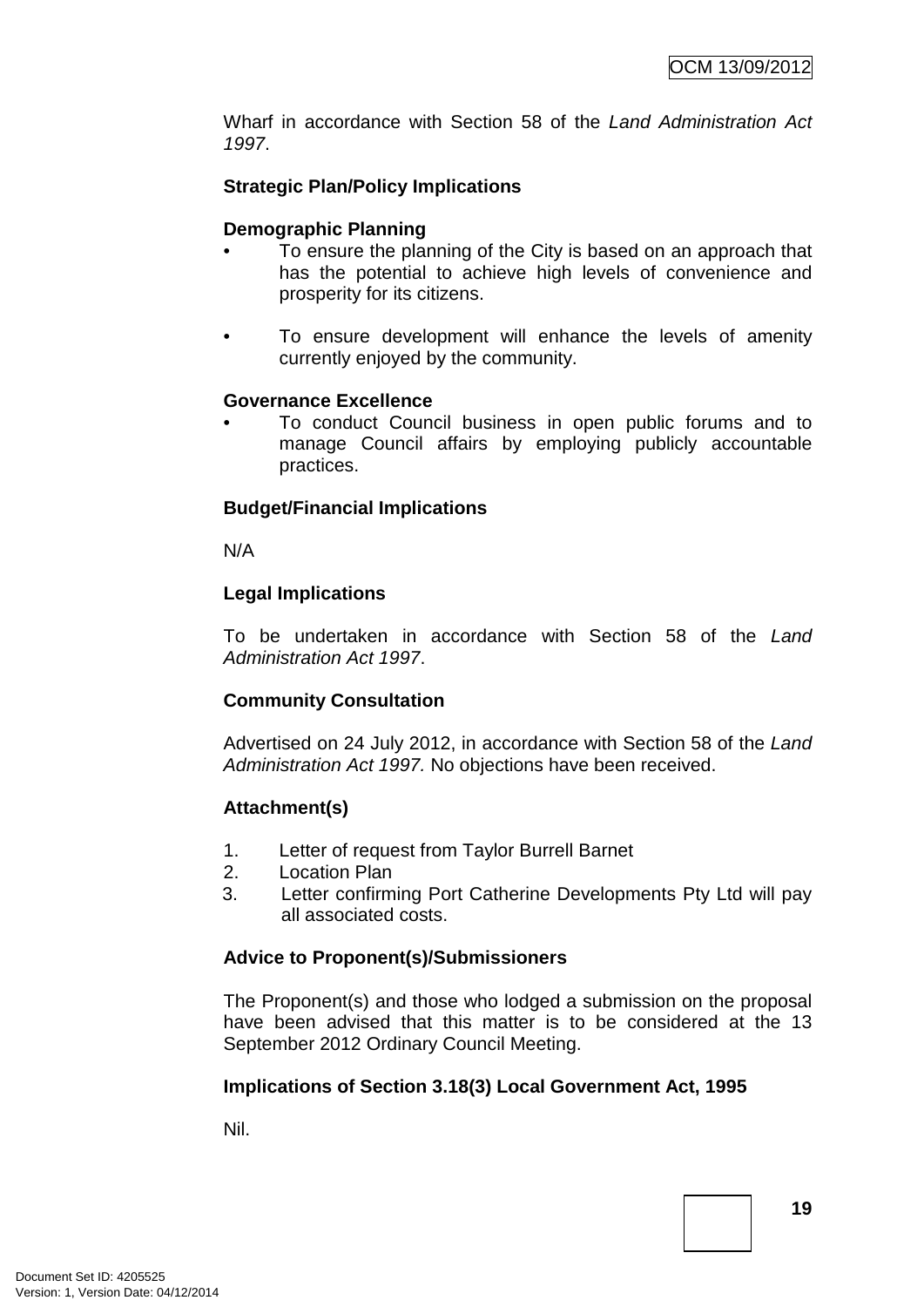Wharf in accordance with Section 58 of the *Land Administration Act 1997*.

**Strategic Plan/Policy Implications**

**Demographic Planning**

- To ensure the planning of the City is based on an approach that has the potential to achieve high levels of convenience and prosperity for its citizens.

- To ensure development will enhance the levels of amenity currently enjoyed by the community.

**Governance Excellence**

- To conduct Council business in open public forums and to manage Council affairs by employing publicly accountable practices.

**Budget/Financial Implications**

N/A

**Legal Implications**

To be undertaken in accordance with Section 58 of the *Land Administration Act 1997*.

**Community Consultation**

Advertised on 24 July 2012, in accordance with Section 58 of the *Land Administration Act 1997.* No objections have been received.

**Attachment(s)**

1. Letter of request from Taylor Burrell Barnet
2. Location Plan
3. Letter confirming Port Catherine Developments Pty Ltd will pay all associated costs.

**Advice to Proponent(s)/Submissioners**

The Proponent(s) and those who lodged a submission on the proposal have been advised that this matter is to be considered at the 13 September 2012 Ordinary Council Meeting.

**Implications of Section 3.18(3) Local Government Act, 1995**

Nil.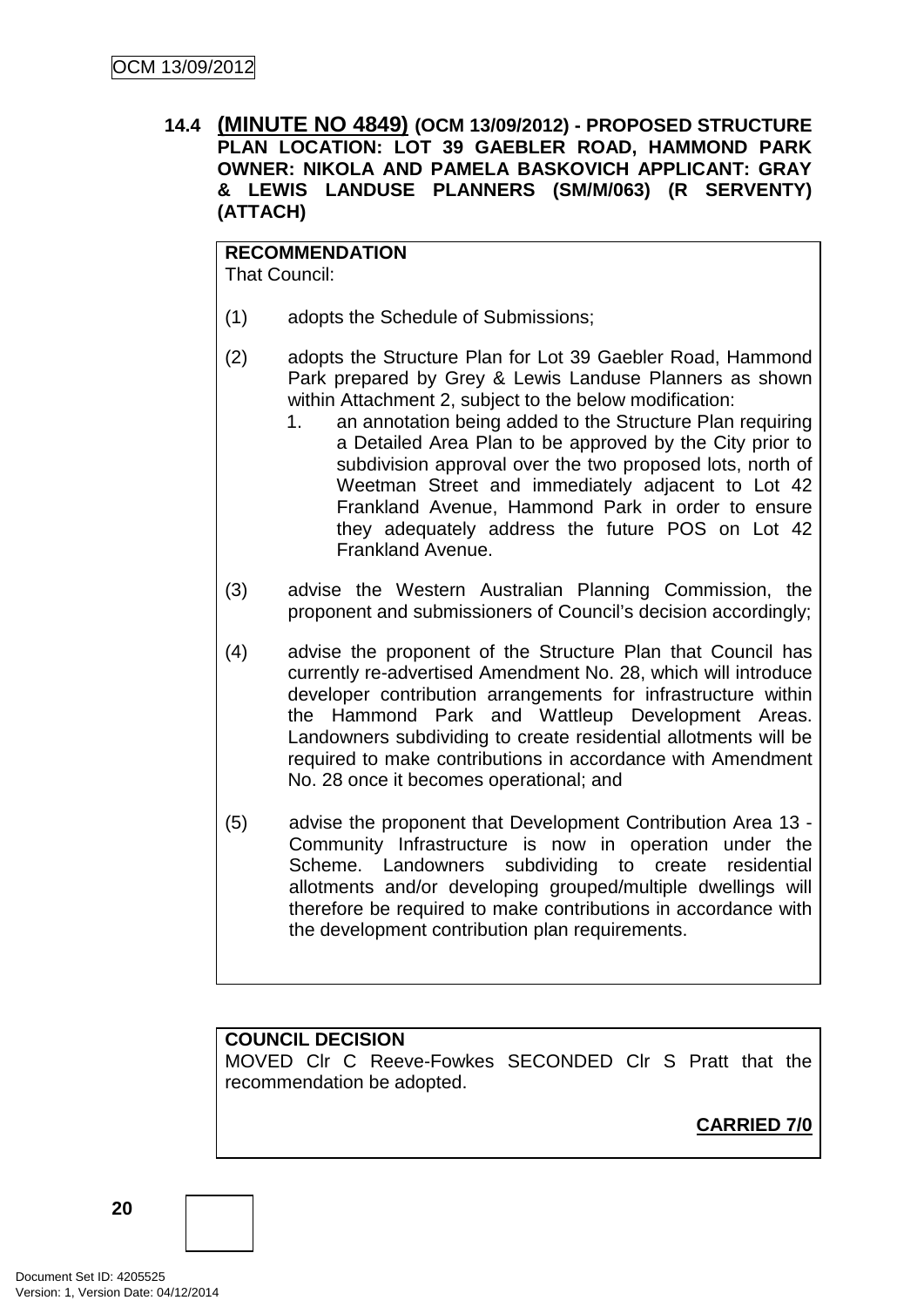### 14.4 (MINUTE NO 4849) (OCM 13/09/2012) - PROPOSED STRUCTURE PLAN LOCATION: LOT 39 GAEBLER ROAD, HAMMOND PARK OWNER: NIKOLA AND PAMELA BASKOVICH APPLICANT: GRAY & LEWIS LANDUSE PLANNERS (SM/M/063) (R SERVENTY) (ATTACH)

**RECOMMENDATION**
That Council:

(1) adopts the Schedule of Submissions;

(2) adopts the Structure Plan for Lot 39 Gaebler Road, Hammond Park prepared by Grey & Lewis Landuse Planners as shown within Attachment 2, subject to the below modification:
   1. an annotation being added to the Structure Plan requiring a Detailed Area Plan to be approved by the City prior to subdivision approval over the two proposed lots, north of Weetman Street and immediately adjacent to Lot 42 Frankland Avenue, Hammond Park in order to ensure they adequately address the future POS on Lot 42 Frankland Avenue.

(3) advise the Western Australian Planning Commission, the proponent and submissioners of Council's decision accordingly;

(4) advise the proponent of the Structure Plan that Council has currently re-advertised Amendment No. 28, which will introduce developer contribution arrangements for infrastructure within the Hammond Park and Wattleup Development Areas. Landowners subdividing to create residential allotments will be required to make contributions in accordance with Amendment No. 28 once it becomes operational; and

(5) advise the proponent that Development Contribution Area 13 - Community Infrastructure is now in operation under the Scheme. Landowners subdividing to create residential allotments and/or developing grouped/multiple dwellings will therefore be required to make contributions in accordance with the development contribution plan requirements.

**COUNCIL DECISION**
MOVED Clr C Reeve-Fowkes SECONDED Clr S Pratt that the recommendation be adopted.

**CARRIED 7/0**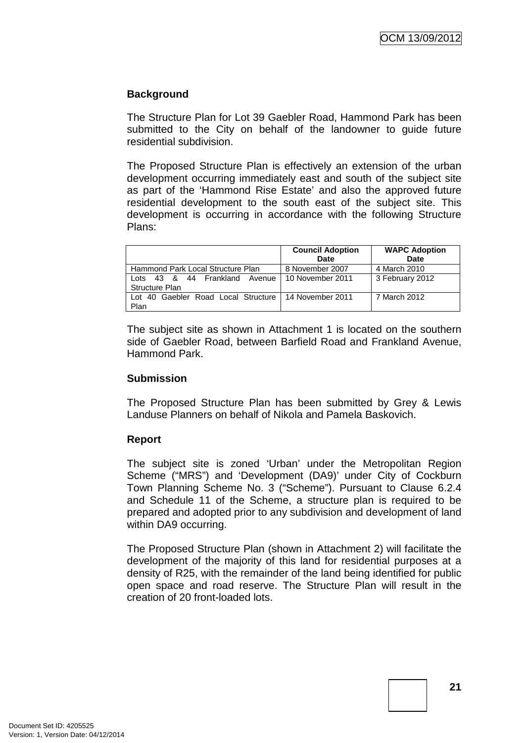### Background

The Structure Plan for Lot 39 Gaebler Road, Hammond Park has been submitted to the City on behalf of the landowner to guide future residential subdivision.

The Proposed Structure Plan is effectively an extension of the urban development occurring immediately east and south of the subject site as part of the 'Hammond Rise Estate' and also the approved future residential development to the south east of the subject site. This development is occurring in accordance with the following Structure Plans:

| | Council Adoption Date | WAPC Adoption Date |
|---|---|---|
| Hammond Park Local Structure Plan | 8 November 2007 | 4 March 2010 |
| Lots 43 & 44 Frankland Avenue Structure Plan | 10 November 2011 | 3 February 2012 |
| Lot 40 Gaebler Road Local Structure Plan | 14 November 2011 | 7 March 2012 |

The subject site as shown in Attachment 1 is located on the southern side of Gaebler Road, between Barfield Road and Frankland Avenue, Hammond Park.

### Submission

The Proposed Structure Plan has been submitted by Grey & Lewis Landuse Planners on behalf of Nikola and Pamela Baskovich.

### Report

The subject site is zoned 'Urban' under the Metropolitan Region Scheme ("MRS") and 'Development (DA9)' under City of Cockburn Town Planning Scheme No. 3 ("Scheme"). Pursuant to Clause 6.2.4 and Schedule 11 of the Scheme, a structure plan is required to be prepared and adopted prior to any subdivision and development of land within DA9 occurring.

The Proposed Structure Plan (shown in Attachment 2) will facilitate the development of the majority of this land for residential purposes at a density of R25, with the remainder of the land being identified for public open space and road reserve. The Structure Plan will result in the creation of 20 front-loaded lots.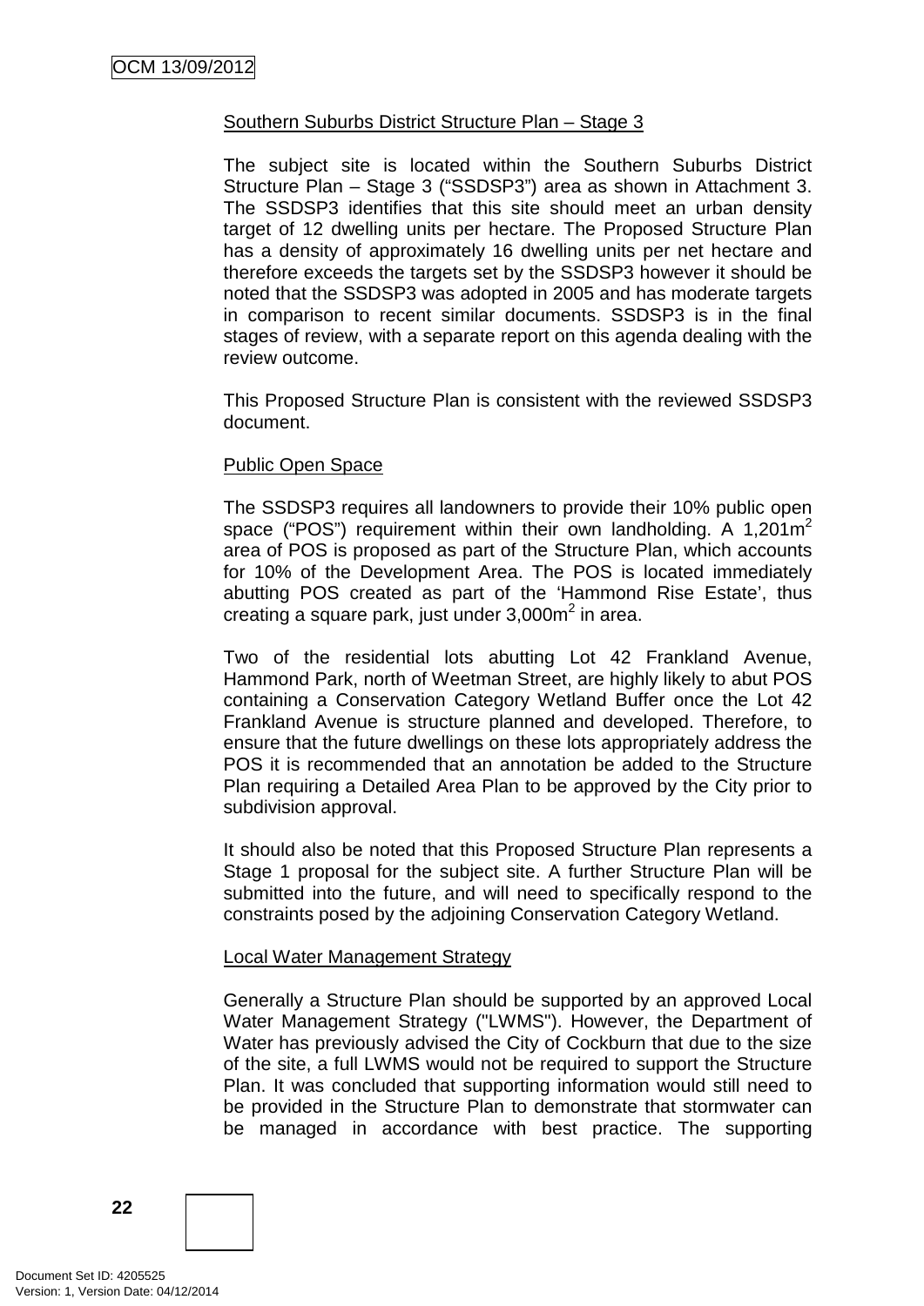Southern Suburbs District Structure Plan – Stage 3

The subject site is located within the Southern Suburbs District Structure Plan – Stage 3 ("SSDSP3") area as shown in Attachment 3. The SSDSP3 identifies that this site should meet an urban density target of 12 dwelling units per hectare. The Proposed Structure Plan has a density of approximately 16 dwelling units per net hectare and therefore exceeds the targets set by the SSDSP3 however it should be noted that the SSDSP3 was adopted in 2005 and has moderate targets in comparison to recent similar documents. SSDSP3 is in the final stages of review, with a separate report on this agenda dealing with the review outcome.

This Proposed Structure Plan is consistent with the reviewed SSDSP3 document.

Public Open Space

The SSDSP3 requires all landowners to provide their 10% public open space ("POS") requirement within their own landholding. A 1,201m$^2$ area of POS is proposed as part of the Structure Plan, which accounts for 10% of the Development Area. The POS is located immediately abutting POS created as part of the 'Hammond Rise Estate', thus creating a square park, just under 3,000m$^2$ in area.

Two of the residential lots abutting Lot 42 Frankland Avenue, Hammond Park, north of Weetman Street, are highly likely to abut POS containing a Conservation Category Wetland Buffer once the Lot 42 Frankland Avenue is structure planned and developed. Therefore, to ensure that the future dwellings on these lots appropriately address the POS it is recommended that an annotation be added to the Structure Plan requiring a Detailed Area Plan to be approved by the City prior to subdivision approval.

It should also be noted that this Proposed Structure Plan represents a Stage 1 proposal for the subject site. A further Structure Plan will be submitted into the future, and will need to specifically respond to the constraints posed by the adjoining Conservation Category Wetland.

Local Water Management Strategy

Generally a Structure Plan should be supported by an approved Local Water Management Strategy ("LWMS"). However, the Department of Water has previously advised the City of Cockburn that due to the size of the site, a full LWMS would not be required to support the Structure Plan. It was concluded that supporting information would still need to be provided in the Structure Plan to demonstrate that stormwater can be managed in accordance with best practice. The supporting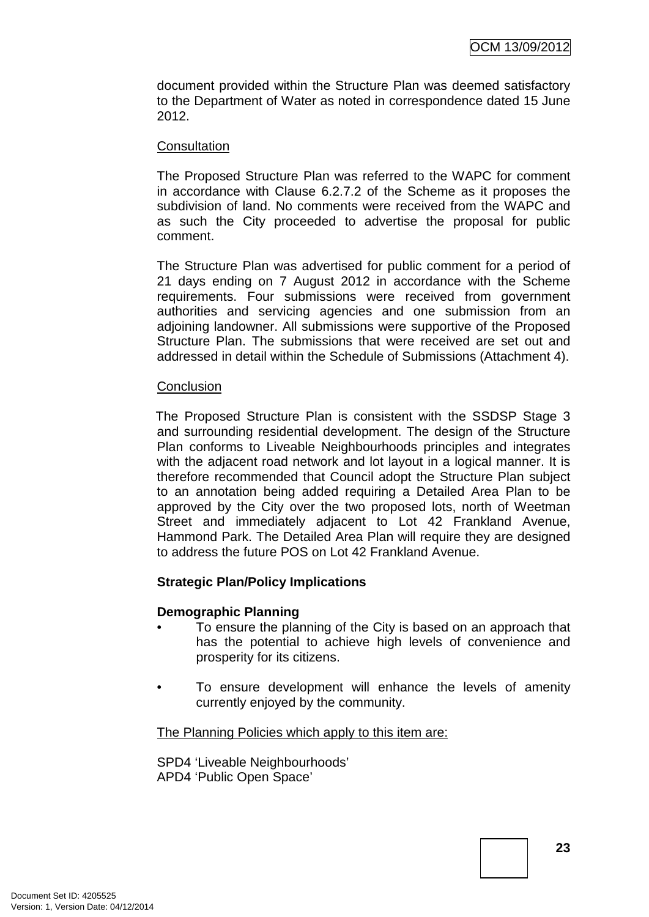document provided within the Structure Plan was deemed satisfactory to the Department of Water as noted in correspondence dated 15 June 2012.

Consultation

The Proposed Structure Plan was referred to the WAPC for comment in accordance with Clause 6.2.7.2 of the Scheme as it proposes the subdivision of land. No comments were received from the WAPC and as such the City proceeded to advertise the proposal for public comment.

The Structure Plan was advertised for public comment for a period of 21 days ending on 7 August 2012 in accordance with the Scheme requirements. Four submissions were received from government authorities and servicing agencies and one submission from an adjoining landowner. All submissions were supportive of the Proposed Structure Plan. The submissions that were received are set out and addressed in detail within the Schedule of Submissions (Attachment 4).

Conclusion

The Proposed Structure Plan is consistent with the SSDSP Stage 3 and surrounding residential development. The design of the Structure Plan conforms to Liveable Neighbourhoods principles and integrates with the adjacent road network and lot layout in a logical manner. It is therefore recommended that Council adopt the Structure Plan subject to an annotation being added requiring a Detailed Area Plan to be approved by the City over the two proposed lots, north of Weetman Street and immediately adjacent to Lot 42 Frankland Avenue, Hammond Park. The Detailed Area Plan will require they are designed to address the future POS on Lot 42 Frankland Avenue.

**Strategic Plan/Policy Implications**

**Demographic Planning**

- To ensure the planning of the City is based on an approach that has the potential to achieve high levels of convenience and prosperity for its citizens.
- To ensure development will enhance the levels of amenity currently enjoyed by the community.

The Planning Policies which apply to this item are:

SPD4 'Liveable Neighbourhoods'
APD4 'Public Open Space'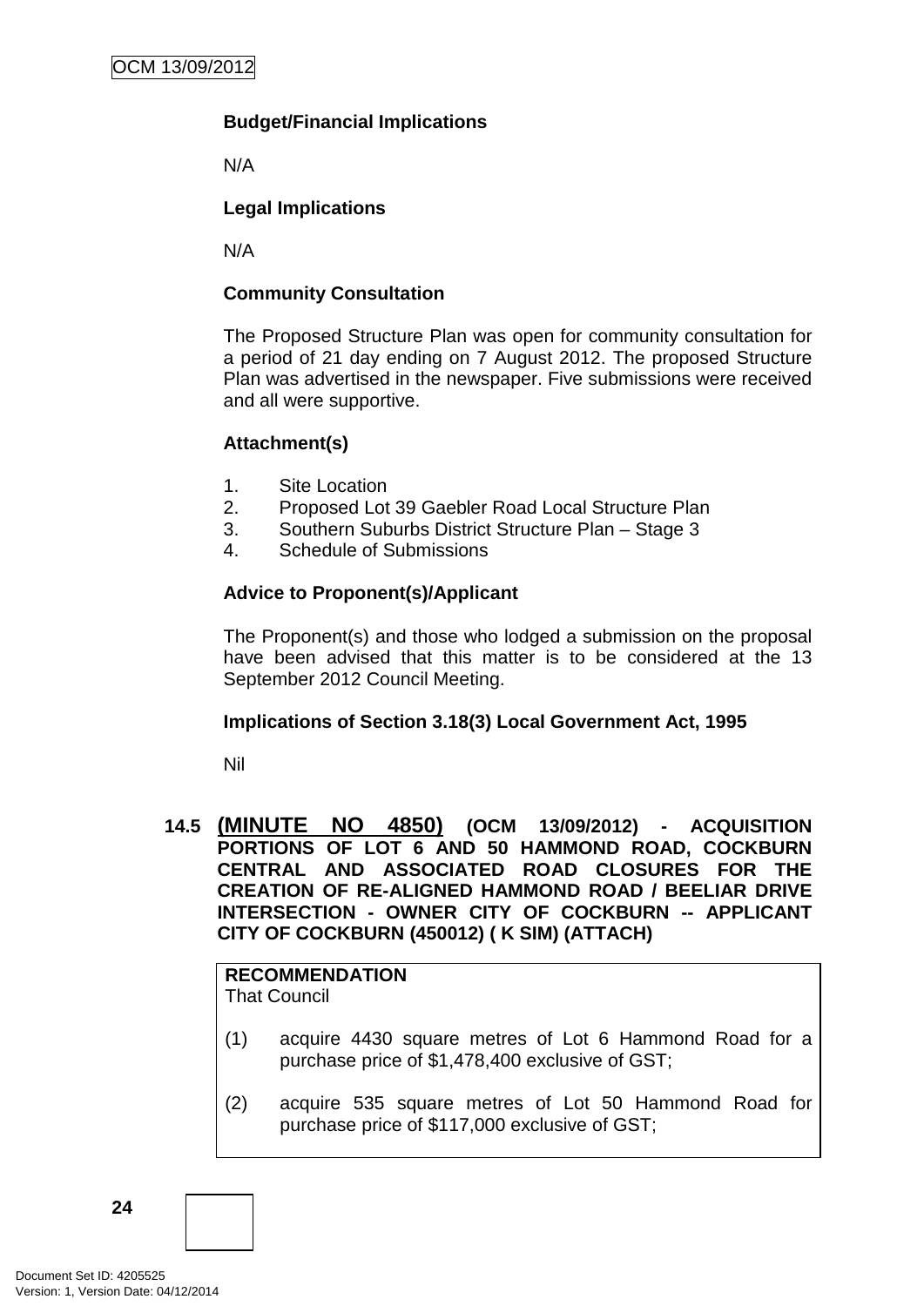**Budget/Financial Implications**

N/A

**Legal Implications**

N/A

**Community Consultation**

The Proposed Structure Plan was open for community consultation for a period of 21 day ending on 7 August 2012. The proposed Structure Plan was advertised in the newspaper. Five submissions were received and all were supportive.

**Attachment(s)**

1. Site Location
2. Proposed Lot 39 Gaebler Road Local Structure Plan
3. Southern Suburbs District Structure Plan – Stage 3
4. Schedule of Submissions

**Advice to Proponent(s)/Applicant**

The Proponent(s) and those who lodged a submission on the proposal have been advised that this matter is to be considered at the 13 September 2012 Council Meeting.

**Implications of Section 3.18(3) Local Government Act, 1995**

Nil

### 14.5 (MINUTE NO 4850) (OCM 13/09/2012) - ACQUISITION PORTIONS OF LOT 6 AND 50 HAMMOND ROAD, COCKBURN CENTRAL AND ASSOCIATED ROAD CLOSURES FOR THE CREATION OF RE-ALIGNED HAMMOND ROAD / BEELIAR DRIVE INTERSECTION - OWNER CITY OF COCKBURN -- APPLICANT CITY OF COCKBURN (450012) ( K SIM) (ATTACH)

**RECOMMENDATION**
That Council

(1) acquire 4430 square metres of Lot 6 Hammond Road for a purchase price of $1,478,400 exclusive of GST;

(2) acquire 535 square metres of Lot 50 Hammond Road for purchase price of $117,000 exclusive of GST;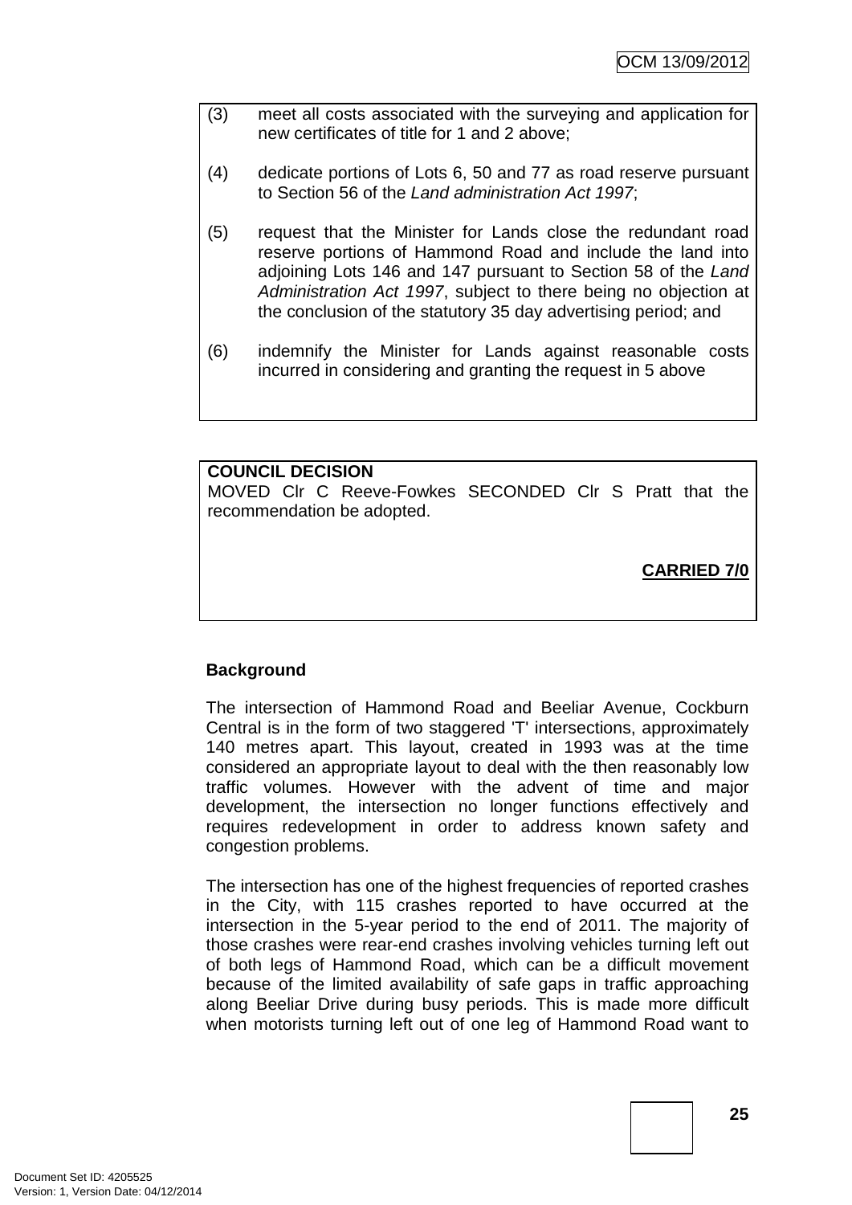(3) meet all costs associated with the surveying and application for new certificates of title for 1 and 2 above;

(4) dedicate portions of Lots 6, 50 and 77 as road reserve pursuant to Section 56 of the *Land administration Act 1997*;

(5) request that the Minister for Lands close the redundant road reserve portions of Hammond Road and include the land into adjoining Lots 146 and 147 pursuant to Section 58 of the *Land Administration Act 1997*, subject to there being no objection at the conclusion of the statutory 35 day advertising period; and

(6) indemnify the Minister for Lands against reasonable costs incurred in considering and granting the request in 5 above

**COUNCIL DECISION**

MOVED Clr C Reeve-Fowkes SECONDED Clr S Pratt that the recommendation be adopted.

**CARRIED 7/0**

**Background**

The intersection of Hammond Road and Beeliar Avenue, Cockburn Central is in the form of two staggered 'T' intersections, approximately 140 metres apart. This layout, created in 1993 was at the time considered an appropriate layout to deal with the then reasonably low traffic volumes. However with the advent of time and major development, the intersection no longer functions effectively and requires redevelopment in order to address known safety and congestion problems.

The intersection has one of the highest frequencies of reported crashes in the City, with 115 crashes reported to have occurred at the intersection in the 5-year period to the end of 2011. The majority of those crashes were rear-end crashes involving vehicles turning left out of both legs of Hammond Road, which can be a difficult movement because of the limited availability of safe gaps in traffic approaching along Beeliar Drive during busy periods. This is made more difficult when motorists turning left out of one leg of Hammond Road want to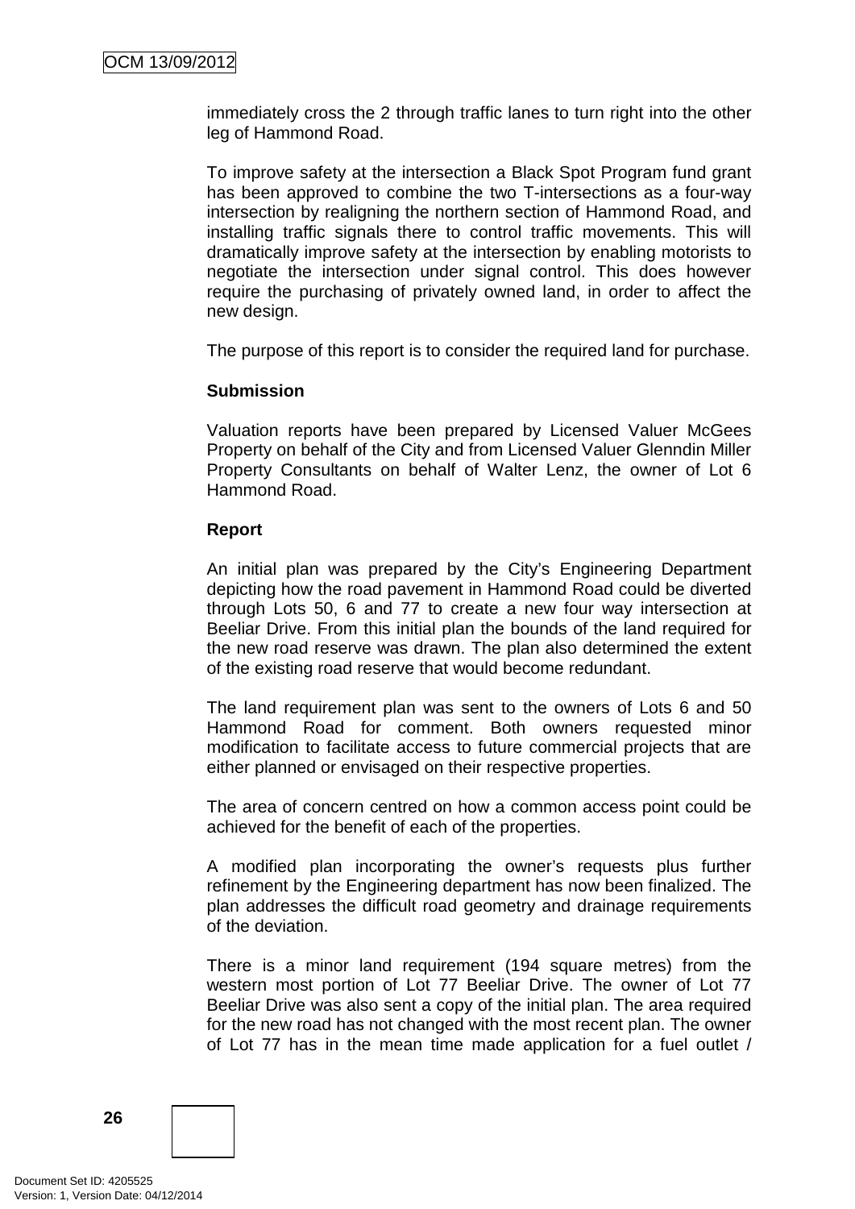immediately cross the 2 through traffic lanes to turn right into the other leg of Hammond Road.

To improve safety at the intersection a Black Spot Program fund grant has been approved to combine the two T-intersections as a four-way intersection by realigning the northern section of Hammond Road, and installing traffic signals there to control traffic movements. This will dramatically improve safety at the intersection by enabling motorists to negotiate the intersection under signal control. This does however require the purchasing of privately owned land, in order to affect the new design.

The purpose of this report is to consider the required land for purchase.

**Submission**

Valuation reports have been prepared by Licensed Valuer McGees Property on behalf of the City and from Licensed Valuer Glenndin Miller Property Consultants on behalf of Walter Lenz, the owner of Lot 6 Hammond Road.

**Report**

An initial plan was prepared by the City's Engineering Department depicting how the road pavement in Hammond Road could be diverted through Lots 50, 6 and 77 to create a new four way intersection at Beeliar Drive. From this initial plan the bounds of the land required for the new road reserve was drawn. The plan also determined the extent of the existing road reserve that would become redundant.

The land requirement plan was sent to the owners of Lots 6 and 50 Hammond Road for comment. Both owners requested minor modification to facilitate access to future commercial projects that are either planned or envisaged on their respective properties.

The area of concern centred on how a common access point could be achieved for the benefit of each of the properties.

A modified plan incorporating the owner's requests plus further refinement by the Engineering department has now been finalized. The plan addresses the difficult road geometry and drainage requirements of the deviation.

There is a minor land requirement (194 square metres) from the western most portion of Lot 77 Beeliar Drive. The owner of Lot 77 Beeliar Drive was also sent a copy of the initial plan. The area required for the new road has not changed with the most recent plan. The owner of Lot 77 has in the mean time made application for a fuel outlet /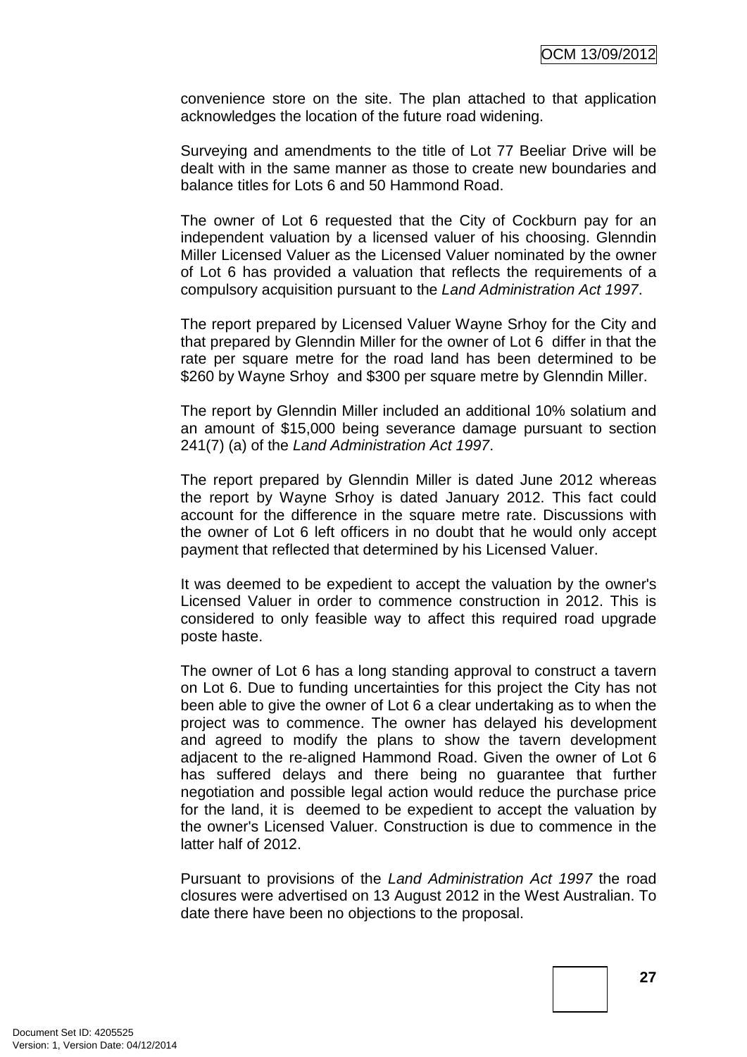convenience store on the site. The plan attached to that application acknowledges the location of the future road widening.

Surveying and amendments to the title of Lot 77 Beeliar Drive will be dealt with in the same manner as those to create new boundaries and balance titles for Lots 6 and 50 Hammond Road.

The owner of Lot 6 requested that the City of Cockburn pay for an independent valuation by a licensed valuer of his choosing. Glenndin Miller Licensed Valuer as the Licensed Valuer nominated by the owner of Lot 6 has provided a valuation that reflects the requirements of a compulsory acquisition pursuant to the *Land Administration Act 1997*.

The report prepared by Licensed Valuer Wayne Srhoy for the City and that prepared by Glenndin Miller for the owner of Lot 6 differ in that the rate per square metre for the road land has been determined to be $260 by Wayne Srhoy and $300 per square metre by Glenndin Miller.

The report by Glenndin Miller included an additional 10% solatium and an amount of $15,000 being severance damage pursuant to section 241(7) (a) of the *Land Administration Act 1997*.

The report prepared by Glenndin Miller is dated June 2012 whereas the report by Wayne Srhoy is dated January 2012. This fact could account for the difference in the square metre rate. Discussions with the owner of Lot 6 left officers in no doubt that he would only accept payment that reflected that determined by his Licensed Valuer.

It was deemed to be expedient to accept the valuation by the owner's Licensed Valuer in order to commence construction in 2012. This is considered to only feasible way to affect this required road upgrade poste haste.

The owner of Lot 6 has a long standing approval to construct a tavern on Lot 6. Due to funding uncertainties for this project the City has not been able to give the owner of Lot 6 a clear undertaking as to when the project was to commence. The owner has delayed his development and agreed to modify the plans to show the tavern development adjacent to the re-aligned Hammond Road. Given the owner of Lot 6 has suffered delays and there being no guarantee that further negotiation and possible legal action would reduce the purchase price for the land, it is deemed to be expedient to accept the valuation by the owner's Licensed Valuer. Construction is due to commence in the latter half of 2012.

Pursuant to provisions of the *Land Administration Act 1997* the road closures were advertised on 13 August 2012 in the West Australian. To date there have been no objections to the proposal.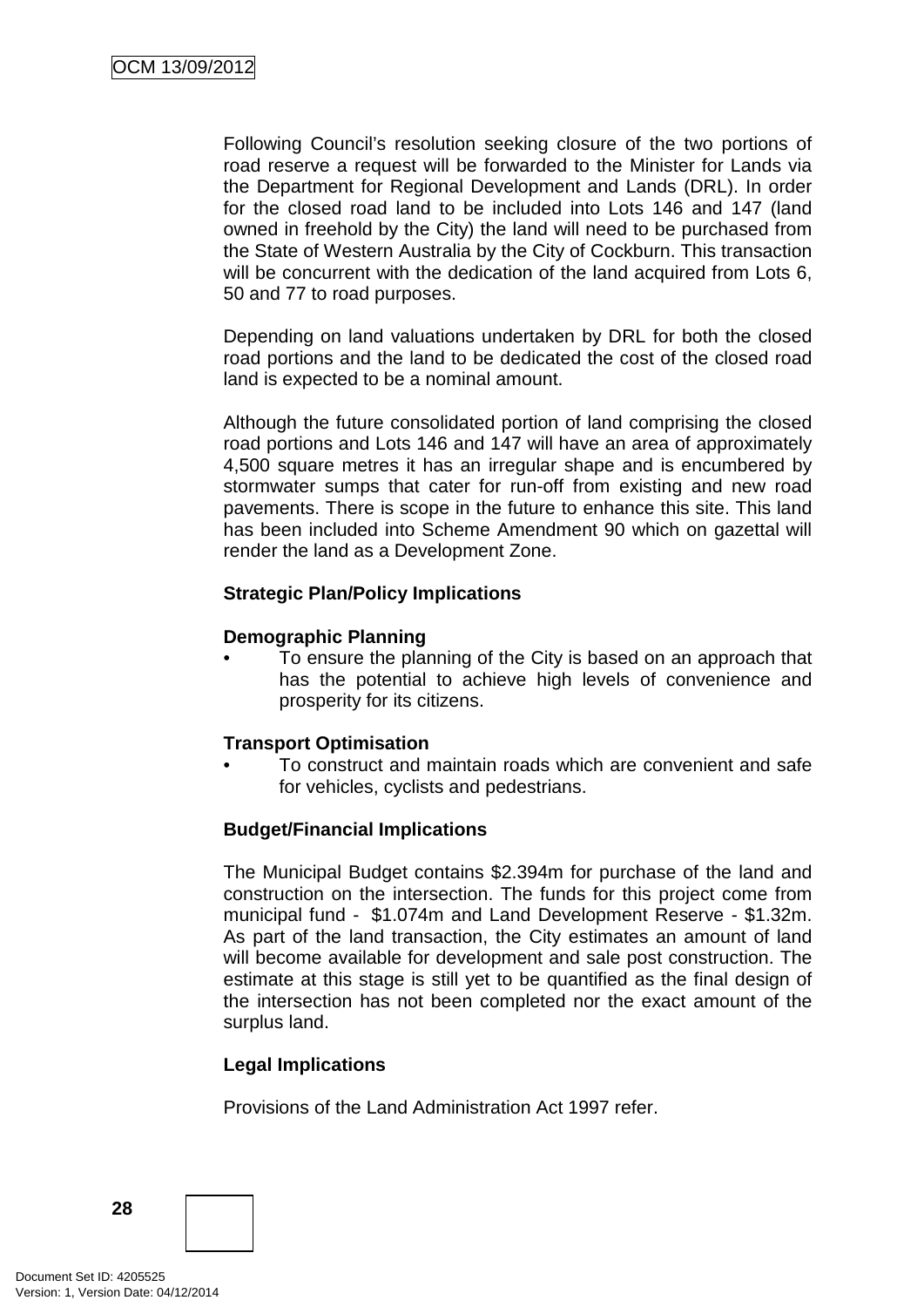Following Council's resolution seeking closure of the two portions of road reserve a request will be forwarded to the Minister for Lands via the Department for Regional Development and Lands (DRL). In order for the closed road land to be included into Lots 146 and 147 (land owned in freehold by the City) the land will need to be purchased from the State of Western Australia by the City of Cockburn. This transaction will be concurrent with the dedication of the land acquired from Lots 6, 50 and 77 to road purposes.

Depending on land valuations undertaken by DRL for both the closed road portions and the land to be dedicated the cost of the closed road land is expected to be a nominal amount.

Although the future consolidated portion of land comprising the closed road portions and Lots 146 and 147 will have an area of approximately 4,500 square metres it has an irregular shape and is encumbered by stormwater sumps that cater for run-off from existing and new road pavements. There is scope in the future to enhance this site. This land has been included into Scheme Amendment 90 which on gazettal will render the land as a Development Zone.

**Strategic Plan/Policy Implications**

**Demographic Planning**

- To ensure the planning of the City is based on an approach that has the potential to achieve high levels of convenience and prosperity for its citizens.

**Transport Optimisation**

- To construct and maintain roads which are convenient and safe for vehicles, cyclists and pedestrians.

**Budget/Financial Implications**

The Municipal Budget contains $2.394m for purchase of the land and construction on the intersection. The funds for this project come from municipal fund - $1.074m and Land Development Reserve - $1.32m. As part of the land transaction, the City estimates an amount of land will become available for development and sale post construction. The estimate at this stage is still yet to be quantified as the final design of the intersection has not been completed nor the exact amount of the surplus land.

**Legal Implications**

Provisions of the Land Administration Act 1997 refer.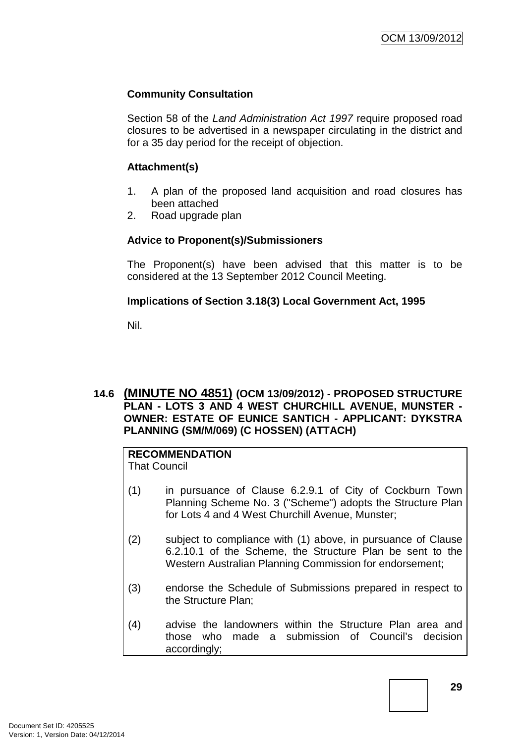**Community Consultation**

Section 58 of the *Land Administration Act 1997* require proposed road closures to be advertised in a newspaper circulating in the district and for a 35 day period for the receipt of objection.

**Attachment(s)**

1. A plan of the proposed land acquisition and road closures has been attached
2. Road upgrade plan

**Advice to Proponent(s)/Submissioners**

The Proponent(s) have been advised that this matter is to be considered at the 13 September 2012 Council Meeting.

**Implications of Section 3.18(3) Local Government Act, 1995**

Nil.

## 14.6 (MINUTE NO 4851) (OCM 13/09/2012) - PROPOSED STRUCTURE PLAN - LOTS 3 AND 4 WEST CHURCHILL AVENUE, MUNSTER - OWNER: ESTATE OF EUNICE SANTICH - APPLICANT: DYKSTRA PLANNING (SM/M/069) (C HOSSEN) (ATTACH)

**RECOMMENDATION**
That Council

(1) in pursuance of Clause 6.2.9.1 of City of Cockburn Town Planning Scheme No. 3 ("Scheme") adopts the Structure Plan for Lots 4 and 4 West Churchill Avenue, Munster;

(2) subject to compliance with (1) above, in pursuance of Clause 6.2.10.1 of the Scheme, the Structure Plan be sent to the Western Australian Planning Commission for endorsement;

(3) endorse the Schedule of Submissions prepared in respect to the Structure Plan;

(4) advise the landowners within the Structure Plan area and those who made a submission of Council's decision accordingly;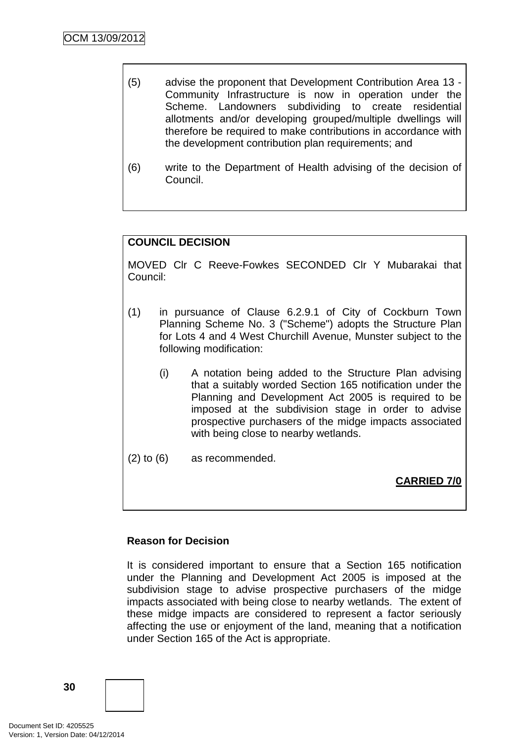(5) advise the proponent that Development Contribution Area 13 - Community Infrastructure is now in operation under the Scheme. Landowners subdividing to create residential allotments and/or developing grouped/multiple dwellings will therefore be required to make contributions in accordance with the development contribution plan requirements; and

(6) write to the Department of Health advising of the decision of Council.

**COUNCIL DECISION**

MOVED Clr C Reeve-Fowkes SECONDED Clr Y Mubarakai that Council:

(1) in pursuance of Clause 6.2.9.1 of City of Cockburn Town Planning Scheme No. 3 ("Scheme") adopts the Structure Plan for Lots 4 and 4 West Churchill Avenue, Munster subject to the following modification:

   (i) A notation being added to the Structure Plan advising that a suitably worded Section 165 notification under the Planning and Development Act 2005 is required to be imposed at the subdivision stage in order to advise prospective purchasers of the midge impacts associated with being close to nearby wetlands.

(2) to (6) as recommended.

**CARRIED 7/0**

**Reason for Decision**

It is considered important to ensure that a Section 165 notification under the Planning and Development Act 2005 is imposed at the subdivision stage to advise prospective purchasers of the midge impacts associated with being close to nearby wetlands. The extent of these midge impacts are considered to represent a factor seriously affecting the use or enjoyment of the land, meaning that a notification under Section 165 of the Act is appropriate.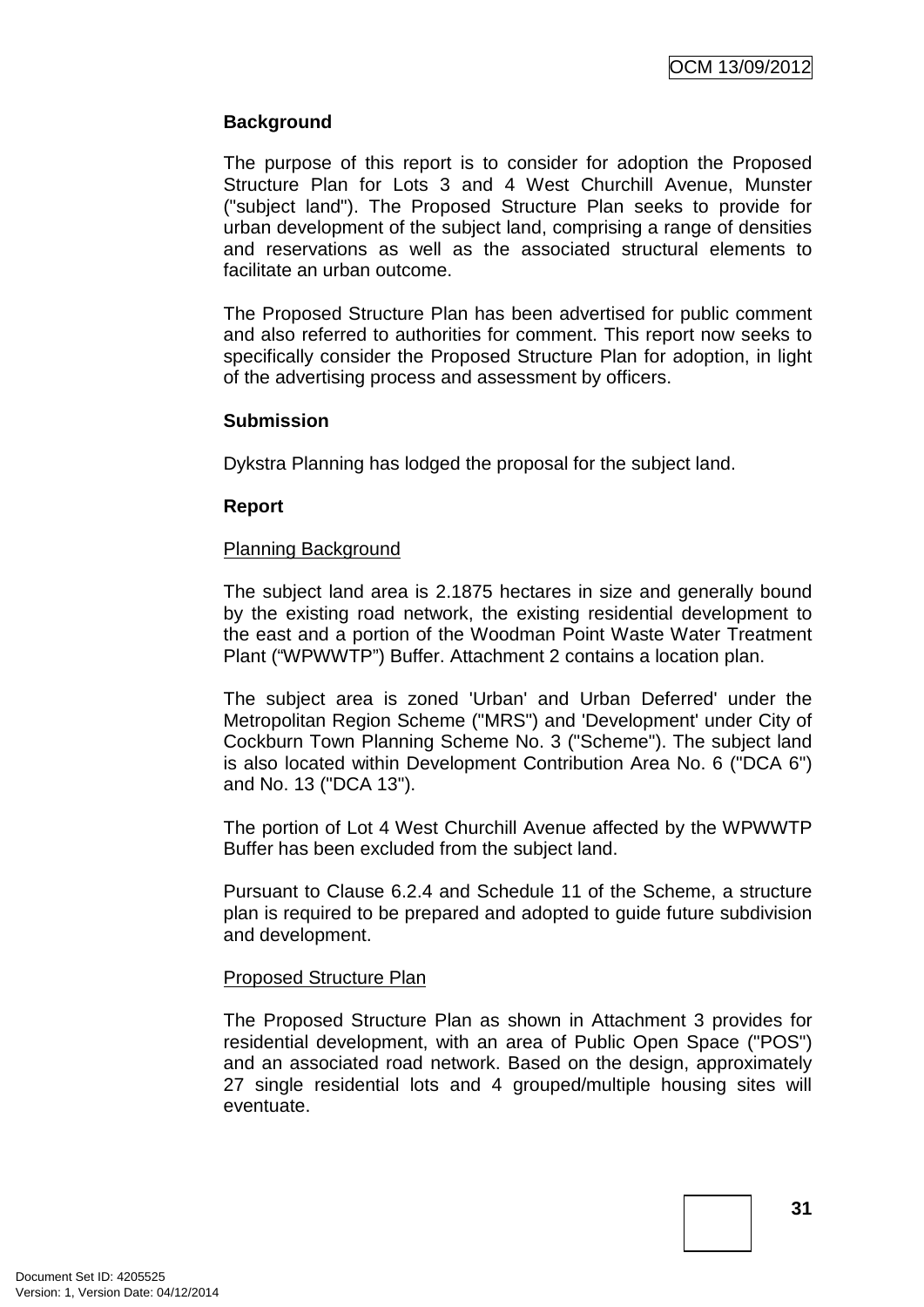**Background**

The purpose of this report is to consider for adoption the Proposed Structure Plan for Lots 3 and 4 West Churchill Avenue, Munster ("subject land"). The Proposed Structure Plan seeks to provide for urban development of the subject land, comprising a range of densities and reservations as well as the associated structural elements to facilitate an urban outcome.

The Proposed Structure Plan has been advertised for public comment and also referred to authorities for comment. This report now seeks to specifically consider the Proposed Structure Plan for adoption, in light of the advertising process and assessment by officers.

**Submission**

Dykstra Planning has lodged the proposal for the subject land.

**Report**

Planning Background

The subject land area is 2.1875 hectares in size and generally bound by the existing road network, the existing residential development to the east and a portion of the Woodman Point Waste Water Treatment Plant (“WPWWTP”) Buffer. Attachment 2 contains a location plan.

The subject area is zoned 'Urban' and Urban Deferred' under the Metropolitan Region Scheme ("MRS") and 'Development' under City of Cockburn Town Planning Scheme No. 3 ("Scheme"). The subject land is also located within Development Contribution Area No. 6 ("DCA 6") and No. 13 ("DCA 13").

The portion of Lot 4 West Churchill Avenue affected by the WPWWTP Buffer has been excluded from the subject land.

Pursuant to Clause 6.2.4 and Schedule 11 of the Scheme, a structure plan is required to be prepared and adopted to guide future subdivision and development.

Proposed Structure Plan

The Proposed Structure Plan as shown in Attachment 3 provides for residential development, with an area of Public Open Space ("POS") and an associated road network. Based on the design, approximately 27 single residential lots and 4 grouped/multiple housing sites will eventuate.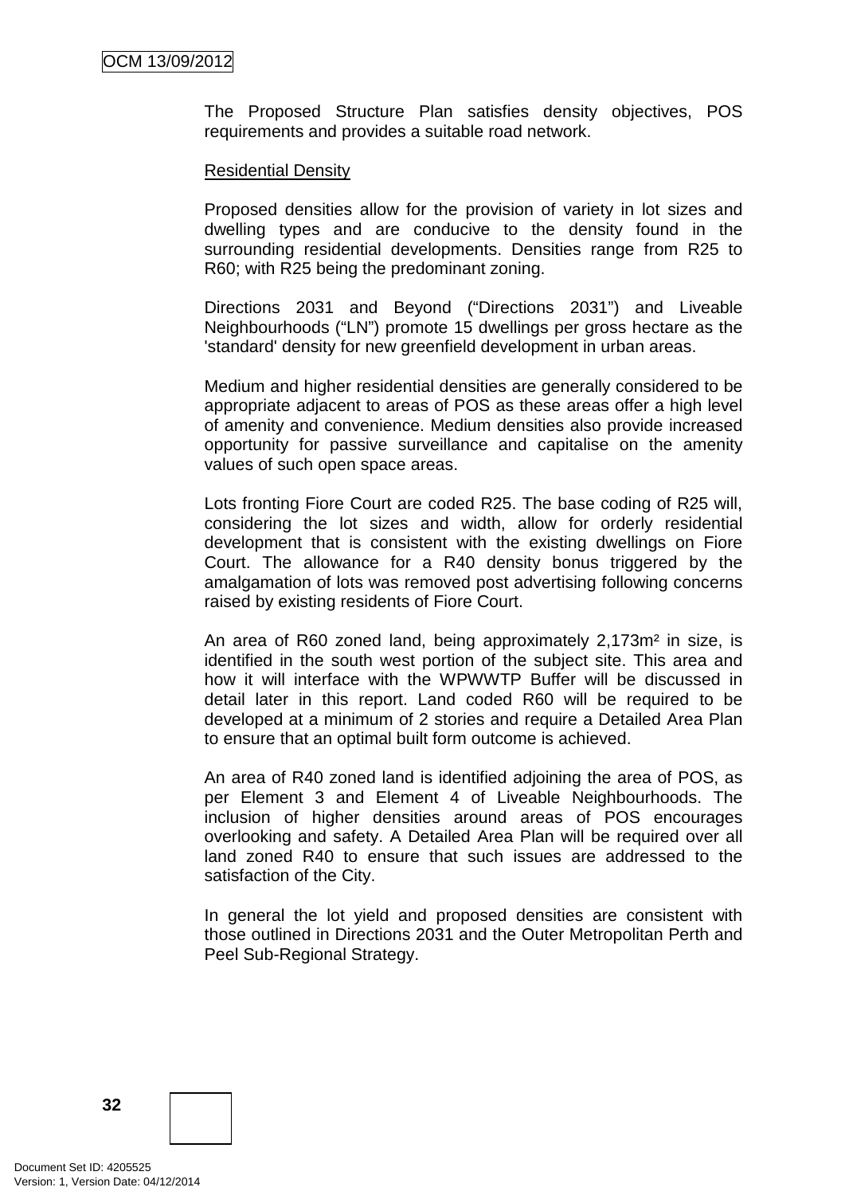The Proposed Structure Plan satisfies density objectives, POS requirements and provides a suitable road network.

Residential Density

Proposed densities allow for the provision of variety in lot sizes and dwelling types and are conducive to the density found in the surrounding residential developments. Densities range from R25 to R60; with R25 being the predominant zoning.

Directions 2031 and Beyond ("Directions 2031") and Liveable Neighbourhoods ("LN") promote 15 dwellings per gross hectare as the 'standard' density for new greenfield development in urban areas.

Medium and higher residential densities are generally considered to be appropriate adjacent to areas of POS as these areas offer a high level of amenity and convenience. Medium densities also provide increased opportunity for passive surveillance and capitalise on the amenity values of such open space areas.

Lots fronting Fiore Court are coded R25. The base coding of R25 will, considering the lot sizes and width, allow for orderly residential development that is consistent with the existing dwellings on Fiore Court. The allowance for a R40 density bonus triggered by the amalgamation of lots was removed post advertising following concerns raised by existing residents of Fiore Court.

An area of R60 zoned land, being approximately 2,173m² in size, is identified in the south west portion of the subject site. This area and how it will interface with the WPWWTP Buffer will be discussed in detail later in this report. Land coded R60 will be required to be developed at a minimum of 2 stories and require a Detailed Area Plan to ensure that an optimal built form outcome is achieved.

An area of R40 zoned land is identified adjoining the area of POS, as per Element 3 and Element 4 of Liveable Neighbourhoods. The inclusion of higher densities around areas of POS encourages overlooking and safety. A Detailed Area Plan will be required over all land zoned R40 to ensure that such issues are addressed to the satisfaction of the City.

In general the lot yield and proposed densities are consistent with those outlined in Directions 2031 and the Outer Metropolitan Perth and Peel Sub-Regional Strategy.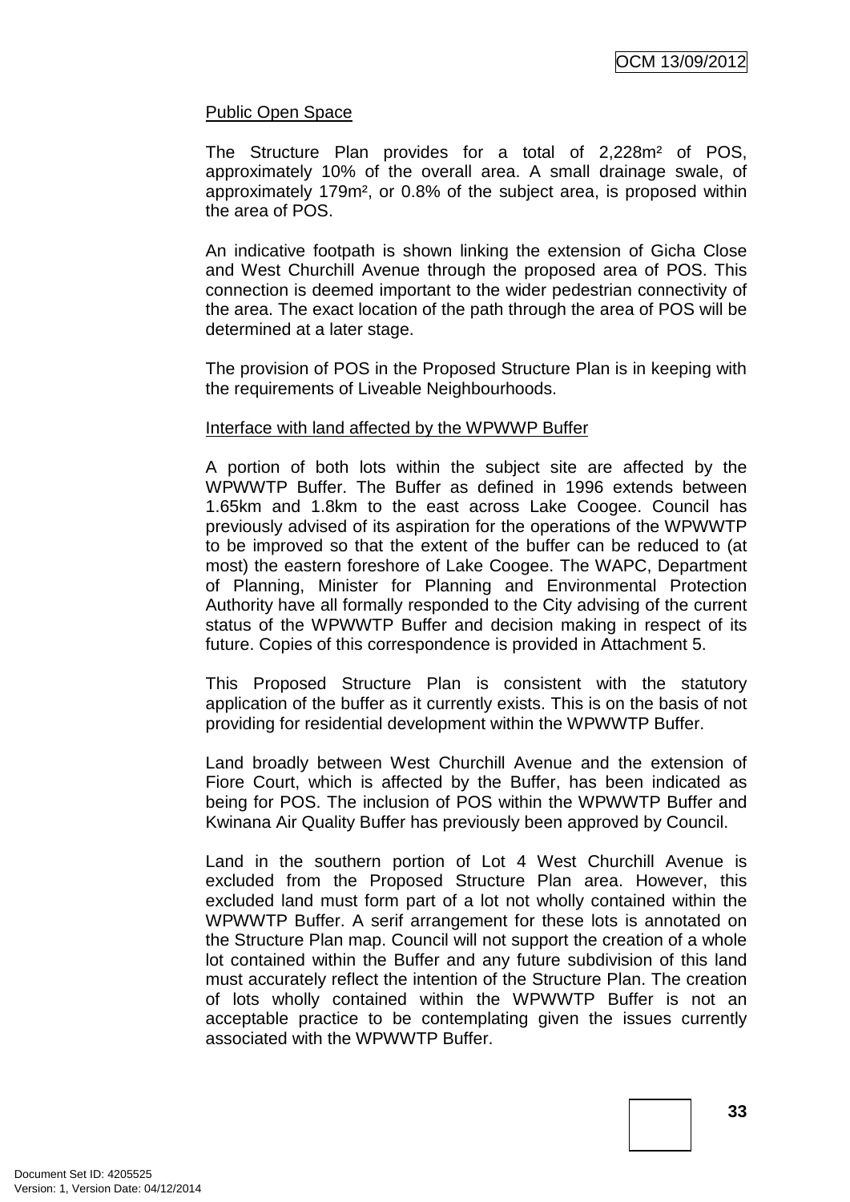Public Open Space

The Structure Plan provides for a total of 2,228m² of POS, approximately 10% of the overall area. A small drainage swale, of approximately 179m², or 0.8% of the subject area, is proposed within the area of POS.

An indicative footpath is shown linking the extension of Gicha Close and West Churchill Avenue through the proposed area of POS. This connection is deemed important to the wider pedestrian connectivity of the area. The exact location of the path through the area of POS will be determined at a later stage.

The provision of POS in the Proposed Structure Plan is in keeping with the requirements of Liveable Neighbourhoods.

Interface with land affected by the WPWWP Buffer

A portion of both lots within the subject site are affected by the WPWWTP Buffer. The Buffer as defined in 1996 extends between 1.65km and 1.8km to the east across Lake Coogee. Council has previously advised of its aspiration for the operations of the WPWWTP to be improved so that the extent of the buffer can be reduced to (at most) the eastern foreshore of Lake Coogee. The WAPC, Department of Planning, Minister for Planning and Environmental Protection Authority have all formally responded to the City advising of the current status of the WPWWTP Buffer and decision making in respect of its future. Copies of this correspondence is provided in Attachment 5.

This Proposed Structure Plan is consistent with the statutory application of the buffer as it currently exists. This is on the basis of not providing for residential development within the WPWWTP Buffer.

Land broadly between West Churchill Avenue and the extension of Fiore Court, which is affected by the Buffer, has been indicated as being for POS. The inclusion of POS within the WPWWTP Buffer and Kwinana Air Quality Buffer has previously been approved by Council.

Land in the southern portion of Lot 4 West Churchill Avenue is excluded from the Proposed Structure Plan area. However, this excluded land must form part of a lot not wholly contained within the WPWWTP Buffer. A serif arrangement for these lots is annotated on the Structure Plan map. Council will not support the creation of a whole lot contained within the Buffer and any future subdivision of this land must accurately reflect the intention of the Structure Plan. The creation of lots wholly contained within the WPWWTP Buffer is not an acceptable practice to be contemplating given the issues currently associated with the WPWWTP Buffer.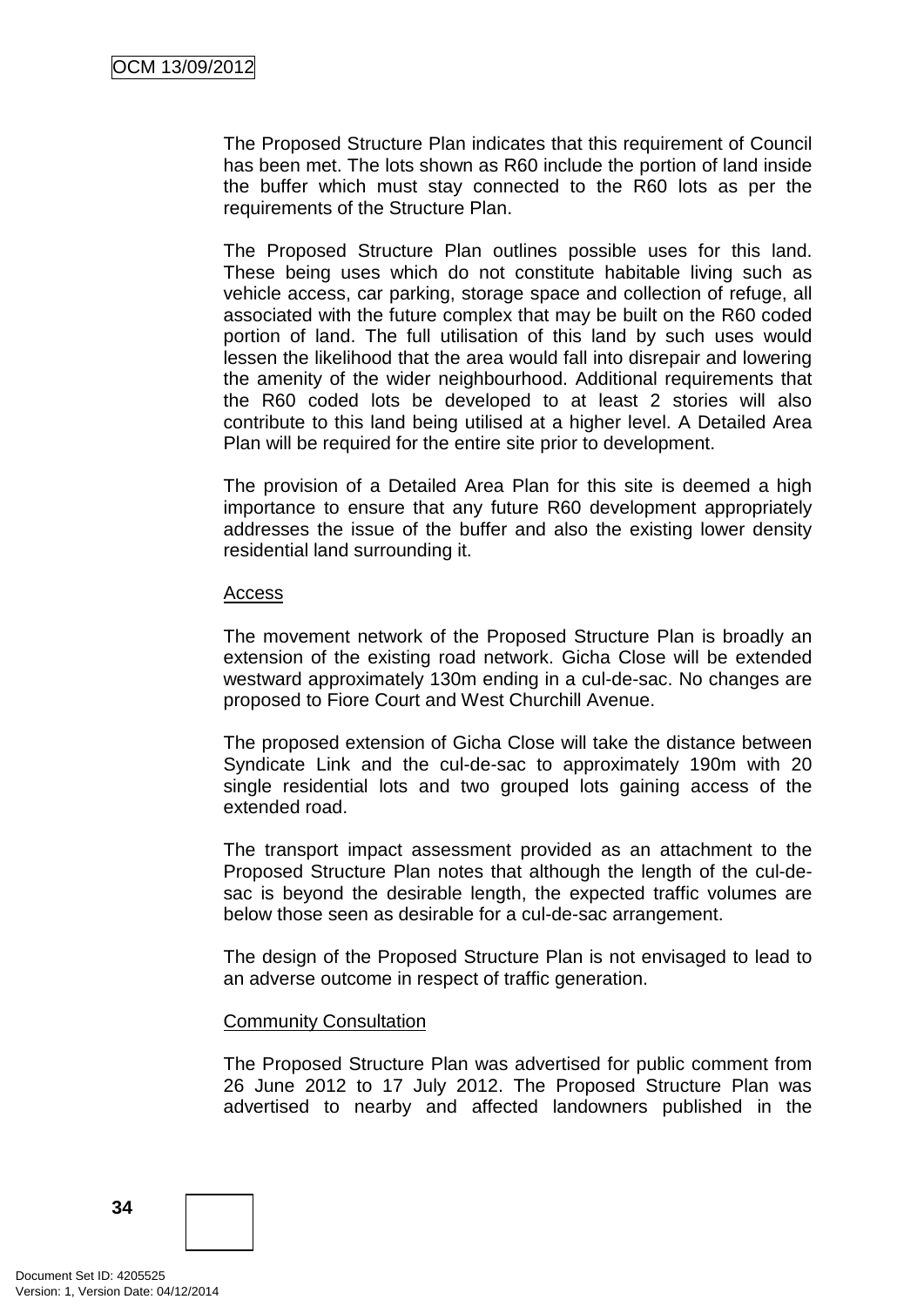The Proposed Structure Plan indicates that this requirement of Council has been met. The lots shown as R60 include the portion of land inside the buffer which must stay connected to the R60 lots as per the requirements of the Structure Plan.

The Proposed Structure Plan outlines possible uses for this land. These being uses which do not constitute habitable living such as vehicle access, car parking, storage space and collection of refuge, all associated with the future complex that may be built on the R60 coded portion of land. The full utilisation of this land by such uses would lessen the likelihood that the area would fall into disrepair and lowering the amenity of the wider neighbourhood. Additional requirements that the R60 coded lots be developed to at least 2 stories will also contribute to this land being utilised at a higher level. A Detailed Area Plan will be required for the entire site prior to development.

The provision of a Detailed Area Plan for this site is deemed a high importance to ensure that any future R60 development appropriately addresses the issue of the buffer and also the existing lower density residential land surrounding it.

Access

The movement network of the Proposed Structure Plan is broadly an extension of the existing road network. Gicha Close will be extended westward approximately 130m ending in a cul-de-sac. No changes are proposed to Fiore Court and West Churchill Avenue.

The proposed extension of Gicha Close will take the distance between Syndicate Link and the cul-de-sac to approximately 190m with 20 single residential lots and two grouped lots gaining access of the extended road.

The transport impact assessment provided as an attachment to the Proposed Structure Plan notes that although the length of the cul-de-sac is beyond the desirable length, the expected traffic volumes are below those seen as desirable for a cul-de-sac arrangement.

The design of the Proposed Structure Plan is not envisaged to lead to an adverse outcome in respect of traffic generation.

Community Consultation

The Proposed Structure Plan was advertised for public comment from 26 June 2012 to 17 July 2012. The Proposed Structure Plan was advertised to nearby and affected landowners published in the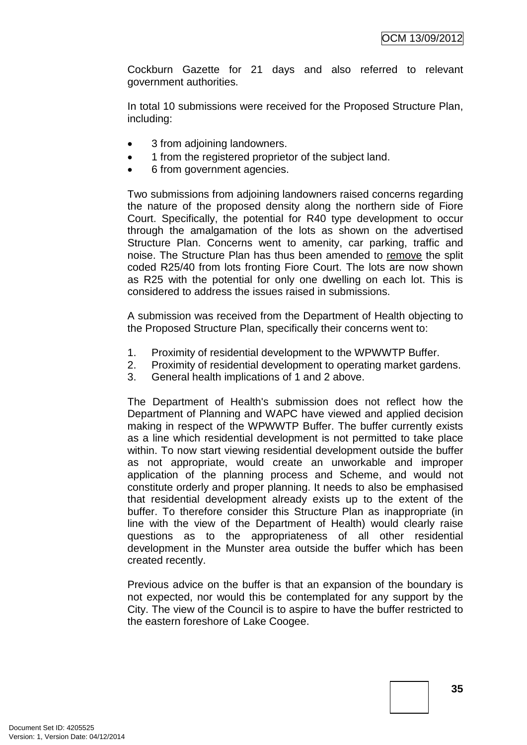Cockburn Gazette for 21 days and also referred to relevant government authorities.

In total 10 submissions were received for the Proposed Structure Plan, including:

- 3 from adjoining landowners.
- 1 from the registered proprietor of the subject land.
- 6 from government agencies.

Two submissions from adjoining landowners raised concerns regarding the nature of the proposed density along the northern side of Fiore Court. Specifically, the potential for R40 type development to occur through the amalgamation of the lots as shown on the advertised Structure Plan. Concerns went to amenity, car parking, traffic and noise. The Structure Plan has thus been amended to <u>remove</u> the split coded R25/40 from lots fronting Fiore Court. The lots are now shown as R25 with the potential for only one dwelling on each lot. This is considered to address the issues raised in submissions.

A submission was received from the Department of Health objecting to the Proposed Structure Plan, specifically their concerns went to:

1. Proximity of residential development to the WPWWTP Buffer.
2. Proximity of residential development to operating market gardens.
3. General health implications of 1 and 2 above.

The Department of Health's submission does not reflect how the Department of Planning and WAPC have viewed and applied decision making in respect of the WPWWTP Buffer. The buffer currently exists as a line which residential development is not permitted to take place within. To now start viewing residential development outside the buffer as not appropriate, would create an unworkable and improper application of the planning process and Scheme, and would not constitute orderly and proper planning. It needs to also be emphasised that residential development already exists up to the extent of the buffer. To therefore consider this Structure Plan as inappropriate (in line with the view of the Department of Health) would clearly raise questions as to the appropriateness of all other residential development in the Munster area outside the buffer which has been created recently.

Previous advice on the buffer is that an expansion of the boundary is not expected, nor would this be contemplated for any support by the City. The view of the Council is to aspire to have the buffer restricted to the eastern foreshore of Lake Coogee.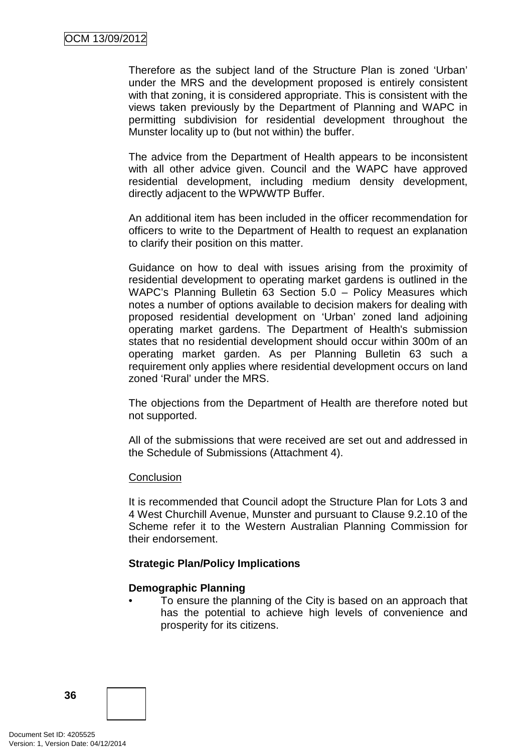Therefore as the subject land of the Structure Plan is zoned 'Urban' under the MRS and the development proposed is entirely consistent with that zoning, it is considered appropriate. This is consistent with the views taken previously by the Department of Planning and WAPC in permitting subdivision for residential development throughout the Munster locality up to (but not within) the buffer.

The advice from the Department of Health appears to be inconsistent with all other advice given. Council and the WAPC have approved residential development, including medium density development, directly adjacent to the WPWWTP Buffer.

An additional item has been included in the officer recommendation for officers to write to the Department of Health to request an explanation to clarify their position on this matter.

Guidance on how to deal with issues arising from the proximity of residential development to operating market gardens is outlined in the WAPC's Planning Bulletin 63 Section 5.0 – Policy Measures which notes a number of options available to decision makers for dealing with proposed residential development on 'Urban' zoned land adjoining operating market gardens. The Department of Health's submission states that no residential development should occur within 300m of an operating market garden. As per Planning Bulletin 63 such a requirement only applies where residential development occurs on land zoned 'Rural' under the MRS.

The objections from the Department of Health are therefore noted but not supported.

All of the submissions that were received are set out and addressed in the Schedule of Submissions (Attachment 4).

Conclusion

It is recommended that Council adopt the Structure Plan for Lots 3 and 4 West Churchill Avenue, Munster and pursuant to Clause 9.2.10 of the Scheme refer it to the Western Australian Planning Commission for their endorsement.

**Strategic Plan/Policy Implications**

**Demographic Planning**

- To ensure the planning of the City is based on an approach that has the potential to achieve high levels of convenience and prosperity for its citizens.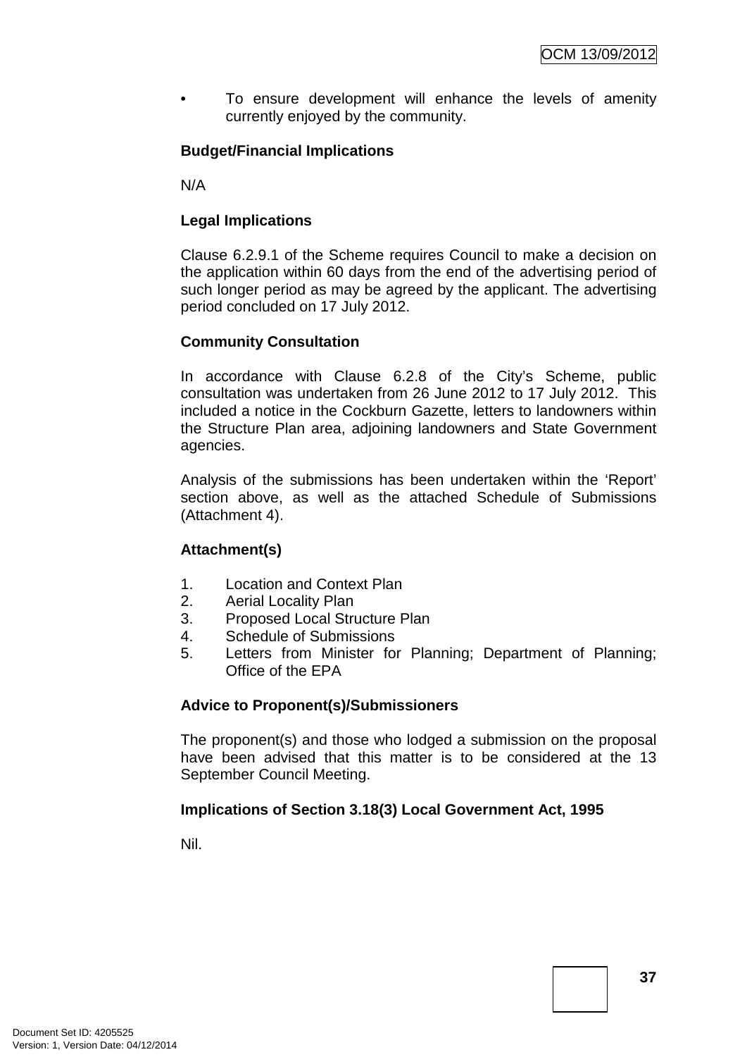- To ensure development will enhance the levels of amenity currently enjoyed by the community.

**Budget/Financial Implications**

N/A

**Legal Implications**

Clause 6.2.9.1 of the Scheme requires Council to make a decision on the application within 60 days from the end of the advertising period of such longer period as may be agreed by the applicant. The advertising period concluded on 17 July 2012.

**Community Consultation**

In accordance with Clause 6.2.8 of the City's Scheme, public consultation was undertaken from 26 June 2012 to 17 July 2012. This included a notice in the Cockburn Gazette, letters to landowners within the Structure Plan area, adjoining landowners and State Government agencies.

Analysis of the submissions has been undertaken within the 'Report' section above, as well as the attached Schedule of Submissions (Attachment 4).

**Attachment(s)**

1. Location and Context Plan
2. Aerial Locality Plan
3. Proposed Local Structure Plan
4. Schedule of Submissions
5. Letters from Minister for Planning; Department of Planning; Office of the EPA

**Advice to Proponent(s)/Submissioners**

The proponent(s) and those who lodged a submission on the proposal have been advised that this matter is to be considered at the 13 September Council Meeting.

**Implications of Section 3.18(3) Local Government Act, 1995**

Nil.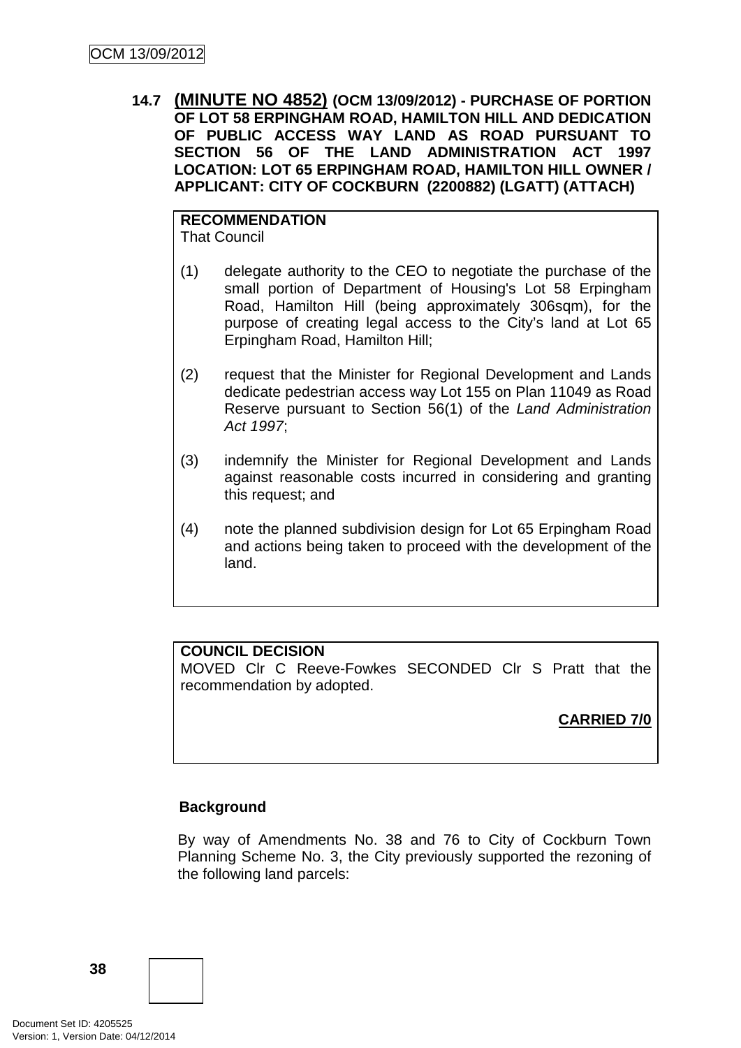**14.7 (MINUTE NO 4852) (OCM 13/09/2012) - PURCHASE OF PORTION OF LOT 58 ERPINGHAM ROAD, HAMILTON HILL AND DEDICATION OF PUBLIC ACCESS WAY LAND AS ROAD PURSUANT TO SECTION 56 OF THE LAND ADMINISTRATION ACT 1997 LOCATION: LOT 65 ERPINGHAM ROAD, HAMILTON HILL OWNER / APPLICANT: CITY OF COCKBURN (2200882) (LGATT) (ATTACH)**

**RECOMMENDATION**
That Council

(1) delegate authority to the CEO to negotiate the purchase of the small portion of Department of Housing's Lot 58 Erpingham Road, Hamilton Hill (being approximately 306sqm), for the purpose of creating legal access to the City's land at Lot 65 Erpingham Road, Hamilton Hill;

(2) request that the Minister for Regional Development and Lands dedicate pedestrian access way Lot 155 on Plan 11049 as Road Reserve pursuant to Section 56(1) of the *Land Administration Act 1997*;

(3) indemnify the Minister for Regional Development and Lands against reasonable costs incurred in considering and granting this request; and

(4) note the planned subdivision design for Lot 65 Erpingham Road and actions being taken to proceed with the development of the land.

**COUNCIL DECISION**
MOVED Clr C Reeve-Fowkes SECONDED Clr S Pratt that the recommendation by adopted.

**CARRIED 7/0**

**Background**

By way of Amendments No. 38 and 76 to City of Cockburn Town Planning Scheme No. 3, the City previously supported the rezoning of the following land parcels: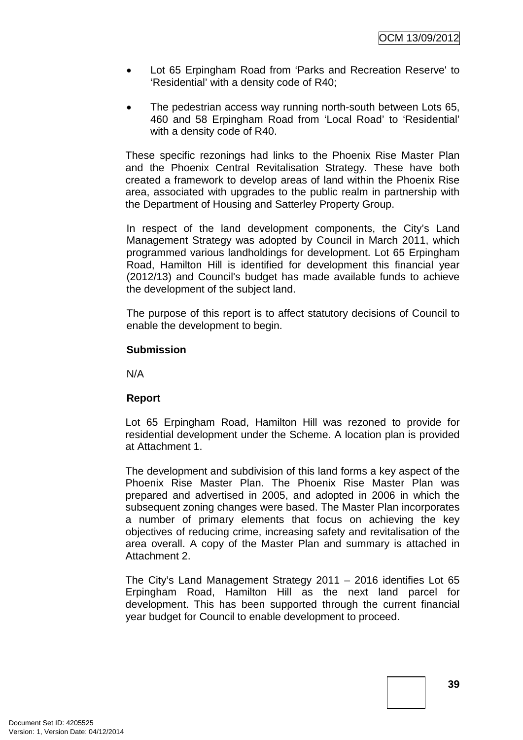- Lot 65 Erpingham Road from 'Parks and Recreation Reserve' to 'Residential' with a density code of R40;
- The pedestrian access way running north-south between Lots 65, 460 and 58 Erpingham Road from 'Local Road' to 'Residential' with a density code of R40.

These specific rezonings had links to the Phoenix Rise Master Plan and the Phoenix Central Revitalisation Strategy. These have both created a framework to develop areas of land within the Phoenix Rise area, associated with upgrades to the public realm in partnership with the Department of Housing and Satterley Property Group.

In respect of the land development components, the City's Land Management Strategy was adopted by Council in March 2011, which programmed various landholdings for development. Lot 65 Erpingham Road, Hamilton Hill is identified for development this financial year (2012/13) and Council's budget has made available funds to achieve the development of the subject land.

The purpose of this report is to affect statutory decisions of Council to enable the development to begin.

**Submission**

N/A

**Report**

Lot 65 Erpingham Road, Hamilton Hill was rezoned to provide for residential development under the Scheme. A location plan is provided at Attachment 1.

The development and subdivision of this land forms a key aspect of the Phoenix Rise Master Plan. The Phoenix Rise Master Plan was prepared and advertised in 2005, and adopted in 2006 in which the subsequent zoning changes were based. The Master Plan incorporates a number of primary elements that focus on achieving the key objectives of reducing crime, increasing safety and revitalisation of the area overall. A copy of the Master Plan and summary is attached in Attachment 2.

The City's Land Management Strategy 2011 – 2016 identifies Lot 65 Erpingham Road, Hamilton Hill as the next land parcel for development. This has been supported through the current financial year budget for Council to enable development to proceed.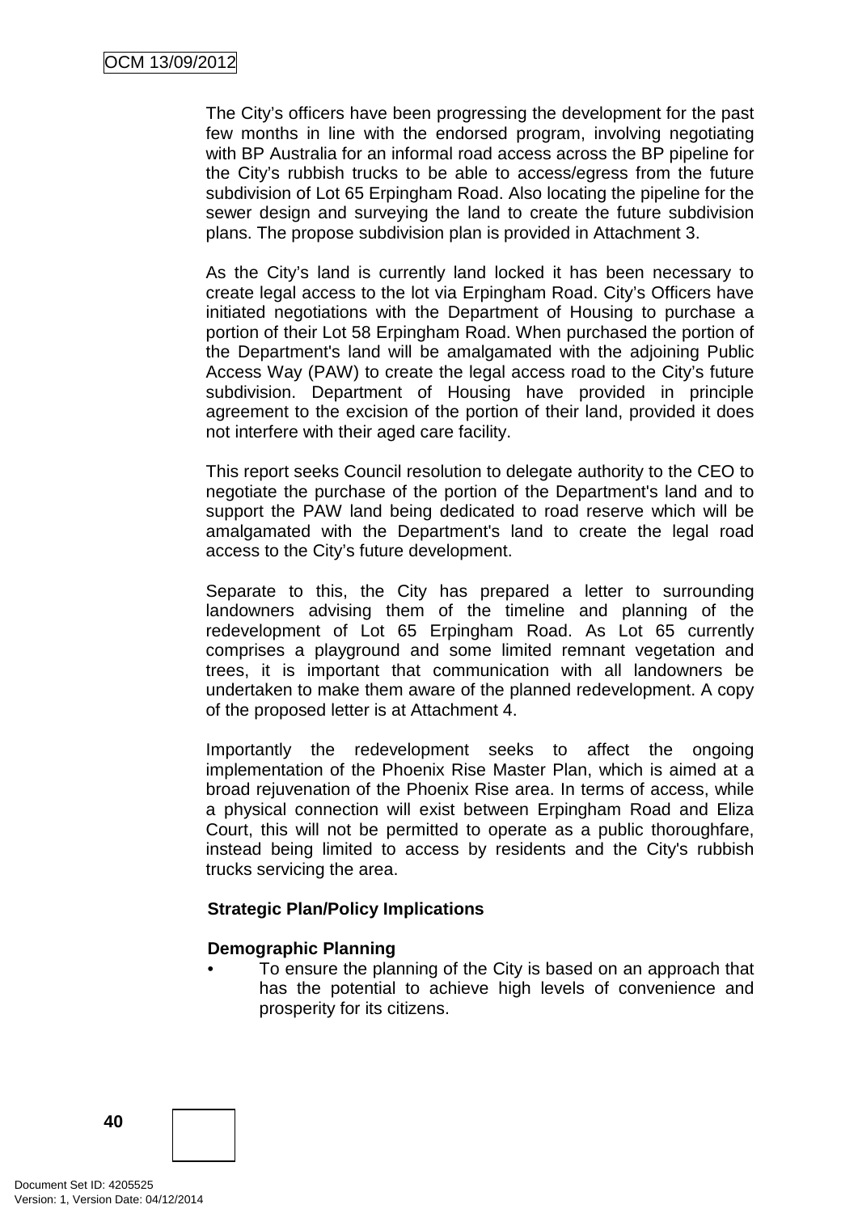The City's officers have been progressing the development for the past few months in line with the endorsed program, involving negotiating with BP Australia for an informal road access across the BP pipeline for the City's rubbish trucks to be able to access/egress from the future subdivision of Lot 65 Erpingham Road. Also locating the pipeline for the sewer design and surveying the land to create the future subdivision plans. The propose subdivision plan is provided in Attachment 3.

As the City's land is currently land locked it has been necessary to create legal access to the lot via Erpingham Road. City's Officers have initiated negotiations with the Department of Housing to purchase a portion of their Lot 58 Erpingham Road. When purchased the portion of the Department's land will be amalgamated with the adjoining Public Access Way (PAW) to create the legal access road to the City's future subdivision. Department of Housing have provided in principle agreement to the excision of the portion of their land, provided it does not interfere with their aged care facility.

This report seeks Council resolution to delegate authority to the CEO to negotiate the purchase of the portion of the Department's land and to support the PAW land being dedicated to road reserve which will be amalgamated with the Department's land to create the legal road access to the City's future development.

Separate to this, the City has prepared a letter to surrounding landowners advising them of the timeline and planning of the redevelopment of Lot 65 Erpingham Road. As Lot 65 currently comprises a playground and some limited remnant vegetation and trees, it is important that communication with all landowners be undertaken to make them aware of the planned redevelopment. A copy of the proposed letter is at Attachment 4.

Importantly the redevelopment seeks to affect the ongoing implementation of the Phoenix Rise Master Plan, which is aimed at a broad rejuvenation of the Phoenix Rise area. In terms of access, while a physical connection will exist between Erpingham Road and Eliza Court, this will not be permitted to operate as a public thoroughfare, instead being limited to access by residents and the City's rubbish trucks servicing the area.

**Strategic Plan/Policy Implications**

**Demographic Planning**

- To ensure the planning of the City is based on an approach that has the potential to achieve high levels of convenience and prosperity for its citizens.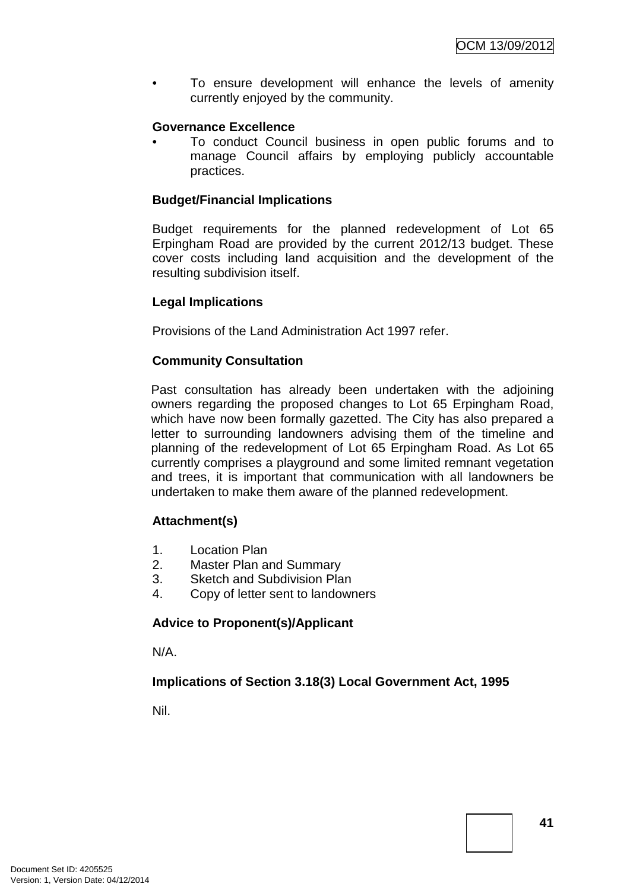- To ensure development will enhance the levels of amenity currently enjoyed by the community.

**Governance Excellence**

- To conduct Council business in open public forums and to manage Council affairs by employing publicly accountable practices.

**Budget/Financial Implications**

Budget requirements for the planned redevelopment of Lot 65 Erpingham Road are provided by the current 2012/13 budget. These cover costs including land acquisition and the development of the resulting subdivision itself.

**Legal Implications**

Provisions of the Land Administration Act 1997 refer.

**Community Consultation**

Past consultation has already been undertaken with the adjoining owners regarding the proposed changes to Lot 65 Erpingham Road, which have now been formally gazetted. The City has also prepared a letter to surrounding landowners advising them of the timeline and planning of the redevelopment of Lot 65 Erpingham Road. As Lot 65 currently comprises a playground and some limited remnant vegetation and trees, it is important that communication with all landowners be undertaken to make them aware of the planned redevelopment.

**Attachment(s)**

1. Location Plan
2. Master Plan and Summary
3. Sketch and Subdivision Plan
4. Copy of letter sent to landowners

**Advice to Proponent(s)/Applicant**

N/A.

**Implications of Section 3.18(3) Local Government Act, 1995**

Nil.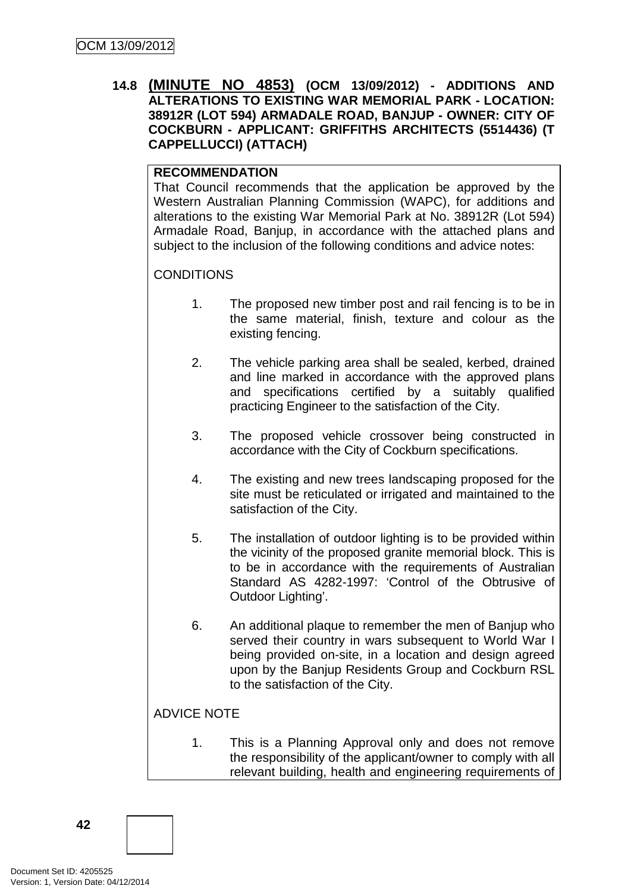**14.8 (MINUTE NO 4853) (OCM 13/09/2012) - ADDITIONS AND ALTERATIONS TO EXISTING WAR MEMORIAL PARK - LOCATION: 38912R (LOT 594) ARMADALE ROAD, BANJUP - OWNER: CITY OF COCKBURN - APPLICANT: GRIFFITHS ARCHITECTS (5514436) (T CAPPELLUCCI) (ATTACH)**

**RECOMMENDATION**

That Council recommends that the application be approved by the Western Australian Planning Commission (WAPC), for additions and alterations to the existing War Memorial Park at No. 38912R (Lot 594) Armadale Road, Banjup, in accordance with the attached plans and subject to the inclusion of the following conditions and advice notes:

CONDITIONS

1. The proposed new timber post and rail fencing is to be in the same material, finish, texture and colour as the existing fencing.

2. The vehicle parking area shall be sealed, kerbed, drained and line marked in accordance with the approved plans and specifications certified by a suitably qualified practicing Engineer to the satisfaction of the City.

3. The proposed vehicle crossover being constructed in accordance with the City of Cockburn specifications.

4. The existing and new trees landscaping proposed for the site must be reticulated or irrigated and maintained to the satisfaction of the City.

5. The installation of outdoor lighting is to be provided within the vicinity of the proposed granite memorial block. This is to be in accordance with the requirements of Australian Standard AS 4282-1997: 'Control of the Obtrusive of Outdoor Lighting'.

6. An additional plaque to remember the men of Banjup who served their country in wars subsequent to World War I being provided on-site, in a location and design agreed upon by the Banjup Residents Group and Cockburn RSL to the satisfaction of the City.

ADVICE NOTE

1. This is a Planning Approval only and does not remove the responsibility of the applicant/owner to comply with all relevant building, health and engineering requirements of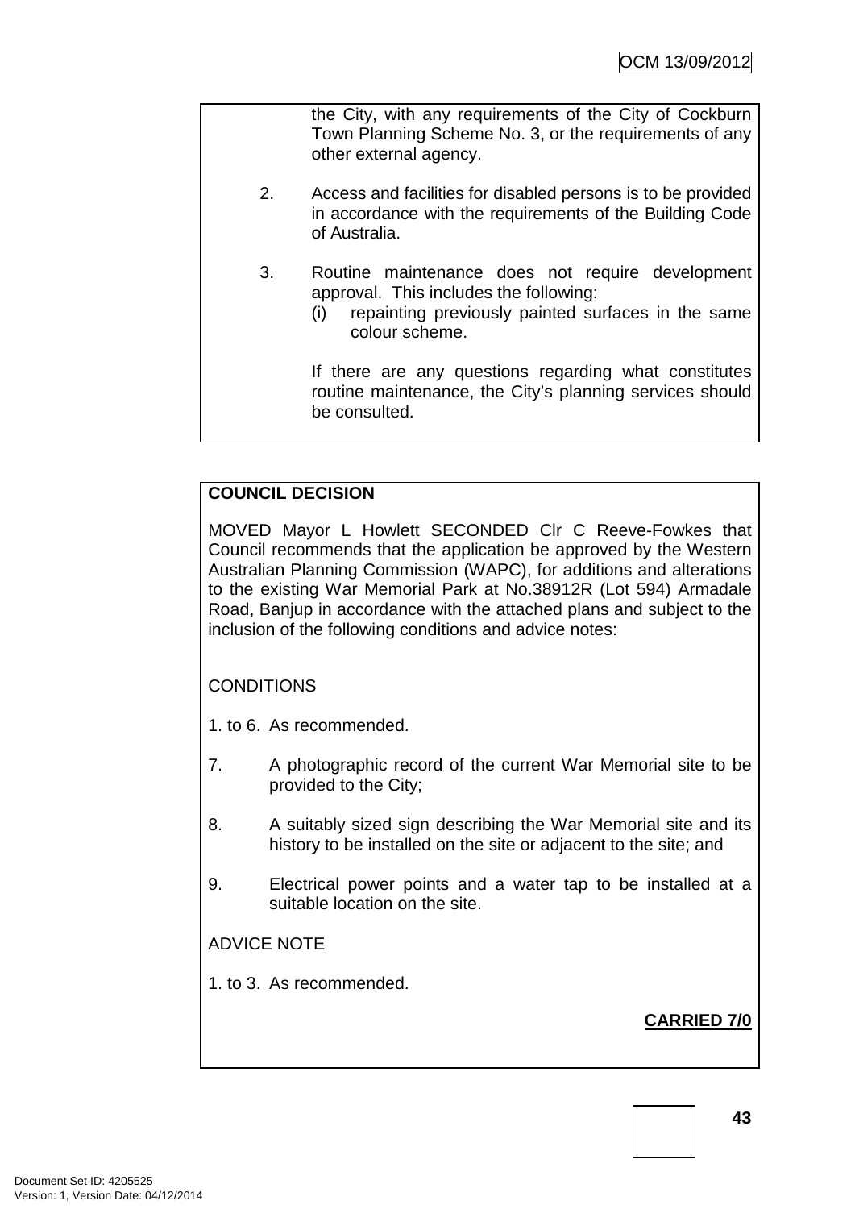the City, with any requirements of the City of Cockburn Town Planning Scheme No. 3, or the requirements of any other external agency.

2. Access and facilities for disabled persons is to be provided in accordance with the requirements of the Building Code of Australia.

3. Routine maintenance does not require development approval. This includes the following:
   (i) repainting previously painted surfaces in the same colour scheme.

   If there are any questions regarding what constitutes routine maintenance, the City's planning services should be consulted.

**COUNCIL DECISION**

MOVED Mayor L Howlett SECONDED Clr C Reeve-Fowkes that Council recommends that the application be approved by the Western Australian Planning Commission (WAPC), for additions and alterations to the existing War Memorial Park at No.38912R (Lot 594) Armadale Road, Banjup in accordance with the attached plans and subject to the inclusion of the following conditions and advice notes:

CONDITIONS

1. to 6. As recommended.

7. A photographic record of the current War Memorial site to be provided to the City;

8. A suitably sized sign describing the War Memorial site and its history to be installed on the site or adjacent to the site; and

9. Electrical power points and a water tap to be installed at a suitable location on the site.

ADVICE NOTE

1. to 3. As recommended.

**CARRIED 7/0**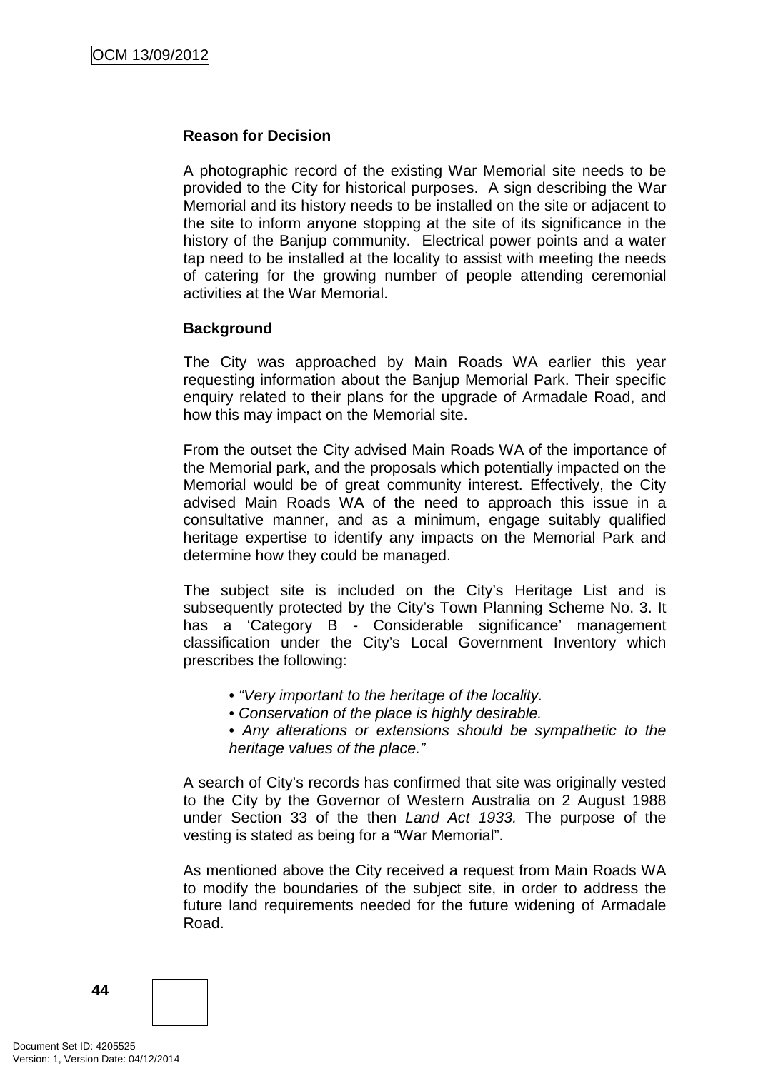**Reason for Decision**

A photographic record of the existing War Memorial site needs to be provided to the City for historical purposes. A sign describing the War Memorial and its history needs to be installed on the site or adjacent to the site to inform anyone stopping at the site of its significance in the history of the Banjup community. Electrical power points and a water tap need to be installed at the locality to assist with meeting the needs of catering for the growing number of people attending ceremonial activities at the War Memorial.

**Background**

The City was approached by Main Roads WA earlier this year requesting information about the Banjup Memorial Park. Their specific enquiry related to their plans for the upgrade of Armadale Road, and how this may impact on the Memorial site.

From the outset the City advised Main Roads WA of the importance of the Memorial park, and the proposals which potentially impacted on the Memorial would be of great community interest. Effectively, the City advised Main Roads WA of the need to approach this issue in a consultative manner, and as a minimum, engage suitably qualified heritage expertise to identify any impacts on the Memorial Park and determine how they could be managed.

The subject site is included on the City's Heritage List and is subsequently protected by the City's Town Planning Scheme No. 3. It has a 'Category B - Considerable significance' management classification under the City's Local Government Inventory which prescribes the following:

> • *"Very important to the heritage of the locality.*
> • *Conservation of the place is highly desirable.*
> • *Any alterations or extensions should be sympathetic to the heritage values of the place."*

A search of City's records has confirmed that site was originally vested to the City by the Governor of Western Australia on 2 August 1988 under Section 33 of the then *Land Act 1933.* The purpose of the vesting is stated as being for a "War Memorial".

As mentioned above the City received a request from Main Roads WA to modify the boundaries of the subject site, in order to address the future land requirements needed for the future widening of Armadale Road.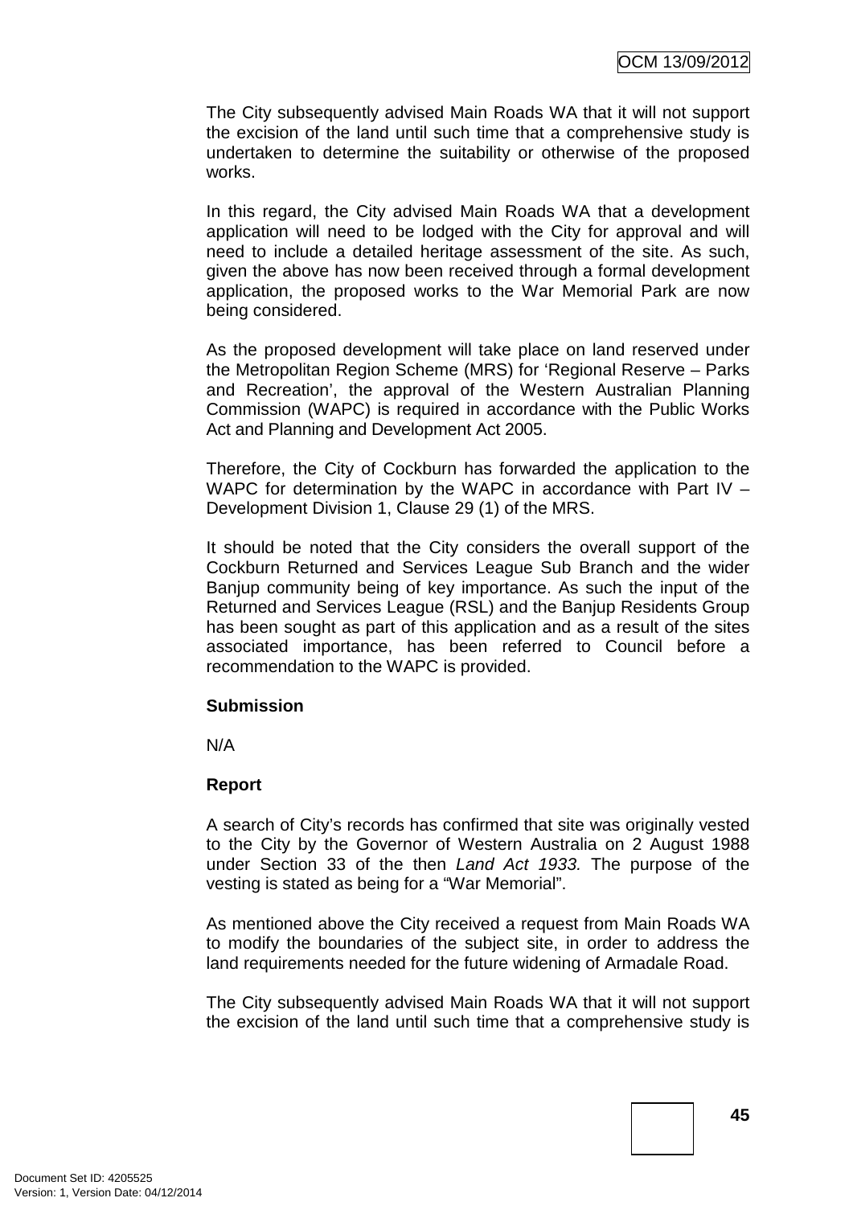The City subsequently advised Main Roads WA that it will not support the excision of the land until such time that a comprehensive study is undertaken to determine the suitability or otherwise of the proposed works.

In this regard, the City advised Main Roads WA that a development application will need to be lodged with the City for approval and will need to include a detailed heritage assessment of the site. As such, given the above has now been received through a formal development application, the proposed works to the War Memorial Park are now being considered.

As the proposed development will take place on land reserved under the Metropolitan Region Scheme (MRS) for 'Regional Reserve – Parks and Recreation', the approval of the Western Australian Planning Commission (WAPC) is required in accordance with the Public Works Act and Planning and Development Act 2005.

Therefore, the City of Cockburn has forwarded the application to the WAPC for determination by the WAPC in accordance with Part IV – Development Division 1, Clause 29 (1) of the MRS.

It should be noted that the City considers the overall support of the Cockburn Returned and Services League Sub Branch and the wider Banjup community being of key importance. As such the input of the Returned and Services League (RSL) and the Banjup Residents Group has been sought as part of this application and as a result of the sites associated importance, has been referred to Council before a recommendation to the WAPC is provided.

**Submission**

N/A

**Report**

A search of City's records has confirmed that site was originally vested to the City by the Governor of Western Australia on 2 August 1988 under Section 33 of the then *Land Act 1933.* The purpose of the vesting is stated as being for a "War Memorial".

As mentioned above the City received a request from Main Roads WA to modify the boundaries of the subject site, in order to address the land requirements needed for the future widening of Armadale Road.

The City subsequently advised Main Roads WA that it will not support the excision of the land until such time that a comprehensive study is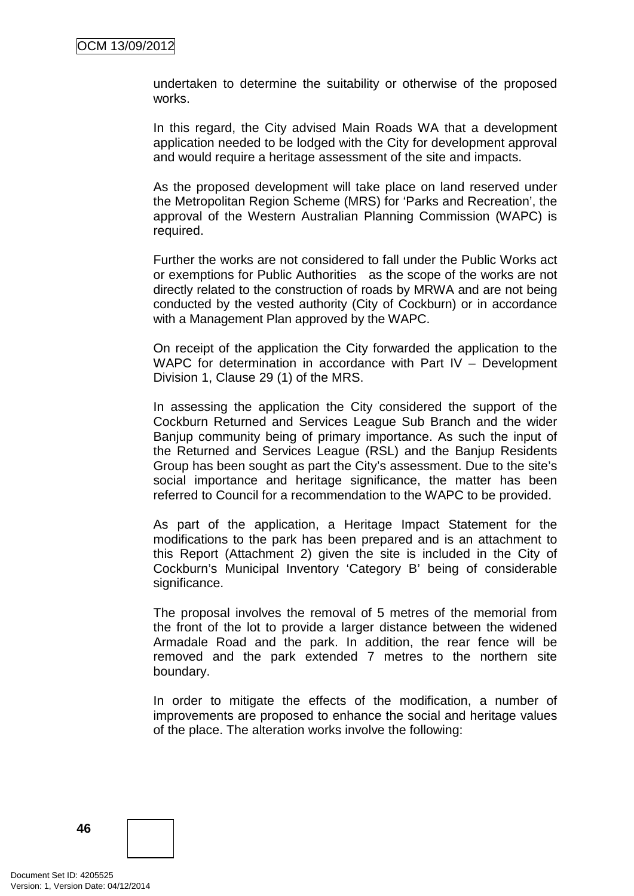undertaken to determine the suitability or otherwise of the proposed works.

In this regard, the City advised Main Roads WA that a development application needed to be lodged with the City for development approval and would require a heritage assessment of the site and impacts.

As the proposed development will take place on land reserved under the Metropolitan Region Scheme (MRS) for 'Parks and Recreation', the approval of the Western Australian Planning Commission (WAPC) is required.

Further the works are not considered to fall under the Public Works act or exemptions for Public Authorities as the scope of the works are not directly related to the construction of roads by MRWA and are not being conducted by the vested authority (City of Cockburn) or in accordance with a Management Plan approved by the WAPC.

On receipt of the application the City forwarded the application to the WAPC for determination in accordance with Part IV – Development Division 1, Clause 29 (1) of the MRS.

In assessing the application the City considered the support of the Cockburn Returned and Services League Sub Branch and the wider Banjup community being of primary importance. As such the input of the Returned and Services League (RSL) and the Banjup Residents Group has been sought as part the City's assessment. Due to the site's social importance and heritage significance, the matter has been referred to Council for a recommendation to the WAPC to be provided.

As part of the application, a Heritage Impact Statement for the modifications to the park has been prepared and is an attachment to this Report (Attachment 2) given the site is included in the City of Cockburn's Municipal Inventory 'Category B' being of considerable significance.

The proposal involves the removal of 5 metres of the memorial from the front of the lot to provide a larger distance between the widened Armadale Road and the park. In addition, the rear fence will be removed and the park extended 7 metres to the northern site boundary.

In order to mitigate the effects of the modification, a number of improvements are proposed to enhance the social and heritage values of the place. The alteration works involve the following: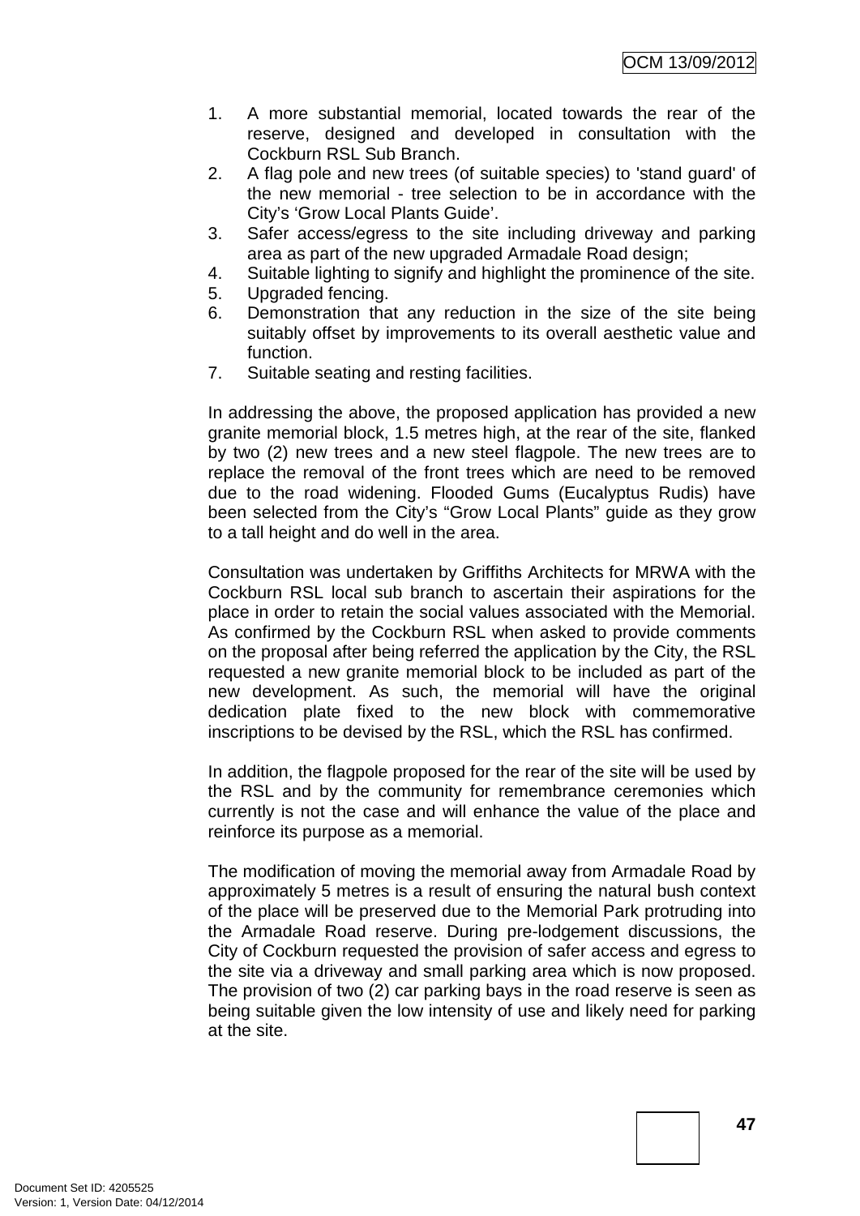1. A more substantial memorial, located towards the rear of the reserve, designed and developed in consultation with the Cockburn RSL Sub Branch.
2. A flag pole and new trees (of suitable species) to 'stand guard' of the new memorial - tree selection to be in accordance with the City's 'Grow Local Plants Guide'.
3. Safer access/egress to the site including driveway and parking area as part of the new upgraded Armadale Road design;
4. Suitable lighting to signify and highlight the prominence of the site.
5. Upgraded fencing.
6. Demonstration that any reduction in the size of the site being suitably offset by improvements to its overall aesthetic value and function.
7. Suitable seating and resting facilities.

In addressing the above, the proposed application has provided a new granite memorial block, 1.5 metres high, at the rear of the site, flanked by two (2) new trees and a new steel flagpole. The new trees are to replace the removal of the front trees which are need to be removed due to the road widening. Flooded Gums (Eucalyptus Rudis) have been selected from the City's "Grow Local Plants" guide as they grow to a tall height and do well in the area.

Consultation was undertaken by Griffiths Architects for MRWA with the Cockburn RSL local sub branch to ascertain their aspirations for the place in order to retain the social values associated with the Memorial. As confirmed by the Cockburn RSL when asked to provide comments on the proposal after being referred the application by the City, the RSL requested a new granite memorial block to be included as part of the new development. As such, the memorial will have the original dedication plate fixed to the new block with commemorative inscriptions to be devised by the RSL, which the RSL has confirmed.

In addition, the flagpole proposed for the rear of the site will be used by the RSL and by the community for remembrance ceremonies which currently is not the case and will enhance the value of the place and reinforce its purpose as a memorial.

The modification of moving the memorial away from Armadale Road by approximately 5 metres is a result of ensuring the natural bush context of the place will be preserved due to the Memorial Park protruding into the Armadale Road reserve. During pre-lodgement discussions, the City of Cockburn requested the provision of safer access and egress to the site via a driveway and small parking area which is now proposed. The provision of two (2) car parking bays in the road reserve is seen as being suitable given the low intensity of use and likely need for parking at the site.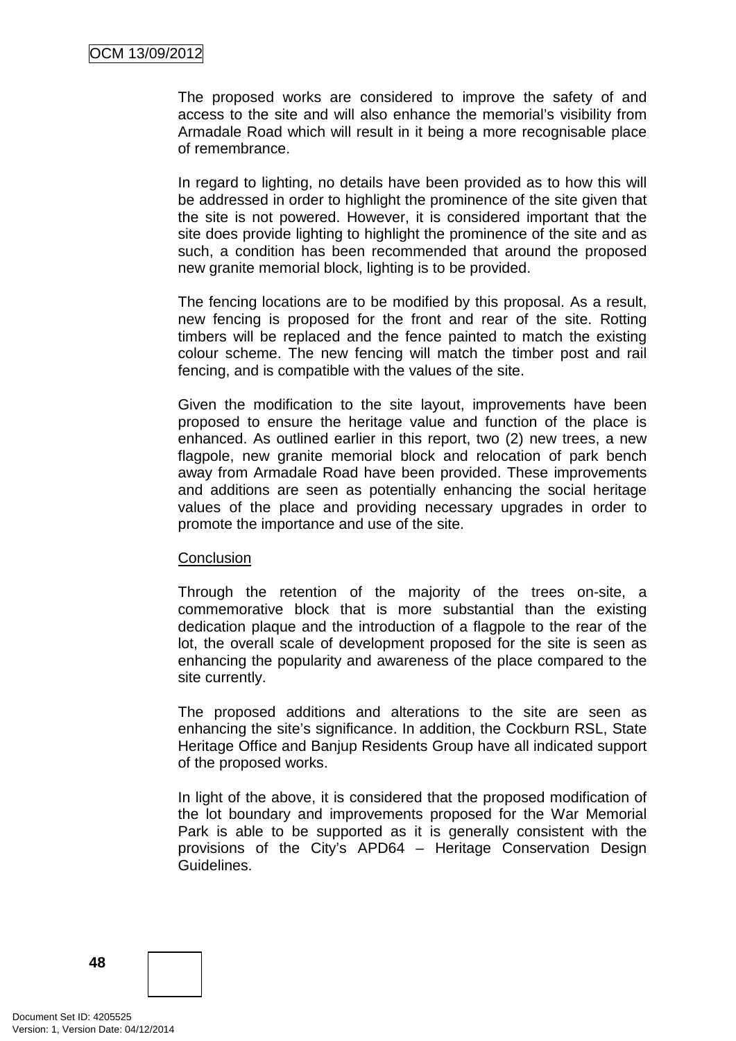The proposed works are considered to improve the safety of and access to the site and will also enhance the memorial's visibility from Armadale Road which will result in it being a more recognisable place of remembrance.

In regard to lighting, no details have been provided as to how this will be addressed in order to highlight the prominence of the site given that the site is not powered. However, it is considered important that the site does provide lighting to highlight the prominence of the site and as such, a condition has been recommended that around the proposed new granite memorial block, lighting is to be provided.

The fencing locations are to be modified by this proposal. As a result, new fencing is proposed for the front and rear of the site. Rotting timbers will be replaced and the fence painted to match the existing colour scheme. The new fencing will match the timber post and rail fencing, and is compatible with the values of the site.

Given the modification to the site layout, improvements have been proposed to ensure the heritage value and function of the place is enhanced. As outlined earlier in this report, two (2) new trees, a new flagpole, new granite memorial block and relocation of park bench away from Armadale Road have been provided. These improvements and additions are seen as potentially enhancing the social heritage values of the place and providing necessary upgrades in order to promote the importance and use of the site.

<u>Conclusion</u>

Through the retention of the majority of the trees on-site, a commemorative block that is more substantial than the existing dedication plaque and the introduction of a flagpole to the rear of the lot, the overall scale of development proposed for the site is seen as enhancing the popularity and awareness of the place compared to the site currently.

The proposed additions and alterations to the site are seen as enhancing the site's significance. In addition, the Cockburn RSL, State Heritage Office and Banjup Residents Group have all indicated support of the proposed works.

In light of the above, it is considered that the proposed modification of the lot boundary and improvements proposed for the War Memorial Park is able to be supported as it is generally consistent with the provisions of the City's APD64 – Heritage Conservation Design Guidelines.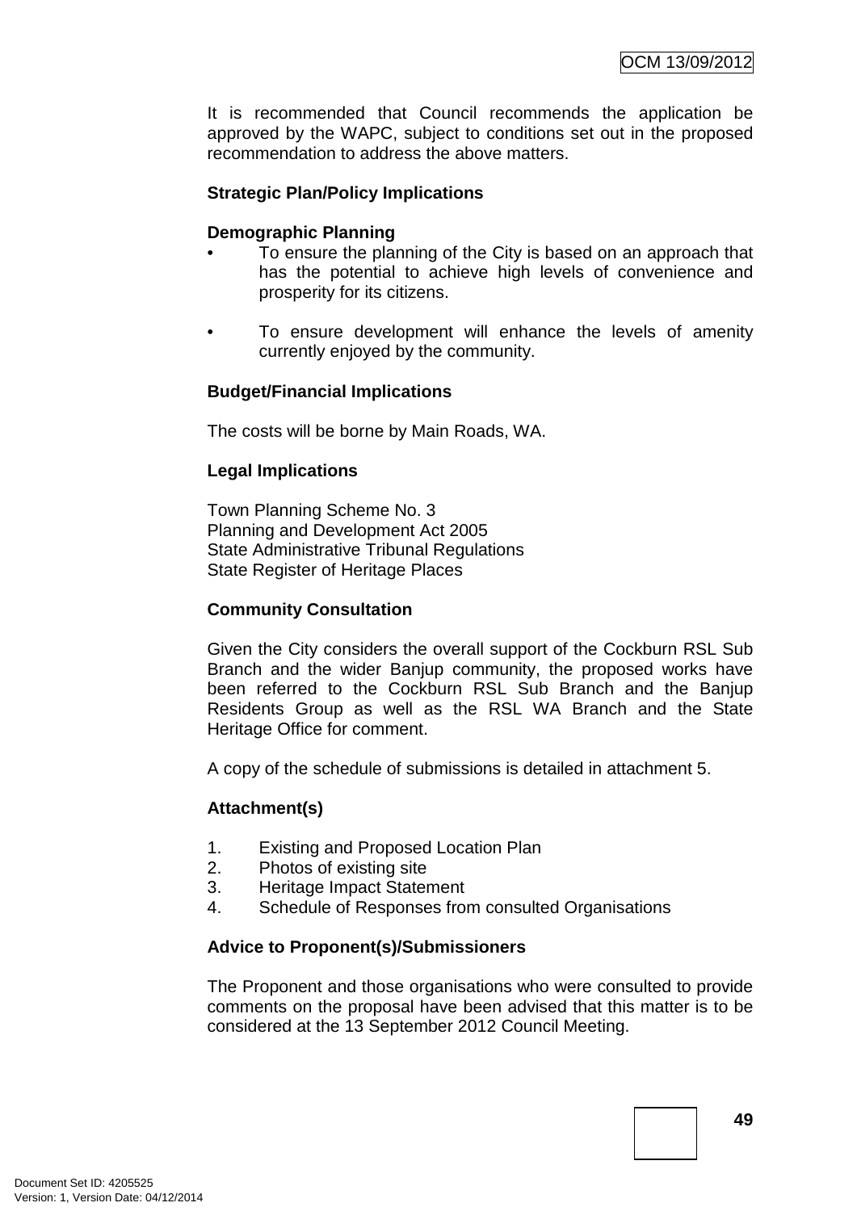It is recommended that Council recommends the application be approved by the WAPC, subject to conditions set out in the proposed recommendation to address the above matters.

**Strategic Plan/Policy Implications**

**Demographic Planning**

- To ensure the planning of the City is based on an approach that has the potential to achieve high levels of convenience and prosperity for its citizens.
- To ensure development will enhance the levels of amenity currently enjoyed by the community.

**Budget/Financial Implications**

The costs will be borne by Main Roads, WA.

**Legal Implications**

Town Planning Scheme No. 3
Planning and Development Act 2005
State Administrative Tribunal Regulations
State Register of Heritage Places

**Community Consultation**

Given the City considers the overall support of the Cockburn RSL Sub Branch and the wider Banjup community, the proposed works have been referred to the Cockburn RSL Sub Branch and the Banjup Residents Group as well as the RSL WA Branch and the State Heritage Office for comment.

A copy of the schedule of submissions is detailed in attachment 5.

**Attachment(s)**

1. Existing and Proposed Location Plan
2. Photos of existing site
3. Heritage Impact Statement
4. Schedule of Responses from consulted Organisations

**Advice to Proponent(s)/Submissioners**

The Proponent and those organisations who were consulted to provide comments on the proposal have been advised that this matter is to be considered at the 13 September 2012 Council Meeting.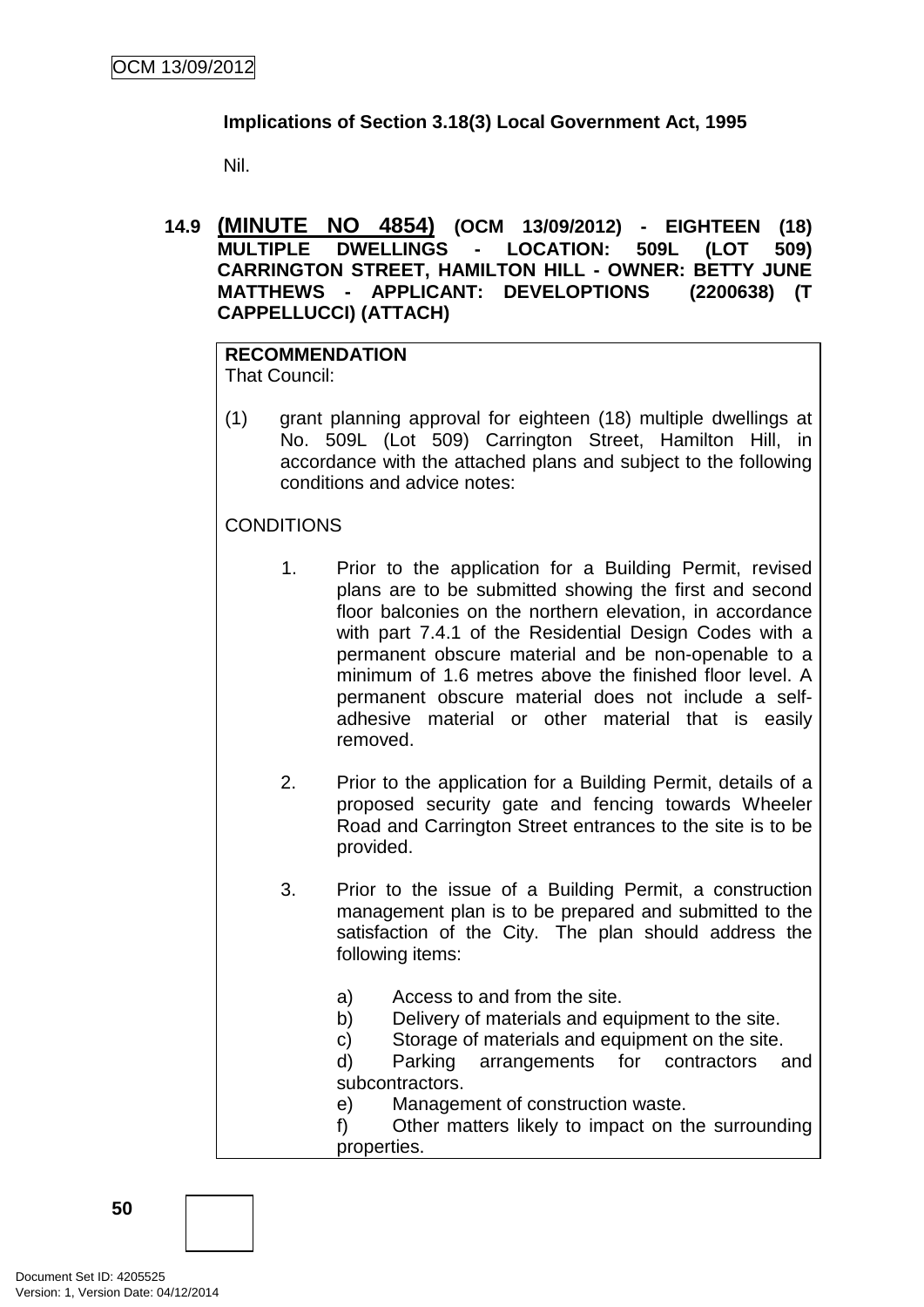**Implications of Section 3.18(3) Local Government Act, 1995**

Nil.

## 14.9 (MINUTE NO 4854) (OCM 13/09/2012) - EIGHTEEN (18) MULTIPLE DWELLINGS - LOCATION: 509L (LOT 509) CARRINGTON STREET, HAMILTON HILL - OWNER: BETTY JUNE MATTHEWS - APPLICANT: DEVELOPTIONS (2200638) (T CAPPELLUCCI) (ATTACH)

**RECOMMENDATION**

That Council:

(1) grant planning approval for eighteen (18) multiple dwellings at No. 509L (Lot 509) Carrington Street, Hamilton Hill, in accordance with the attached plans and subject to the following conditions and advice notes:

CONDITIONS

1. Prior to the application for a Building Permit, revised plans are to be submitted showing the first and second floor balconies on the northern elevation, in accordance with part 7.4.1 of the Residential Design Codes with a permanent obscure material and be non-openable to a minimum of 1.6 metres above the finished floor level. A permanent obscure material does not include a self-adhesive material or other material that is easily removed.

2. Prior to the application for a Building Permit, details of a proposed security gate and fencing towards Wheeler Road and Carrington Street entrances to the site is to be provided.

3. Prior to the issue of a Building Permit, a construction management plan is to be prepared and submitted to the satisfaction of the City. The plan should address the following items:

   a) Access to and from the site.
   b) Delivery of materials and equipment to the site.
   c) Storage of materials and equipment on the site.
   d) Parking arrangements for contractors and subcontractors.
   e) Management of construction waste.
   f) Other matters likely to impact on the surrounding properties.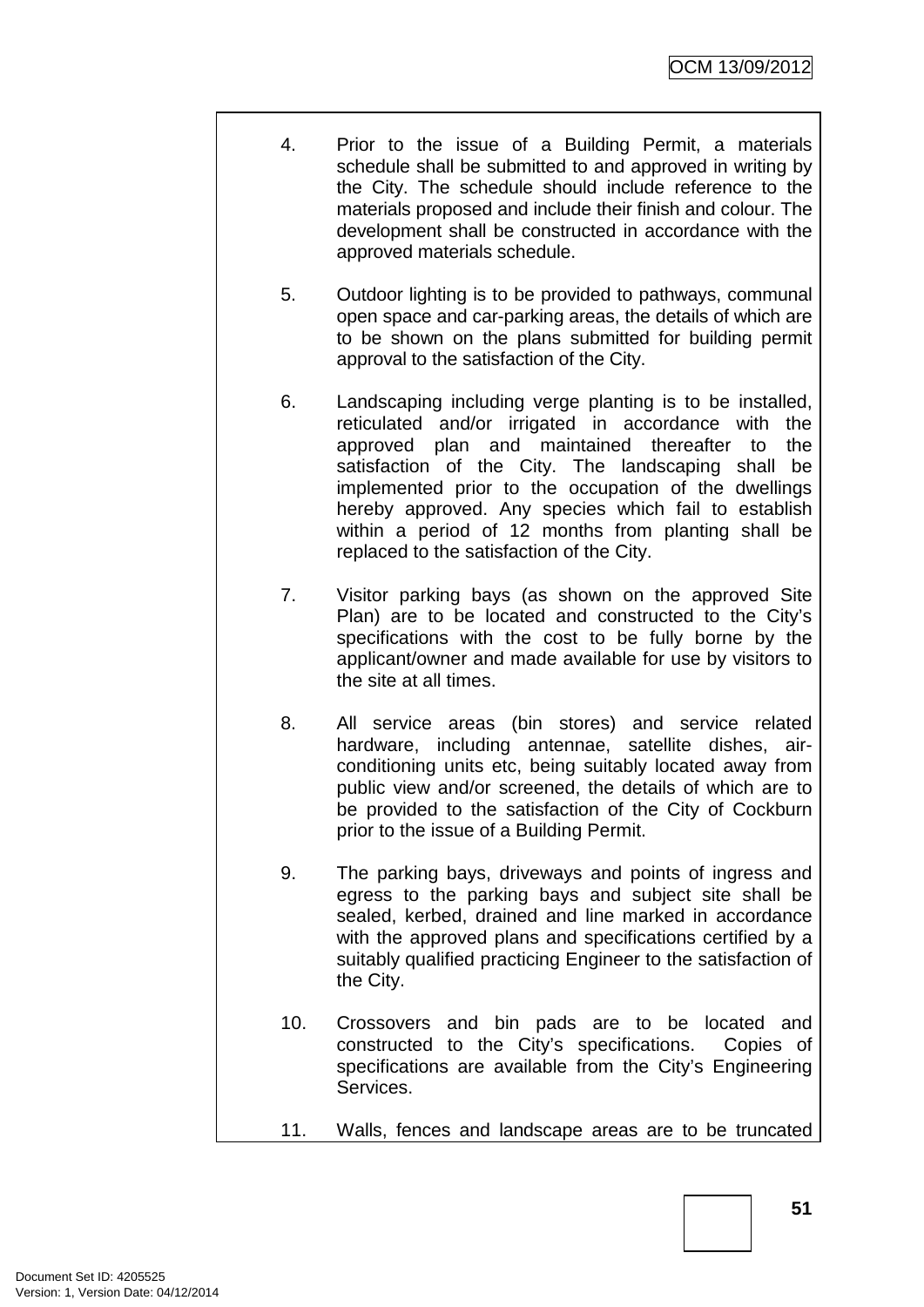4. Prior to the issue of a Building Permit, a materials schedule shall be submitted to and approved in writing by the City. The schedule should include reference to the materials proposed and include their finish and colour. The development shall be constructed in accordance with the approved materials schedule.

5. Outdoor lighting is to be provided to pathways, communal open space and car-parking areas, the details of which are to be shown on the plans submitted for building permit approval to the satisfaction of the City.

6. Landscaping including verge planting is to be installed, reticulated and/or irrigated in accordance with the approved plan and maintained thereafter to the satisfaction of the City. The landscaping shall be implemented prior to the occupation of the dwellings hereby approved. Any species which fail to establish within a period of 12 months from planting shall be replaced to the satisfaction of the City.

7. Visitor parking bays (as shown on the approved Site Plan) are to be located and constructed to the City's specifications with the cost to be fully borne by the applicant/owner and made available for use by visitors to the site at all times.

8. All service areas (bin stores) and service related hardware, including antennae, satellite dishes, air-conditioning units etc, being suitably located away from public view and/or screened, the details of which are to be provided to the satisfaction of the City of Cockburn prior to the issue of a Building Permit.

9. The parking bays, driveways and points of ingress and egress to the parking bays and subject site shall be sealed, kerbed, drained and line marked in accordance with the approved plans and specifications certified by a suitably qualified practicing Engineer to the satisfaction of the City.

10. Crossovers and bin pads are to be located and constructed to the City's specifications. Copies of specifications are available from the City's Engineering Services.

11. Walls, fences and landscape areas are to be truncated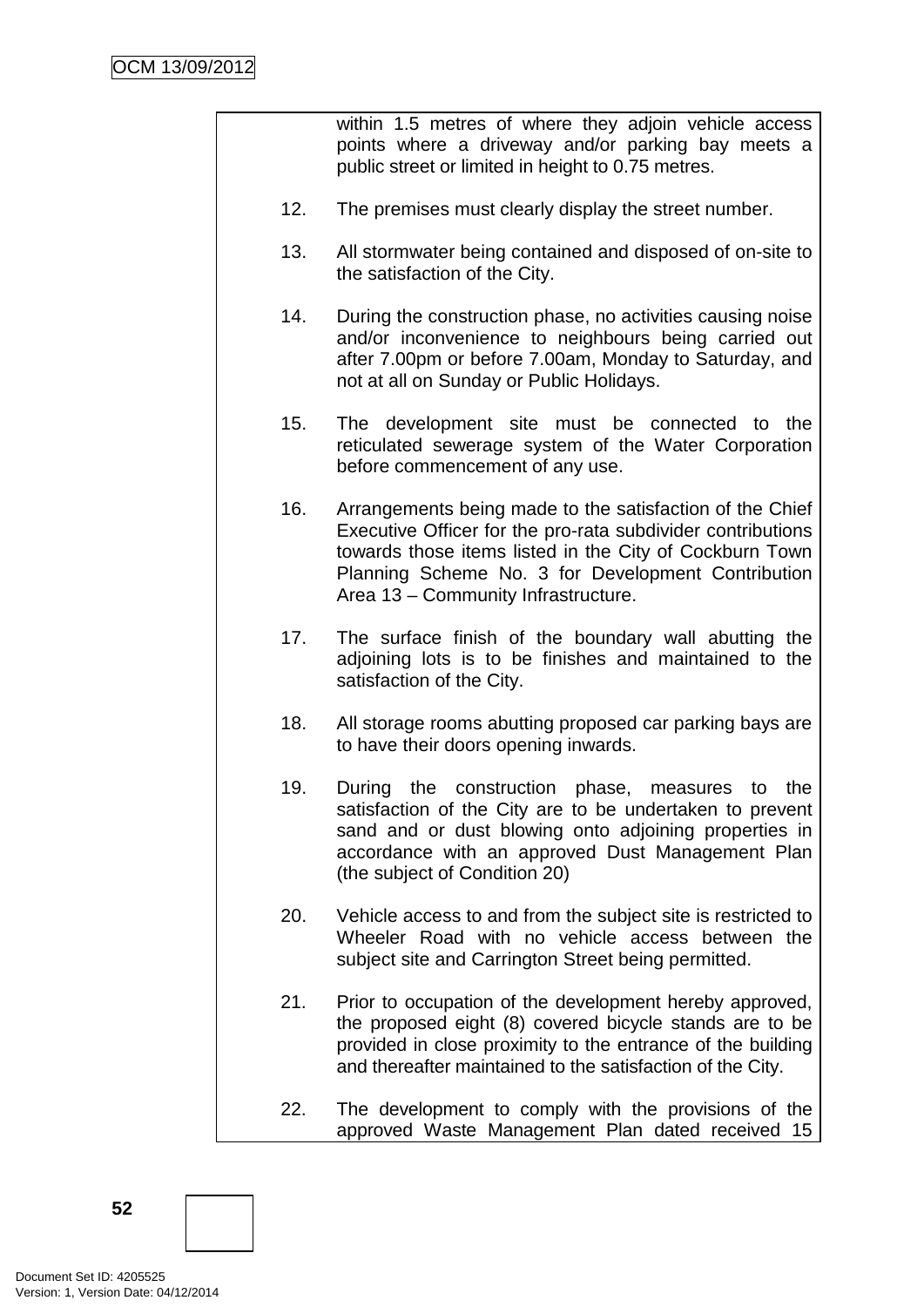within 1.5 metres of where they adjoin vehicle access points where a driveway and/or parking bay meets a public street or limited in height to 0.75 metres.

12. The premises must clearly display the street number.

13. All stormwater being contained and disposed of on-site to the satisfaction of the City.

14. During the construction phase, no activities causing noise and/or inconvenience to neighbours being carried out after 7.00pm or before 7.00am, Monday to Saturday, and not at all on Sunday or Public Holidays.

15. The development site must be connected to the reticulated sewerage system of the Water Corporation before commencement of any use.

16. Arrangements being made to the satisfaction of the Chief Executive Officer for the pro-rata subdivider contributions towards those items listed in the City of Cockburn Town Planning Scheme No. 3 for Development Contribution Area 13 – Community Infrastructure.

17. The surface finish of the boundary wall abutting the adjoining lots is to be finishes and maintained to the satisfaction of the City.

18. All storage rooms abutting proposed car parking bays are to have their doors opening inwards.

19. During the construction phase, measures to the satisfaction of the City are to be undertaken to prevent sand and or dust blowing onto adjoining properties in accordance with an approved Dust Management Plan (the subject of Condition 20)

20. Vehicle access to and from the subject site is restricted to Wheeler Road with no vehicle access between the subject site and Carrington Street being permitted.

21. Prior to occupation of the development hereby approved, the proposed eight (8) covered bicycle stands are to be provided in close proximity to the entrance of the building and thereafter maintained to the satisfaction of the City.

22. The development to comply with the provisions of the approved Waste Management Plan dated received 15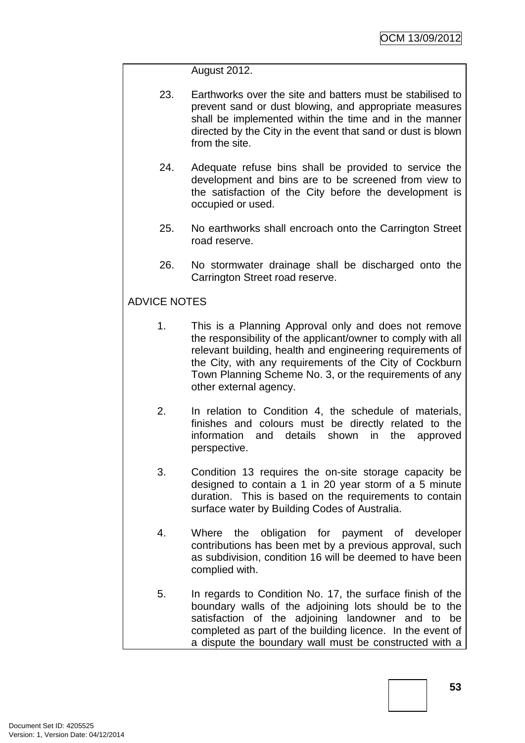August 2012.

23. Earthworks over the site and batters must be stabilised to prevent sand or dust blowing, and appropriate measures shall be implemented within the time and in the manner directed by the City in the event that sand or dust is blown from the site.

24. Adequate refuse bins shall be provided to service the development and bins are to be screened from view to the satisfaction of the City before the development is occupied or used.

25. No earthworks shall encroach onto the Carrington Street road reserve.

26. No stormwater drainage shall be discharged onto the Carrington Street road reserve.

ADVICE NOTES

1. This is a Planning Approval only and does not remove the responsibility of the applicant/owner to comply with all relevant building, health and engineering requirements of the City, with any requirements of the City of Cockburn Town Planning Scheme No. 3, or the requirements of any other external agency.

2. In relation to Condition 4, the schedule of materials, finishes and colours must be directly related to the information and details shown in the approved perspective.

3. Condition 13 requires the on-site storage capacity be designed to contain a 1 in 20 year storm of a 5 minute duration. This is based on the requirements to contain surface water by Building Codes of Australia.

4. Where the obligation for payment of developer contributions has been met by a previous approval, such as subdivision, condition 16 will be deemed to have been complied with.

5. In regards to Condition No. 17, the surface finish of the boundary walls of the adjoining lots should be to the satisfaction of the adjoining landowner and to be completed as part of the building licence. In the event of a dispute the boundary wall must be constructed with a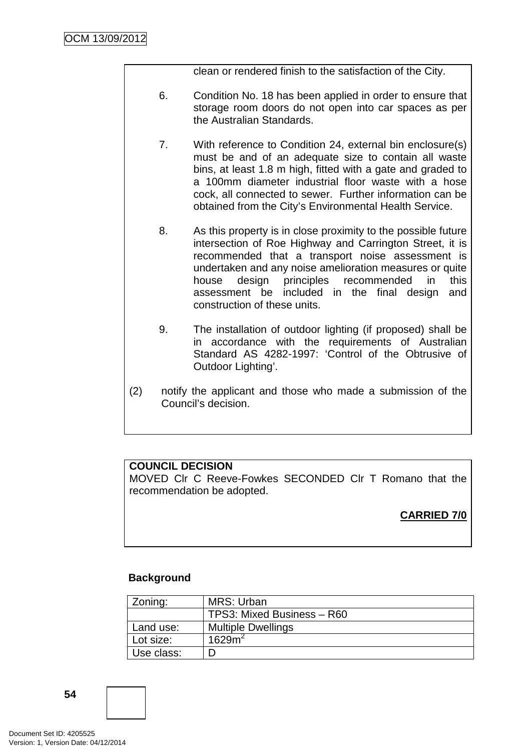clean or rendered finish to the satisfaction of the City.

6. Condition No. 18 has been applied in order to ensure that storage room doors do not open into car spaces as per the Australian Standards.

7. With reference to Condition 24, external bin enclosure(s) must be and of an adequate size to contain all waste bins, at least 1.8 m high, fitted with a gate and graded to a 100mm diameter industrial floor waste with a hose cock, all connected to sewer. Further information can be obtained from the City's Environmental Health Service.

8. As this property is in close proximity to the possible future intersection of Roe Highway and Carrington Street, it is recommended that a transport noise assessment is undertaken and any noise amelioration measures or quite house design principles recommended in this assessment be included in the final design and construction of these units.

9. The installation of outdoor lighting (if proposed) shall be in accordance with the requirements of Australian Standard AS 4282-1997: 'Control of the Obtrusive of Outdoor Lighting'.

(2) notify the applicant and those who made a submission of the Council's decision.

**COUNCIL DECISION**
MOVED Clr C Reeve-Fowkes SECONDED Clr T Romano that the recommendation be adopted.

**CARRIED 7/0**

**Background**

| Zoning: | MRS: Urban |
|---|---|
| | TPS3: Mixed Business – R60 |
| Land use: | Multiple Dwellings |
| Lot size: | 1629m$^2$ |
| Use class: | D |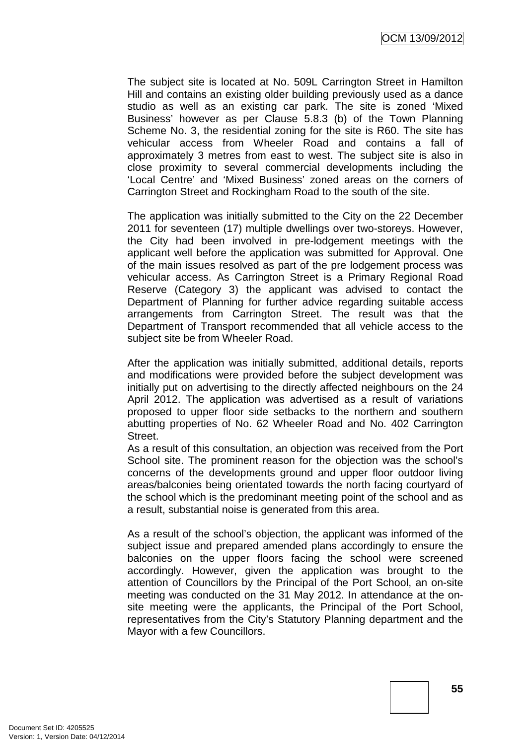The subject site is located at No. 509L Carrington Street in Hamilton Hill and contains an existing older building previously used as a dance studio as well as an existing car park. The site is zoned 'Mixed Business' however as per Clause 5.8.3 (b) of the Town Planning Scheme No. 3, the residential zoning for the site is R60. The site has vehicular access from Wheeler Road and contains a fall of approximately 3 metres from east to west. The subject site is also in close proximity to several commercial developments including the 'Local Centre' and 'Mixed Business' zoned areas on the corners of Carrington Street and Rockingham Road to the south of the site.

The application was initially submitted to the City on the 22 December 2011 for seventeen (17) multiple dwellings over two-storeys. However, the City had been involved in pre-lodgement meetings with the applicant well before the application was submitted for Approval. One of the main issues resolved as part of the pre lodgement process was vehicular access. As Carrington Street is a Primary Regional Road Reserve (Category 3) the applicant was advised to contact the Department of Planning for further advice regarding suitable access arrangements from Carrington Street. The result was that the Department of Transport recommended that all vehicle access to the subject site be from Wheeler Road.

After the application was initially submitted, additional details, reports and modifications were provided before the subject development was initially put on advertising to the directly affected neighbours on the 24 April 2012. The application was advertised as a result of variations proposed to upper floor side setbacks to the northern and southern abutting properties of No. 62 Wheeler Road and No. 402 Carrington Street.

As a result of this consultation, an objection was received from the Port School site. The prominent reason for the objection was the school's concerns of the developments ground and upper floor outdoor living areas/balconies being orientated towards the north facing courtyard of the school which is the predominant meeting point of the school and as a result, substantial noise is generated from this area.

As a result of the school's objection, the applicant was informed of the subject issue and prepared amended plans accordingly to ensure the balconies on the upper floors facing the school were screened accordingly. However, given the application was brought to the attention of Councillors by the Principal of the Port School, an on-site meeting was conducted on the 31 May 2012. In attendance at the on-site meeting were the applicants, the Principal of the Port School, representatives from the City's Statutory Planning department and the Mayor with a few Councillors.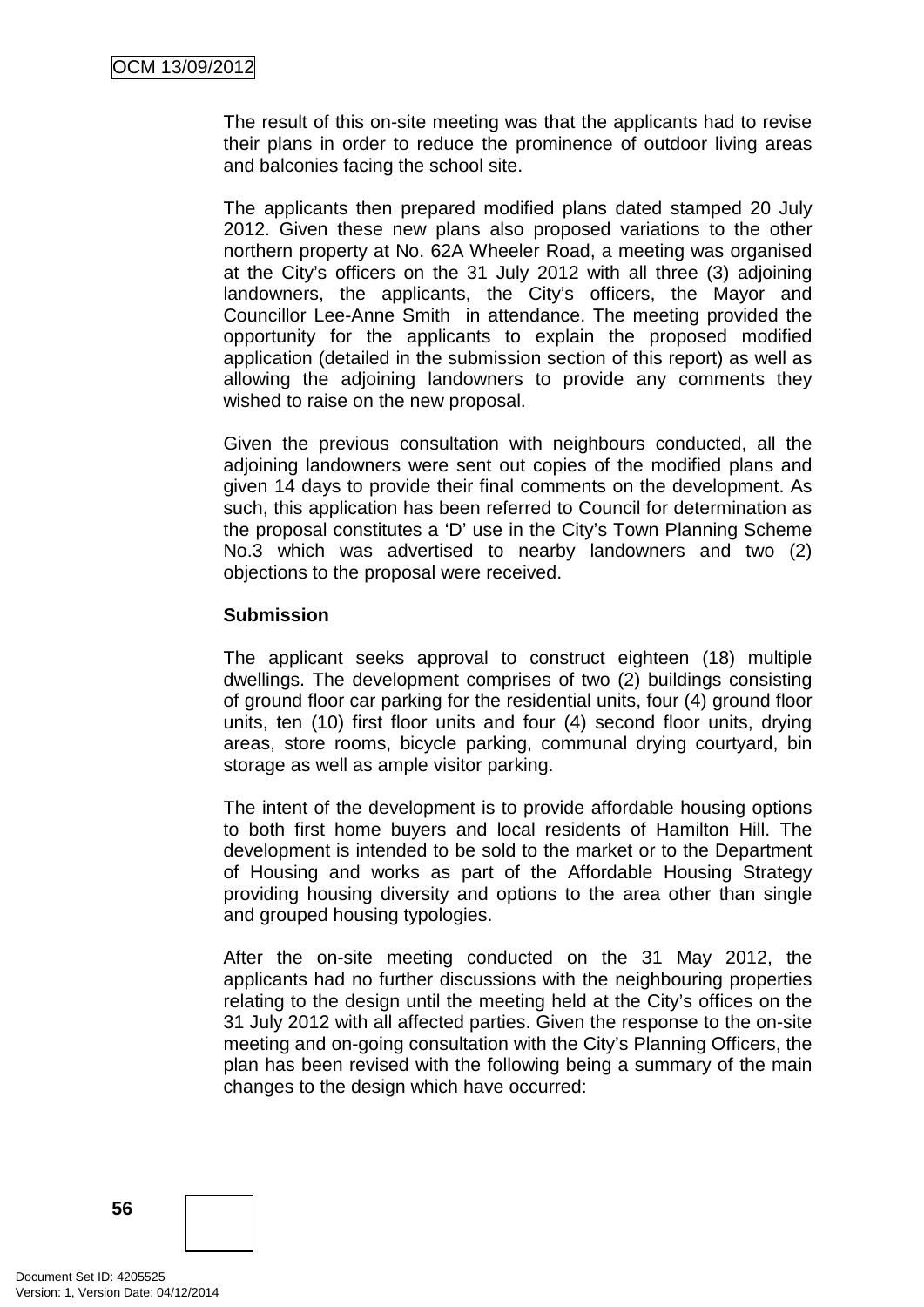The result of this on-site meeting was that the applicants had to revise their plans in order to reduce the prominence of outdoor living areas and balconies facing the school site.

The applicants then prepared modified plans dated stamped 20 July 2012. Given these new plans also proposed variations to the other northern property at No. 62A Wheeler Road, a meeting was organised at the City's officers on the 31 July 2012 with all three (3) adjoining landowners, the applicants, the City's officers, the Mayor and Councillor Lee-Anne Smith in attendance. The meeting provided the opportunity for the applicants to explain the proposed modified application (detailed in the submission section of this report) as well as allowing the adjoining landowners to provide any comments they wished to raise on the new proposal.

Given the previous consultation with neighbours conducted, all the adjoining landowners were sent out copies of the modified plans and given 14 days to provide their final comments on the development. As such, this application has been referred to Council for determination as the proposal constitutes a 'D' use in the City's Town Planning Scheme No.3 which was advertised to nearby landowners and two (2) objections to the proposal were received.

**Submission**

The applicant seeks approval to construct eighteen (18) multiple dwellings. The development comprises of two (2) buildings consisting of ground floor car parking for the residential units, four (4) ground floor units, ten (10) first floor units and four (4) second floor units, drying areas, store rooms, bicycle parking, communal drying courtyard, bin storage as well as ample visitor parking.

The intent of the development is to provide affordable housing options to both first home buyers and local residents of Hamilton Hill. The development is intended to be sold to the market or to the Department of Housing and works as part of the Affordable Housing Strategy providing housing diversity and options to the area other than single and grouped housing typologies.

After the on-site meeting conducted on the 31 May 2012, the applicants had no further discussions with the neighbouring properties relating to the design until the meeting held at the City's offices on the 31 July 2012 with all affected parties. Given the response to the on-site meeting and on-going consultation with the City's Planning Officers, the plan has been revised with the following being a summary of the main changes to the design which have occurred: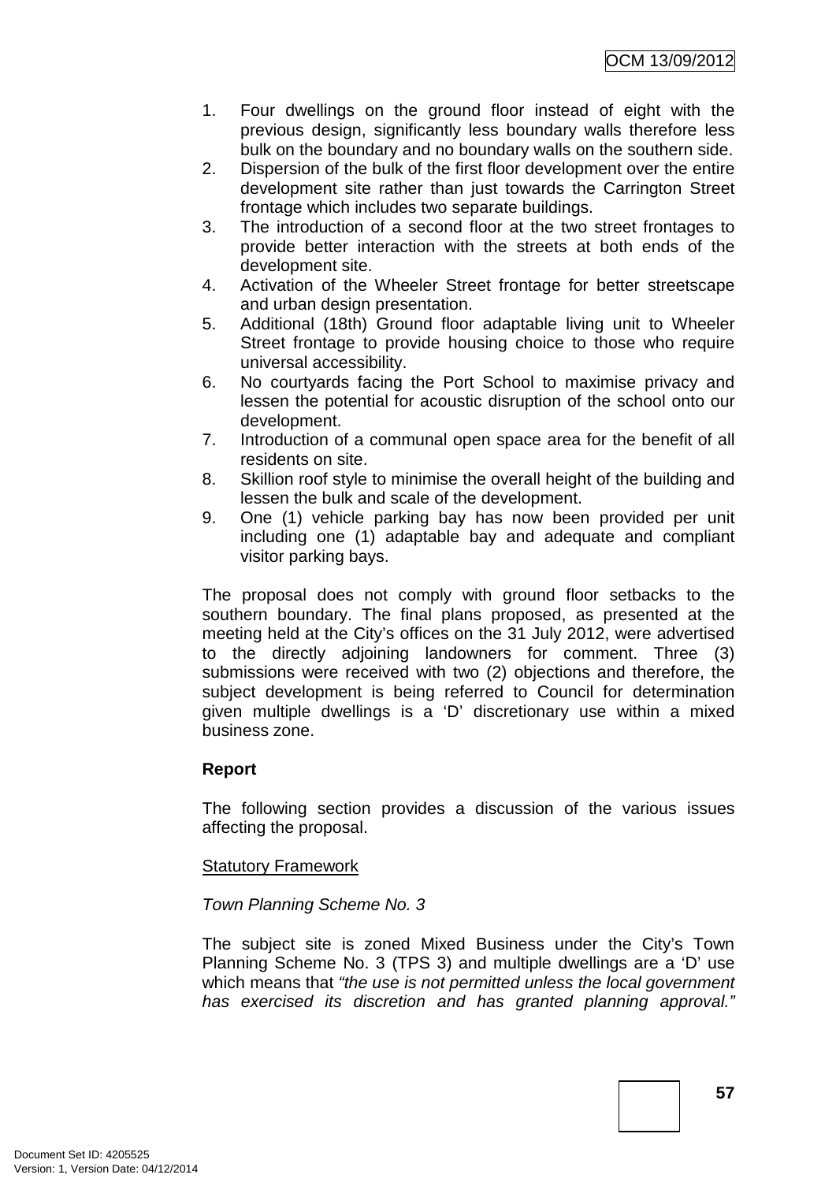1. Four dwellings on the ground floor instead of eight with the previous design, significantly less boundary walls therefore less bulk on the boundary and no boundary walls on the southern side.
2. Dispersion of the bulk of the first floor development over the entire development site rather than just towards the Carrington Street frontage which includes two separate buildings.
3. The introduction of a second floor at the two street frontages to provide better interaction with the streets at both ends of the development site.
4. Activation of the Wheeler Street frontage for better streetscape and urban design presentation.
5. Additional (18th) Ground floor adaptable living unit to Wheeler Street frontage to provide housing choice to those who require universal accessibility.
6. No courtyards facing the Port School to maximise privacy and lessen the potential for acoustic disruption of the school onto our development.
7. Introduction of a communal open space area for the benefit of all residents on site.
8. Skillion roof style to minimise the overall height of the building and lessen the bulk and scale of the development.
9. One (1) vehicle parking bay has now been provided per unit including one (1) adaptable bay and adequate and compliant visitor parking bays.

The proposal does not comply with ground floor setbacks to the southern boundary. The final plans proposed, as presented at the meeting held at the City's offices on the 31 July 2012, were advertised to the directly adjoining landowners for comment. Three (3) submissions were received with two (2) objections and therefore, the subject development is being referred to Council for determination given multiple dwellings is a 'D' discretionary use within a mixed business zone.

**Report**

The following section provides a discussion of the various issues affecting the proposal.

Statutory Framework

*Town Planning Scheme No. 3*

The subject site is zoned Mixed Business under the City's Town Planning Scheme No. 3 (TPS 3) and multiple dwellings are a 'D' use which means that *"the use is not permitted unless the local government has exercised its discretion and has granted planning approval."*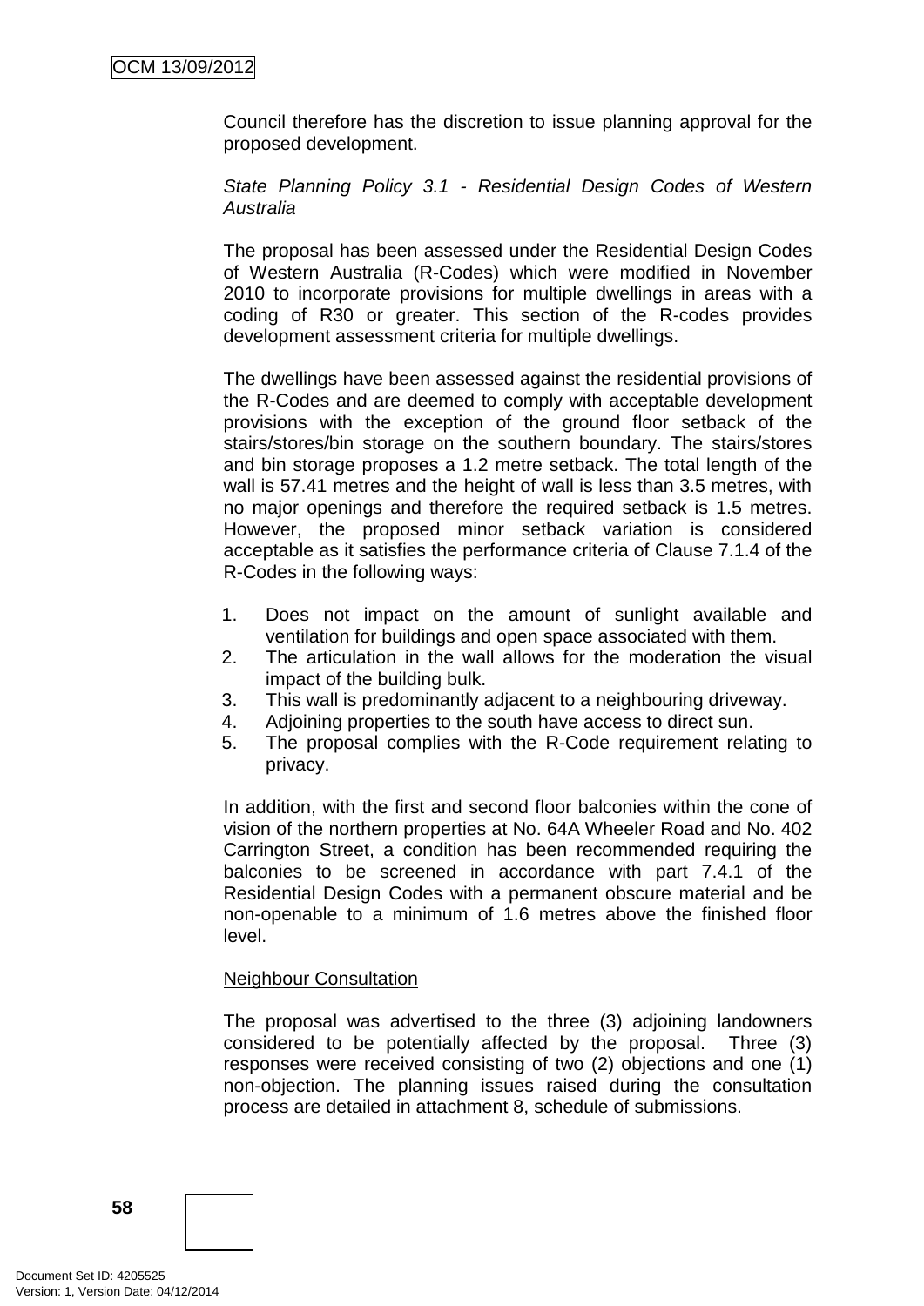Council therefore has the discretion to issue planning approval for the proposed development.

*State Planning Policy 3.1 - Residential Design Codes of Western Australia*

The proposal has been assessed under the Residential Design Codes of Western Australia (R-Codes) which were modified in November 2010 to incorporate provisions for multiple dwellings in areas with a coding of R30 or greater. This section of the R-codes provides development assessment criteria for multiple dwellings.

The dwellings have been assessed against the residential provisions of the R-Codes and are deemed to comply with acceptable development provisions with the exception of the ground floor setback of the stairs/stores/bin storage on the southern boundary. The stairs/stores and bin storage proposes a 1.2 metre setback. The total length of the wall is 57.41 metres and the height of wall is less than 3.5 metres, with no major openings and therefore the required setback is 1.5 metres. However, the proposed minor setback variation is considered acceptable as it satisfies the performance criteria of Clause 7.1.4 of the R-Codes in the following ways:

1. Does not impact on the amount of sunlight available and ventilation for buildings and open space associated with them.
2. The articulation in the wall allows for the moderation the visual impact of the building bulk.
3. This wall is predominantly adjacent to a neighbouring driveway.
4. Adjoining properties to the south have access to direct sun.
5. The proposal complies with the R-Code requirement relating to privacy.

In addition, with the first and second floor balconies within the cone of vision of the northern properties at No. 64A Wheeler Road and No. 402 Carrington Street, a condition has been recommended requiring the balconies to be screened in accordance with part 7.4.1 of the Residential Design Codes with a permanent obscure material and be non-openable to a minimum of 1.6 metres above the finished floor level.

Neighbour Consultation

The proposal was advertised to the three (3) adjoining landowners considered to be potentially affected by the proposal. Three (3) responses were received consisting of two (2) objections and one (1) non-objection. The planning issues raised during the consultation process are detailed in attachment 8, schedule of submissions.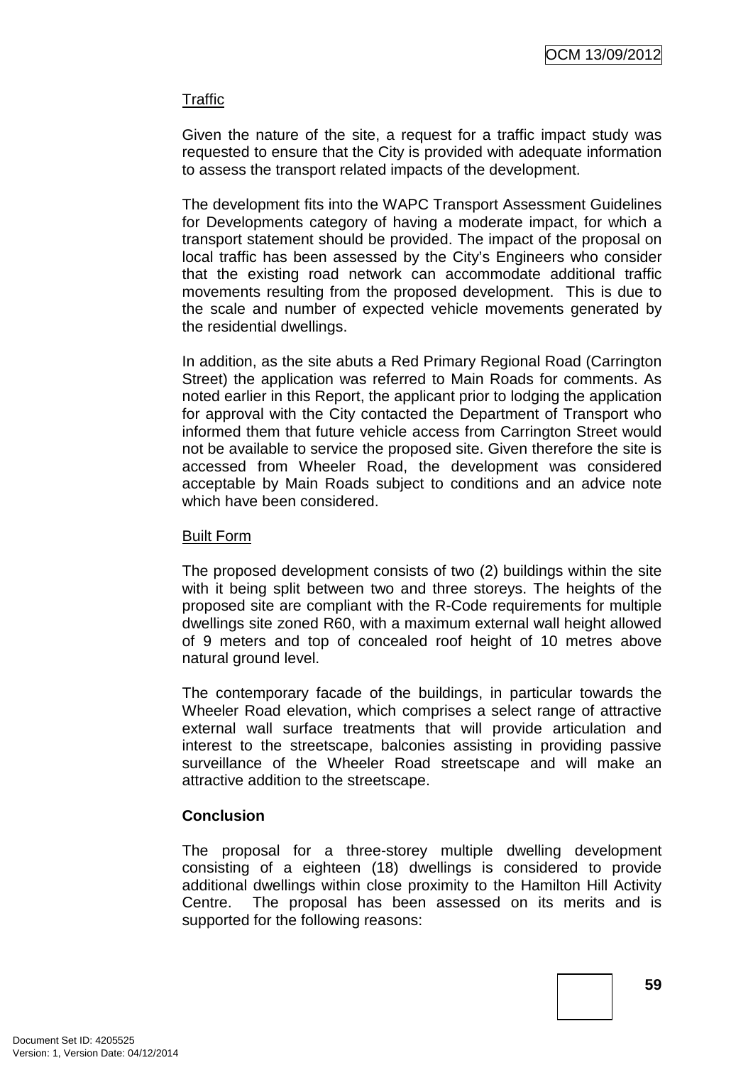Traffic

Given the nature of the site, a request for a traffic impact study was requested to ensure that the City is provided with adequate information to assess the transport related impacts of the development.

The development fits into the WAPC Transport Assessment Guidelines for Developments category of having a moderate impact, for which a transport statement should be provided. The impact of the proposal on local traffic has been assessed by the City's Engineers who consider that the existing road network can accommodate additional traffic movements resulting from the proposed development. This is due to the scale and number of expected vehicle movements generated by the residential dwellings.

In addition, as the site abuts a Red Primary Regional Road (Carrington Street) the application was referred to Main Roads for comments. As noted earlier in this Report, the applicant prior to lodging the application for approval with the City contacted the Department of Transport who informed them that future vehicle access from Carrington Street would not be available to service the proposed site. Given therefore the site is accessed from Wheeler Road, the development was considered acceptable by Main Roads subject to conditions and an advice note which have been considered.

Built Form

The proposed development consists of two (2) buildings within the site with it being split between two and three storeys. The heights of the proposed site are compliant with the R-Code requirements for multiple dwellings site zoned R60, with a maximum external wall height allowed of 9 meters and top of concealed roof height of 10 metres above natural ground level.

The contemporary facade of the buildings, in particular towards the Wheeler Road elevation, which comprises a select range of attractive external wall surface treatments that will provide articulation and interest to the streetscape, balconies assisting in providing passive surveillance of the Wheeler Road streetscape and will make an attractive addition to the streetscape.

**Conclusion**

The proposal for a three-storey multiple dwelling development consisting of a eighteen (18) dwellings is considered to provide additional dwellings within close proximity to the Hamilton Hill Activity Centre. The proposal has been assessed on its merits and is supported for the following reasons: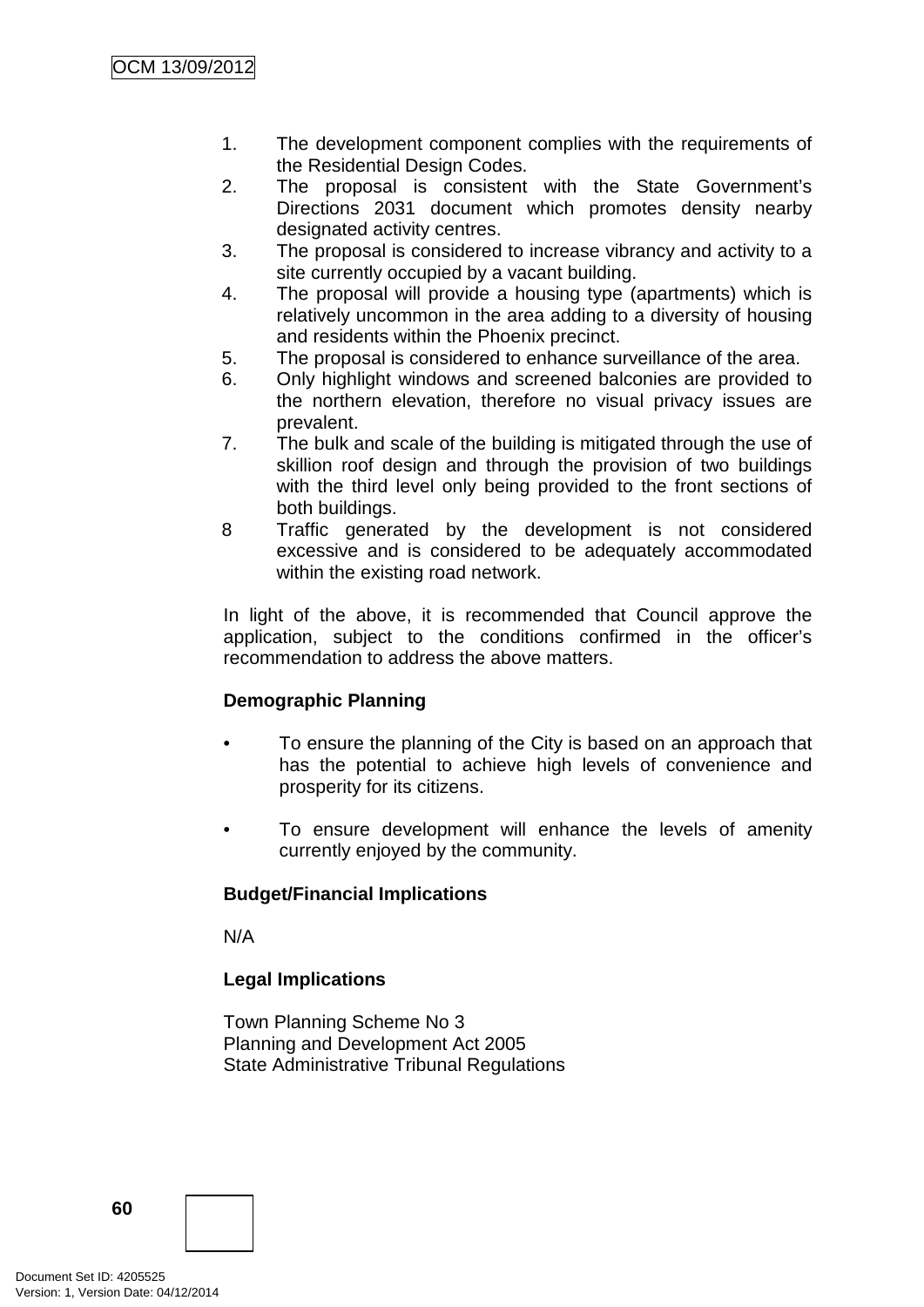1. The development component complies with the requirements of the Residential Design Codes.
2. The proposal is consistent with the State Government's Directions 2031 document which promotes density nearby designated activity centres.
3. The proposal is considered to increase vibrancy and activity to a site currently occupied by a vacant building.
4. The proposal will provide a housing type (apartments) which is relatively uncommon in the area adding to a diversity of housing and residents within the Phoenix precinct.
5. The proposal is considered to enhance surveillance of the area.
6. Only highlight windows and screened balconies are provided to the northern elevation, therefore no visual privacy issues are prevalent.
7. The bulk and scale of the building is mitigated through the use of skillion roof design and through the provision of two buildings with the third level only being provided to the front sections of both buildings.
8. Traffic generated by the development is not considered excessive and is considered to be adequately accommodated within the existing road network.

In light of the above, it is recommended that Council approve the application, subject to the conditions confirmed in the officer's recommendation to address the above matters.

**Demographic Planning**

- To ensure the planning of the City is based on an approach that has the potential to achieve high levels of convenience and prosperity for its citizens.

- To ensure development will enhance the levels of amenity currently enjoyed by the community.

**Budget/Financial Implications**

N/A

**Legal Implications**

Town Planning Scheme No 3
Planning and Development Act 2005
State Administrative Tribunal Regulations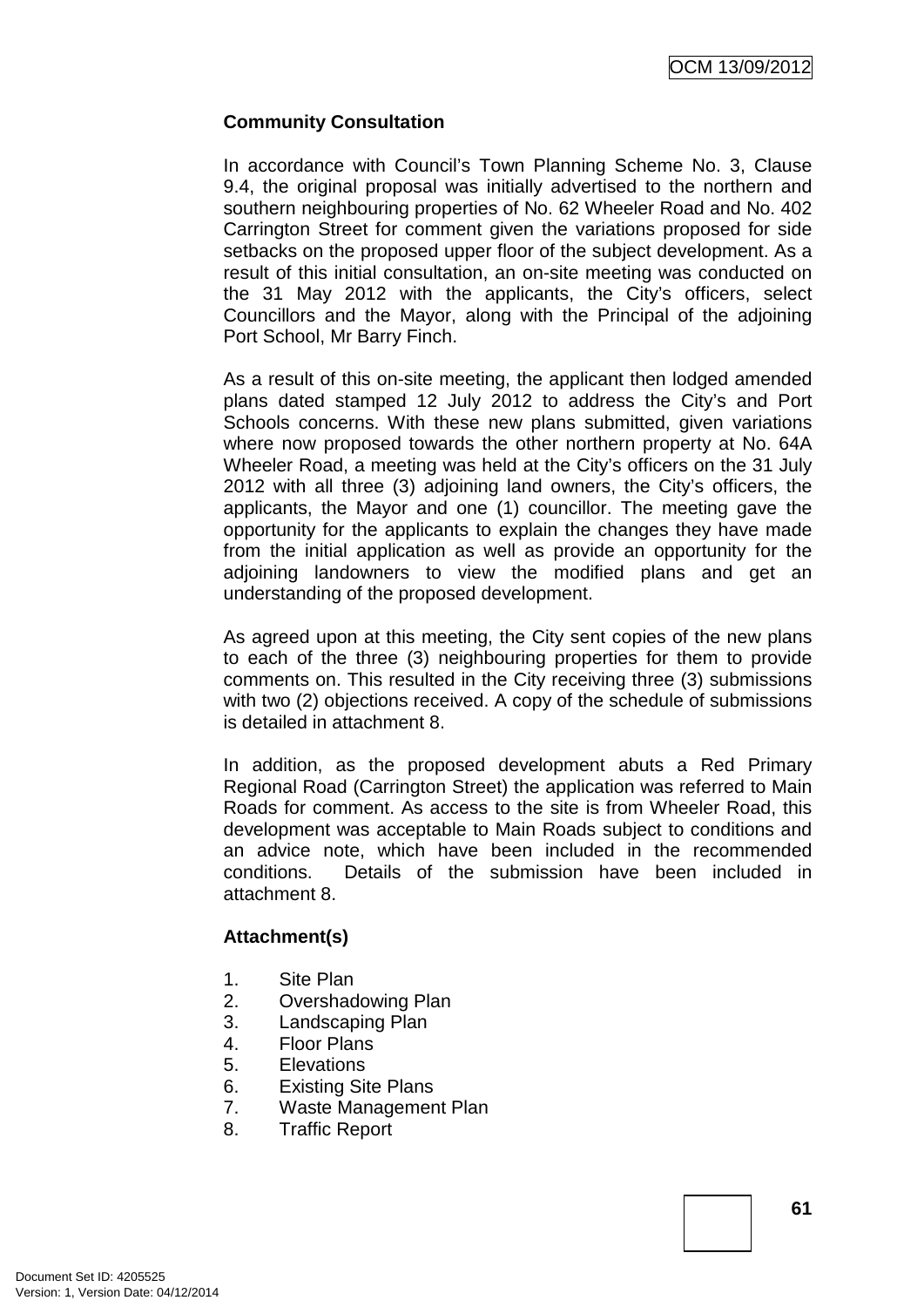**Community Consultation**

In accordance with Council's Town Planning Scheme No. 3, Clause 9.4, the original proposal was initially advertised to the northern and southern neighbouring properties of No. 62 Wheeler Road and No. 402 Carrington Street for comment given the variations proposed for side setbacks on the proposed upper floor of the subject development. As a result of this initial consultation, an on-site meeting was conducted on the 31 May 2012 with the applicants, the City's officers, select Councillors and the Mayor, along with the Principal of the adjoining Port School, Mr Barry Finch.

As a result of this on-site meeting, the applicant then lodged amended plans dated stamped 12 July 2012 to address the City's and Port Schools concerns. With these new plans submitted, given variations where now proposed towards the other northern property at No. 64A Wheeler Road, a meeting was held at the City's officers on the 31 July 2012 with all three (3) adjoining land owners, the City's officers, the applicants, the Mayor and one (1) councillor. The meeting gave the opportunity for the applicants to explain the changes they have made from the initial application as well as provide an opportunity for the adjoining landowners to view the modified plans and get an understanding of the proposed development.

As agreed upon at this meeting, the City sent copies of the new plans to each of the three (3) neighbouring properties for them to provide comments on. This resulted in the City receiving three (3) submissions with two (2) objections received. A copy of the schedule of submissions is detailed in attachment 8.

In addition, as the proposed development abuts a Red Primary Regional Road (Carrington Street) the application was referred to Main Roads for comment. As access to the site is from Wheeler Road, this development was acceptable to Main Roads subject to conditions and an advice note, which have been included in the recommended conditions. Details of the submission have been included in attachment 8.

**Attachment(s)**

1. Site Plan
2. Overshadowing Plan
3. Landscaping Plan
4. Floor Plans
5. Elevations
6. Existing Site Plans
7. Waste Management Plan
8. Traffic Report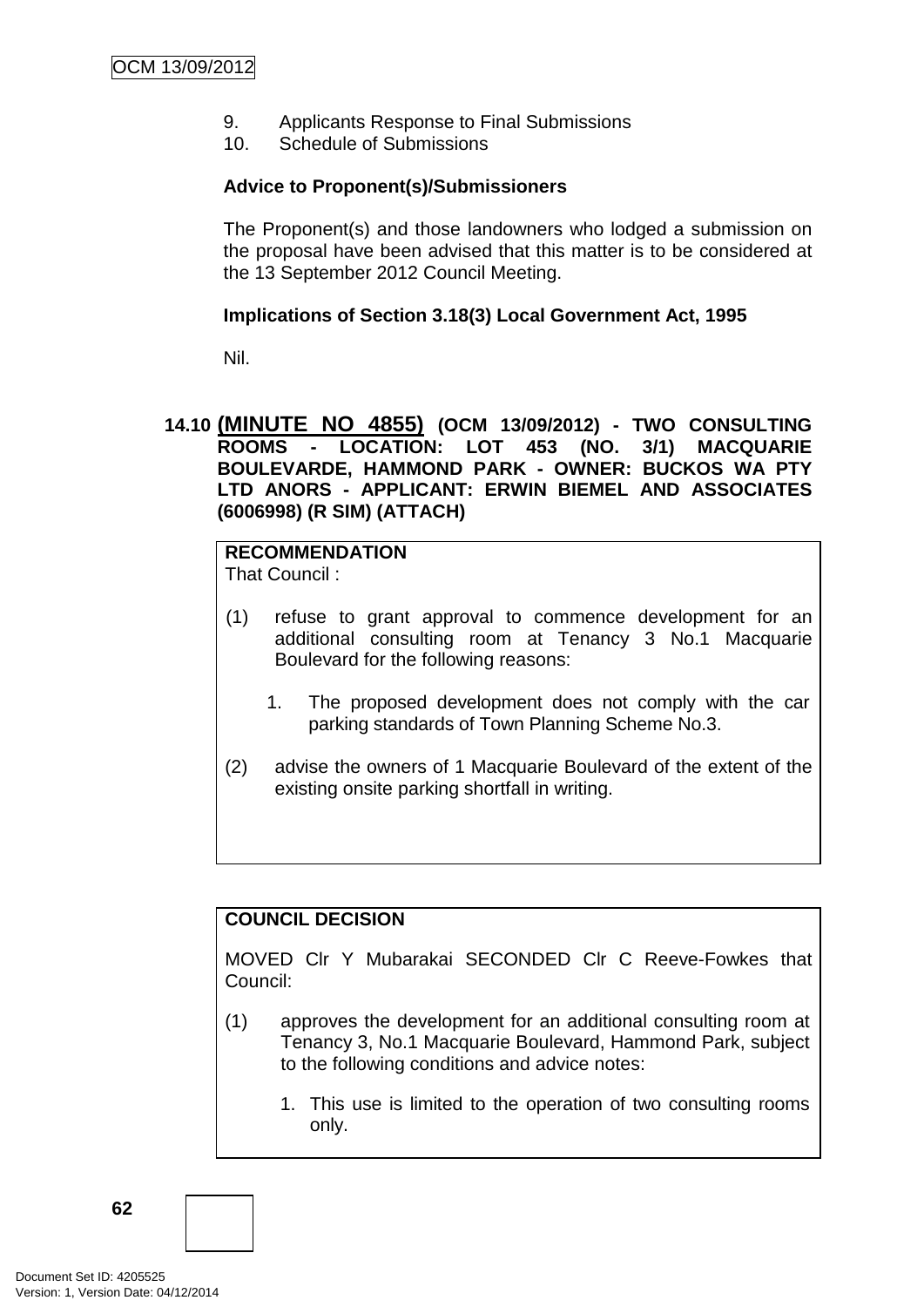9. Applicants Response to Final Submissions
10. Schedule of Submissions

**Advice to Proponent(s)/Submissioners**

The Proponent(s) and those landowners who lodged a submission on the proposal have been advised that this matter is to be considered at the 13 September 2012 Council Meeting.

**Implications of Section 3.18(3) Local Government Act, 1995**

Nil.

## 14.10 (MINUTE NO 4855) (OCM 13/09/2012) - TWO CONSULTING ROOMS - LOCATION: LOT 453 (NO. 3/1) MACQUARIE BOULEVARDE, HAMMOND PARK - OWNER: BUCKOS WA PTY LTD ANORS - APPLICANT: ERWIN BIEMEL AND ASSOCIATES (6006998) (R SIM) (ATTACH)

**RECOMMENDATION**
That Council :

(1) refuse to grant approval to commence development for an additional consulting room at Tenancy 3 No.1 Macquarie Boulevard for the following reasons:

1. The proposed development does not comply with the car parking standards of Town Planning Scheme No.3.

(2) advise the owners of 1 Macquarie Boulevard of the extent of the existing onsite parking shortfall in writing.

**COUNCIL DECISION**

MOVED Clr Y Mubarakai SECONDED Clr C Reeve-Fowkes that Council:

(1) approves the development for an additional consulting room at Tenancy 3, No.1 Macquarie Boulevard, Hammond Park, subject to the following conditions and advice notes:

1. This use is limited to the operation of two consulting rooms only.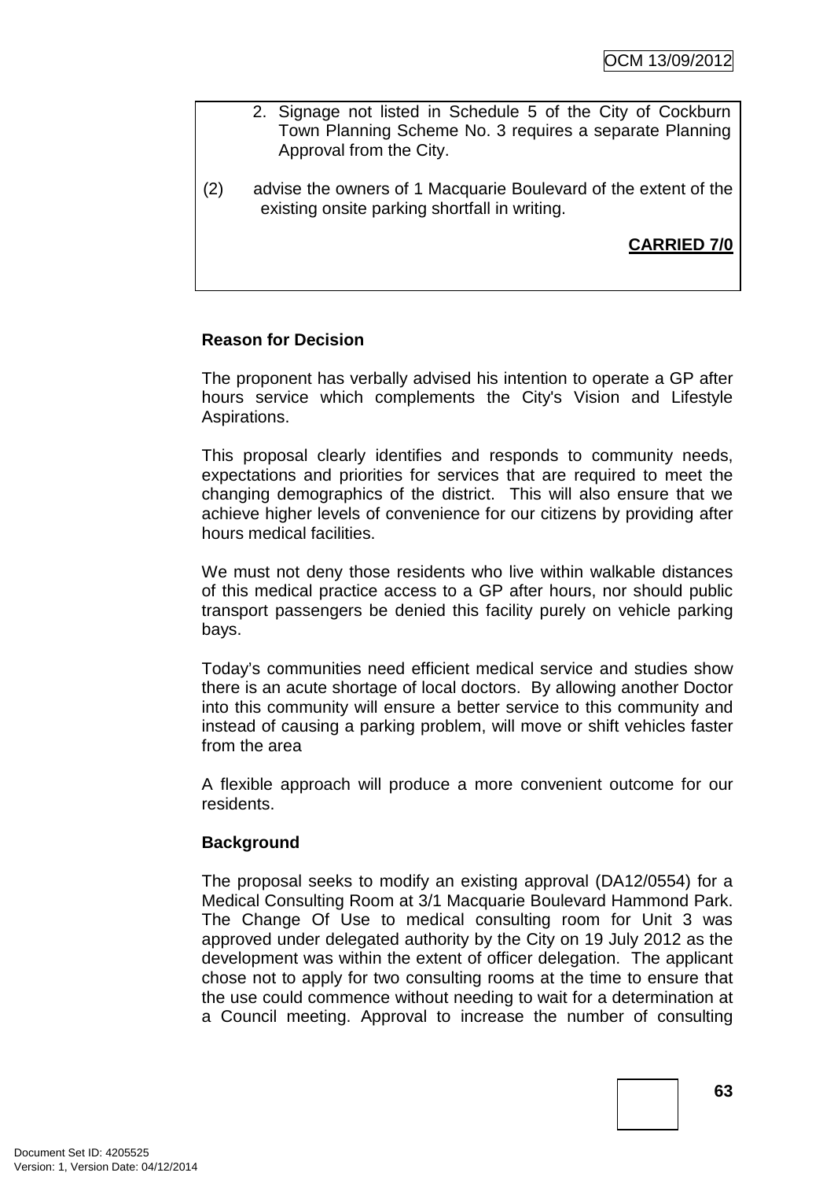2. Signage not listed in Schedule 5 of the City of Cockburn Town Planning Scheme No. 3 requires a separate Planning Approval from the City.

(2) advise the owners of 1 Macquarie Boulevard of the extent of the existing onsite parking shortfall in writing.

**CARRIED 7/0**

**Reason for Decision**

The proponent has verbally advised his intention to operate a GP after hours service which complements the City's Vision and Lifestyle Aspirations.

This proposal clearly identifies and responds to community needs, expectations and priorities for services that are required to meet the changing demographics of the district. This will also ensure that we achieve higher levels of convenience for our citizens by providing after hours medical facilities.

We must not deny those residents who live within walkable distances of this medical practice access to a GP after hours, nor should public transport passengers be denied this facility purely on vehicle parking bays.

Today's communities need efficient medical service and studies show there is an acute shortage of local doctors. By allowing another Doctor into this community will ensure a better service to this community and instead of causing a parking problem, will move or shift vehicles faster from the area

A flexible approach will produce a more convenient outcome for our residents.

**Background**

The proposal seeks to modify an existing approval (DA12/0554) for a Medical Consulting Room at 3/1 Macquarie Boulevard Hammond Park. The Change Of Use to medical consulting room for Unit 3 was approved under delegated authority by the City on 19 July 2012 as the development was within the extent of officer delegation. The applicant chose not to apply for two consulting rooms at the time to ensure that the use could commence without needing to wait for a determination at a Council meeting. Approval to increase the number of consulting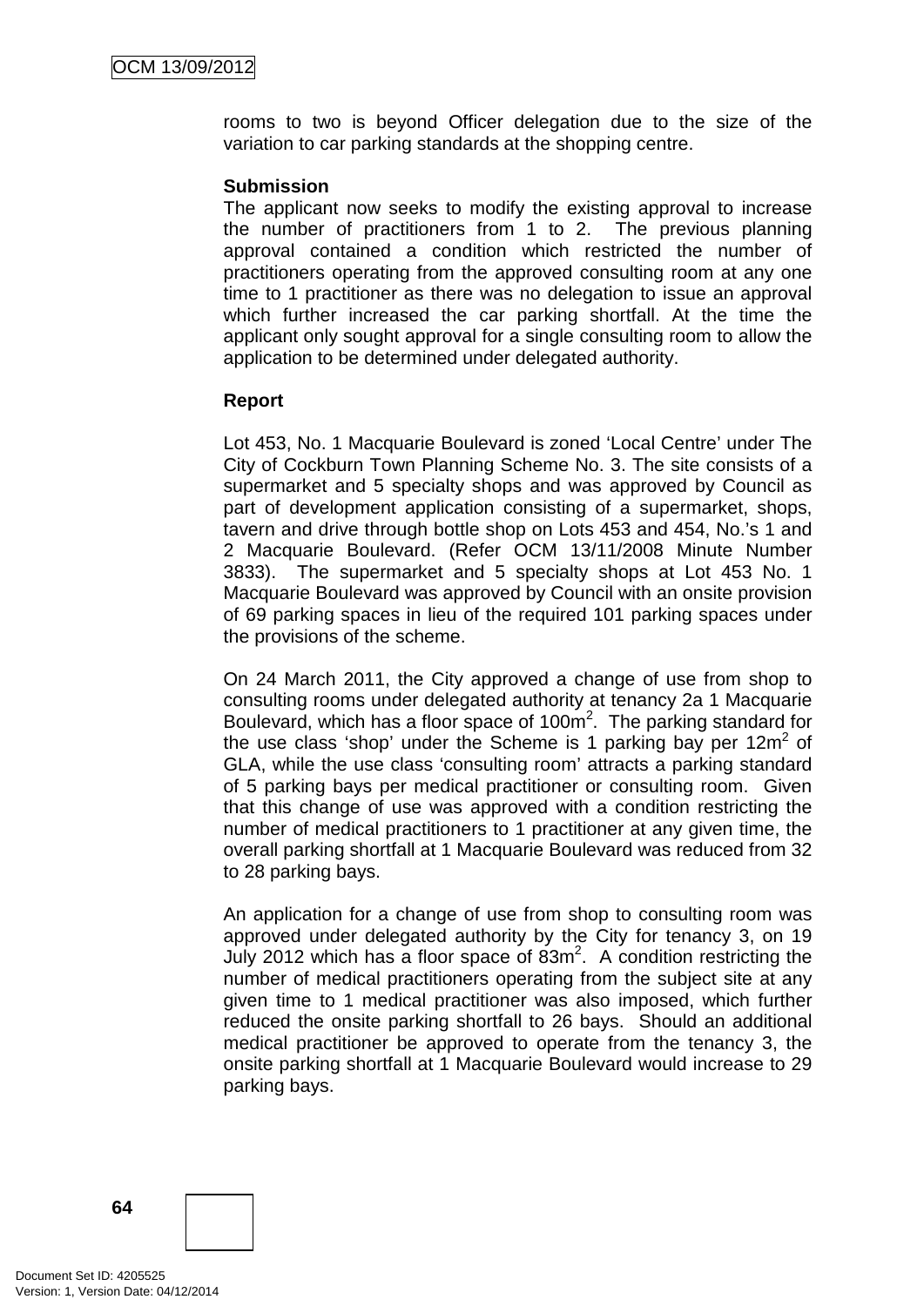rooms to two is beyond Officer delegation due to the size of the variation to car parking standards at the shopping centre.

**Submission**

The applicant now seeks to modify the existing approval to increase the number of practitioners from 1 to 2. The previous planning approval contained a condition which restricted the number of practitioners operating from the approved consulting room at any one time to 1 practitioner as there was no delegation to issue an approval which further increased the car parking shortfall. At the time the applicant only sought approval for a single consulting room to allow the application to be determined under delegated authority.

**Report**

Lot 453, No. 1 Macquarie Boulevard is zoned 'Local Centre' under The City of Cockburn Town Planning Scheme No. 3. The site consists of a supermarket and 5 specialty shops and was approved by Council as part of development application consisting of a supermarket, shops, tavern and drive through bottle shop on Lots 453 and 454, No.'s 1 and 2 Macquarie Boulevard. (Refer OCM 13/11/2008 Minute Number 3833). The supermarket and 5 specialty shops at Lot 453 No. 1 Macquarie Boulevard was approved by Council with an onsite provision of 69 parking spaces in lieu of the required 101 parking spaces under the provisions of the scheme.

On 24 March 2011, the City approved a change of use from shop to consulting rooms under delegated authority at tenancy 2a 1 Macquarie Boulevard, which has a floor space of 100m$^2$. The parking standard for the use class 'shop' under the Scheme is 1 parking bay per 12m$^2$ of GLA, while the use class 'consulting room' attracts a parking standard of 5 parking bays per medical practitioner or consulting room. Given that this change of use was approved with a condition restricting the number of medical practitioners to 1 practitioner at any given time, the overall parking shortfall at 1 Macquarie Boulevard was reduced from 32 to 28 parking bays.

An application for a change of use from shop to consulting room was approved under delegated authority by the City for tenancy 3, on 19 July 2012 which has a floor space of 83m$^2$. A condition restricting the number of medical practitioners operating from the subject site at any given time to 1 medical practitioner was also imposed, which further reduced the onsite parking shortfall to 26 bays. Should an additional medical practitioner be approved to operate from the tenancy 3, the onsite parking shortfall at 1 Macquarie Boulevard would increase to 29 parking bays.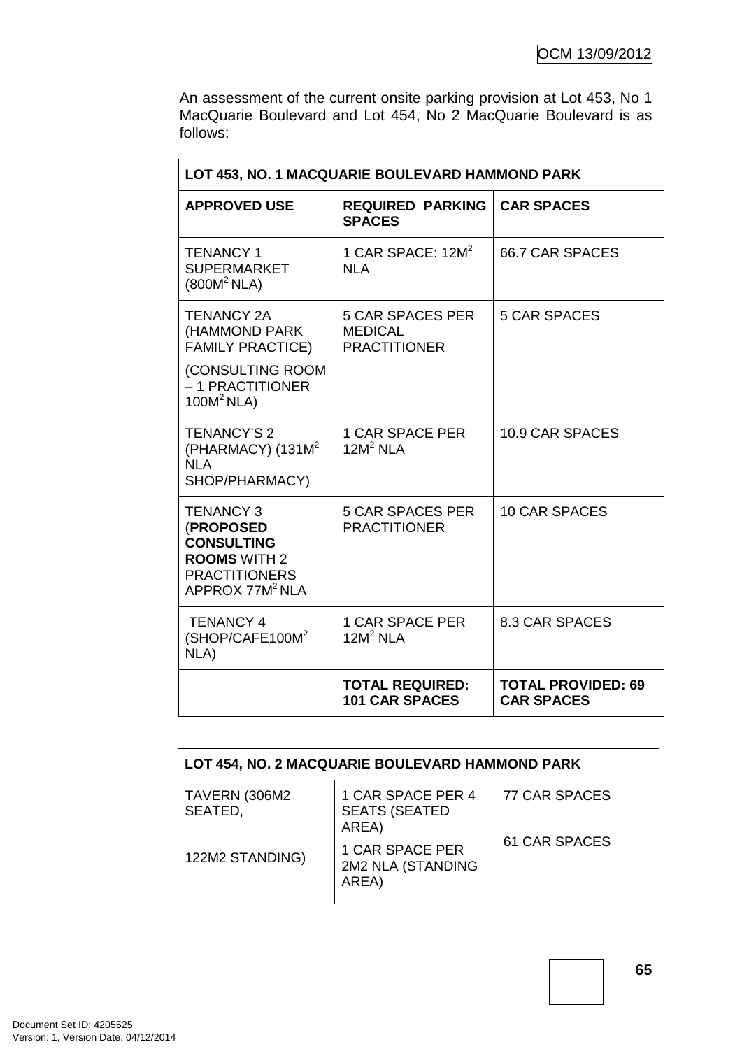An assessment of the current onsite parking provision at Lot 453, No 1 MacQuarie Boulevard and Lot 454, No 2 MacQuarie Boulevard is as follows:

| LOT 453, NO. 1 MACQUARIE BOULEVARD HAMMOND PARK | | |
|---|---|---|
| **APPROVED USE** | **REQUIRED PARKING SPACES** | **CAR SPACES** |
| TENANCY 1 SUPERMARKET ($800M^2$ NLA) | 1 CAR SPACE: $12M^2$ NLA | 66.7 CAR SPACES |
| TENANCY 2A (HAMMOND PARK FAMILY PRACTICE) (CONSULTING ROOM – 1 PRACTITIONER $100M^2$ NLA) | 5 CAR SPACES PER MEDICAL PRACTITIONER | 5 CAR SPACES |
| TENANCY'S 2 (PHARMACY) ($131M^2$ NLA SHOP/PHARMACY) | 1 CAR SPACE PER $12M^2$ NLA | 10.9 CAR SPACES |
| TENANCY 3 (**PROPOSED CONSULTING ROOMS** WITH 2 PRACTITIONERS APPROX $77M^2$ NLA | 5 CAR SPACES PER PRACTITIONER | 10 CAR SPACES |
| TENANCY 4 (SHOP/CAFE$100M^2$ NLA) | 1 CAR SPACE PER $12M^2$ NLA | 8.3 CAR SPACES |
| | **TOTAL REQUIRED: 101 CAR SPACES** | **TOTAL PROVIDED: 69 CAR SPACES** |

| LOT 454, NO. 2 MACQUARIE BOULEVARD HAMMOND PARK | | |
|---|---|---|
| TAVERN (306M2 SEATED, | 1 CAR SPACE PER 4 SEATS (SEATED AREA) | 77 CAR SPACES |
| 122M2 STANDING) | 1 CAR SPACE PER 2M2 NLA (STANDING AREA) | 61 CAR SPACES |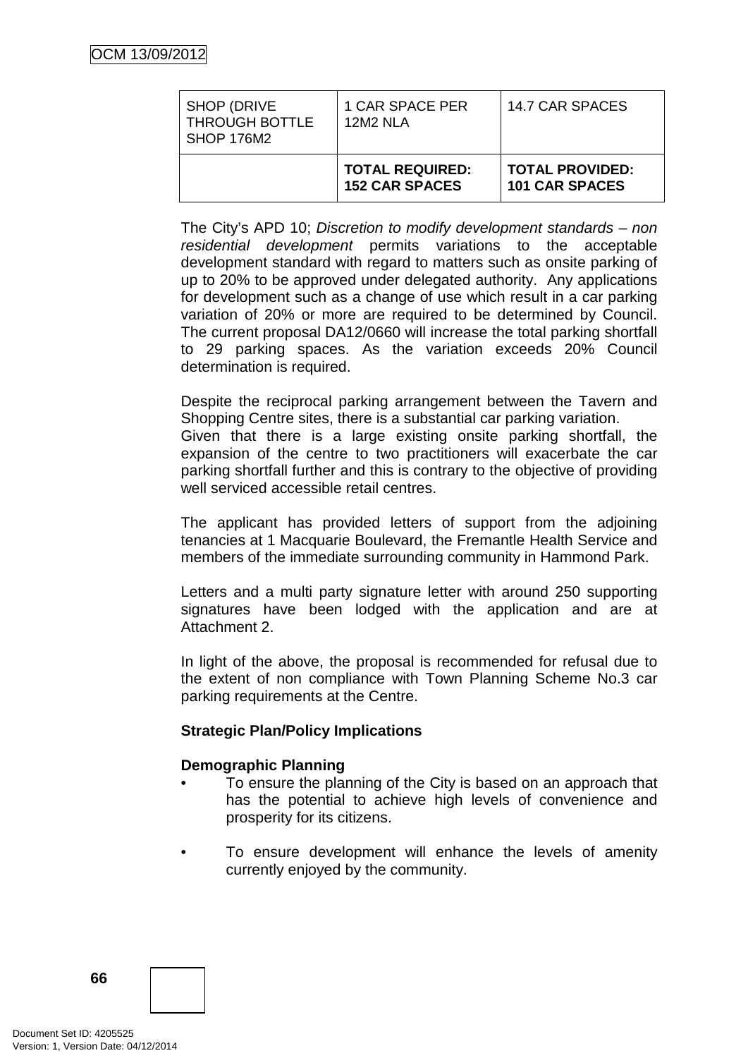| SHOP (DRIVE THROUGH BOTTLE SHOP 176M2 | 1 CAR SPACE PER 12M2 NLA | 14.7 CAR SPACES |
|---|---|---|
| | **TOTAL REQUIRED: 152 CAR SPACES** | **TOTAL PROVIDED: 101 CAR SPACES** |

The City's APD 10; *Discretion to modify development standards – non residential development* permits variations to the acceptable development standard with regard to matters such as onsite parking of up to 20% to be approved under delegated authority. Any applications for development such as a change of use which result in a car parking variation of 20% or more are required to be determined by Council. The current proposal DA12/0660 will increase the total parking shortfall to 29 parking spaces. As the variation exceeds 20% Council determination is required.

Despite the reciprocal parking arrangement between the Tavern and Shopping Centre sites, there is a substantial car parking variation.
Given that there is a large existing onsite parking shortfall, the expansion of the centre to two practitioners will exacerbate the car parking shortfall further and this is contrary to the objective of providing well serviced accessible retail centres.

The applicant has provided letters of support from the adjoining tenancies at 1 Macquarie Boulevard, the Fremantle Health Service and members of the immediate surrounding community in Hammond Park.

Letters and a multi party signature letter with around 250 supporting signatures have been lodged with the application and are at Attachment 2.

In light of the above, the proposal is recommended for refusal due to the extent of non compliance with Town Planning Scheme No.3 car parking requirements at the Centre.

**Strategic Plan/Policy Implications**

**Demographic Planning**

- To ensure the planning of the City is based on an approach that has the potential to achieve high levels of convenience and prosperity for its citizens.

- To ensure development will enhance the levels of amenity currently enjoyed by the community.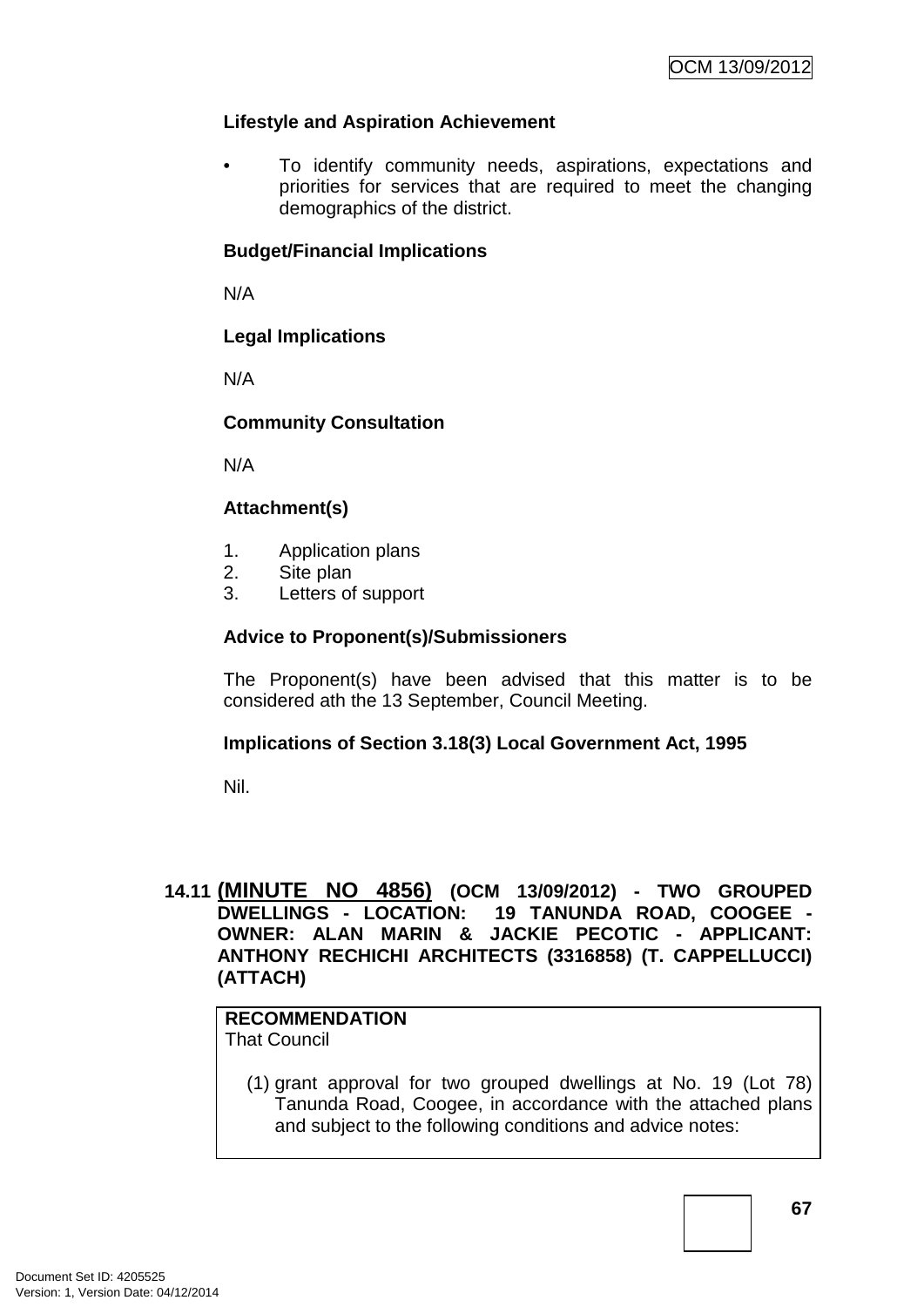**Lifestyle and Aspiration Achievement**

- To identify community needs, aspirations, expectations and priorities for services that are required to meet the changing demographics of the district.

**Budget/Financial Implications**

N/A

**Legal Implications**

N/A

**Community Consultation**

N/A

**Attachment(s)**

1. Application plans
2. Site plan
3. Letters of support

**Advice to Proponent(s)/Submissioners**

The Proponent(s) have been advised that this matter is to be considered ath the 13 September, Council Meeting.

**Implications of Section 3.18(3) Local Government Act, 1995**

Nil.

## 14.11 (MINUTE NO 4856) (OCM 13/09/2012) - TWO GROUPED DWELLINGS - LOCATION: 19 TANUNDA ROAD, COOGEE - OWNER: ALAN MARIN & JACKIE PECOTIC - APPLICANT: ANTHONY RECHICHI ARCHITECTS (3316858) (T. CAPPELLUCCI) (ATTACH)

**RECOMMENDATION**
That Council

(1) grant approval for two grouped dwellings at No. 19 (Lot 78) Tanunda Road, Coogee, in accordance with the attached plans and subject to the following conditions and advice notes: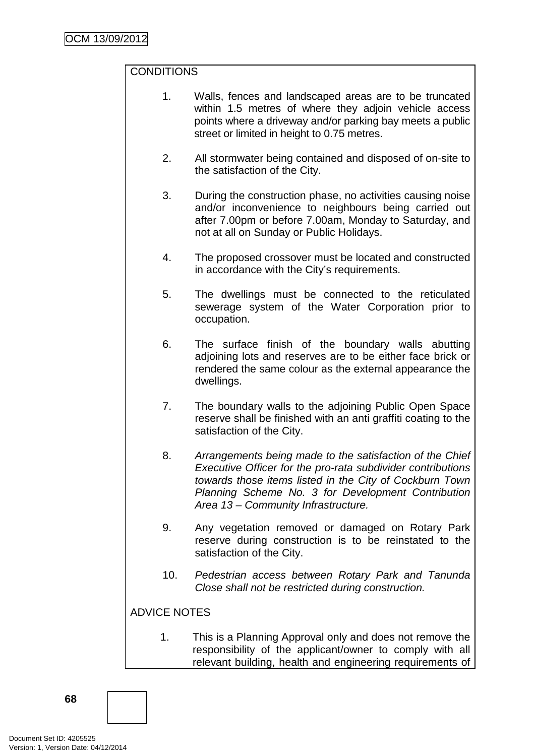CONDITIONS

1. Walls, fences and landscaped areas are to be truncated within 1.5 metres of where they adjoin vehicle access points where a driveway and/or parking bay meets a public street or limited in height to 0.75 metres.

2. All stormwater being contained and disposed of on-site to the satisfaction of the City.

3. During the construction phase, no activities causing noise and/or inconvenience to neighbours being carried out after 7.00pm or before 7.00am, Monday to Saturday, and not at all on Sunday or Public Holidays.

4. The proposed crossover must be located and constructed in accordance with the City's requirements.

5. The dwellings must be connected to the reticulated sewerage system of the Water Corporation prior to occupation.

6. The surface finish of the boundary walls abutting adjoining lots and reserves are to be either face brick or rendered the same colour as the external appearance the dwellings.

7. The boundary walls to the adjoining Public Open Space reserve shall be finished with an anti graffiti coating to the satisfaction of the City.

8. *Arrangements being made to the satisfaction of the Chief Executive Officer for the pro-rata subdivider contributions towards those items listed in the City of Cockburn Town Planning Scheme No. 3 for Development Contribution Area 13 – Community Infrastructure.*

9. Any vegetation removed or damaged on Rotary Park reserve during construction is to be reinstated to the satisfaction of the City.

10. *Pedestrian access between Rotary Park and Tanunda Close shall not be restricted during construction.*

ADVICE NOTES

1. This is a Planning Approval only and does not remove the responsibility of the applicant/owner to comply with all relevant building, health and engineering requirements of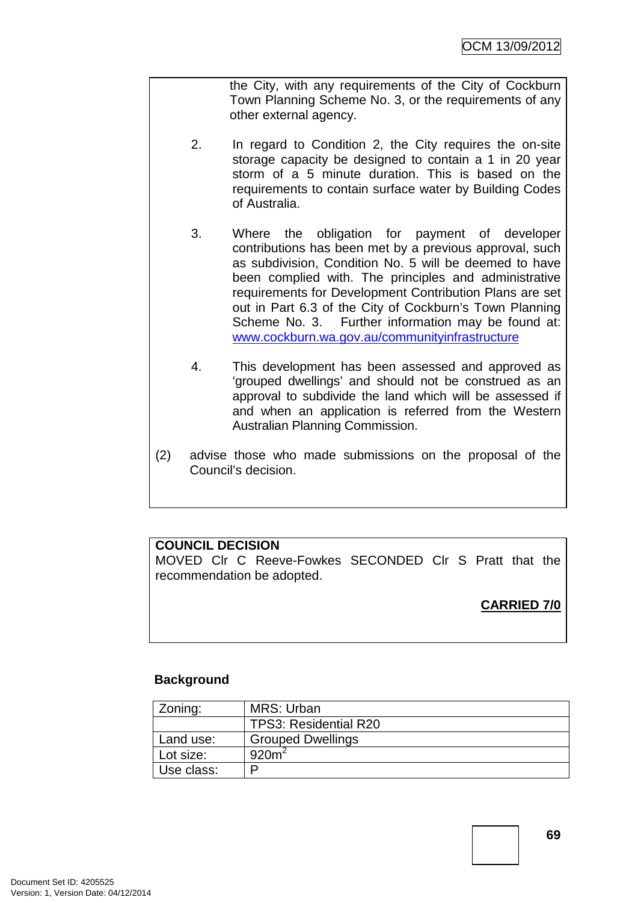the City, with any requirements of the City of Cockburn Town Planning Scheme No. 3, or the requirements of any other external agency.

2. In regard to Condition 2, the City requires the on-site storage capacity be designed to contain a 1 in 20 year storm of a 5 minute duration. This is based on the requirements to contain surface water by Building Codes of Australia.

3. Where the obligation for payment of developer contributions has been met by a previous approval, such as subdivision, Condition No. 5 will be deemed to have been complied with. The principles and administrative requirements for Development Contribution Plans are set out in Part 6.3 of the City of Cockburn's Town Planning Scheme No. 3. Further information may be found at: www.cockburn.wa.gov.au/communityinfrastructure

4. This development has been assessed and approved as 'grouped dwellings' and should not be construed as an approval to subdivide the land which will be assessed if and when an application is referred from the Western Australian Planning Commission.

(2) advise those who made submissions on the proposal of the Council's decision.

**COUNCIL DECISION**
MOVED Clr C Reeve-Fowkes SECONDED Clr S Pratt that the recommendation be adopted.

**CARRIED 7/0**

**Background**

| Zoning: | MRS: Urban |
|---|---|
| | TPS3: Residential R20 |
| Land use: | Grouped Dwellings |
| Lot size: | $920m^2$ |
| Use class: | P |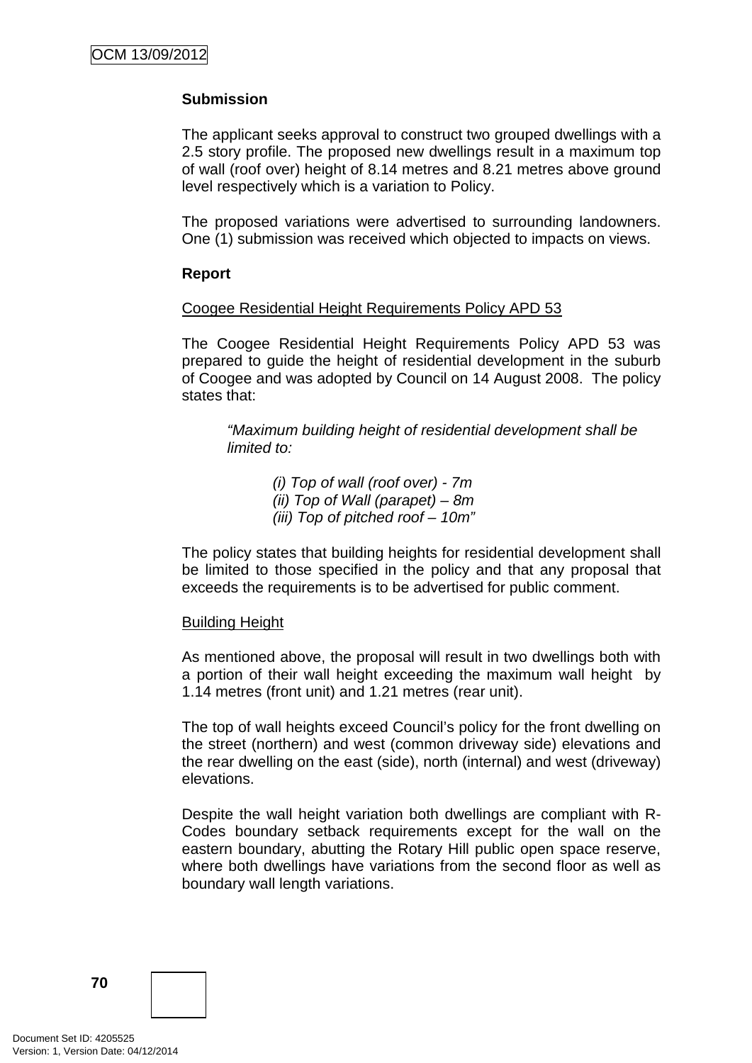**Submission**

The applicant seeks approval to construct two grouped dwellings with a 2.5 story profile. The proposed new dwellings result in a maximum top of wall (roof over) height of 8.14 metres and 8.21 metres above ground level respectively which is a variation to Policy.

The proposed variations were advertised to surrounding landowners. One (1) submission was received which objected to impacts on views.

**Report**

Coogee Residential Height Requirements Policy APD 53

The Coogee Residential Height Requirements Policy APD 53 was prepared to guide the height of residential development in the suburb of Coogee and was adopted by Council on 14 August 2008. The policy states that:

> *"Maximum building height of residential development shall be limited to:*
>
> *(i) Top of wall (roof over) - 7m*
> *(ii) Top of Wall (parapet) – 8m*
> *(iii) Top of pitched roof – 10m"*

The policy states that building heights for residential development shall be limited to those specified in the policy and that any proposal that exceeds the requirements is to be advertised for public comment.

Building Height

As mentioned above, the proposal will result in two dwellings both with a portion of their wall height exceeding the maximum wall height by 1.14 metres (front unit) and 1.21 metres (rear unit).

The top of wall heights exceed Council's policy for the front dwelling on the street (northern) and west (common driveway side) elevations and the rear dwelling on the east (side), north (internal) and west (driveway) elevations.

Despite the wall height variation both dwellings are compliant with R-Codes boundary setback requirements except for the wall on the eastern boundary, abutting the Rotary Hill public open space reserve, where both dwellings have variations from the second floor as well as boundary wall length variations.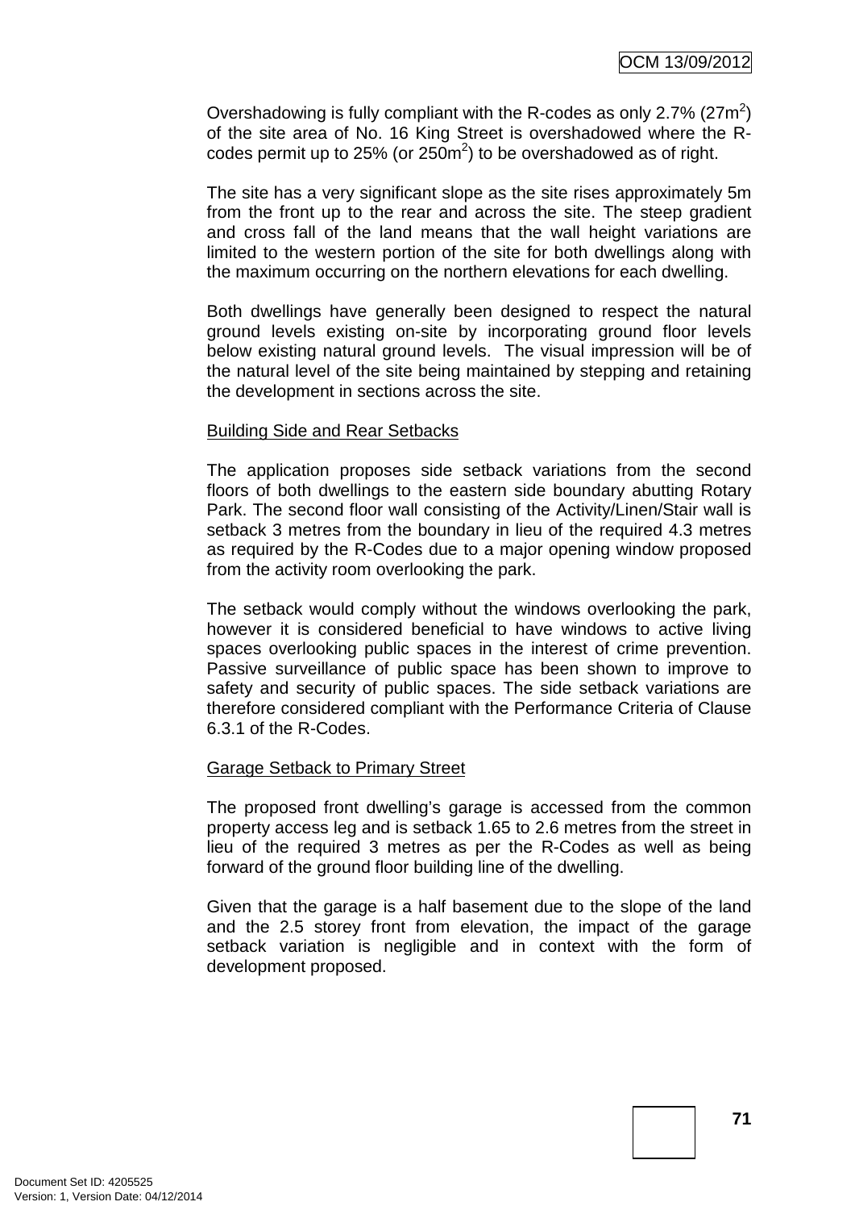Overshadowing is fully compliant with the R-codes as only 2.7% (27m$^2$) of the site area of No. 16 King Street is overshadowed where the R-codes permit up to 25% (or 250m$^2$) to be overshadowed as of right.

The site has a very significant slope as the site rises approximately 5m from the front up to the rear and across the site. The steep gradient and cross fall of the land means that the wall height variations are limited to the western portion of the site for both dwellings along with the maximum occurring on the northern elevations for each dwelling.

Both dwellings have generally been designed to respect the natural ground levels existing on-site by incorporating ground floor levels below existing natural ground levels. The visual impression will be of the natural level of the site being maintained by stepping and retaining the development in sections across the site.

Building Side and Rear Setbacks

The application proposes side setback variations from the second floors of both dwellings to the eastern side boundary abutting Rotary Park. The second floor wall consisting of the Activity/Linen/Stair wall is setback 3 metres from the boundary in lieu of the required 4.3 metres as required by the R-Codes due to a major opening window proposed from the activity room overlooking the park.

The setback would comply without the windows overlooking the park, however it is considered beneficial to have windows to active living spaces overlooking public spaces in the interest of crime prevention. Passive surveillance of public space has been shown to improve to safety and security of public spaces. The side setback variations are therefore considered compliant with the Performance Criteria of Clause 6.3.1 of the R-Codes.

Garage Setback to Primary Street

The proposed front dwelling's garage is accessed from the common property access leg and is setback 1.65 to 2.6 metres from the street in lieu of the required 3 metres as per the R-Codes as well as being forward of the ground floor building line of the dwelling.

Given that the garage is a half basement due to the slope of the land and the 2.5 storey front from elevation, the impact of the garage setback variation is negligible and in context with the form of development proposed.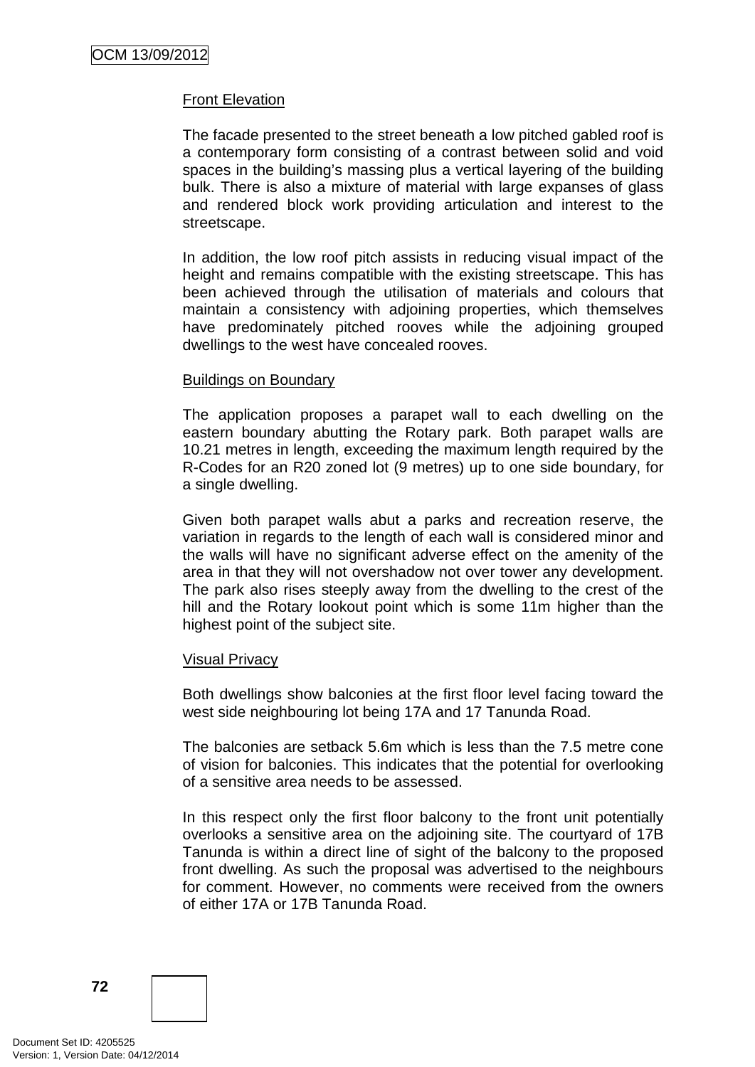Front Elevation

The facade presented to the street beneath a low pitched gabled roof is a contemporary form consisting of a contrast between solid and void spaces in the building's massing plus a vertical layering of the building bulk. There is also a mixture of material with large expanses of glass and rendered block work providing articulation and interest to the streetscape.

In addition, the low roof pitch assists in reducing visual impact of the height and remains compatible with the existing streetscape. This has been achieved through the utilisation of materials and colours that maintain a consistency with adjoining properties, which themselves have predominately pitched rooves while the adjoining grouped dwellings to the west have concealed rooves.

Buildings on Boundary

The application proposes a parapet wall to each dwelling on the eastern boundary abutting the Rotary park. Both parapet walls are 10.21 metres in length, exceeding the maximum length required by the R-Codes for an R20 zoned lot (9 metres) up to one side boundary, for a single dwelling.

Given both parapet walls abut a parks and recreation reserve, the variation in regards to the length of each wall is considered minor and the walls will have no significant adverse effect on the amenity of the area in that they will not overshadow not over tower any development. The park also rises steeply away from the dwelling to the crest of the hill and the Rotary lookout point which is some 11m higher than the highest point of the subject site.

Visual Privacy

Both dwellings show balconies at the first floor level facing toward the west side neighbouring lot being 17A and 17 Tanunda Road.

The balconies are setback 5.6m which is less than the 7.5 metre cone of vision for balconies. This indicates that the potential for overlooking of a sensitive area needs to be assessed.

In this respect only the first floor balcony to the front unit potentially overlooks a sensitive area on the adjoining site. The courtyard of 17B Tanunda is within a direct line of sight of the balcony to the proposed front dwelling. As such the proposal was advertised to the neighbours for comment. However, no comments were received from the owners of either 17A or 17B Tanunda Road.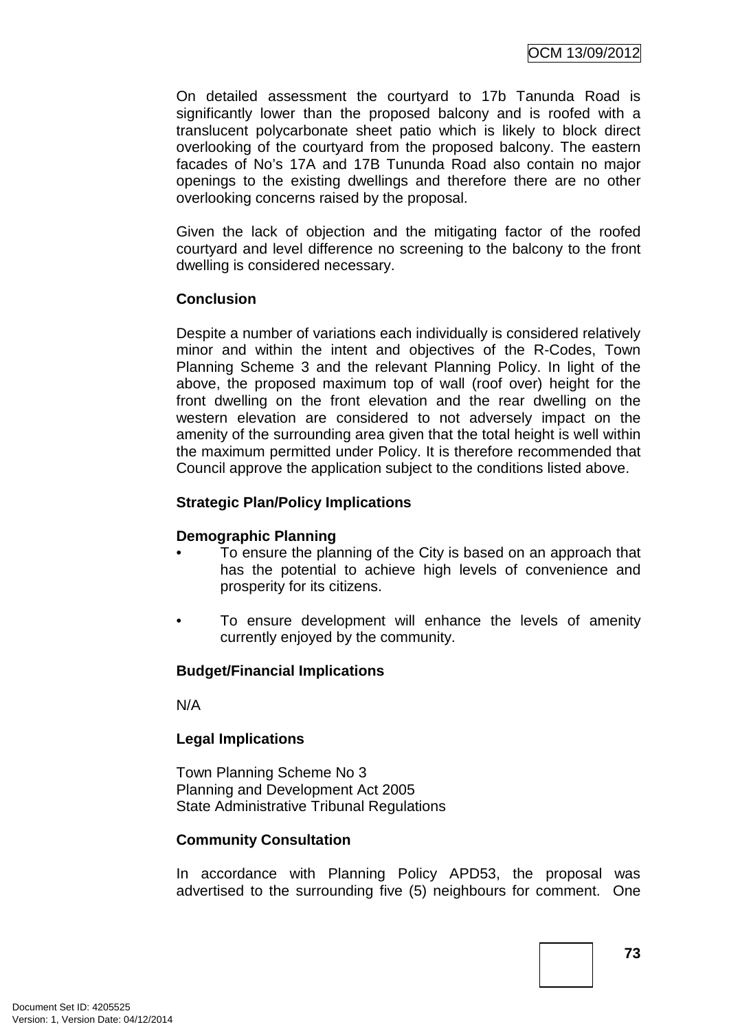On detailed assessment the courtyard to 17b Tanunda Road is significantly lower than the proposed balcony and is roofed with a translucent polycarbonate sheet patio which is likely to block direct overlooking of the courtyard from the proposed balcony. The eastern facades of No's 17A and 17B Tununda Road also contain no major openings to the existing dwellings and therefore there are no other overlooking concerns raised by the proposal.

Given the lack of objection and the mitigating factor of the roofed courtyard and level difference no screening to the balcony to the front dwelling is considered necessary.

**Conclusion**

Despite a number of variations each individually is considered relatively minor and within the intent and objectives of the R-Codes, Town Planning Scheme 3 and the relevant Planning Policy. In light of the above, the proposed maximum top of wall (roof over) height for the front dwelling on the front elevation and the rear dwelling on the western elevation are considered to not adversely impact on the amenity of the surrounding area given that the total height is well within the maximum permitted under Policy. It is therefore recommended that Council approve the application subject to the conditions listed above.

**Strategic Plan/Policy Implications**

**Demographic Planning**

- To ensure the planning of the City is based on an approach that has the potential to achieve high levels of convenience and prosperity for its citizens.

- To ensure development will enhance the levels of amenity currently enjoyed by the community.

**Budget/Financial Implications**

N/A

**Legal Implications**

Town Planning Scheme No 3
Planning and Development Act 2005
State Administrative Tribunal Regulations

**Community Consultation**

In accordance with Planning Policy APD53, the proposal was advertised to the surrounding five (5) neighbours for comment. One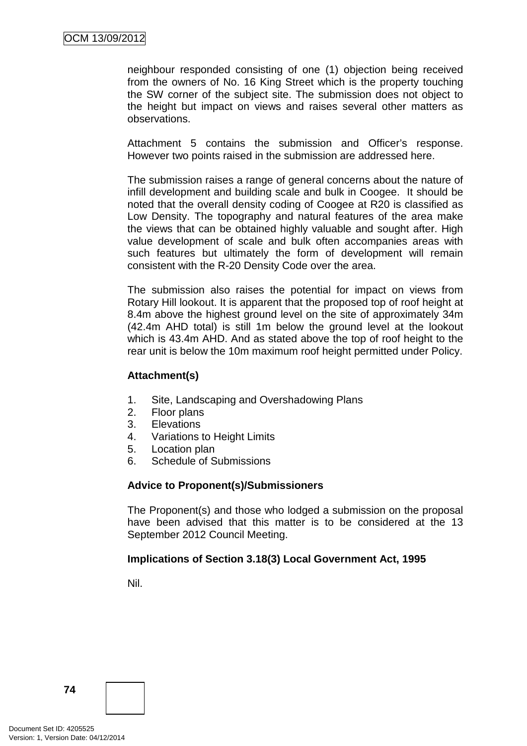neighbour responded consisting of one (1) objection being received from the owners of No. 16 King Street which is the property touching the SW corner of the subject site. The submission does not object to the height but impact on views and raises several other matters as observations.

Attachment 5 contains the submission and Officer's response. However two points raised in the submission are addressed here.

The submission raises a range of general concerns about the nature of infill development and building scale and bulk in Coogee. It should be noted that the overall density coding of Coogee at R20 is classified as Low Density. The topography and natural features of the area make the views that can be obtained highly valuable and sought after. High value development of scale and bulk often accompanies areas with such features but ultimately the form of development will remain consistent with the R-20 Density Code over the area.

The submission also raises the potential for impact on views from Rotary Hill lookout. It is apparent that the proposed top of roof height at 8.4m above the highest ground level on the site of approximately 34m (42.4m AHD total) is still 1m below the ground level at the lookout which is 43.4m AHD. And as stated above the top of roof height to the rear unit is below the 10m maximum roof height permitted under Policy.

**Attachment(s)**

1. Site, Landscaping and Overshadowing Plans
2. Floor plans
3. Elevations
4. Variations to Height Limits
5. Location plan
6. Schedule of Submissions

**Advice to Proponent(s)/Submissioners**

The Proponent(s) and those who lodged a submission on the proposal have been advised that this matter is to be considered at the 13 September 2012 Council Meeting.

**Implications of Section 3.18(3) Local Government Act, 1995**

Nil.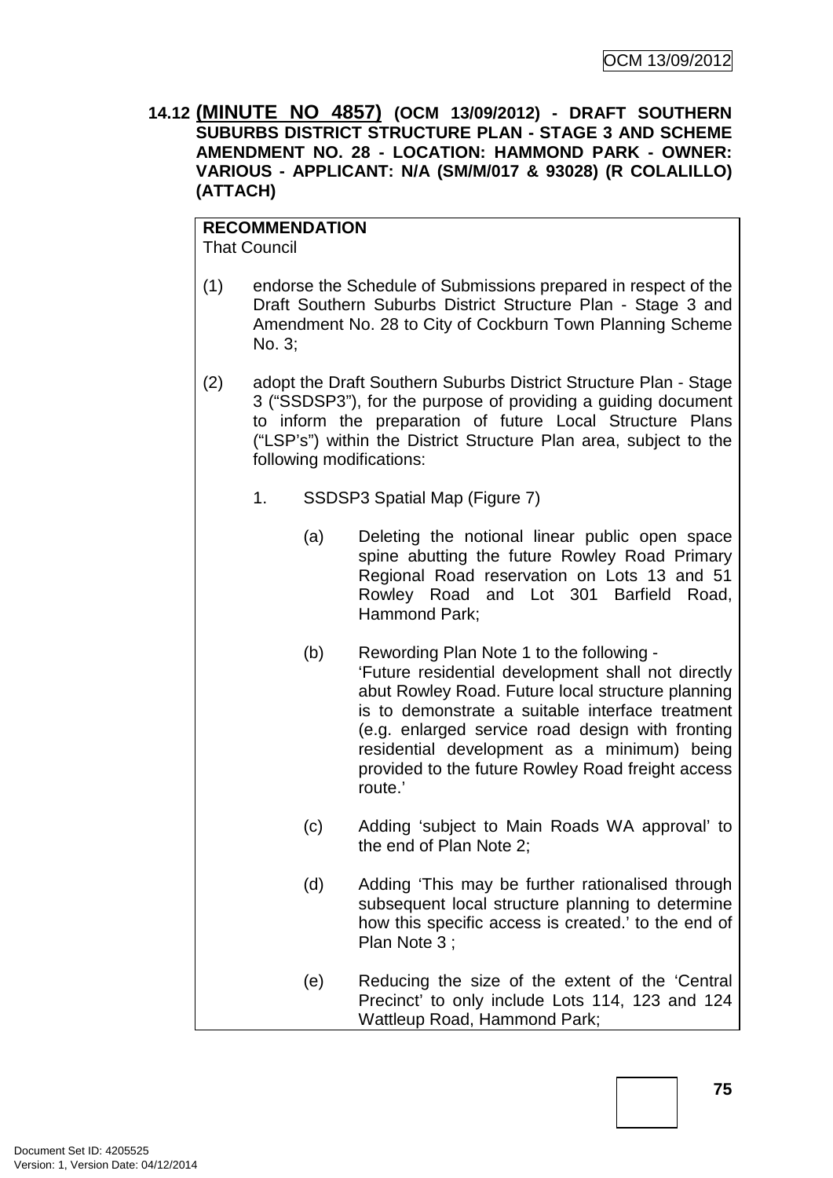**14.12 (MINUTE NO 4857) (OCM 13/09/2012) - DRAFT SOUTHERN SUBURBS DISTRICT STRUCTURE PLAN - STAGE 3 AND SCHEME AMENDMENT NO. 28 - LOCATION: HAMMOND PARK - OWNER: VARIOUS - APPLICANT: N/A (SM/M/017 & 93028) (R COLALILLO) (ATTACH)**

**RECOMMENDATION**
That Council

(1) endorse the Schedule of Submissions prepared in respect of the Draft Southern Suburbs District Structure Plan - Stage 3 and Amendment No. 28 to City of Cockburn Town Planning Scheme No. 3;

(2) adopt the Draft Southern Suburbs District Structure Plan - Stage 3 ("SSDSP3"), for the purpose of providing a guiding document to inform the preparation of future Local Structure Plans ("LSP's") within the District Structure Plan area, subject to the following modifications:

1. SSDSP3 Spatial Map (Figure 7)

   (a) Deleting the notional linear public open space spine abutting the future Rowley Road Primary Regional Road reservation on Lots 13 and 51 Rowley Road and Lot 301 Barfield Road, Hammond Park;

   (b) Rewording Plan Note 1 to the following - 'Future residential development shall not directly abut Rowley Road. Future local structure planning is to demonstrate a suitable interface treatment (e.g. enlarged service road design with fronting residential development as a minimum) being provided to the future Rowley Road freight access route.'

   (c) Adding 'subject to Main Roads WA approval' to the end of Plan Note 2;

   (d) Adding 'This may be further rationalised through subsequent local structure planning to determine how this specific access is created.' to the end of Plan Note 3 ;

   (e) Reducing the size of the extent of the 'Central Precinct' to only include Lots 114, 123 and 124 Wattleup Road, Hammond Park;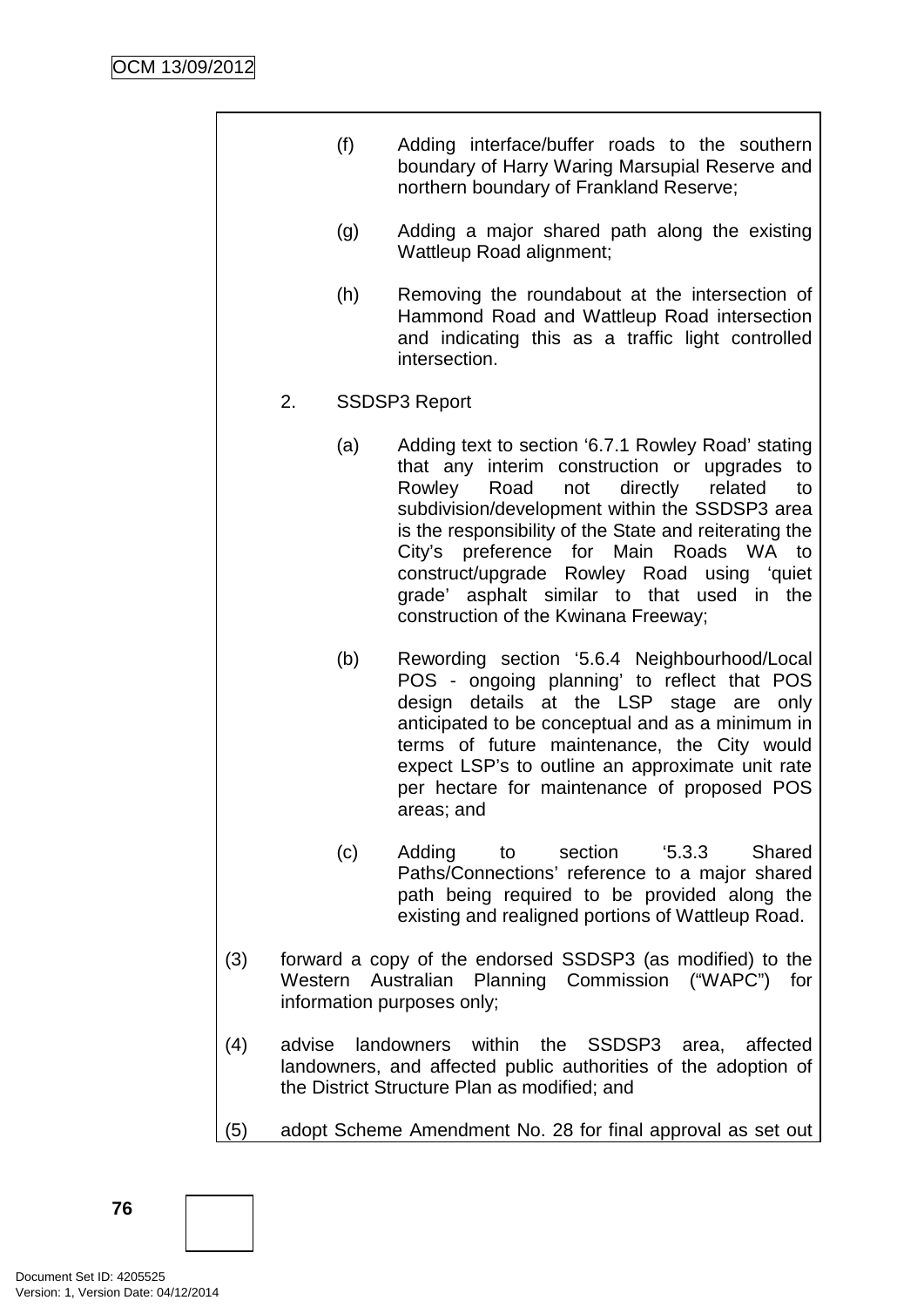(f) Adding interface/buffer roads to the southern boundary of Harry Waring Marsupial Reserve and northern boundary of Frankland Reserve;

(g) Adding a major shared path along the existing Wattleup Road alignment;

(h) Removing the roundabout at the intersection of Hammond Road and Wattleup Road intersection and indicating this as a traffic light controlled intersection.

2. SSDSP3 Report

(a) Adding text to section '6.7.1 Rowley Road' stating that any interim construction or upgrades to Rowley Road not directly related to subdivision/development within the SSDSP3 area is the responsibility of the State and reiterating the City's preference for Main Roads WA to construct/upgrade Rowley Road using 'quiet grade' asphalt similar to that used in the construction of the Kwinana Freeway;

(b) Rewording section '5.6.4 Neighbourhood/Local POS - ongoing planning' to reflect that POS design details at the LSP stage are only anticipated to be conceptual and as a minimum in terms of future maintenance, the City would expect LSP's to outline an approximate unit rate per hectare for maintenance of proposed POS areas; and

(c) Adding to section '5.3.3 Shared Paths/Connections' reference to a major shared path being required to be provided along the existing and realigned portions of Wattleup Road.

(3) forward a copy of the endorsed SSDSP3 (as modified) to the Western Australian Planning Commission ("WAPC") for information purposes only;

(4) advise landowners within the SSDSP3 area, affected landowners, and affected public authorities of the adoption of the District Structure Plan as modified; and

(5) adopt Scheme Amendment No. 28 for final approval as set out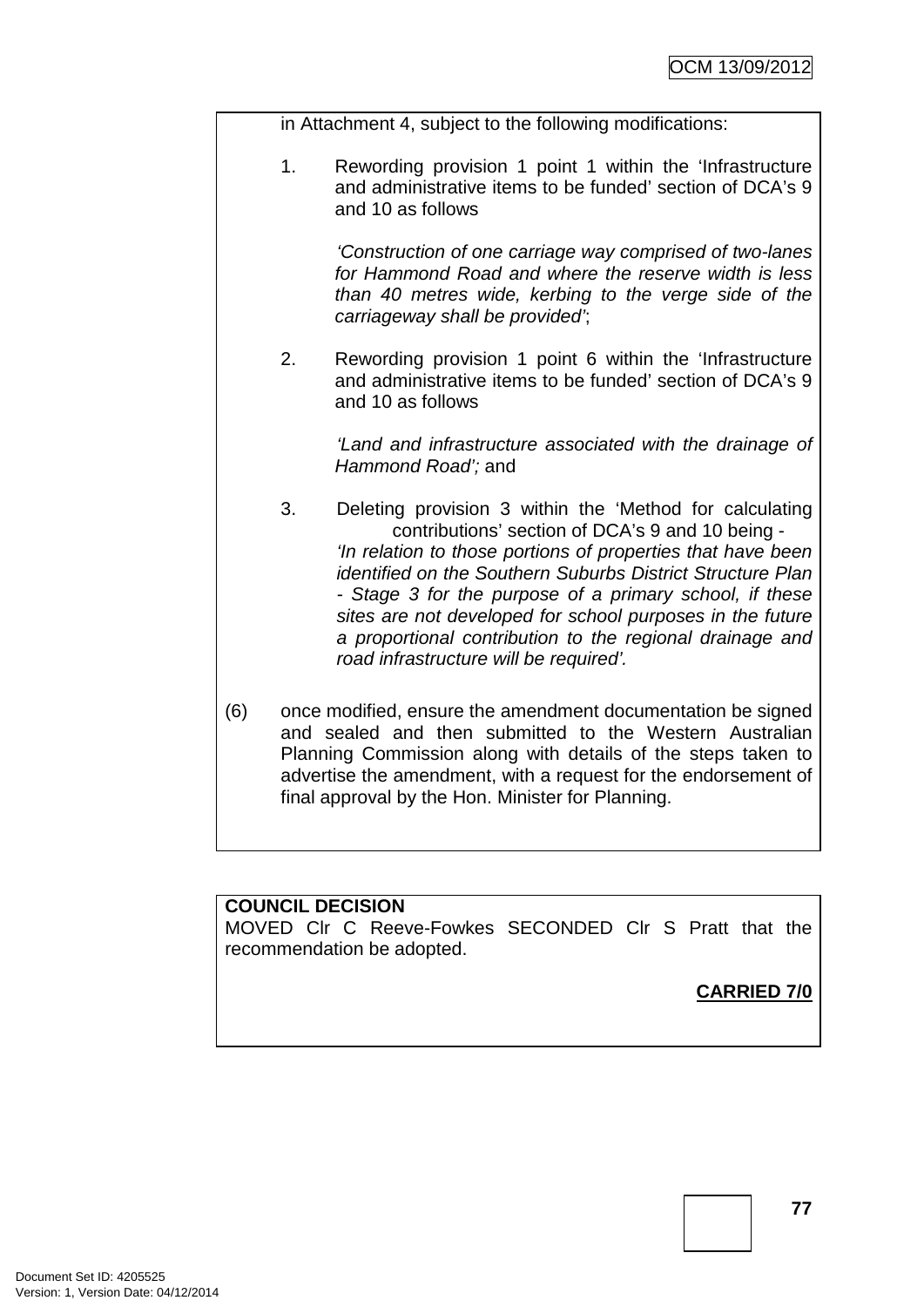in Attachment 4, subject to the following modifications:

1. Rewording provision 1 point 1 within the 'Infrastructure and administrative items to be funded' section of DCA's 9 and 10 as follows

   *'Construction of one carriage way comprised of two-lanes for Hammond Road and where the reserve width is less than 40 metres wide, kerbing to the verge side of the carriageway shall be provided'*;

2. Rewording provision 1 point 6 within the 'Infrastructure and administrative items to be funded' section of DCA's 9 and 10 as follows

   *'Land and infrastructure associated with the drainage of Hammond Road';* and

3. Deleting provision 3 within the 'Method for calculating contributions' section of DCA's 9 and 10 being - *'In relation to those portions of properties that have been identified on the Southern Suburbs District Structure Plan - Stage 3 for the purpose of a primary school, if these sites are not developed for school purposes in the future a proportional contribution to the regional drainage and road infrastructure will be required'.*

(6) once modified, ensure the amendment documentation be signed and sealed and then submitted to the Western Australian Planning Commission along with details of the steps taken to advertise the amendment, with a request for the endorsement of final approval by the Hon. Minister for Planning.

**COUNCIL DECISION**

MOVED Clr C Reeve-Fowkes SECONDED Clr S Pratt that the recommendation be adopted.

**CARRIED 7/0**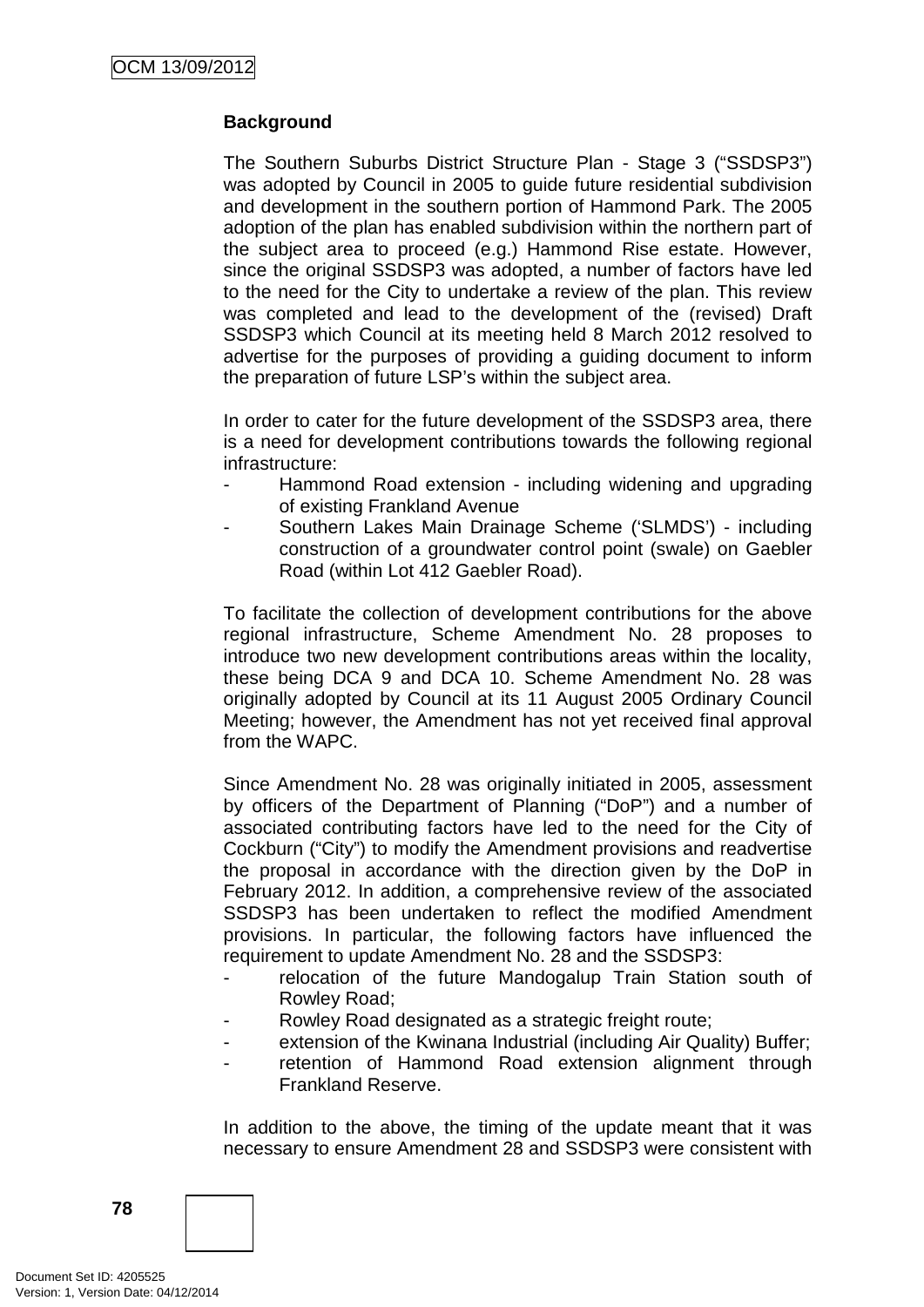**Background**

The Southern Suburbs District Structure Plan - Stage 3 ("SSDSP3") was adopted by Council in 2005 to guide future residential subdivision and development in the southern portion of Hammond Park. The 2005 adoption of the plan has enabled subdivision within the northern part of the subject area to proceed (e.g.) Hammond Rise estate. However, since the original SSDSP3 was adopted, a number of factors have led to the need for the City to undertake a review of the plan. This review was completed and lead to the development of the (revised) Draft SSDSP3 which Council at its meeting held 8 March 2012 resolved to advertise for the purposes of providing a guiding document to inform the preparation of future LSP's within the subject area.

In order to cater for the future development of the SSDSP3 area, there is a need for development contributions towards the following regional infrastructure:

- Hammond Road extension - including widening and upgrading of existing Frankland Avenue
- Southern Lakes Main Drainage Scheme ('SLMDS') - including construction of a groundwater control point (swale) on Gaebler Road (within Lot 412 Gaebler Road).

To facilitate the collection of development contributions for the above regional infrastructure, Scheme Amendment No. 28 proposes to introduce two new development contributions areas within the locality, these being DCA 9 and DCA 10. Scheme Amendment No. 28 was originally adopted by Council at its 11 August 2005 Ordinary Council Meeting; however, the Amendment has not yet received final approval from the WAPC.

Since Amendment No. 28 was originally initiated in 2005, assessment by officers of the Department of Planning ("DoP") and a number of associated contributing factors have led to the need for the City of Cockburn ("City") to modify the Amendment provisions and readvertise the proposal in accordance with the direction given by the DoP in February 2012. In addition, a comprehensive review of the associated SSDSP3 has been undertaken to reflect the modified Amendment provisions. In particular, the following factors have influenced the requirement to update Amendment No. 28 and the SSDSP3:

- relocation of the future Mandogalup Train Station south of Rowley Road;
- Rowley Road designated as a strategic freight route;
- extension of the Kwinana Industrial (including Air Quality) Buffer;
- retention of Hammond Road extension alignment through Frankland Reserve.

In addition to the above, the timing of the update meant that it was necessary to ensure Amendment 28 and SSDSP3 were consistent with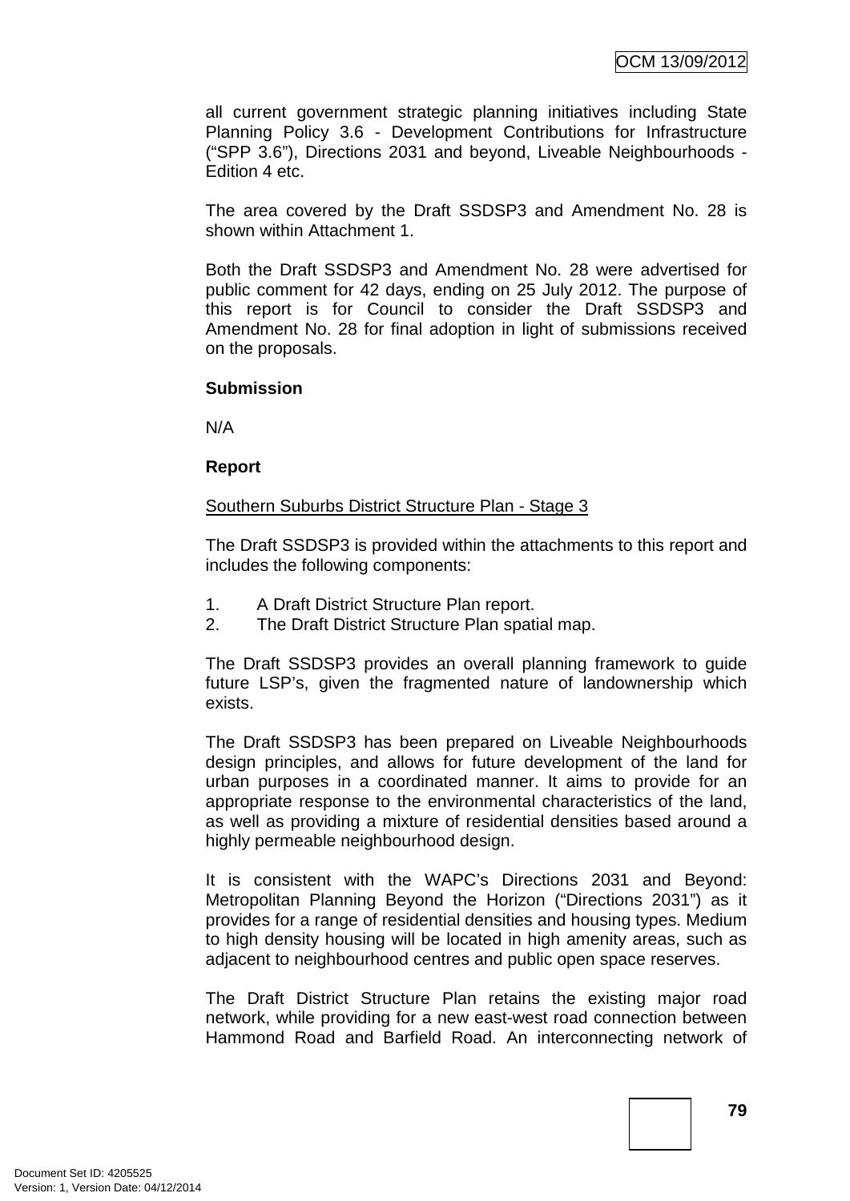all current government strategic planning initiatives including State Planning Policy 3.6 - Development Contributions for Infrastructure ("SPP 3.6"), Directions 2031 and beyond, Liveable Neighbourhoods - Edition 4 etc.

The area covered by the Draft SSDSP3 and Amendment No. 28 is shown within Attachment 1.

Both the Draft SSDSP3 and Amendment No. 28 were advertised for public comment for 42 days, ending on 25 July 2012. The purpose of this report is for Council to consider the Draft SSDSP3 and Amendment No. 28 for final adoption in light of submissions received on the proposals.

**Submission**

N/A

**Report**

<u>Southern Suburbs District Structure Plan - Stage 3</u>

The Draft SSDSP3 is provided within the attachments to this report and includes the following components:

1. A Draft District Structure Plan report.
2. The Draft District Structure Plan spatial map.

The Draft SSDSP3 provides an overall planning framework to guide future LSP's, given the fragmented nature of landownership which exists.

The Draft SSDSP3 has been prepared on Liveable Neighbourhoods design principles, and allows for future development of the land for urban purposes in a coordinated manner. It aims to provide for an appropriate response to the environmental characteristics of the land, as well as providing a mixture of residential densities based around a highly permeable neighbourhood design.

It is consistent with the WAPC's Directions 2031 and Beyond: Metropolitan Planning Beyond the Horizon ("Directions 2031") as it provides for a range of residential densities and housing types. Medium to high density housing will be located in high amenity areas, such as adjacent to neighbourhood centres and public open space reserves.

The Draft District Structure Plan retains the existing major road network, while providing for a new east-west road connection between Hammond Road and Barfield Road. An interconnecting network of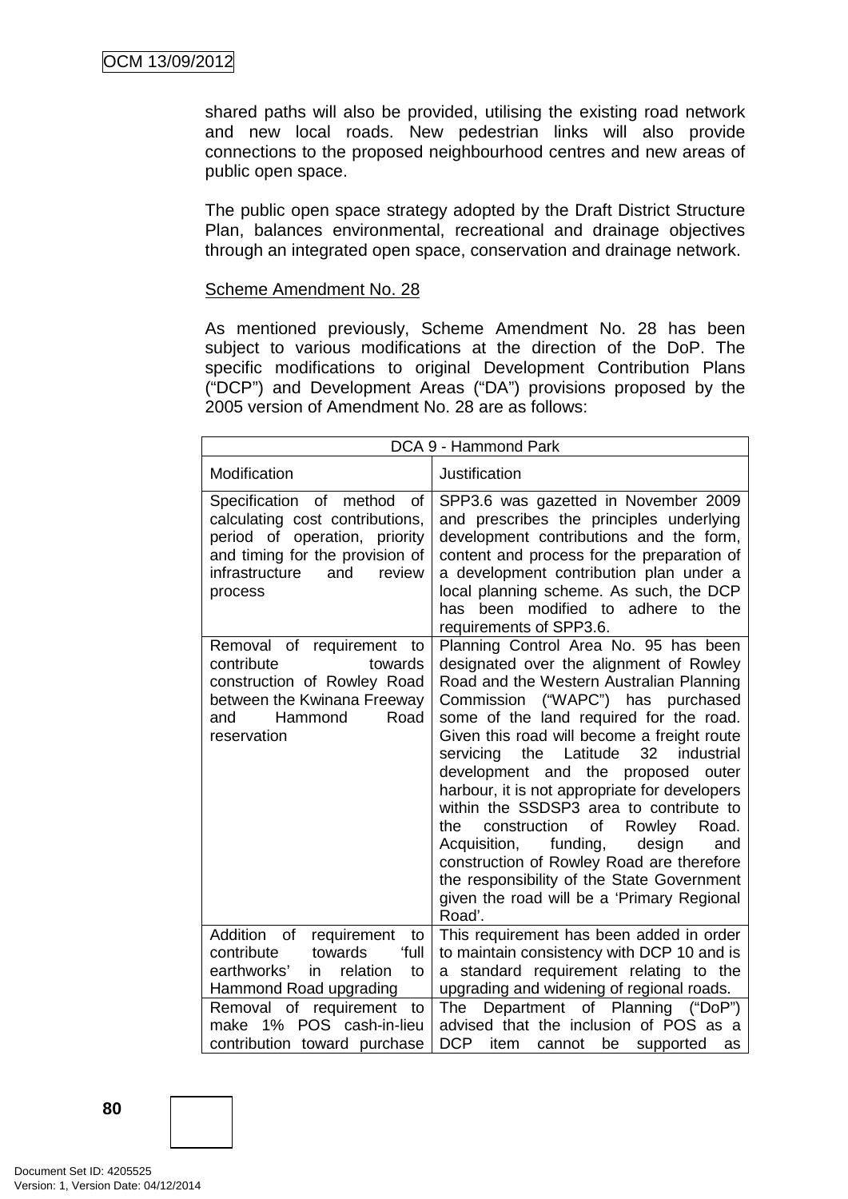shared paths will also be provided, utilising the existing road network and new local roads. New pedestrian links will also provide connections to the proposed neighbourhood centres and new areas of public open space.

The public open space strategy adopted by the Draft District Structure Plan, balances environmental, recreational and drainage objectives through an integrated open space, conservation and drainage network.

Scheme Amendment No. 28

As mentioned previously, Scheme Amendment No. 28 has been subject to various modifications at the direction of the DoP. The specific modifications to original Development Contribution Plans ("DCP") and Development Areas ("DA") provisions proposed by the 2005 version of Amendment No. 28 are as follows:

| DCA 9 - Hammond Park | |
|---|---|
| Modification | Justification |
| Specification of method of calculating cost contributions, period of operation, priority and timing for the provision of infrastructure and review process | SPP3.6 was gazetted in November 2009 and prescribes the principles underlying development contributions and the form, content and process for the preparation of a development contribution plan under a local planning scheme. As such, the DCP has been modified to adhere to the requirements of SPP3.6. |
| Removal of requirement to contribute towards construction of Rowley Road between the Kwinana Freeway and Hammond Road reservation | Planning Control Area No. 95 has been designated over the alignment of Rowley Road and the Western Australian Planning Commission ("WAPC") has purchased some of the land required for the road. Given this road will become a freight route servicing the Latitude 32 industrial development and the proposed outer harbour, it is not appropriate for developers within the SSDSP3 area to contribute to the construction of Rowley Road. Acquisition, funding, design and construction of Rowley Road are therefore the responsibility of the State Government given the road will be a 'Primary Regional Road'. |
| Addition of requirement to contribute towards 'full earthworks' in relation to Hammond Road upgrading | This requirement has been added in order to maintain consistency with DCP 10 and is a standard requirement relating to the upgrading and widening of regional roads. |
| Removal of requirement to make 1% POS cash-in-lieu contribution toward purchase | The Department of Planning ("DoP") advised that the inclusion of POS as a DCP item cannot be supported as |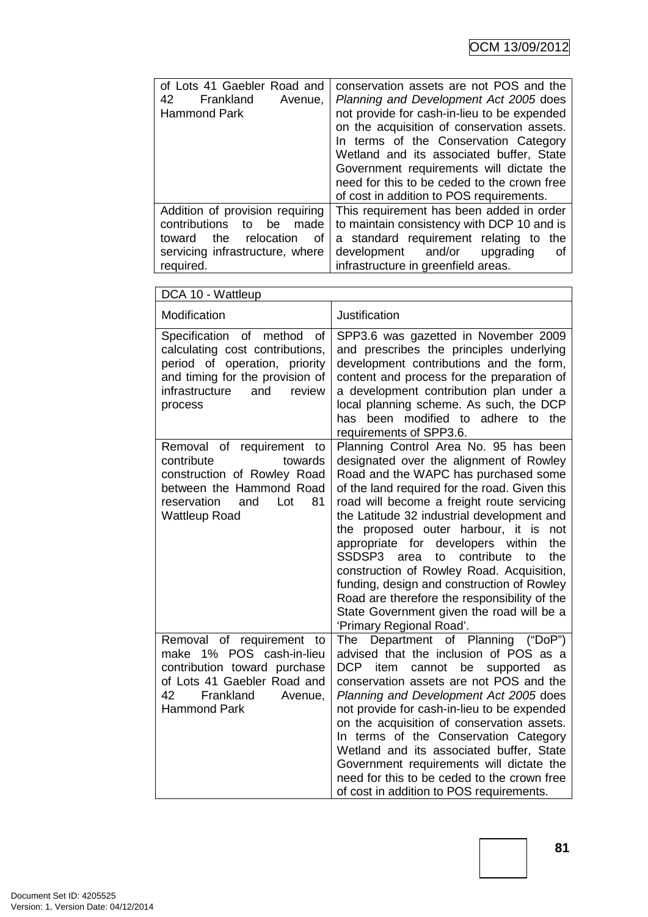| | |
|---|---|
| of Lots 41 Gaebler Road and 42 Frankland Avenue, Hammond Park | conservation assets are not POS and the *Planning and Development Act 2005* does not provide for cash-in-lieu to be expended on the acquisition of conservation assets. In terms of the Conservation Category Wetland and its associated buffer, State Government requirements will dictate the need for this to be ceded to the crown free of cost in addition to POS requirements. |
| Addition of provision requiring contributions to be made toward the relocation of servicing infrastructure, where required. | This requirement has been added in order to maintain consistency with DCP 10 and is a standard requirement relating to the development and/or upgrading of infrastructure in greenfield areas. |

| DCA 10 - Wattleup | |
|---|---|
| Modification | Justification |
| Specification of method of calculating cost contributions, period of operation, priority and timing for the provision of infrastructure and review process | SPP3.6 was gazetted in November 2009 and prescribes the principles underlying development contributions and the form, content and process for the preparation of a development contribution plan under a local planning scheme. As such, the DCP has been modified to adhere to the requirements of SPP3.6. |
| Removal of requirement to contribute towards construction of Rowley Road between the Hammond Road reservation and Lot 81 Wattleup Road | Planning Control Area No. 95 has been designated over the alignment of Rowley Road and the WAPC has purchased some of the land required for the road. Given this road will become a freight route servicing the Latitude 32 industrial development and the proposed outer harbour, it is not appropriate for developers within the SSDSP3 area to contribute to the construction of Rowley Road. Acquisition, funding, design and construction of Rowley Road are therefore the responsibility of the State Government given the road will be a 'Primary Regional Road'. |
| Removal of requirement to make 1% POS cash-in-lieu contribution toward purchase of Lots 41 Gaebler Road and 42 Frankland Avenue, Hammond Park | The Department of Planning ("DoP") advised that the inclusion of POS as a DCP item cannot be supported as conservation assets are not POS and the *Planning and Development Act 2005* does not provide for cash-in-lieu to be expended on the acquisition of conservation assets. In terms of the Conservation Category Wetland and its associated buffer, State Government requirements will dictate the need for this to be ceded to the crown free of cost in addition to POS requirements. |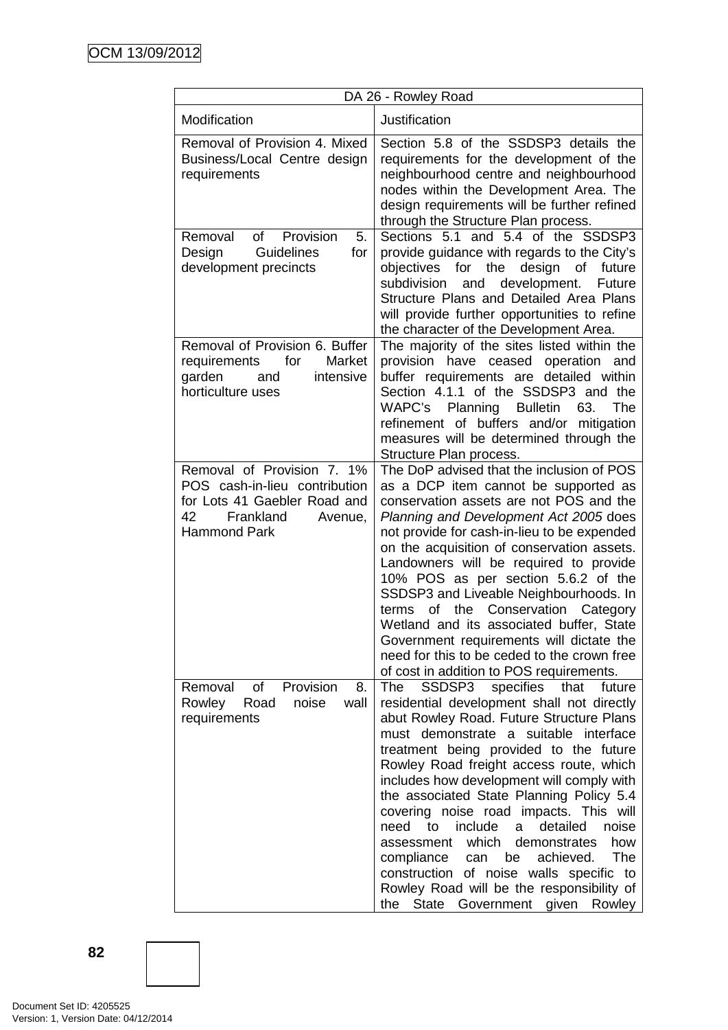| DA 26 - Rowley Road | |
|---|---|
| Modification | Justification |
| Removal of Provision 4. Mixed Business/Local Centre design requirements | Section 5.8 of the SSDSP3 details the requirements for the development of the neighbourhood centre and neighbourhood nodes within the Development Area. The design requirements will be further refined through the Structure Plan process. |
| Removal of Provision 5. Design Guidelines for development precincts | Sections 5.1 and 5.4 of the SSDSP3 provide guidance with regards to the City's objectives for the design of future subdivision and development. Future Structure Plans and Detailed Area Plans will provide further opportunities to refine the character of the Development Area. |
| Removal of Provision 6. Buffer requirements for Market garden and intensive horticulture uses | The majority of the sites listed within the provision have ceased operation and buffer requirements are detailed within Section 4.1.1 of the SSDSP3 and the WAPC's Planning Bulletin 63. The refinement of buffers and/or mitigation measures will be determined through the Structure Plan process. |
| Removal of Provision 7. 1% POS cash-in-lieu contribution for Lots 41 Gaebler Road and 42 Frankland Avenue, Hammond Park | The DoP advised that the inclusion of POS as a DCP item cannot be supported as conservation assets are not POS and the *Planning and Development Act 2005* does not provide for cash-in-lieu to be expended on the acquisition of conservation assets. Landowners will be required to provide 10% POS as per section 5.6.2 of the SSDSP3 and Liveable Neighbourhoods. In terms of the Conservation Category Wetland and its associated buffer, State Government requirements will dictate the need for this to be ceded to the crown free of cost in addition to POS requirements. |
| Removal of Provision 8. Rowley Road noise wall requirements | The SSDSP3 specifies that future residential development shall not directly abut Rowley Road. Future Structure Plans must demonstrate a suitable interface treatment being provided to the future Rowley Road freight access route, which includes how development will comply with the associated State Planning Policy 5.4 covering noise road impacts. This will need to include a detailed noise assessment which demonstrates how compliance can be achieved. The construction of noise walls specific to Rowley Road will be the responsibility of the State Government given Rowley |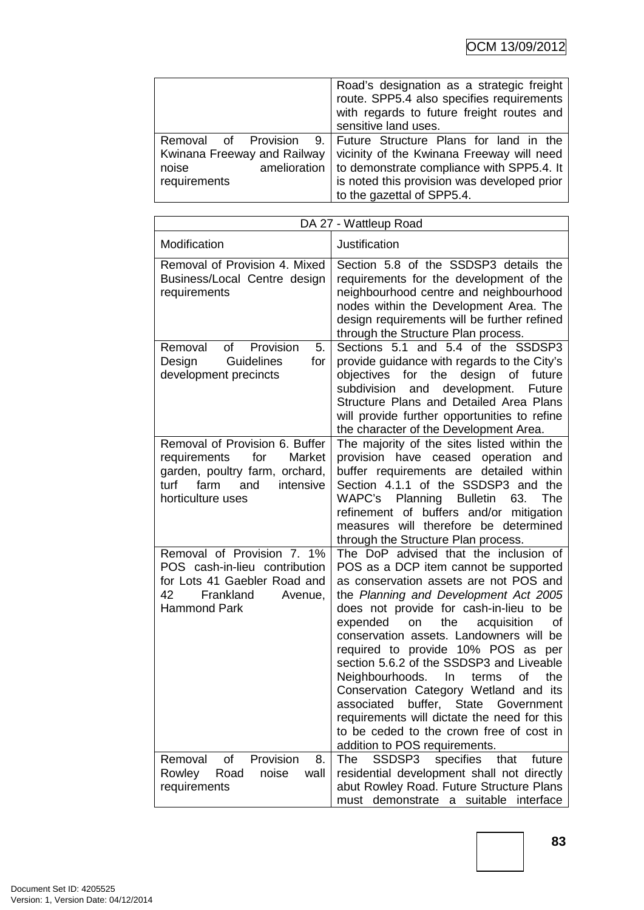| | |
|---|---|
| | Road's designation as a strategic freight route. SPP5.4 also specifies requirements with regards to future freight routes and sensitive land uses. |
| Removal of Provision 9. Kwinana Freeway and Railway noise amelioration requirements | Future Structure Plans for land in the vicinity of the Kwinana Freeway will need to demonstrate compliance with SPP5.4. It is noted this provision was developed prior to the gazettal of SPP5.4. |

| DA 27 - Wattleup Road | |
|---|---|
| Modification | Justification |
| Removal of Provision 4. Mixed Business/Local Centre design requirements | Section 5.8 of the SSDSP3 details the requirements for the development of the neighbourhood centre and neighbourhood nodes within the Development Area. The design requirements will be further refined through the Structure Plan process. |
| Removal of Provision 5. Design Guidelines for development precincts | Sections 5.1 and 5.4 of the SSDSP3 provide guidance with regards to the City's objectives for the design of future subdivision and development. Future Structure Plans and Detailed Area Plans will provide further opportunities to refine the character of the Development Area. |
| Removal of Provision 6. Buffer requirements for Market garden, poultry farm, orchard, turf farm and intensive horticulture uses | The majority of the sites listed within the provision have ceased operation and buffer requirements are detailed within Section 4.1.1 of the SSDSP3 and the WAPC's Planning Bulletin 63. The refinement of buffers and/or mitigation measures will therefore be determined through the Structure Plan process. |
| Removal of Provision 7. 1% POS cash-in-lieu contribution for Lots 41 Gaebler Road and 42 Frankland Avenue, Hammond Park | The DoP advised that the inclusion of POS as a DCP item cannot be supported as conservation assets are not POS and the *Planning and Development Act 2005* does not provide for cash-in-lieu to be expended on the acquisition of conservation assets. Landowners will be required to provide 10% POS as per section 5.6.2 of the SSDSP3 and Liveable Neighbourhoods. In terms of the Conservation Category Wetland and its associated buffer, State Government requirements will dictate the need for this to be ceded to the crown free of cost in addition to POS requirements. |
| Removal of Provision 8. Rowley Road noise wall requirements | The SSDSP3 specifies that future residential development shall not directly abut Rowley Road. Future Structure Plans must demonstrate a suitable interface |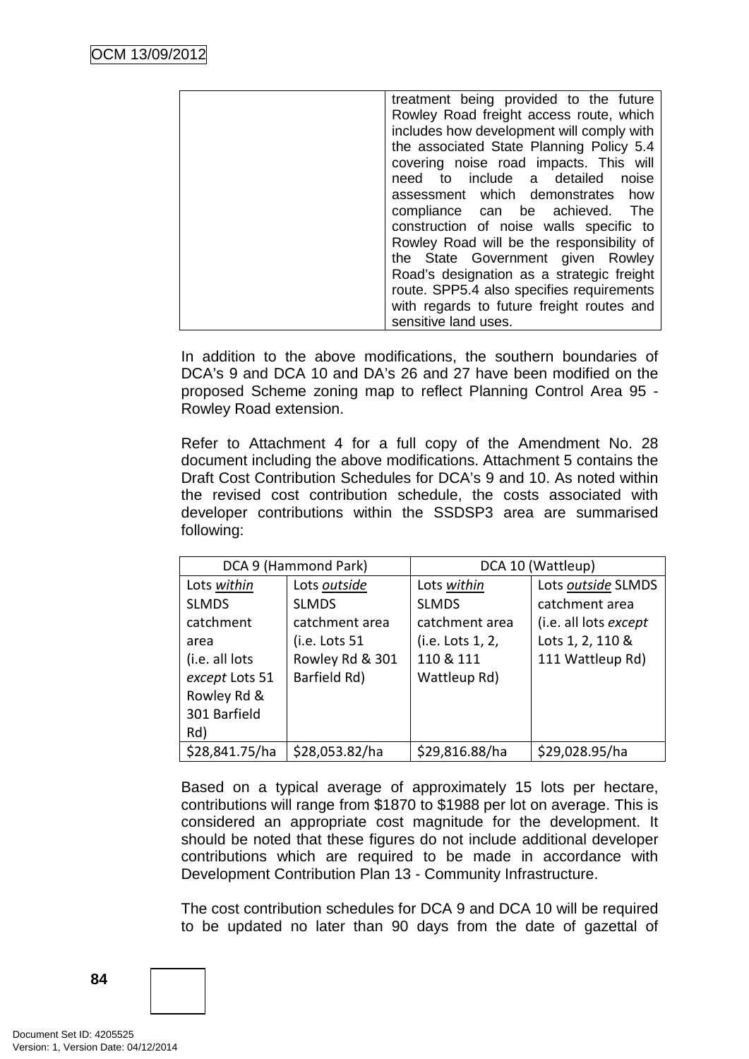| | treatment being provided to the future Rowley Road freight access route, which includes how development will comply with the associated State Planning Policy 5.4 covering noise road impacts. This will need to include a detailed noise assessment which demonstrates how compliance can be achieved. The construction of noise walls specific to Rowley Road will be the responsibility of the State Government given Rowley Road's designation as a strategic freight route. SPP5.4 also specifies requirements with regards to future freight routes and sensitive land uses. |
|---|---|

In addition to the above modifications, the southern boundaries of DCA's 9 and DCA 10 and DA's 26 and 27 have been modified on the proposed Scheme zoning map to reflect Planning Control Area 95 - Rowley Road extension.

Refer to Attachment 4 for a full copy of the Amendment No. 28 document including the above modifications. Attachment 5 contains the Draft Cost Contribution Schedules for DCA's 9 and 10. As noted within the revised cost contribution schedule, the costs associated with developer contributions within the SSDSP3 area are summarised following:

| DCA 9 (Hammond Park) | | DCA 10 (Wattleup) | |
|---|---|---|---|
| Lots *within* SLMDS catchment area (i.e. all lots *except* Lots 51 Rowley Rd & 301 Barfield Rd) | Lots *outside* SLMDS catchment area (i.e. Lots 51 Rowley Rd & 301 Barfield Rd) | Lots *within* SLMDS catchment area (i.e. Lots 1, 2, 110 & 111 Wattleup Rd) | Lots *outside* SLMDS catchment area (i.e. all lots *except* Lots 1, 2, 110 & 111 Wattleup Rd) |
| $28,841.75/ha | $28,053.82/ha | $29,816.88/ha | $29,028.95/ha |

Based on a typical average of approximately 15 lots per hectare, contributions will range from $1870 to $1988 per lot on average. This is considered an appropriate cost magnitude for the development. It should be noted that these figures do not include additional developer contributions which are required to be made in accordance with Development Contribution Plan 13 - Community Infrastructure.

The cost contribution schedules for DCA 9 and DCA 10 will be required to be updated no later than 90 days from the date of gazettal of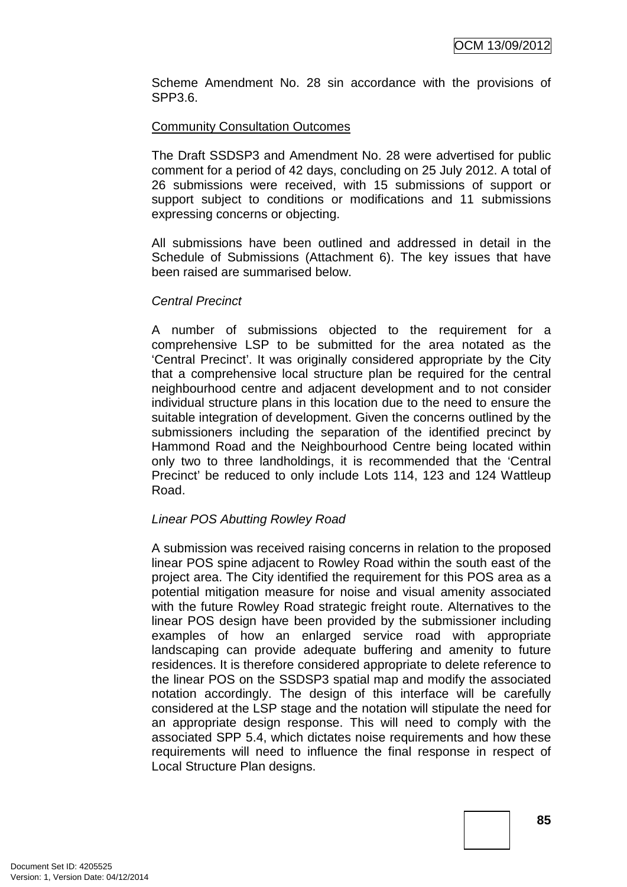Scheme Amendment No. 28 sin accordance with the provisions of SPP3.6.

Community Consultation Outcomes

The Draft SSDSP3 and Amendment No. 28 were advertised for public comment for a period of 42 days, concluding on 25 July 2012. A total of 26 submissions were received, with 15 submissions of support or support subject to conditions or modifications and 11 submissions expressing concerns or objecting.

All submissions have been outlined and addressed in detail in the Schedule of Submissions (Attachment 6). The key issues that have been raised are summarised below.

*Central Precinct*

A number of submissions objected to the requirement for a comprehensive LSP to be submitted for the area notated as the 'Central Precinct'. It was originally considered appropriate by the City that a comprehensive local structure plan be required for the central neighbourhood centre and adjacent development and to not consider individual structure plans in this location due to the need to ensure the suitable integration of development. Given the concerns outlined by the submissioners including the separation of the identified precinct by Hammond Road and the Neighbourhood Centre being located within only two to three landholdings, it is recommended that the 'Central Precinct' be reduced to only include Lots 114, 123 and 124 Wattleup Road.

*Linear POS Abutting Rowley Road*

A submission was received raising concerns in relation to the proposed linear POS spine adjacent to Rowley Road within the south east of the project area. The City identified the requirement for this POS area as a potential mitigation measure for noise and visual amenity associated with the future Rowley Road strategic freight route. Alternatives to the linear POS design have been provided by the submissioner including examples of how an enlarged service road with appropriate landscaping can provide adequate buffering and amenity to future residences. It is therefore considered appropriate to delete reference to the linear POS on the SSDSP3 spatial map and modify the associated notation accordingly. The design of this interface will be carefully considered at the LSP stage and the notation will stipulate the need for an appropriate design response. This will need to comply with the associated SPP 5.4, which dictates noise requirements and how these requirements will need to influence the final response in respect of Local Structure Plan designs.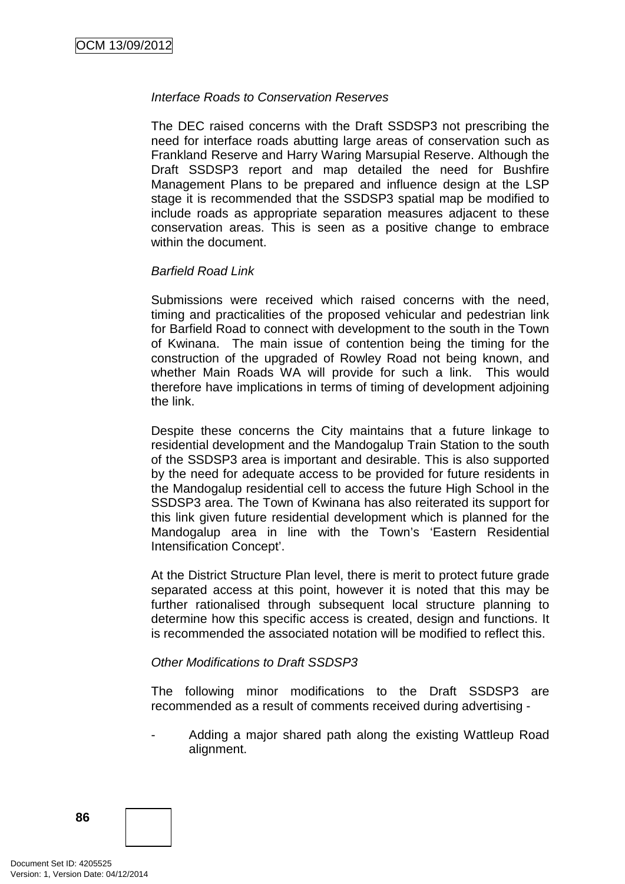*Interface Roads to Conservation Reserves*

The DEC raised concerns with the Draft SSDSP3 not prescribing the need for interface roads abutting large areas of conservation such as Frankland Reserve and Harry Waring Marsupial Reserve. Although the Draft SSDSP3 report and map detailed the need for Bushfire Management Plans to be prepared and influence design at the LSP stage it is recommended that the SSDSP3 spatial map be modified to include roads as appropriate separation measures adjacent to these conservation areas. This is seen as a positive change to embrace within the document.

*Barfield Road Link*

Submissions were received which raised concerns with the need, timing and practicalities of the proposed vehicular and pedestrian link for Barfield Road to connect with development to the south in the Town of Kwinana. The main issue of contention being the timing for the construction of the upgraded of Rowley Road not being known, and whether Main Roads WA will provide for such a link. This would therefore have implications in terms of timing of development adjoining the link.

Despite these concerns the City maintains that a future linkage to residential development and the Mandogalup Train Station to the south of the SSDSP3 area is important and desirable. This is also supported by the need for adequate access to be provided for future residents in the Mandogalup residential cell to access the future High School in the SSDSP3 area. The Town of Kwinana has also reiterated its support for this link given future residential development which is planned for the Mandogalup area in line with the Town's 'Eastern Residential Intensification Concept'.

At the District Structure Plan level, there is merit to protect future grade separated access at this point, however it is noted that this may be further rationalised through subsequent local structure planning to determine how this specific access is created, design and functions. It is recommended the associated notation will be modified to reflect this.

*Other Modifications to Draft SSDSP3*

The following minor modifications to the Draft SSDSP3 are recommended as a result of comments received during advertising -

- Adding a major shared path along the existing Wattleup Road alignment.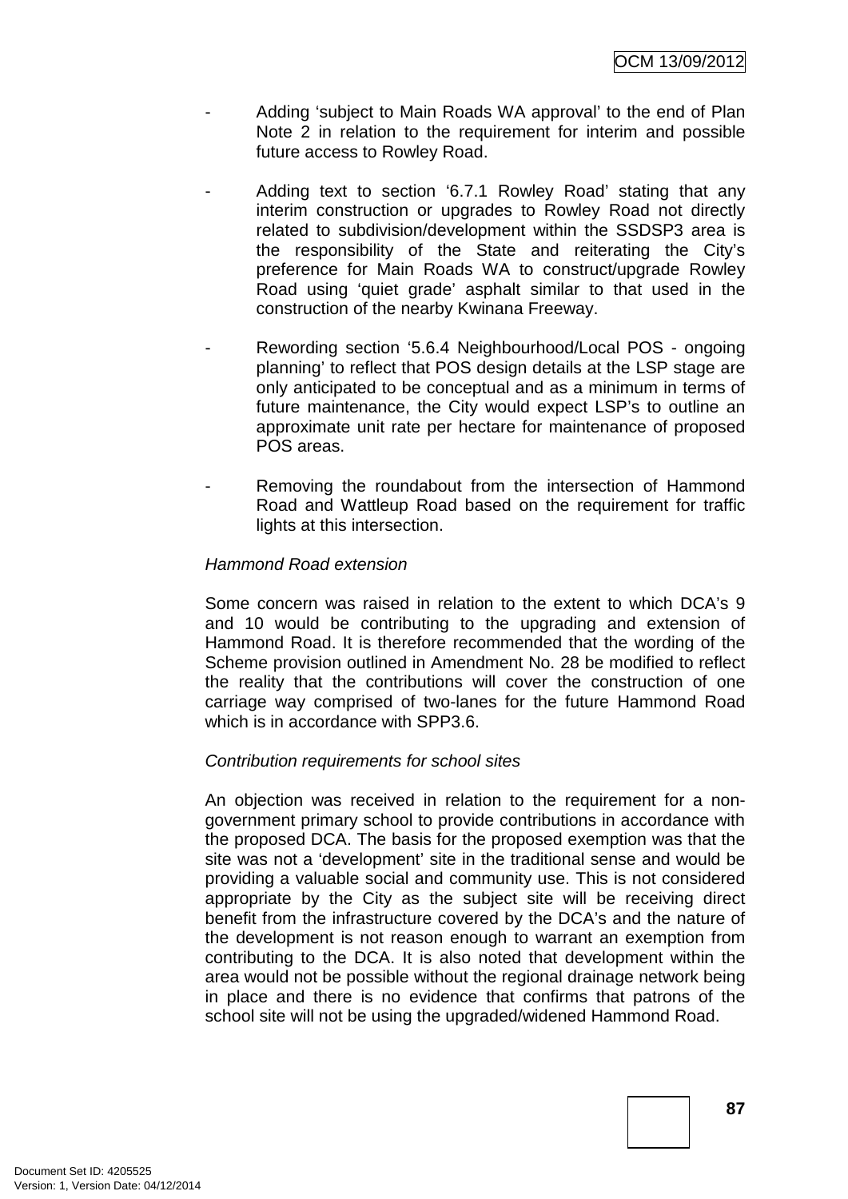- Adding 'subject to Main Roads WA approval' to the end of Plan Note 2 in relation to the requirement for interim and possible future access to Rowley Road.

- Adding text to section '6.7.1 Rowley Road' stating that any interim construction or upgrades to Rowley Road not directly related to subdivision/development within the SSDSP3 area is the responsibility of the State and reiterating the City's preference for Main Roads WA to construct/upgrade Rowley Road using 'quiet grade' asphalt similar to that used in the construction of the nearby Kwinana Freeway.

- Rewording section '5.6.4 Neighbourhood/Local POS - ongoing planning' to reflect that POS design details at the LSP stage are only anticipated to be conceptual and as a minimum in terms of future maintenance, the City would expect LSP's to outline an approximate unit rate per hectare for maintenance of proposed POS areas.

- Removing the roundabout from the intersection of Hammond Road and Wattleup Road based on the requirement for traffic lights at this intersection.

*Hammond Road extension*

Some concern was raised in relation to the extent to which DCA's 9 and 10 would be contributing to the upgrading and extension of Hammond Road. It is therefore recommended that the wording of the Scheme provision outlined in Amendment No. 28 be modified to reflect the reality that the contributions will cover the construction of one carriage way comprised of two-lanes for the future Hammond Road which is in accordance with SPP3.6.

*Contribution requirements for school sites*

An objection was received in relation to the requirement for a non-government primary school to provide contributions in accordance with the proposed DCA. The basis for the proposed exemption was that the site was not a 'development' site in the traditional sense and would be providing a valuable social and community use. This is not considered appropriate by the City as the subject site will be receiving direct benefit from the infrastructure covered by the DCA's and the nature of the development is not reason enough to warrant an exemption from contributing to the DCA. It is also noted that development within the area would not be possible without the regional drainage network being in place and there is no evidence that confirms that patrons of the school site will not be using the upgraded/widened Hammond Road.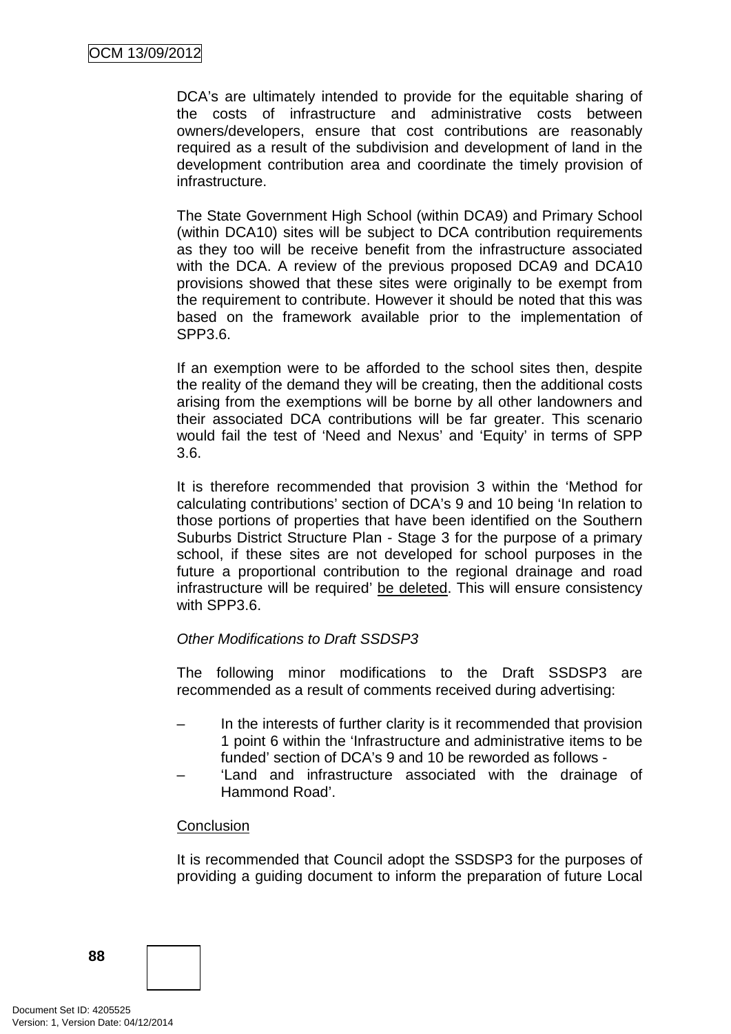DCA's are ultimately intended to provide for the equitable sharing of the costs of infrastructure and administrative costs between owners/developers, ensure that cost contributions are reasonably required as a result of the subdivision and development of land in the development contribution area and coordinate the timely provision of infrastructure.

The State Government High School (within DCA9) and Primary School (within DCA10) sites will be subject to DCA contribution requirements as they too will be receive benefit from the infrastructure associated with the DCA. A review of the previous proposed DCA9 and DCA10 provisions showed that these sites were originally to be exempt from the requirement to contribute. However it should be noted that this was based on the framework available prior to the implementation of SPP3.6.

If an exemption were to be afforded to the school sites then, despite the reality of the demand they will be creating, then the additional costs arising from the exemptions will be borne by all other landowners and their associated DCA contributions will be far greater. This scenario would fail the test of 'Need and Nexus' and 'Equity' in terms of SPP 3.6.

It is therefore recommended that provision 3 within the 'Method for calculating contributions' section of DCA's 9 and 10 being 'In relation to those portions of properties that have been identified on the Southern Suburbs District Structure Plan - Stage 3 for the purpose of a primary school, if these sites are not developed for school purposes in the future a proportional contribution to the regional drainage and road infrastructure will be required' be deleted. This will ensure consistency with SPP3.6.

*Other Modifications to Draft SSDSP3*

The following minor modifications to the Draft SSDSP3 are recommended as a result of comments received during advertising:

– In the interests of further clarity is it recommended that provision 1 point 6 within the 'Infrastructure and administrative items to be funded' section of DCA's 9 and 10 be reworded as follows -
– 'Land and infrastructure associated with the drainage of Hammond Road'.

Conclusion

It is recommended that Council adopt the SSDSP3 for the purposes of providing a guiding document to inform the preparation of future Local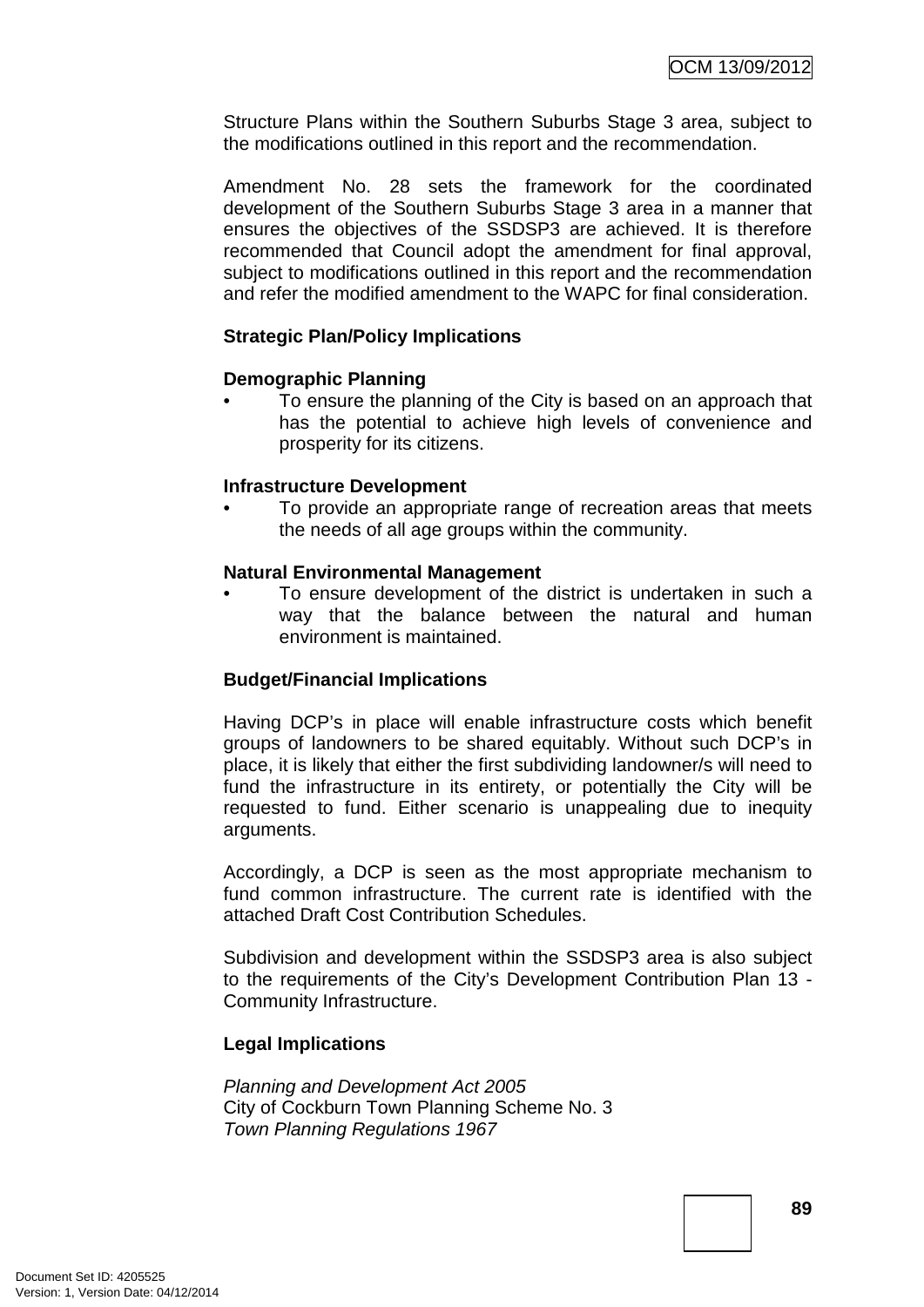Structure Plans within the Southern Suburbs Stage 3 area, subject to the modifications outlined in this report and the recommendation.

Amendment No. 28 sets the framework for the coordinated development of the Southern Suburbs Stage 3 area in a manner that ensures the objectives of the SSDSP3 are achieved. It is therefore recommended that Council adopt the amendment for final approval, subject to modifications outlined in this report and the recommendation and refer the modified amendment to the WAPC for final consideration.

**Strategic Plan/Policy Implications**

**Demographic Planning**

- To ensure the planning of the City is based on an approach that has the potential to achieve high levels of convenience and prosperity for its citizens.

**Infrastructure Development**

- To provide an appropriate range of recreation areas that meets the needs of all age groups within the community.

**Natural Environmental Management**

- To ensure development of the district is undertaken in such a way that the balance between the natural and human environment is maintained.

**Budget/Financial Implications**

Having DCP's in place will enable infrastructure costs which benefit groups of landowners to be shared equitably. Without such DCP's in place, it is likely that either the first subdividing landowner/s will need to fund the infrastructure in its entirety, or potentially the City will be requested to fund. Either scenario is unappealing due to inequity arguments.

Accordingly, a DCP is seen as the most appropriate mechanism to fund common infrastructure. The current rate is identified with the attached Draft Cost Contribution Schedules.

Subdivision and development within the SSDSP3 area is also subject to the requirements of the City's Development Contribution Plan 13 - Community Infrastructure.

**Legal Implications**

*Planning and Development Act 2005*
City of Cockburn Town Planning Scheme No. 3
*Town Planning Regulations 1967*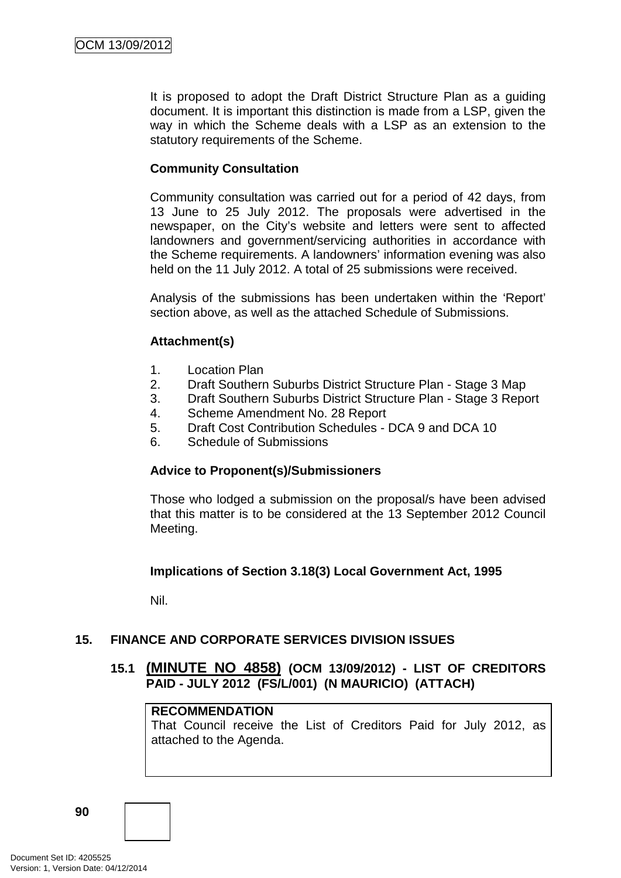It is proposed to adopt the Draft District Structure Plan as a guiding document. It is important this distinction is made from a LSP, given the way in which the Scheme deals with a LSP as an extension to the statutory requirements of the Scheme.

**Community Consultation**

Community consultation was carried out for a period of 42 days, from 13 June to 25 July 2012. The proposals were advertised in the newspaper, on the City's website and letters were sent to affected landowners and government/servicing authorities in accordance with the Scheme requirements. A landowners' information evening was also held on the 11 July 2012. A total of 25 submissions were received.

Analysis of the submissions has been undertaken within the 'Report' section above, as well as the attached Schedule of Submissions.

**Attachment(s)**

1. Location Plan
2. Draft Southern Suburbs District Structure Plan - Stage 3 Map
3. Draft Southern Suburbs District Structure Plan - Stage 3 Report
4. Scheme Amendment No. 28 Report
5. Draft Cost Contribution Schedules - DCA 9 and DCA 10
6. Schedule of Submissions

**Advice to Proponent(s)/Submissioners**

Those who lodged a submission on the proposal/s have been advised that this matter is to be considered at the 13 September 2012 Council Meeting.

**Implications of Section 3.18(3) Local Government Act, 1995**

Nil.

## 15. FINANCE AND CORPORATE SERVICES DIVISION ISSUES

### 15.1 (MINUTE NO 4858) (OCM 13/09/2012) - LIST OF CREDITORS PAID - JULY 2012 (FS/L/001) (N MAURICIO) (ATTACH)

| **RECOMMENDATION** |
|---|
| That Council receive the List of Creditors Paid for July 2012, as attached to the Agenda. |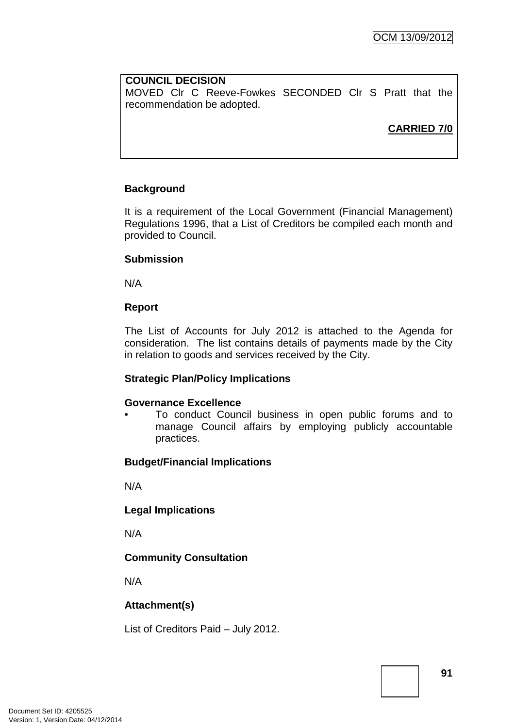**COUNCIL DECISION**
MOVED Clr C Reeve-Fowkes SECONDED Clr S Pratt that the recommendation be adopted.

**CARRIED 7/0**

**Background**

It is a requirement of the Local Government (Financial Management) Regulations 1996, that a List of Creditors be compiled each month and provided to Council.

**Submission**

N/A

**Report**

The List of Accounts for July 2012 is attached to the Agenda for consideration. The list contains details of payments made by the City in relation to goods and services received by the City.

**Strategic Plan/Policy Implications**

**Governance Excellence**

- To conduct Council business in open public forums and to manage Council affairs by employing publicly accountable practices.

**Budget/Financial Implications**

N/A

**Legal Implications**

N/A

**Community Consultation**

N/A

**Attachment(s)**

List of Creditors Paid – July 2012.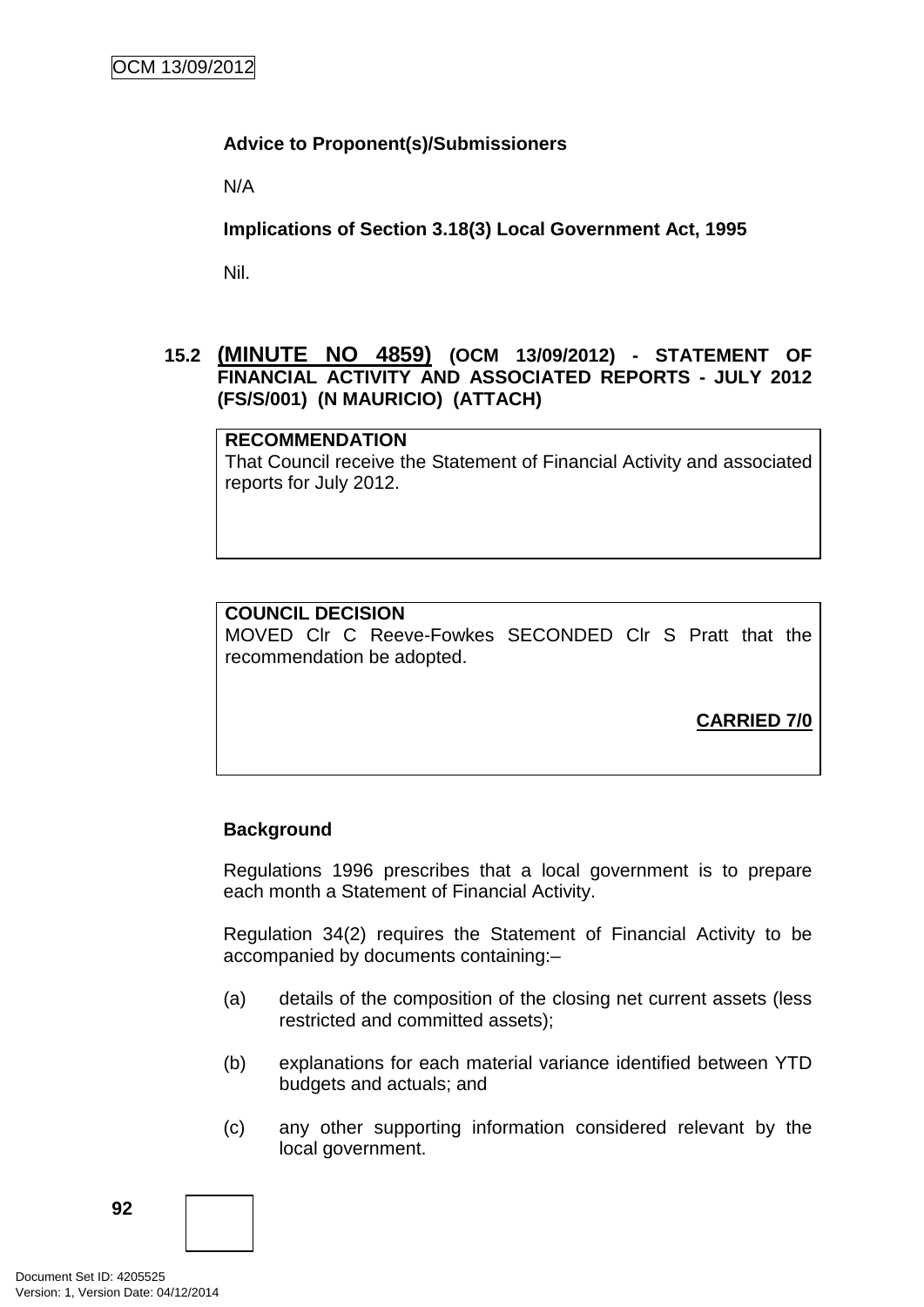**Advice to Proponent(s)/Submissioners**

N/A

**Implications of Section 3.18(3) Local Government Act, 1995**

Nil.

### 15.2 (MINUTE NO 4859) (OCM 13/09/2012) - STATEMENT OF FINANCIAL ACTIVITY AND ASSOCIATED REPORTS - JULY 2012 (FS/S/001) (N MAURICIO) (ATTACH)

**RECOMMENDATION**

That Council receive the Statement of Financial Activity and associated reports for July 2012.

**COUNCIL DECISION**

MOVED Clr C Reeve-Fowkes SECONDED Clr S Pratt that the recommendation be adopted.

**CARRIED 7/0**

**Background**

Regulations 1996 prescribes that a local government is to prepare each month a Statement of Financial Activity.

Regulation 34(2) requires the Statement of Financial Activity to be accompanied by documents containing:–

(a) details of the composition of the closing net current assets (less restricted and committed assets);

(b) explanations for each material variance identified between YTD budgets and actuals; and

(c) any other supporting information considered relevant by the local government.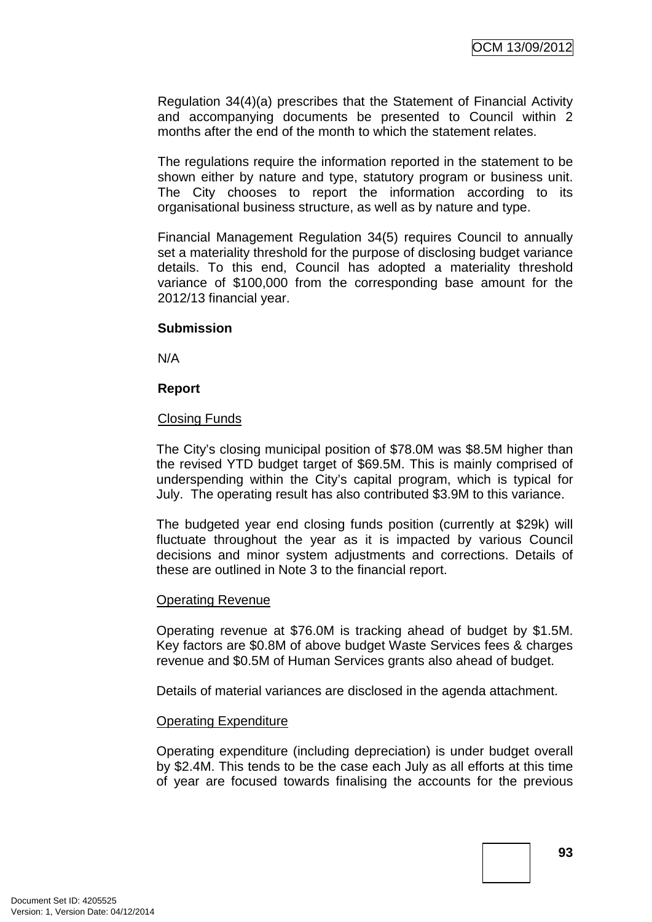Regulation 34(4)(a) prescribes that the Statement of Financial Activity and accompanying documents be presented to Council within 2 months after the end of the month to which the statement relates.

The regulations require the information reported in the statement to be shown either by nature and type, statutory program or business unit. The City chooses to report the information according to its organisational business structure, as well as by nature and type.

Financial Management Regulation 34(5) requires Council to annually set a materiality threshold for the purpose of disclosing budget variance details. To this end, Council has adopted a materiality threshold variance of $100,000 from the corresponding base amount for the 2012/13 financial year.

**Submission**

N/A

**Report**

Closing Funds

The City's closing municipal position of $78.0M was $8.5M higher than the revised YTD budget target of $69.5M. This is mainly comprised of underspending within the City's capital program, which is typical for July. The operating result has also contributed $3.9M to this variance.

The budgeted year end closing funds position (currently at $29k) will fluctuate throughout the year as it is impacted by various Council decisions and minor system adjustments and corrections. Details of these are outlined in Note 3 to the financial report.

Operating Revenue

Operating revenue at $76.0M is tracking ahead of budget by $1.5M. Key factors are $0.8M of above budget Waste Services fees & charges revenue and $0.5M of Human Services grants also ahead of budget.

Details of material variances are disclosed in the agenda attachment.

Operating Expenditure

Operating expenditure (including depreciation) is under budget overall by $2.4M. This tends to be the case each July as all efforts at this time of year are focused towards finalising the accounts for the previous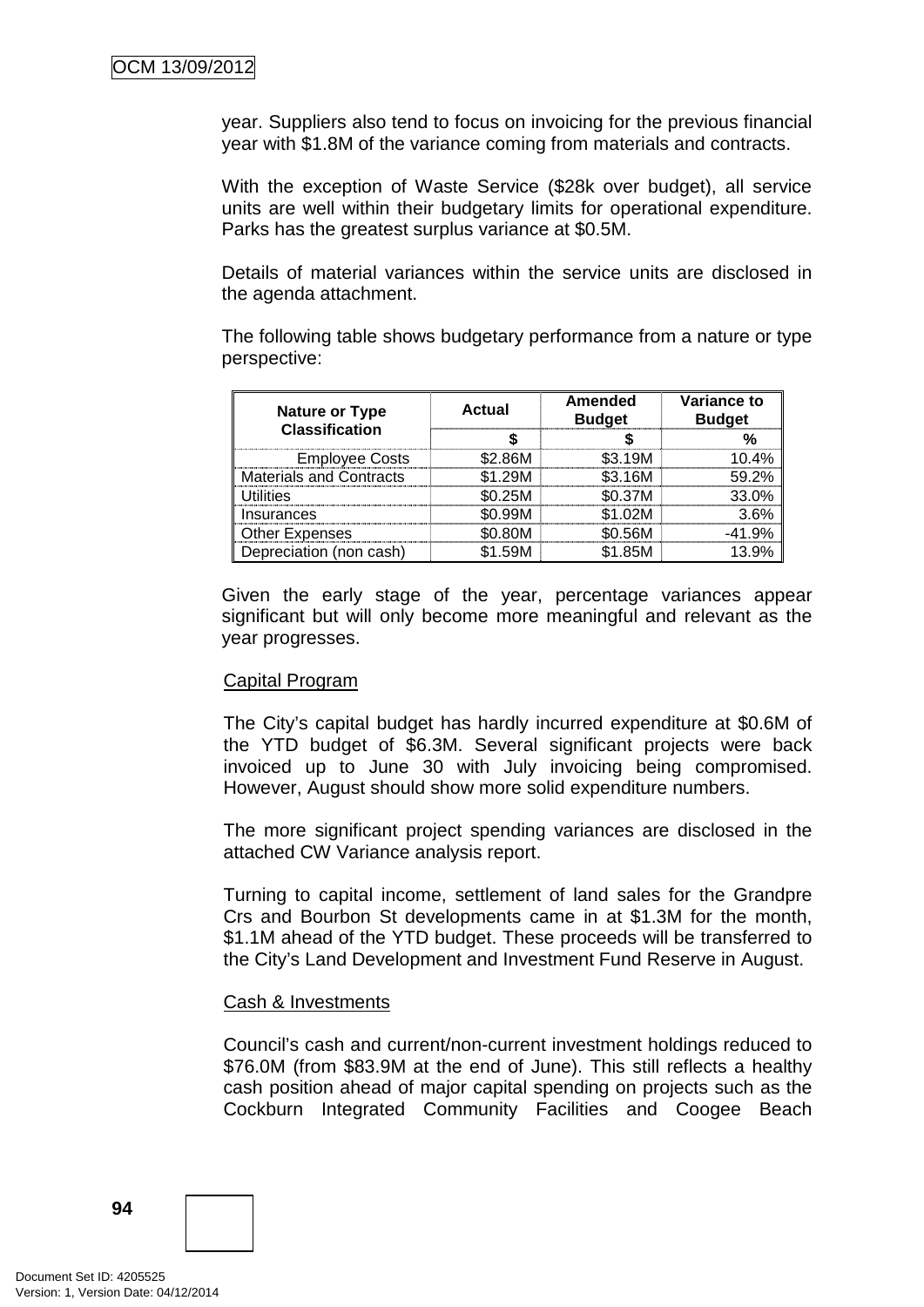year. Suppliers also tend to focus on invoicing for the previous financial year with $1.8M of the variance coming from materials and contracts.

With the exception of Waste Service ($28k over budget), all service units are well within their budgetary limits for operational expenditure. Parks has the greatest surplus variance at $0.5M.

Details of material variances within the service units are disclosed in the agenda attachment.

The following table shows budgetary performance from a nature or type perspective:

| Nature or Type Classification | Actual | Amended Budget | Variance to Budget |
|---|---|---|---|
| | $ | $ | % |
| Employee Costs | $2.86M | $3.19M | 10.4% |
| Materials and Contracts | $1.29M | $3.16M | 59.2% |
| Utilities | $0.25M | $0.37M | 33.0% |
| Insurances | $0.99M | $1.02M | 3.6% |
| Other Expenses | $0.80M | $0.56M | -41.9% |
| Depreciation (non cash) | $1.59M | $1.85M | 13.9% |

Given the early stage of the year, percentage variances appear significant but will only become more meaningful and relevant as the year progresses.

Capital Program

The City's capital budget has hardly incurred expenditure at $0.6M of the YTD budget of $6.3M. Several significant projects were back invoiced up to June 30 with July invoicing being compromised. However, August should show more solid expenditure numbers.

The more significant project spending variances are disclosed in the attached CW Variance analysis report.

Turning to capital income, settlement of land sales for the Grandpre Crs and Bourbon St developments came in at $1.3M for the month, $1.1M ahead of the YTD budget. These proceeds will be transferred to the City's Land Development and Investment Fund Reserve in August.

Cash & Investments

Council's cash and current/non-current investment holdings reduced to $76.0M (from $83.9M at the end of June). This still reflects a healthy cash position ahead of major capital spending on projects such as the Cockburn Integrated Community Facilities and Coogee Beach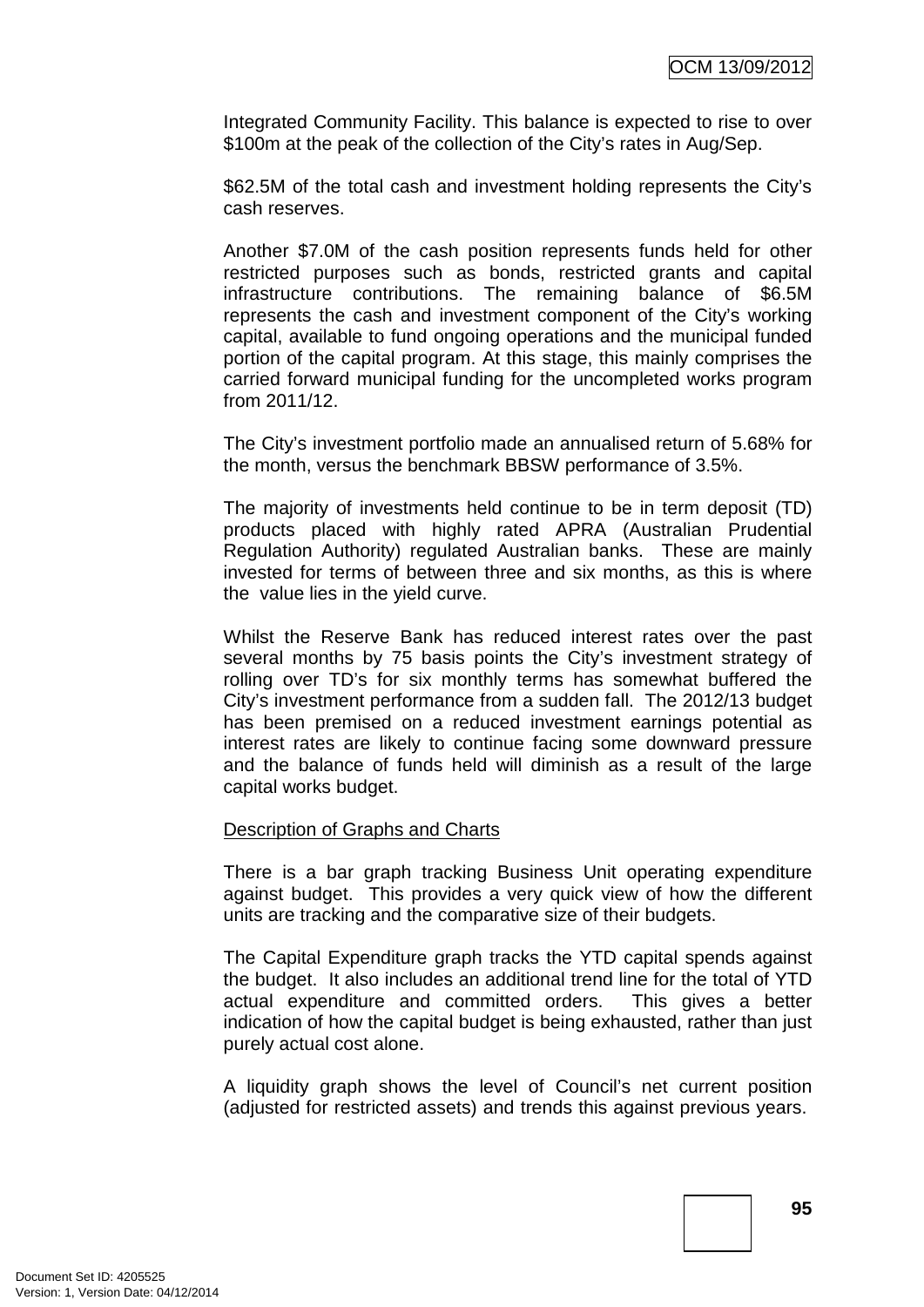Integrated Community Facility. This balance is expected to rise to over $100m at the peak of the collection of the City's rates in Aug/Sep.

$62.5M of the total cash and investment holding represents the City's cash reserves.

Another $7.0M of the cash position represents funds held for other restricted purposes such as bonds, restricted grants and capital infrastructure contributions. The remaining balance of $6.5M represents the cash and investment component of the City's working capital, available to fund ongoing operations and the municipal funded portion of the capital program. At this stage, this mainly comprises the carried forward municipal funding for the uncompleted works program from 2011/12.

The City's investment portfolio made an annualised return of 5.68% for the month, versus the benchmark BBSW performance of 3.5%.

The majority of investments held continue to be in term deposit (TD) products placed with highly rated APRA (Australian Prudential Regulation Authority) regulated Australian banks. These are mainly invested for terms of between three and six months, as this is where the value lies in the yield curve.

Whilst the Reserve Bank has reduced interest rates over the past several months by 75 basis points the City's investment strategy of rolling over TD's for six monthly terms has somewhat buffered the City's investment performance from a sudden fall. The 2012/13 budget has been premised on a reduced investment earnings potential as interest rates are likely to continue facing some downward pressure and the balance of funds held will diminish as a result of the large capital works budget.

Description of Graphs and Charts

There is a bar graph tracking Business Unit operating expenditure against budget. This provides a very quick view of how the different units are tracking and the comparative size of their budgets.

The Capital Expenditure graph tracks the YTD capital spends against the budget. It also includes an additional trend line for the total of YTD actual expenditure and committed orders. This gives a better indication of how the capital budget is being exhausted, rather than just purely actual cost alone.

A liquidity graph shows the level of Council's net current position (adjusted for restricted assets) and trends this against previous years.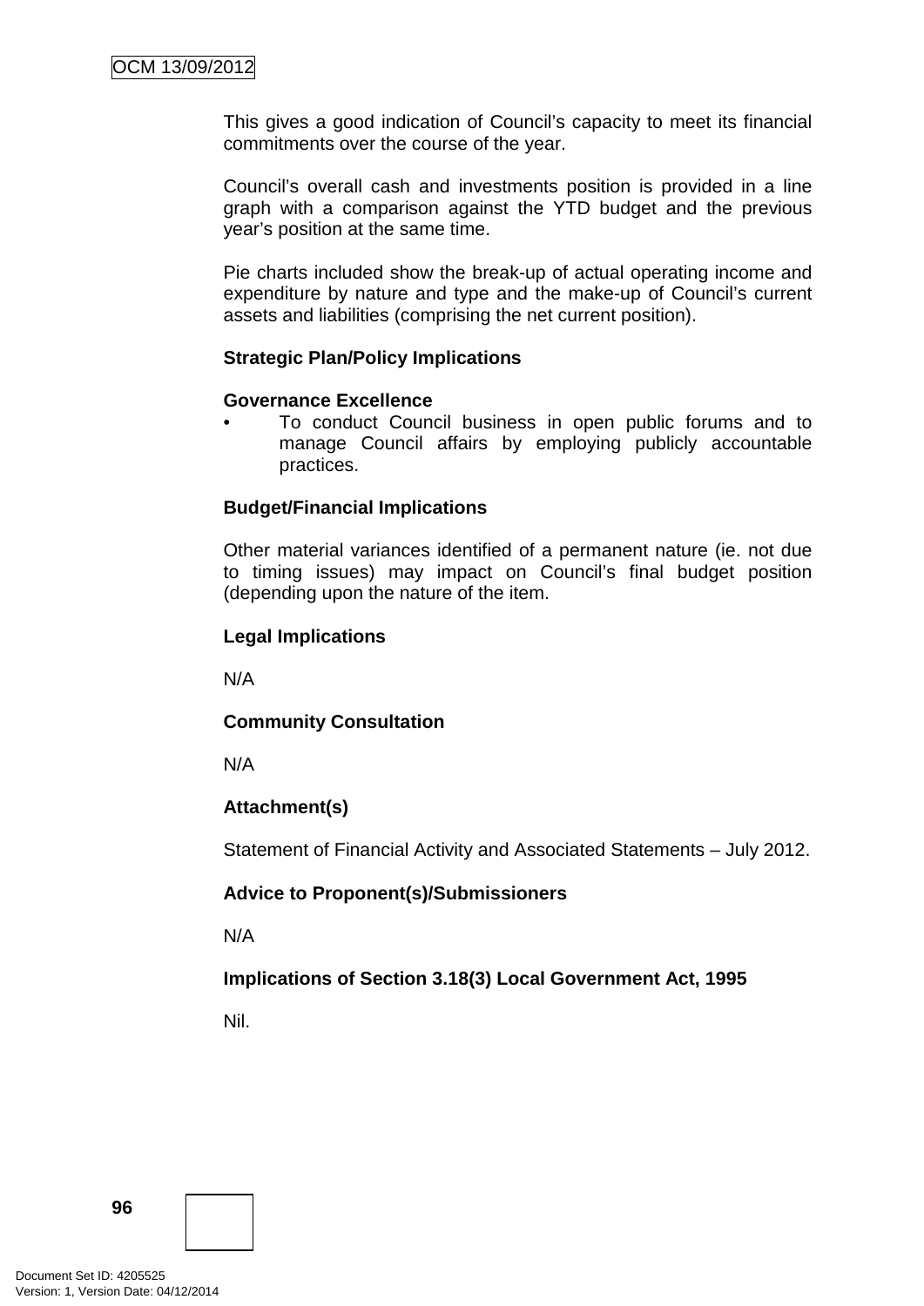This gives a good indication of Council's capacity to meet its financial commitments over the course of the year.

Council's overall cash and investments position is provided in a line graph with a comparison against the YTD budget and the previous year's position at the same time.

Pie charts included show the break-up of actual operating income and expenditure by nature and type and the make-up of Council's current assets and liabilities (comprising the net current position).

**Strategic Plan/Policy Implications**

**Governance Excellence**

- To conduct Council business in open public forums and to manage Council affairs by employing publicly accountable practices.

**Budget/Financial Implications**

Other material variances identified of a permanent nature (ie. not due to timing issues) may impact on Council's final budget position (depending upon the nature of the item.

**Legal Implications**

N/A

**Community Consultation**

N/A

**Attachment(s)**

Statement of Financial Activity and Associated Statements – July 2012.

**Advice to Proponent(s)/Submissioners**

N/A

**Implications of Section 3.18(3) Local Government Act, 1995**

Nil.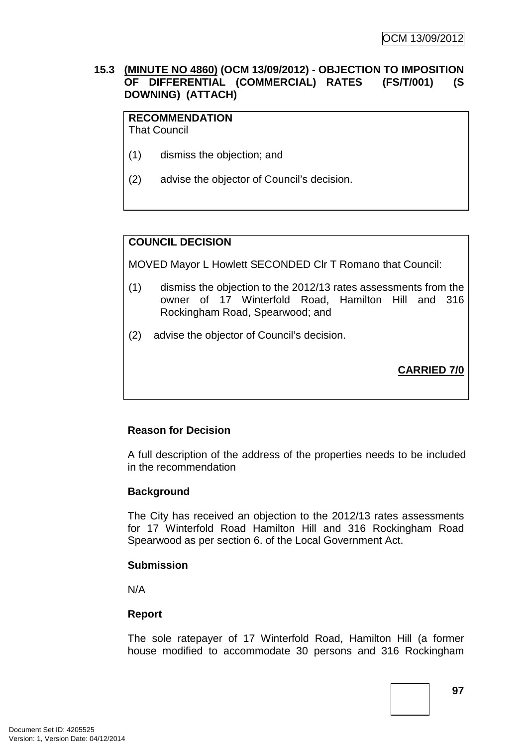## 15.3 (MINUTE NO 4860) (OCM 13/09/2012) - OBJECTION TO IMPOSITION OF DIFFERENTIAL (COMMERCIAL) RATES (FS/T/001) (S DOWNING) (ATTACH)

**RECOMMENDATION**
That Council

(1) dismiss the objection; and

(2) advise the objector of Council's decision.

**COUNCIL DECISION**

MOVED Mayor L Howlett SECONDED Clr T Romano that Council:

(1) dismiss the objection to the 2012/13 rates assessments from the owner of 17 Winterfold Road, Hamilton Hill and 316 Rockingham Road, Spearwood; and

(2) advise the objector of Council's decision.

**CARRIED 7/0**

**Reason for Decision**

A full description of the address of the properties needs to be included in the recommendation

**Background**

The City has received an objection to the 2012/13 rates assessments for 17 Winterfold Road Hamilton Hill and 316 Rockingham Road Spearwood as per section 6. of the Local Government Act.

**Submission**

N/A

**Report**

The sole ratepayer of 17 Winterfold Road, Hamilton Hill (a former house modified to accommodate 30 persons and 316 Rockingham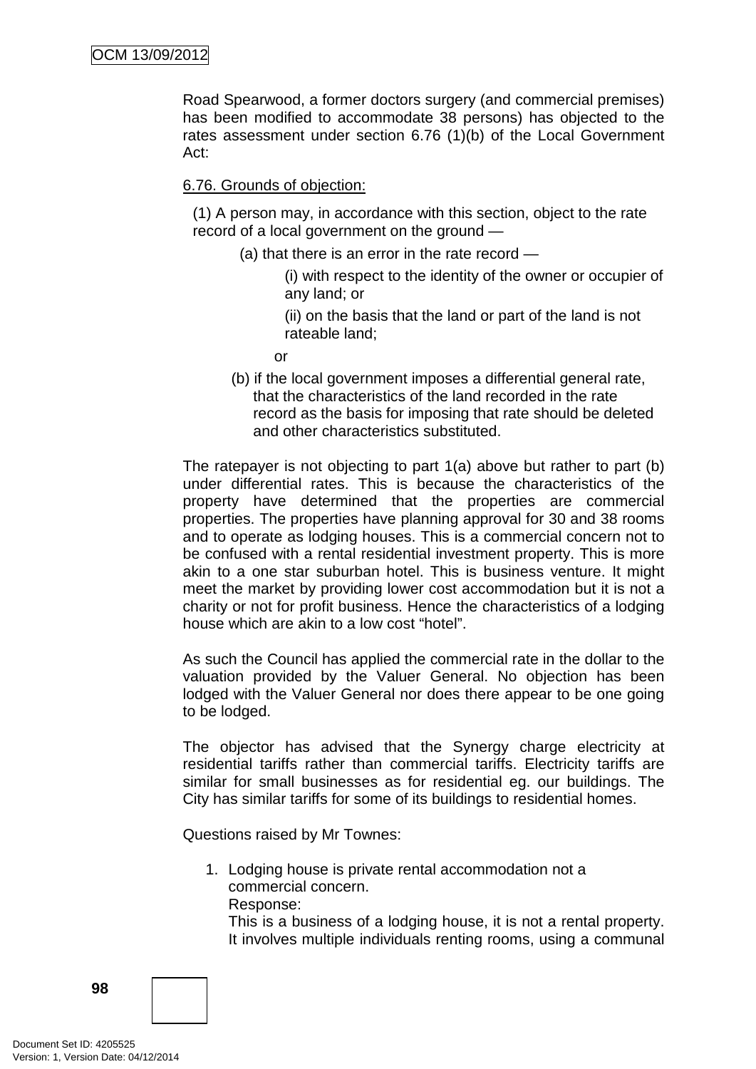Road Spearwood, a former doctors surgery (and commercial premises) has been modified to accommodate 38 persons) has objected to the rates assessment under section 6.76 (1)(b) of the Local Government Act:

<u>6.76. Grounds of objection:</u>

(1) A person may, in accordance with this section, object to the rate record of a local government on the ground —

(a) that there is an error in the rate record —

(i) with respect to the identity of the owner or occupier of any land; or

(ii) on the basis that the land or part of the land is not rateable land;

or

(b) if the local government imposes a differential general rate, that the characteristics of the land recorded in the rate record as the basis for imposing that rate should be deleted and other characteristics substituted.

The ratepayer is not objecting to part 1(a) above but rather to part (b) under differential rates. This is because the characteristics of the property have determined that the properties are commercial properties. The properties have planning approval for 30 and 38 rooms and to operate as lodging houses. This is a commercial concern not to be confused with a rental residential investment property. This is more akin to a one star suburban hotel. This is business venture. It might meet the market by providing lower cost accommodation but it is not a charity or not for profit business. Hence the characteristics of a lodging house which are akin to a low cost "hotel".

As such the Council has applied the commercial rate in the dollar to the valuation provided by the Valuer General. No objection has been lodged with the Valuer General nor does there appear to be one going to be lodged.

The objector has advised that the Synergy charge electricity at residential tariffs rather than commercial tariffs. Electricity tariffs are similar for small businesses as for residential eg. our buildings. The City has similar tariffs for some of its buildings to residential homes.

Questions raised by Mr Townes:

1. Lodging house is private rental accommodation not a commercial concern.
   Response:
   This is a business of a lodging house, it is not a rental property. It involves multiple individuals renting rooms, using a communal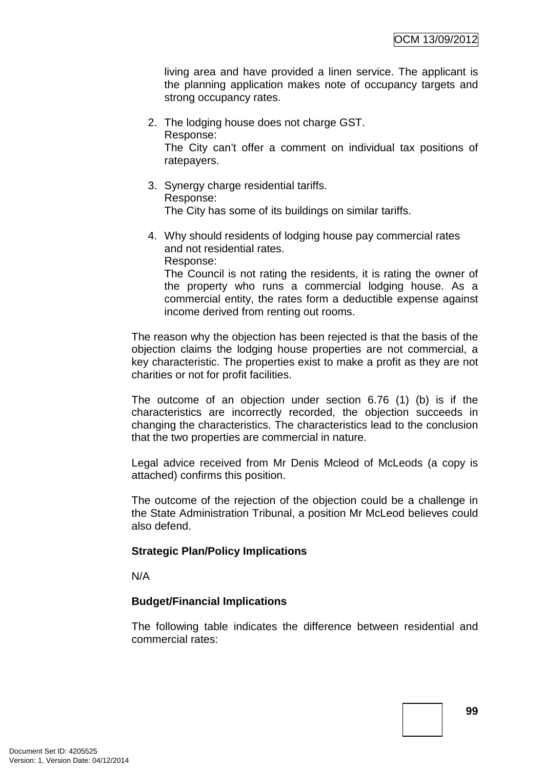living area and have provided a linen service. The applicant is the planning application makes note of occupancy targets and strong occupancy rates.

2. The lodging house does not charge GST.
   Response:
   The City can't offer a comment on individual tax positions of ratepayers.

3. Synergy charge residential tariffs.
   Response:
   The City has some of its buildings on similar tariffs.

4. Why should residents of lodging house pay commercial rates and not residential rates.
   Response:
   The Council is not rating the residents, it is rating the owner of the property who runs a commercial lodging house. As a commercial entity, the rates form a deductible expense against income derived from renting out rooms.

The reason why the objection has been rejected is that the basis of the objection claims the lodging house properties are not commercial, a key characteristic. The properties exist to make a profit as they are not charities or not for profit facilities.

The outcome of an objection under section 6.76 (1) (b) is if the characteristics are incorrectly recorded, the objection succeeds in changing the characteristics. The characteristics lead to the conclusion that the two properties are commercial in nature.

Legal advice received from Mr Denis Mcleod of McLeods (a copy is attached) confirms this position.

The outcome of the rejection of the objection could be a challenge in the State Administration Tribunal, a position Mr McLeod believes could also defend.

**Strategic Plan/Policy Implications**

N/A

**Budget/Financial Implications**

The following table indicates the difference between residential and commercial rates: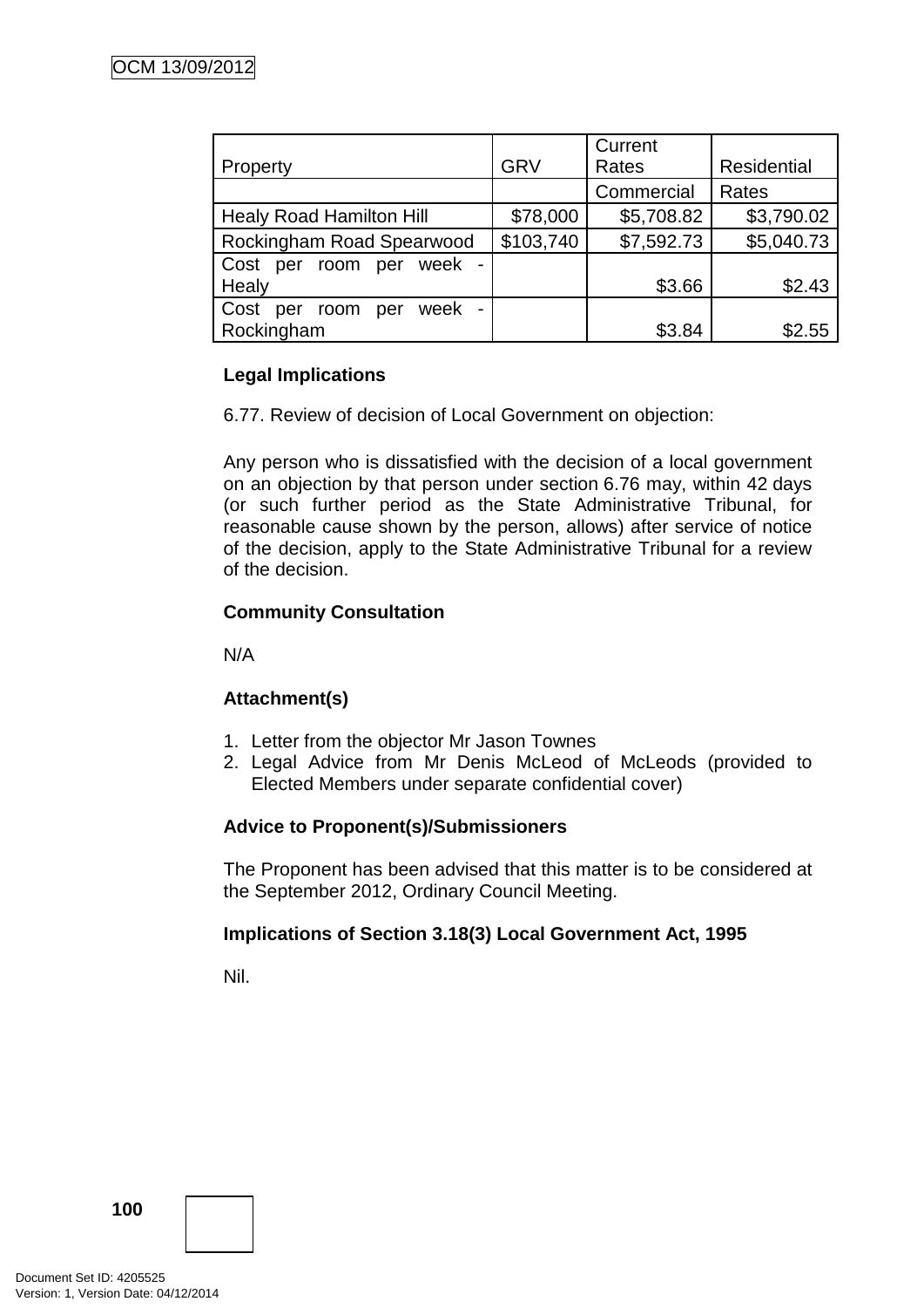| Property | GRV | Current Rates Commercial | Residential Rates |
|---|---|---|---|
| Healy Road Hamilton Hill | $78,000 | $5,708.82 | $3,790.02 |
| Rockingham Road Spearwood | $103,740 | $7,592.73 | $5,040.73 |
| Cost per room per week - Healy | | $3.66 | $2.43 |
| Cost per room per week - Rockingham | | $3.84 | $2.55 |

**Legal Implications**

6.77. Review of decision of Local Government on objection:

Any person who is dissatisfied with the decision of a local government on an objection by that person under section 6.76 may, within 42 days (or such further period as the State Administrative Tribunal, for reasonable cause shown by the person, allows) after service of notice of the decision, apply to the State Administrative Tribunal for a review of the decision.

**Community Consultation**

N/A

**Attachment(s)**

1. Letter from the objector Mr Jason Townes
2. Legal Advice from Mr Denis McLeod of McLeods (provided to Elected Members under separate confidential cover)

**Advice to Proponent(s)/Submissioners**

The Proponent has been advised that this matter is to be considered at the September 2012, Ordinary Council Meeting.

**Implications of Section 3.18(3) Local Government Act, 1995**

Nil.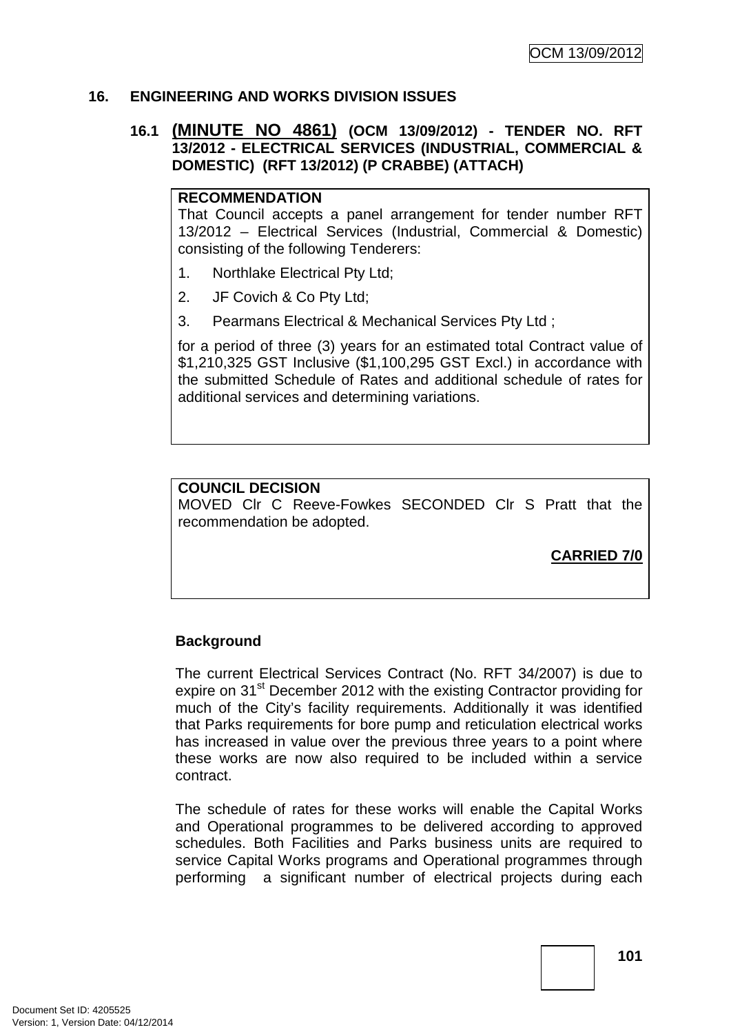## 16. ENGINEERING AND WORKS DIVISION ISSUES

### 16.1 (MINUTE NO 4861) (OCM 13/09/2012) - TENDER NO. RFT 13/2012 - ELECTRICAL SERVICES (INDUSTRIAL, COMMERCIAL & DOMESTIC) (RFT 13/2012) (P CRABBE) (ATTACH)

**RECOMMENDATION**

That Council accepts a panel arrangement for tender number RFT 13/2012 – Electrical Services (Industrial, Commercial & Domestic) consisting of the following Tenderers:

1. Northlake Electrical Pty Ltd;
2. JF Covich & Co Pty Ltd;
3. Pearmans Electrical & Mechanical Services Pty Ltd ;

for a period of three (3) years for an estimated total Contract value of $1,210,325 GST Inclusive ($1,100,295 GST Excl.) in accordance with the submitted Schedule of Rates and additional schedule of rates for additional services and determining variations.

**COUNCIL DECISION**

MOVED Clr C Reeve-Fowkes SECONDED Clr S Pratt that the recommendation be adopted.

**CARRIED 7/0**

**Background**

The current Electrical Services Contract (No. RFT 34/2007) is due to expire on 31st December 2012 with the existing Contractor providing for much of the City's facility requirements. Additionally it was identified that Parks requirements for bore pump and reticulation electrical works has increased in value over the previous three years to a point where these works are now also required to be included within a service contract.

The schedule of rates for these works will enable the Capital Works and Operational programmes to be delivered according to approved schedules. Both Facilities and Parks business units are required to service Capital Works programs and Operational programmes through performing a significant number of electrical projects during each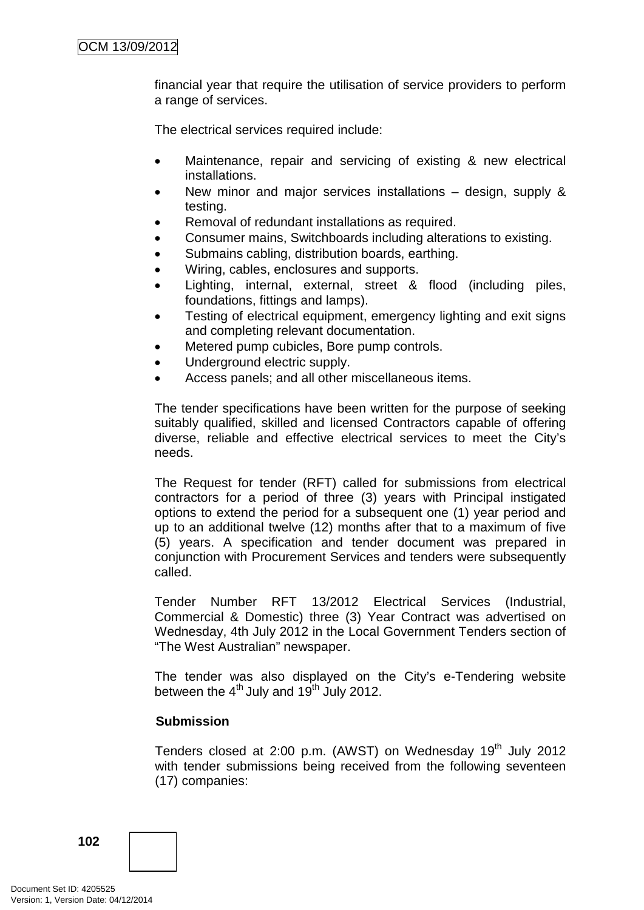financial year that require the utilisation of service providers to perform a range of services.

The electrical services required include:

- Maintenance, repair and servicing of existing & new electrical installations.
- New minor and major services installations – design, supply & testing.
- Removal of redundant installations as required.
- Consumer mains, Switchboards including alterations to existing.
- Submains cabling, distribution boards, earthing.
- Wiring, cables, enclosures and supports.
- Lighting, internal, external, street & flood (including piles, foundations, fittings and lamps).
- Testing of electrical equipment, emergency lighting and exit signs and completing relevant documentation.
- Metered pump cubicles, Bore pump controls.
- Underground electric supply.
- Access panels; and all other miscellaneous items.

The tender specifications have been written for the purpose of seeking suitably qualified, skilled and licensed Contractors capable of offering diverse, reliable and effective electrical services to meet the City's needs.

The Request for tender (RFT) called for submissions from electrical contractors for a period of three (3) years with Principal instigated options to extend the period for a subsequent one (1) year period and up to an additional twelve (12) months after that to a maximum of five (5) years. A specification and tender document was prepared in conjunction with Procurement Services and tenders were subsequently called.

Tender Number RFT 13/2012 Electrical Services (Industrial, Commercial & Domestic) three (3) Year Contract was advertised on Wednesday, 4th July 2012 in the Local Government Tenders section of "The West Australian" newspaper.

The tender was also displayed on the City's e-Tendering website between the 4th July and 19th July 2012.

**Submission**

Tenders closed at 2:00 p.m. (AWST) on Wednesday 19th July 2012 with tender submissions being received from the following seventeen (17) companies: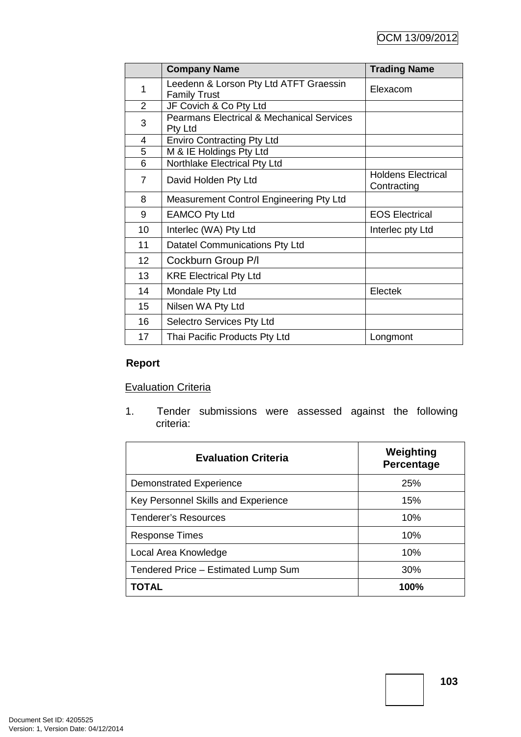| | Company Name | Trading Name |
|---|---|---|
| 1 | Leedenn & Lorson Pty Ltd ATFT Graessin Family Trust | Elexacom |
| 2 | JF Covich & Co Pty Ltd | |
| 3 | Pearmans Electrical & Mechanical Services Pty Ltd | |
| 4 | Enviro Contracting Pty Ltd | |
| 5 | M & IE Holdings Pty Ltd | |
| 6 | Northlake Electrical Pty Ltd | |
| 7 | David Holden Pty Ltd | Holdens Electrical Contracting |
| 8 | Measurement Control Engineering Pty Ltd | |
| 9 | EAMCO Pty Ltd | EOS Electrical |
| 10 | Interlec (WA) Pty Ltd | Interlec pty Ltd |
| 11 | Datatel Communications Pty Ltd | |
| 12 | Cockburn Group P/l | |
| 13 | KRE Electrical Pty Ltd | |
| 14 | Mondale Pty Ltd | Electek |
| 15 | Nilsen WA Pty Ltd | |
| 16 | Selectro Services Pty Ltd | |
| 17 | Thai Pacific Products Pty Ltd | Longmont |

**Report**

Evaluation Criteria

1. Tender submissions were assessed against the following criteria:

| Evaluation Criteria | Weighting Percentage |
|---|---|
| Demonstrated Experience | 25% |
| Key Personnel Skills and Experience | 15% |
| Tenderer's Resources | 10% |
| Response Times | 10% |
| Local Area Knowledge | 10% |
| Tendered Price – Estimated Lump Sum | 30% |
| **TOTAL** | **100%** |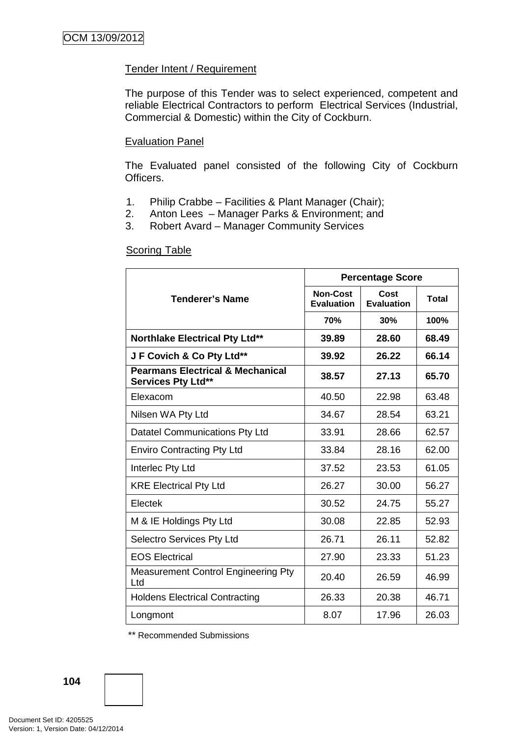Tender Intent / Requirement

The purpose of this Tender was to select experienced, competent and reliable Electrical Contractors to perform Electrical Services (Industrial, Commercial & Domestic) within the City of Cockburn.

Evaluation Panel

The Evaluated panel consisted of the following City of Cockburn Officers.

1. Philip Crabbe – Facilities & Plant Manager (Chair);
2. Anton Lees – Manager Parks & Environment; and
3. Robert Avard – Manager Community Services

Scoring Table

| Tenderer's Name | Percentage Score | | |
|---|---|---|---|
| | Non-Cost Evaluation | Cost Evaluation | Total |
| | 70% | 30% | 100% |
| **Northlake Electrical Pty Ltd**** | **39.89** | **28.60** | **68.49** |
| **J F Covich & Co Pty Ltd**** | **39.92** | **26.22** | **66.14** |
| **Pearmans Electrical & Mechanical Services Pty Ltd**** | **38.57** | **27.13** | **65.70** |
| Elexacom | 40.50 | 22.98 | 63.48 |
| Nilsen WA Pty Ltd | 34.67 | 28.54 | 63.21 |
| Datatel Communications Pty Ltd | 33.91 | 28.66 | 62.57 |
| Enviro Contracting Pty Ltd | 33.84 | 28.16 | 62.00 |
| Interlec Pty Ltd | 37.52 | 23.53 | 61.05 |
| KRE Electrical Pty Ltd | 26.27 | 30.00 | 56.27 |
| Electek | 30.52 | 24.75 | 55.27 |
| M & IE Holdings Pty Ltd | 30.08 | 22.85 | 52.93 |
| Selectro Services Pty Ltd | 26.71 | 26.11 | 52.82 |
| EOS Electrical | 27.90 | 23.33 | 51.23 |
| Measurement Control Engineering Pty Ltd | 20.40 | 26.59 | 46.99 |
| Holdens Electrical Contracting | 26.33 | 20.38 | 46.71 |
| Longmont | 8.07 | 17.96 | 26.03 |

** Recommended Submissions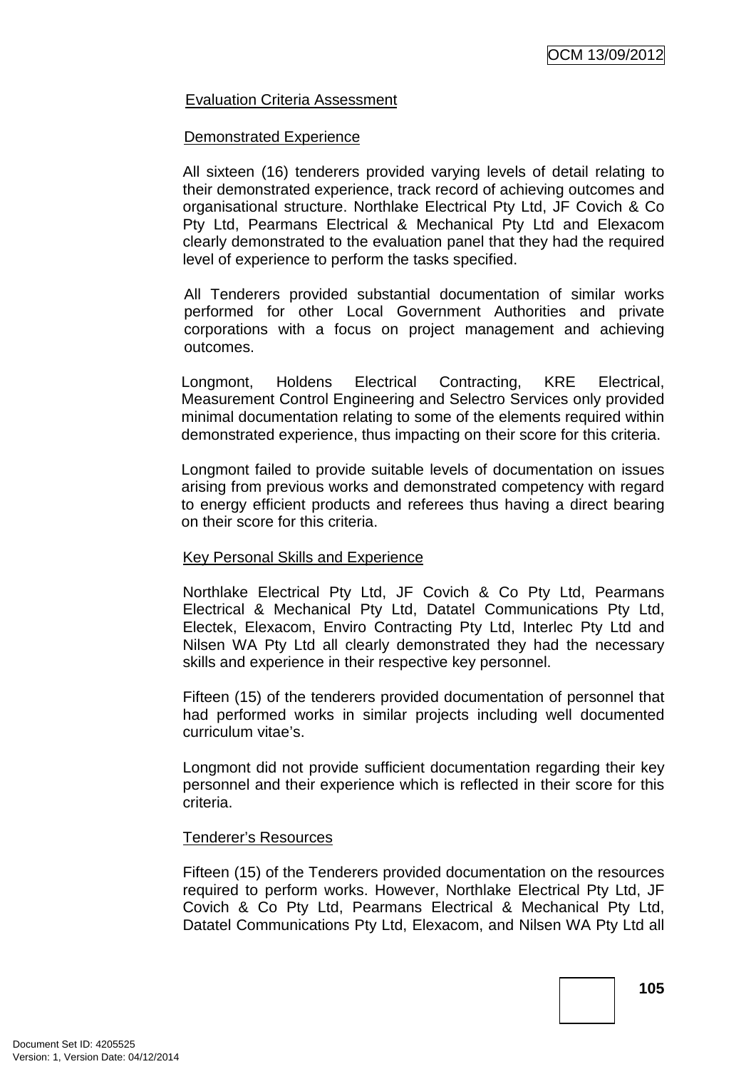Evaluation Criteria Assessment

Demonstrated Experience

All sixteen (16) tenderers provided varying levels of detail relating to their demonstrated experience, track record of achieving outcomes and organisational structure. Northlake Electrical Pty Ltd, JF Covich & Co Pty Ltd, Pearmans Electrical & Mechanical Pty Ltd and Elexacom clearly demonstrated to the evaluation panel that they had the required level of experience to perform the tasks specified.

All Tenderers provided substantial documentation of similar works performed for other Local Government Authorities and private corporations with a focus on project management and achieving outcomes.

Longmont, Holdens Electrical Contracting, KRE Electrical, Measurement Control Engineering and Selectro Services only provided minimal documentation relating to some of the elements required within demonstrated experience, thus impacting on their score for this criteria.

Longmont failed to provide suitable levels of documentation on issues arising from previous works and demonstrated competency with regard to energy efficient products and referees thus having a direct bearing on their score for this criteria.

Key Personal Skills and Experience

Northlake Electrical Pty Ltd, JF Covich & Co Pty Ltd, Pearmans Electrical & Mechanical Pty Ltd, Datatel Communications Pty Ltd, Electek, Elexacom, Enviro Contracting Pty Ltd, Interlec Pty Ltd and Nilsen WA Pty Ltd all clearly demonstrated they had the necessary skills and experience in their respective key personnel.

Fifteen (15) of the tenderers provided documentation of personnel that had performed works in similar projects including well documented curriculum vitae's.

Longmont did not provide sufficient documentation regarding their key personnel and their experience which is reflected in their score for this criteria.

Tenderer's Resources

Fifteen (15) of the Tenderers provided documentation on the resources required to perform works. However, Northlake Electrical Pty Ltd, JF Covich & Co Pty Ltd, Pearmans Electrical & Mechanical Pty Ltd, Datatel Communications Pty Ltd, Elexacom, and Nilsen WA Pty Ltd all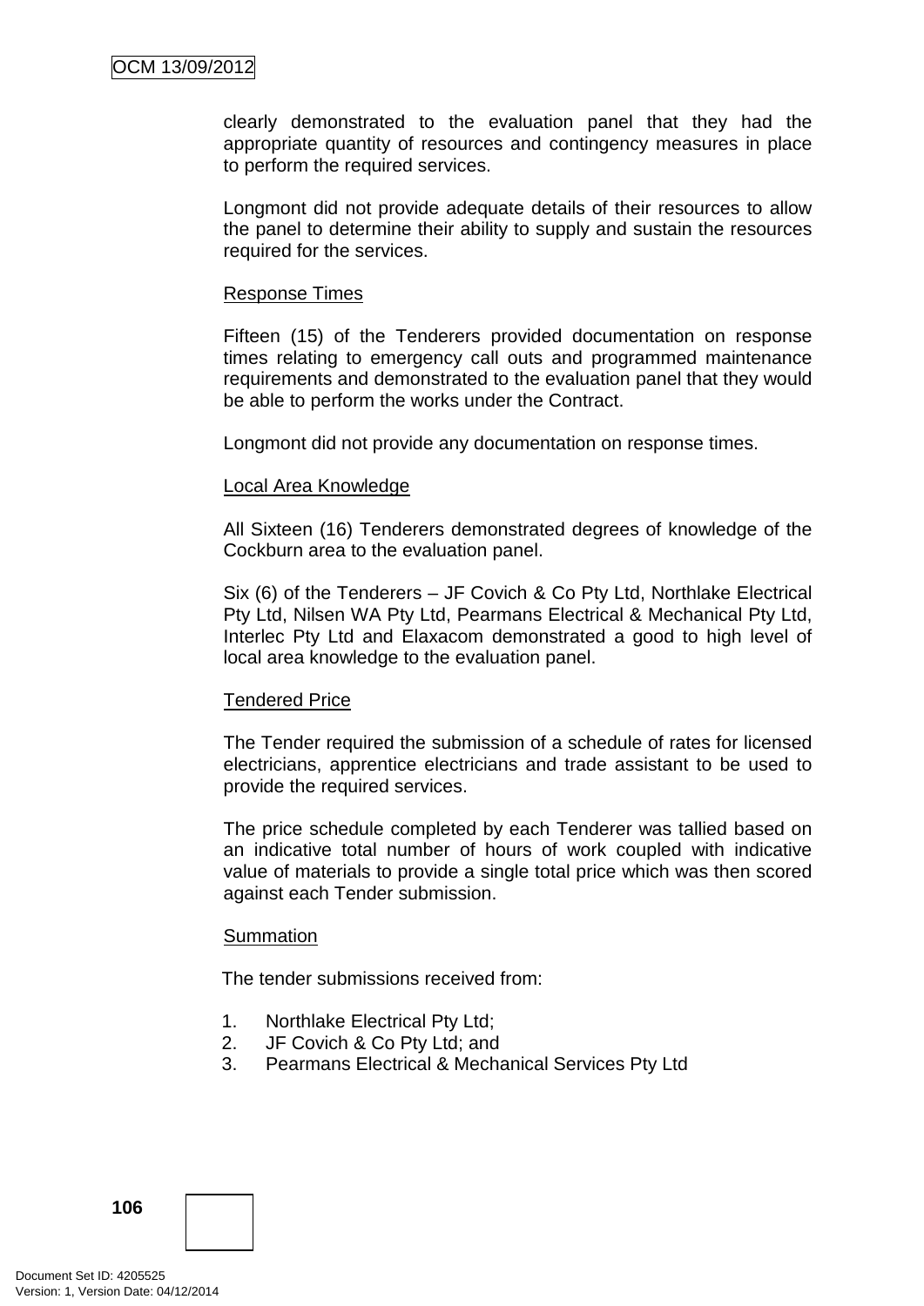clearly demonstrated to the evaluation panel that they had the appropriate quantity of resources and contingency measures in place to perform the required services.

Longmont did not provide adequate details of their resources to allow the panel to determine their ability to supply and sustain the resources required for the services.

<u>Response Times</u>

Fifteen (15) of the Tenderers provided documentation on response times relating to emergency call outs and programmed maintenance requirements and demonstrated to the evaluation panel that they would be able to perform the works under the Contract.

Longmont did not provide any documentation on response times.

<u>Local Area Knowledge</u>

All Sixteen (16) Tenderers demonstrated degrees of knowledge of the Cockburn area to the evaluation panel.

Six (6) of the Tenderers – JF Covich & Co Pty Ltd, Northlake Electrical Pty Ltd, Nilsen WA Pty Ltd, Pearmans Electrical & Mechanical Pty Ltd, Interlec Pty Ltd and Elaxacom demonstrated a good to high level of local area knowledge to the evaluation panel.

<u>Tendered Price</u>

The Tender required the submission of a schedule of rates for licensed electricians, apprentice electricians and trade assistant to be used to provide the required services.

The price schedule completed by each Tenderer was tallied based on an indicative total number of hours of work coupled with indicative value of materials to provide a single total price which was then scored against each Tender submission.

<u>Summation</u>

The tender submissions received from:

1. Northlake Electrical Pty Ltd;
2. JF Covich & Co Pty Ltd; and
3. Pearmans Electrical & Mechanical Services Pty Ltd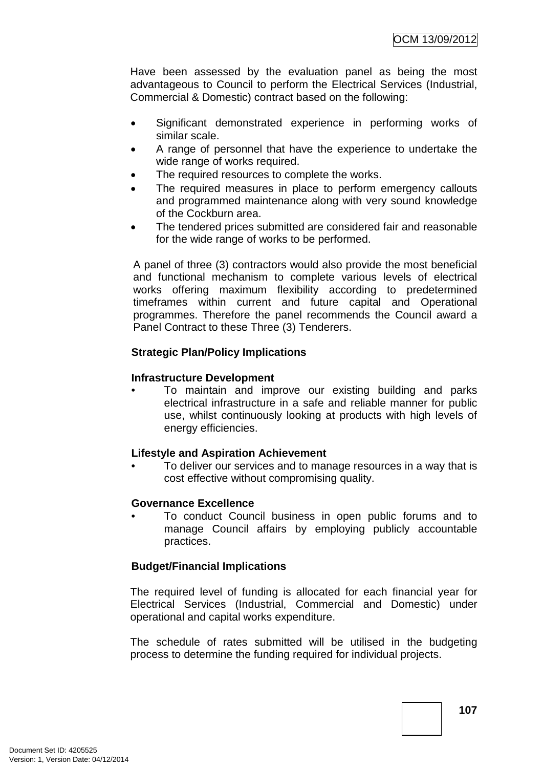Have been assessed by the evaluation panel as being the most advantageous to Council to perform the Electrical Services (Industrial, Commercial & Domestic) contract based on the following:

- Significant demonstrated experience in performing works of similar scale.
- A range of personnel that have the experience to undertake the wide range of works required.
- The required resources to complete the works.
- The required measures in place to perform emergency callouts and programmed maintenance along with very sound knowledge of the Cockburn area.
- The tendered prices submitted are considered fair and reasonable for the wide range of works to be performed.

A panel of three (3) contractors would also provide the most beneficial and functional mechanism to complete various levels of electrical works offering maximum flexibility according to predetermined timeframes within current and future capital and Operational programmes. Therefore the panel recommends the Council award a Panel Contract to these Three (3) Tenderers.

**Strategic Plan/Policy Implications**

**Infrastructure Development**

- To maintain and improve our existing building and parks electrical infrastructure in a safe and reliable manner for public use, whilst continuously looking at products with high levels of energy efficiencies.

**Lifestyle and Aspiration Achievement**

- To deliver our services and to manage resources in a way that is cost effective without compromising quality.

**Governance Excellence**

- To conduct Council business in open public forums and to manage Council affairs by employing publicly accountable practices.

**Budget/Financial Implications**

The required level of funding is allocated for each financial year for Electrical Services (Industrial, Commercial and Domestic) under operational and capital works expenditure.

The schedule of rates submitted will be utilised in the budgeting process to determine the funding required for individual projects.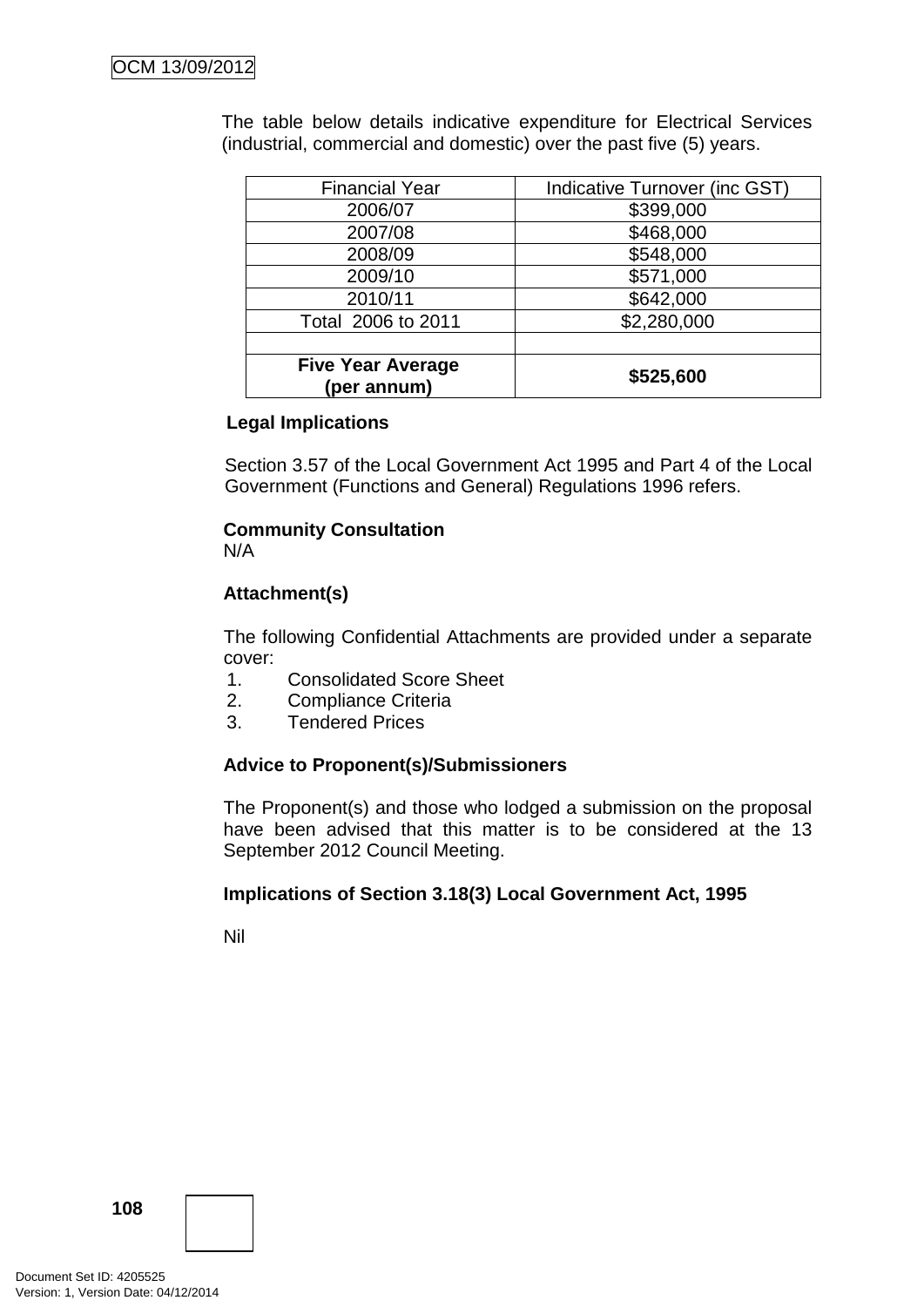The table below details indicative expenditure for Electrical Services (industrial, commercial and domestic) over the past five (5) years.

| Financial Year | Indicative Turnover (inc GST) |
|---|---|
| 2006/07 | $399,000 |
| 2007/08 | $468,000 |
| 2008/09 | $548,000 |
| 2009/10 | $571,000 |
| 2010/11 | $642,000 |
| Total 2006 to 2011 | $2,280,000 |
| | |
| **Five Year Average (per annum)** | **$525,600** |

**Legal Implications**

Section 3.57 of the Local Government Act 1995 and Part 4 of the Local Government (Functions and General) Regulations 1996 refers.

**Community Consultation**

N/A

**Attachment(s)**

The following Confidential Attachments are provided under a separate cover:

1. Consolidated Score Sheet
2. Compliance Criteria
3. Tendered Prices

**Advice to Proponent(s)/Submissioners**

The Proponent(s) and those who lodged a submission on the proposal have been advised that this matter is to be considered at the 13 September 2012 Council Meeting.

**Implications of Section 3.18(3) Local Government Act, 1995**

Nil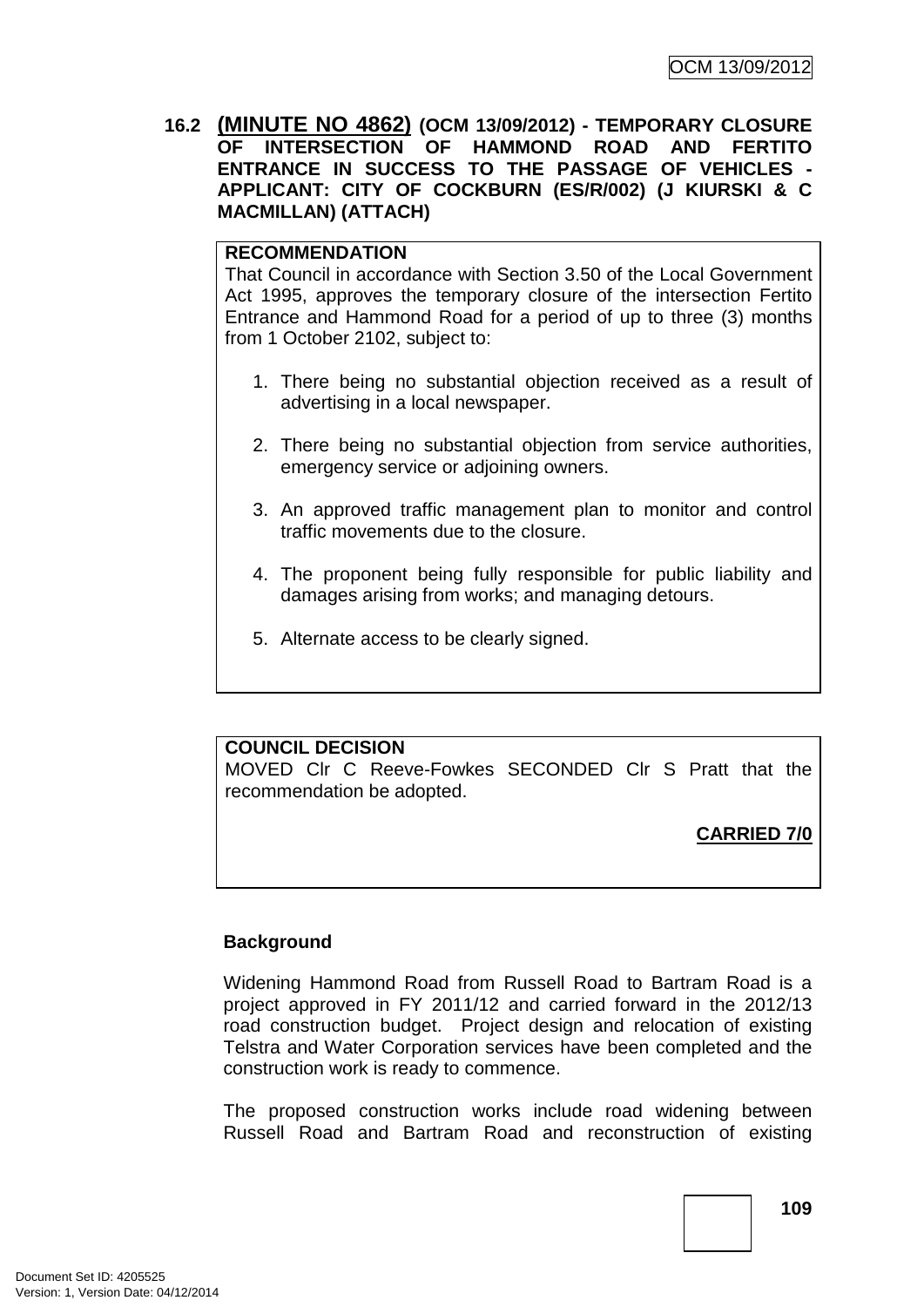### 16.2 (MINUTE NO 4862) (OCM 13/09/2012) - TEMPORARY CLOSURE OF INTERSECTION OF HAMMOND ROAD AND FERTITO ENTRANCE IN SUCCESS TO THE PASSAGE OF VEHICLES - APPLICANT: CITY OF COCKBURN (ES/R/002) (J KIURSKI & C MACMILLAN) (ATTACH)

**RECOMMENDATION**

That Council in accordance with Section 3.50 of the Local Government Act 1995, approves the temporary closure of the intersection Fertito Entrance and Hammond Road for a period of up to three (3) months from 1 October 2102, subject to:

1. There being no substantial objection received as a result of advertising in a local newspaper.
2. There being no substantial objection from service authorities, emergency service or adjoining owners.
3. An approved traffic management plan to monitor and control traffic movements due to the closure.
4. The proponent being fully responsible for public liability and damages arising from works; and managing detours.
5. Alternate access to be clearly signed.

**COUNCIL DECISION**

MOVED Clr C Reeve-Fowkes SECONDED Clr S Pratt that the recommendation be adopted.

**CARRIED 7/0**

**Background**

Widening Hammond Road from Russell Road to Bartram Road is a project approved in FY 2011/12 and carried forward in the 2012/13 road construction budget. Project design and relocation of existing Telstra and Water Corporation services have been completed and the construction work is ready to commence.

The proposed construction works include road widening between Russell Road and Bartram Road and reconstruction of existing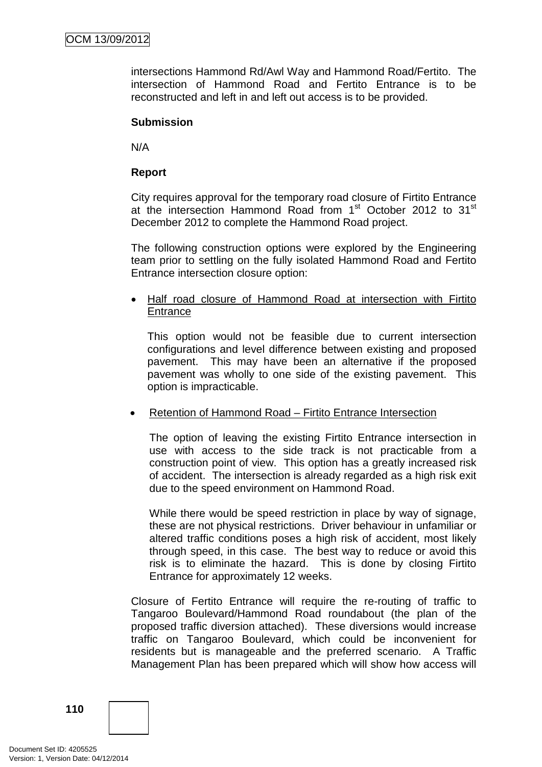intersections Hammond Rd/Awl Way and Hammond Road/Fertito. The intersection of Hammond Road and Fertito Entrance is to be reconstructed and left in and left out access is to be provided.

**Submission**

N/A

**Report**

City requires approval for the temporary road closure of Firtito Entrance at the intersection Hammond Road from 1st October 2012 to 31st December 2012 to complete the Hammond Road project.

The following construction options were explored by the Engineering team prior to settling on the fully isolated Hammond Road and Fertito Entrance intersection closure option:

- Half road closure of Hammond Road at intersection with Firtito Entrance

  This option would not be feasible due to current intersection configurations and level difference between existing and proposed pavement. This may have been an alternative if the proposed pavement was wholly to one side of the existing pavement. This option is impracticable.

- Retention of Hammond Road – Firtito Entrance Intersection

  The option of leaving the existing Firtito Entrance intersection in use with access to the side track is not practicable from a construction point of view. This option has a greatly increased risk of accident. The intersection is already regarded as a high risk exit due to the speed environment on Hammond Road.

  While there would be speed restriction in place by way of signage, these are not physical restrictions. Driver behaviour in unfamiliar or altered traffic conditions poses a high risk of accident, most likely through speed, in this case. The best way to reduce or avoid this risk is to eliminate the hazard. This is done by closing Firtito Entrance for approximately 12 weeks.

Closure of Fertito Entrance will require the re-routing of traffic to Tangaroo Boulevard/Hammond Road roundabout (the plan of the proposed traffic diversion attached). These diversions would increase traffic on Tangaroo Boulevard, which could be inconvenient for residents but is manageable and the preferred scenario. A Traffic Management Plan has been prepared which will show how access will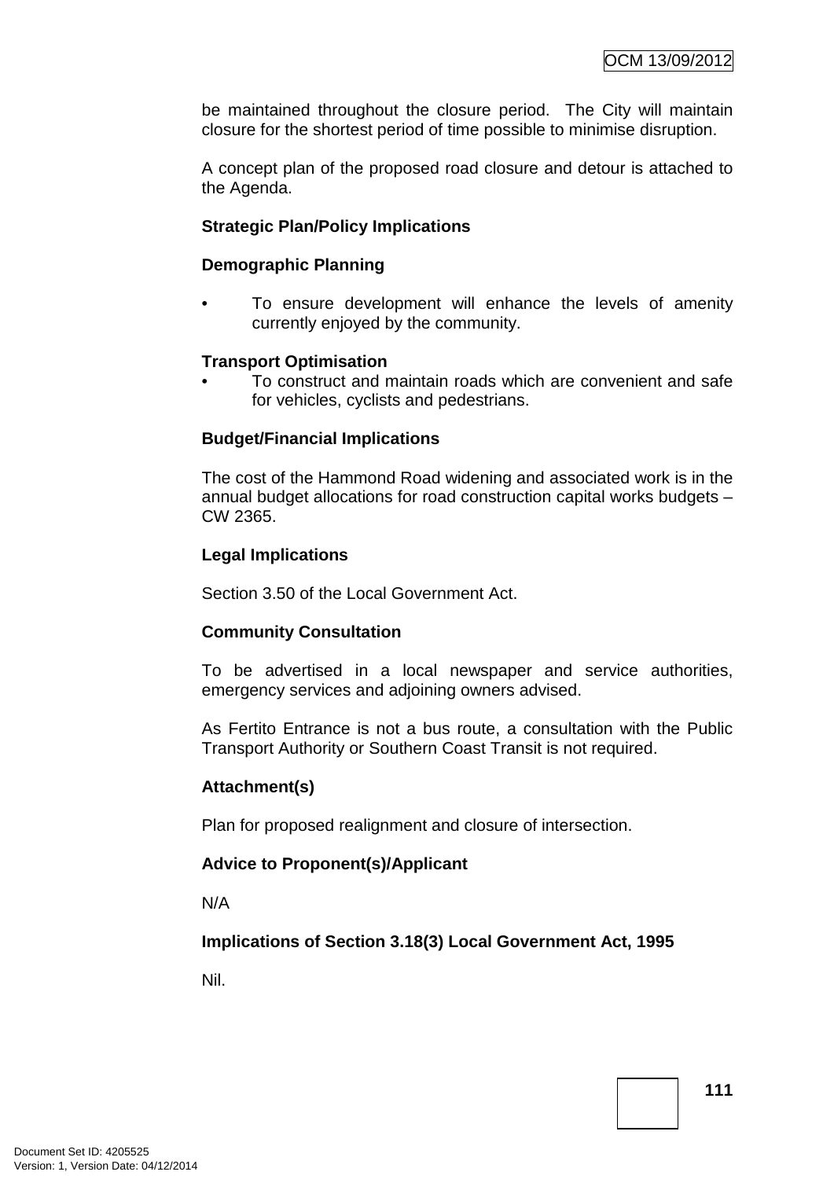be maintained throughout the closure period. The City will maintain closure for the shortest period of time possible to minimise disruption.

A concept plan of the proposed road closure and detour is attached to the Agenda.

**Strategic Plan/Policy Implications**

**Demographic Planning**

- To ensure development will enhance the levels of amenity currently enjoyed by the community.

**Transport Optimisation**

- To construct and maintain roads which are convenient and safe for vehicles, cyclists and pedestrians.

**Budget/Financial Implications**

The cost of the Hammond Road widening and associated work is in the annual budget allocations for road construction capital works budgets – CW 2365.

**Legal Implications**

Section 3.50 of the Local Government Act.

**Community Consultation**

To be advertised in a local newspaper and service authorities, emergency services and adjoining owners advised.

As Fertito Entrance is not a bus route, a consultation with the Public Transport Authority or Southern Coast Transit is not required.

**Attachment(s)**

Plan for proposed realignment and closure of intersection.

**Advice to Proponent(s)/Applicant**

N/A

**Implications of Section 3.18(3) Local Government Act, 1995**

Nil.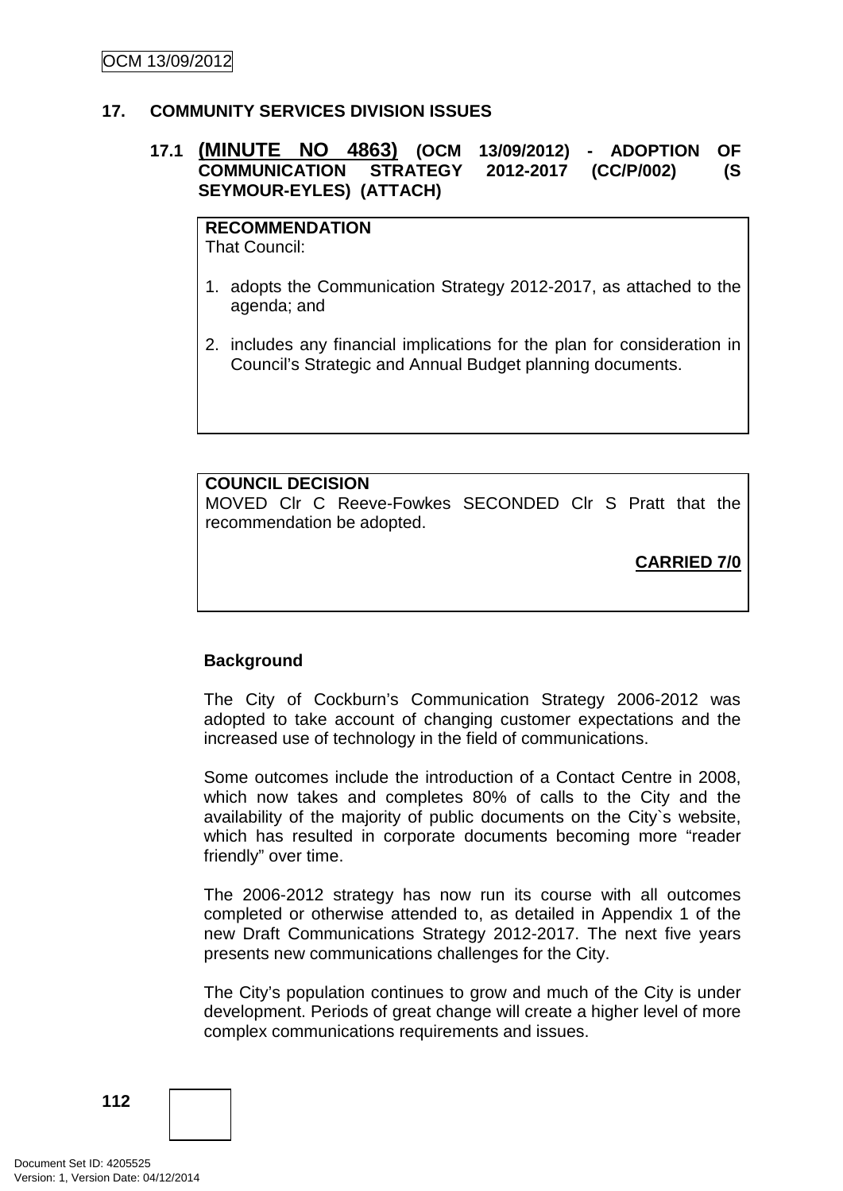## 17. COMMUNITY SERVICES DIVISION ISSUES

### 17.1 (MINUTE NO 4863) (OCM 13/09/2012) - ADOPTION OF COMMUNICATION STRATEGY 2012-2017 (CC/P/002) (S SEYMOUR-EYLES) (ATTACH)

**RECOMMENDATION**
That Council:

1. adopts the Communication Strategy 2012-2017, as attached to the agenda; and

2. includes any financial implications for the plan for consideration in Council's Strategic and Annual Budget planning documents.

**COUNCIL DECISION**
MOVED Clr C Reeve-Fowkes SECONDED Clr S Pratt that the recommendation be adopted.

**CARRIED 7/0**

**Background**

The City of Cockburn's Communication Strategy 2006-2012 was adopted to take account of changing customer expectations and the increased use of technology in the field of communications.

Some outcomes include the introduction of a Contact Centre in 2008, which now takes and completes 80% of calls to the City and the availability of the majority of public documents on the City`s website, which has resulted in corporate documents becoming more "reader friendly" over time.

The 2006-2012 strategy has now run its course with all outcomes completed or otherwise attended to, as detailed in Appendix 1 of the new Draft Communications Strategy 2012-2017. The next five years presents new communications challenges for the City.

The City's population continues to grow and much of the City is under development. Periods of great change will create a higher level of more complex communications requirements and issues.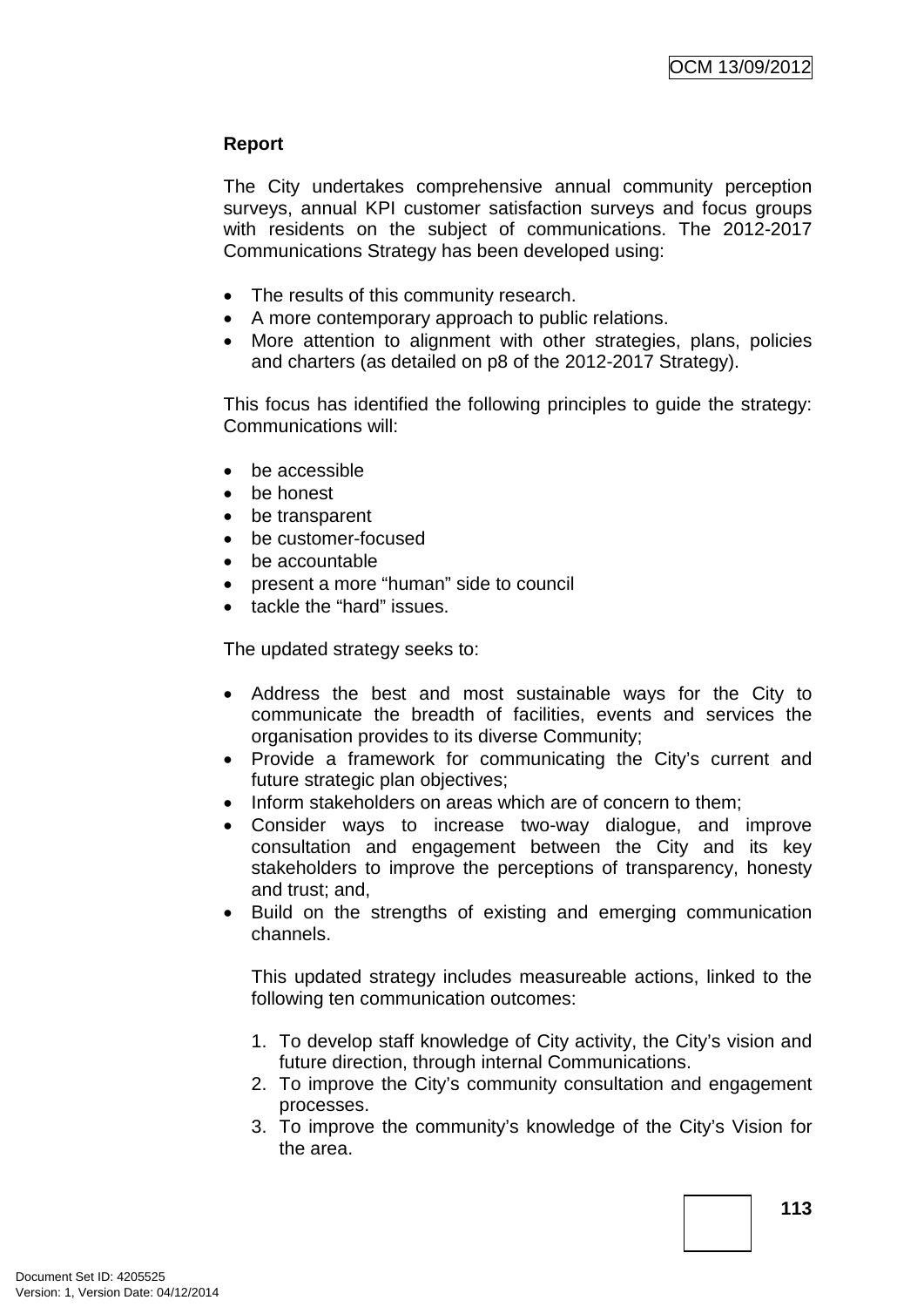**Report**

The City undertakes comprehensive annual community perception surveys, annual KPI customer satisfaction surveys and focus groups with residents on the subject of communications. The 2012-2017 Communications Strategy has been developed using:

- The results of this community research.
- A more contemporary approach to public relations.
- More attention to alignment with other strategies, plans, policies and charters (as detailed on p8 of the 2012-2017 Strategy).

This focus has identified the following principles to guide the strategy: Communications will:

- be accessible
- be honest
- be transparent
- be customer-focused
- be accountable
- present a more "human" side to council
- tackle the "hard" issues.

The updated strategy seeks to:

- Address the best and most sustainable ways for the City to communicate the breadth of facilities, events and services the organisation provides to its diverse Community;
- Provide a framework for communicating the City's current and future strategic plan objectives;
- Inform stakeholders on areas which are of concern to them;
- Consider ways to increase two-way dialogue, and improve consultation and engagement between the City and its key stakeholders to improve the perceptions of transparency, honesty and trust; and,
- Build on the strengths of existing and emerging communication channels.

  This updated strategy includes measureable actions, linked to the following ten communication outcomes:

  1. To develop staff knowledge of City activity, the City's vision and future direction, through internal Communications.
  2. To improve the City's community consultation and engagement processes.
  3. To improve the community's knowledge of the City's Vision for the area.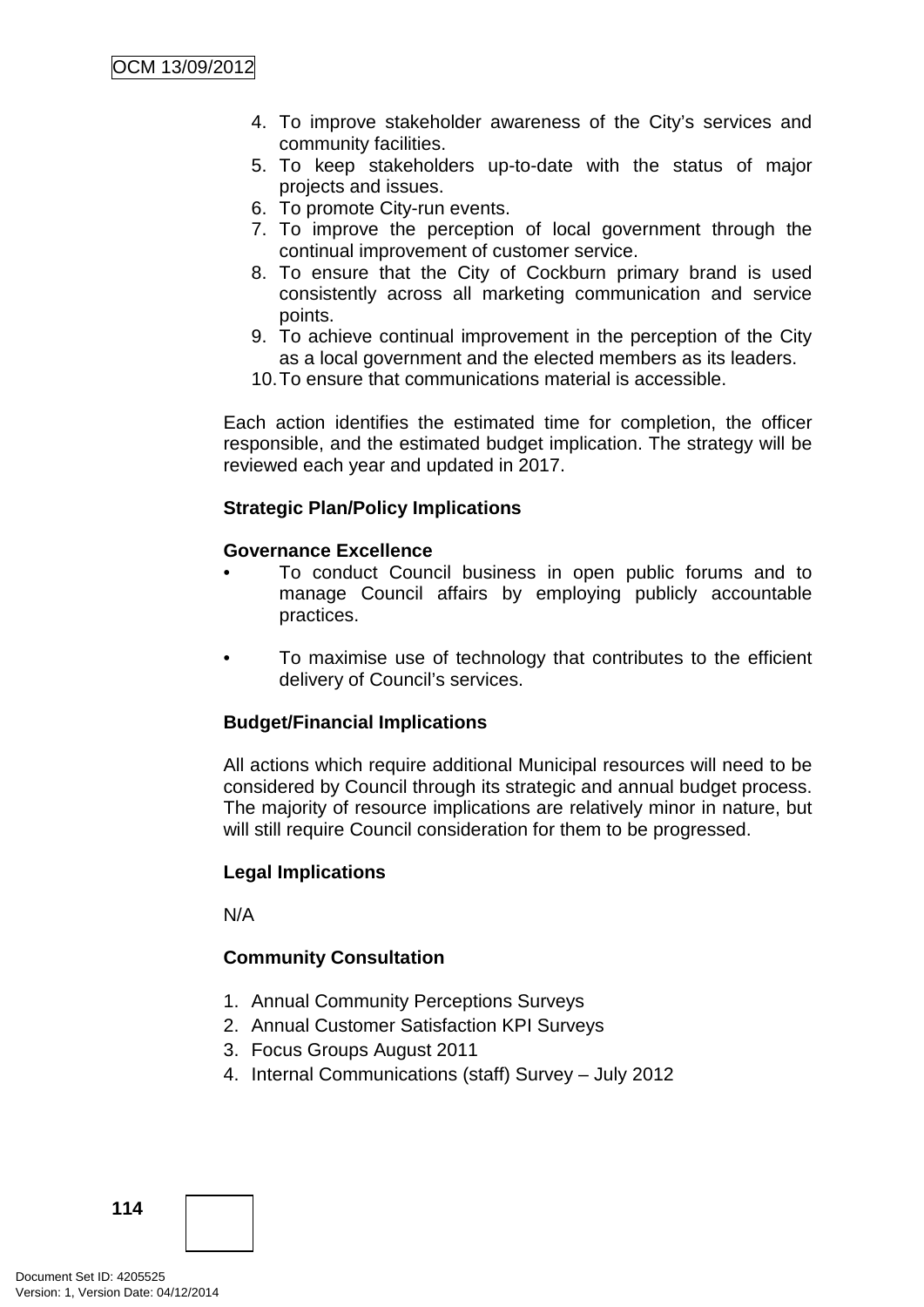4. To improve stakeholder awareness of the City's services and community facilities.
5. To keep stakeholders up-to-date with the status of major projects and issues.
6. To promote City-run events.
7. To improve the perception of local government through the continual improvement of customer service.
8. To ensure that the City of Cockburn primary brand is used consistently across all marketing communication and service points.
9. To achieve continual improvement in the perception of the City as a local government and the elected members as its leaders.
10. To ensure that communications material is accessible.

Each action identifies the estimated time for completion, the officer responsible, and the estimated budget implication. The strategy will be reviewed each year and updated in 2017.

**Strategic Plan/Policy Implications**

**Governance Excellence**

- To conduct Council business in open public forums and to manage Council affairs by employing publicly accountable practices.

- To maximise use of technology that contributes to the efficient delivery of Council's services.

**Budget/Financial Implications**

All actions which require additional Municipal resources will need to be considered by Council through its strategic and annual budget process. The majority of resource implications are relatively minor in nature, but will still require Council consideration for them to be progressed.

**Legal Implications**

N/A

**Community Consultation**

1. Annual Community Perceptions Surveys
2. Annual Customer Satisfaction KPI Surveys
3. Focus Groups August 2011
4. Internal Communications (staff) Survey – July 2012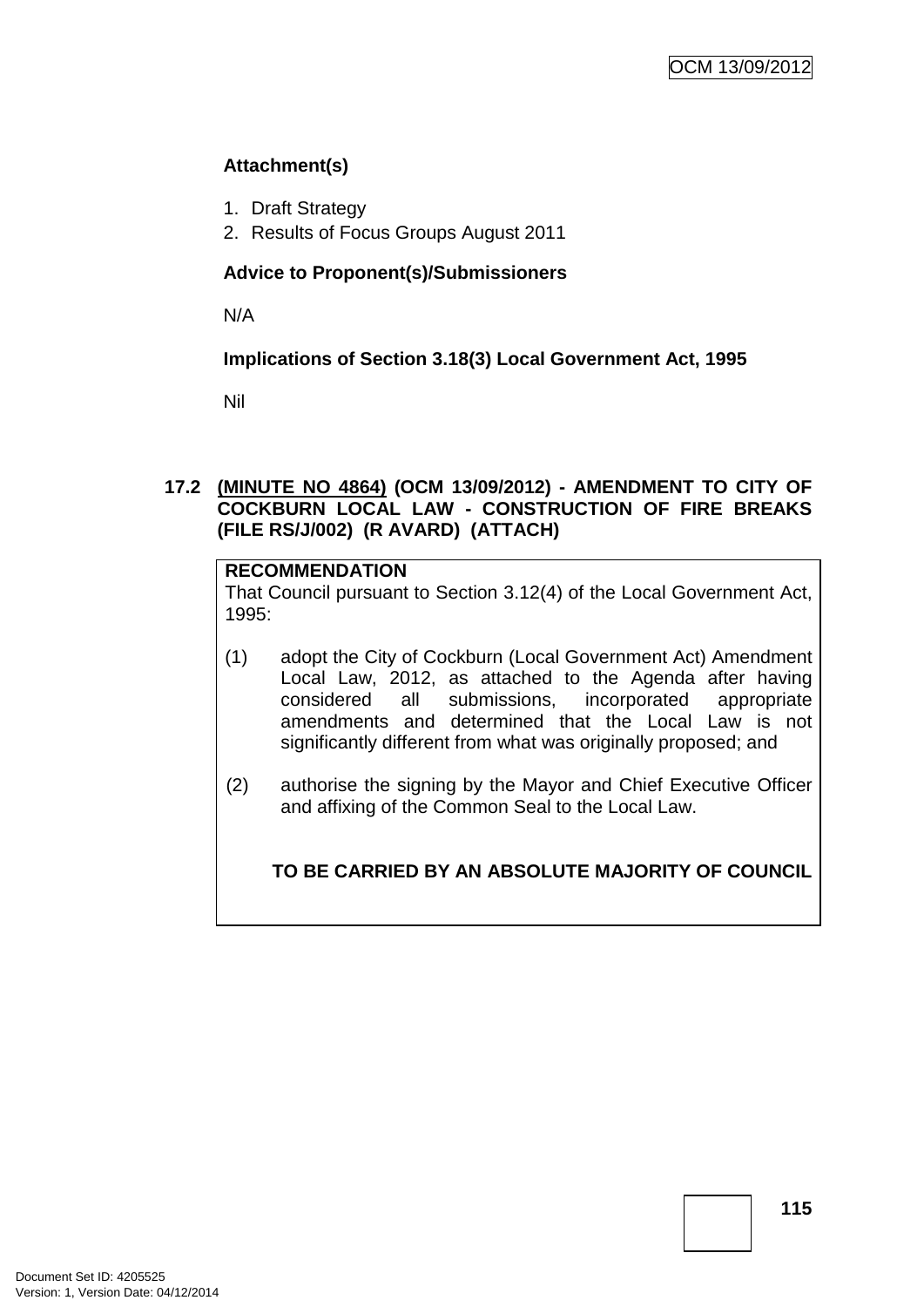**Attachment(s)**

1. Draft Strategy
2. Results of Focus Groups August 2011

**Advice to Proponent(s)/Submissioners**

N/A

**Implications of Section 3.18(3) Local Government Act, 1995**

Nil

**17.2 (MINUTE NO 4864) (OCM 13/09/2012) - AMENDMENT TO CITY OF COCKBURN LOCAL LAW - CONSTRUCTION OF FIRE BREAKS (FILE RS/J/002) (R AVARD) (ATTACH)**

**RECOMMENDATION**

That Council pursuant to Section 3.12(4) of the Local Government Act, 1995:

(1) adopt the City of Cockburn (Local Government Act) Amendment Local Law, 2012, as attached to the Agenda after having considered all submissions, incorporated appropriate amendments and determined that the Local Law is not significantly different from what was originally proposed; and

(2) authorise the signing by the Mayor and Chief Executive Officer and affixing of the Common Seal to the Local Law.

**TO BE CARRIED BY AN ABSOLUTE MAJORITY OF COUNCIL**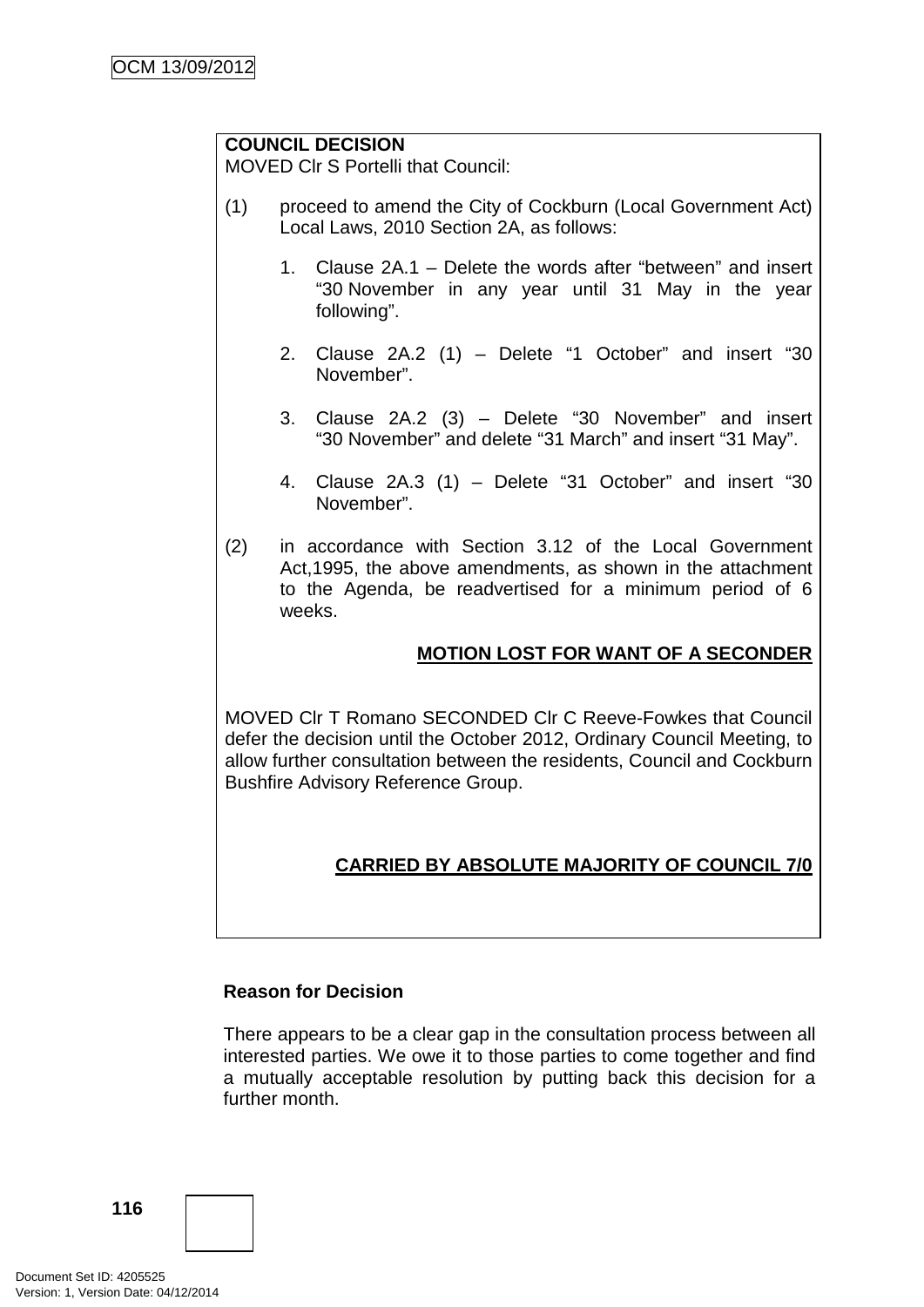**COUNCIL DECISION**
MOVED Clr S Portelli that Council:

(1) proceed to amend the City of Cockburn (Local Government Act) Local Laws, 2010 Section 2A, as follows:

1. Clause 2A.1 – Delete the words after "between" and insert "30 November in any year until 31 May in the year following".

2. Clause 2A.2 (1) – Delete "1 October" and insert "30 November".

3. Clause 2A.2 (3) – Delete "30 November" and insert "30 November" and delete "31 March" and insert "31 May".

4. Clause 2A.3 (1) – Delete "31 October" and insert "30 November".

(2) in accordance with Section 3.12 of the Local Government Act,1995, the above amendments, as shown in the attachment to the Agenda, be readvertised for a minimum period of 6 weeks.

**MOTION LOST FOR WANT OF A SECONDER**

MOVED Clr T Romano SECONDED Clr C Reeve-Fowkes that Council defer the decision until the October 2012, Ordinary Council Meeting, to allow further consultation between the residents, Council and Cockburn Bushfire Advisory Reference Group.

**CARRIED BY ABSOLUTE MAJORITY OF COUNCIL 7/0**

**Reason for Decision**

There appears to be a clear gap in the consultation process between all interested parties. We owe it to those parties to come together and find a mutually acceptable resolution by putting back this decision for a further month.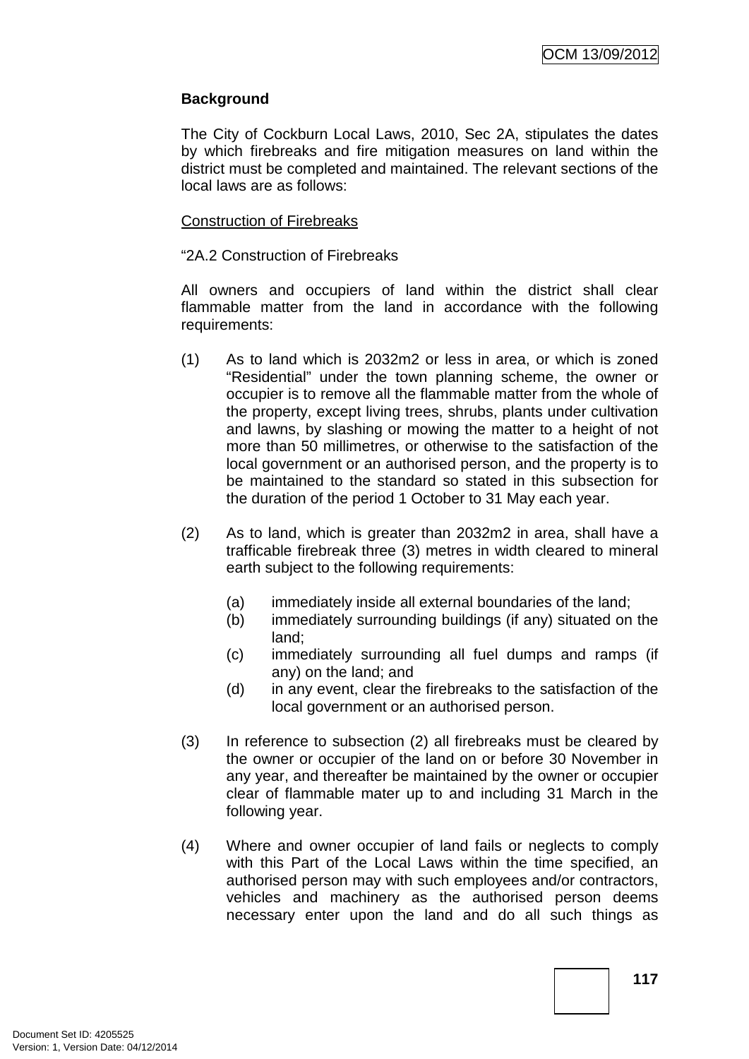## Background

The City of Cockburn Local Laws, 2010, Sec 2A, stipulates the dates by which firebreaks and fire mitigation measures on land within the district must be completed and maintained. The relevant sections of the local laws are as follows:

Construction of Firebreaks

"2A.2 Construction of Firebreaks

All owners and occupiers of land within the district shall clear flammable matter from the land in accordance with the following requirements:

(1) As to land which is 2032m2 or less in area, or which is zoned "Residential" under the town planning scheme, the owner or occupier is to remove all the flammable matter from the whole of the property, except living trees, shrubs, plants under cultivation and lawns, by slashing or mowing the matter to a height of not more than 50 millimetres, or otherwise to the satisfaction of the local government or an authorised person, and the property is to be maintained to the standard so stated in this subsection for the duration of the period 1 October to 31 May each year.

(2) As to land, which is greater than 2032m2 in area, shall have a trafficable firebreak three (3) metres in width cleared to mineral earth subject to the following requirements:

  (a) immediately inside all external boundaries of the land;
  (b) immediately surrounding buildings (if any) situated on the land;
  (c) immediately surrounding all fuel dumps and ramps (if any) on the land; and
  (d) in any event, clear the firebreaks to the satisfaction of the local government or an authorised person.

(3) In reference to subsection (2) all firebreaks must be cleared by the owner or occupier of the land on or before 30 November in any year, and thereafter be maintained by the owner or occupier clear of flammable mater up to and including 31 March in the following year.

(4) Where and owner occupier of land fails or neglects to comply with this Part of the Local Laws within the time specified, an authorised person may with such employees and/or contractors, vehicles and machinery as the authorised person deems necessary enter upon the land and do all such things as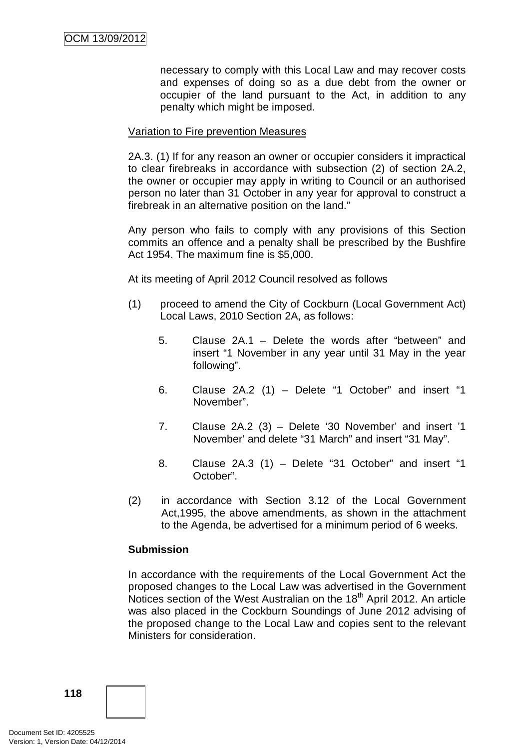necessary to comply with this Local Law and may recover costs and expenses of doing so as a due debt from the owner or occupier of the land pursuant to the Act, in addition to any penalty which might be imposed.

Variation to Fire prevention Measures

2A.3. (1) If for any reason an owner or occupier considers it impractical to clear firebreaks in accordance with subsection (2) of section 2A.2, the owner or occupier may apply in writing to Council or an authorised person no later than 31 October in any year for approval to construct a firebreak in an alternative position on the land."

Any person who fails to comply with any provisions of this Section commits an offence and a penalty shall be prescribed by the Bushfire Act 1954. The maximum fine is $5,000.

At its meeting of April 2012 Council resolved as follows

(1) proceed to amend the City of Cockburn (Local Government Act) Local Laws, 2010 Section 2A, as follows:

   5. Clause 2A.1 – Delete the words after "between" and insert "1 November in any year until 31 May in the year following".

   6. Clause 2A.2 (1) – Delete "1 October" and insert "1 November".

   7. Clause 2A.2 (3) – Delete '30 November' and insert '1 November' and delete "31 March" and insert "31 May".

   8. Clause 2A.3 (1) – Delete "31 October" and insert "1 October".

(2) in accordance with Section 3.12 of the Local Government Act,1995, the above amendments, as shown in the attachment to the Agenda, be advertised for a minimum period of 6 weeks.

**Submission**

In accordance with the requirements of the Local Government Act the proposed changes to the Local Law was advertised in the Government Notices section of the West Australian on the 18th April 2012. An article was also placed in the Cockburn Soundings of June 2012 advising of the proposed change to the Local Law and copies sent to the relevant Ministers for consideration.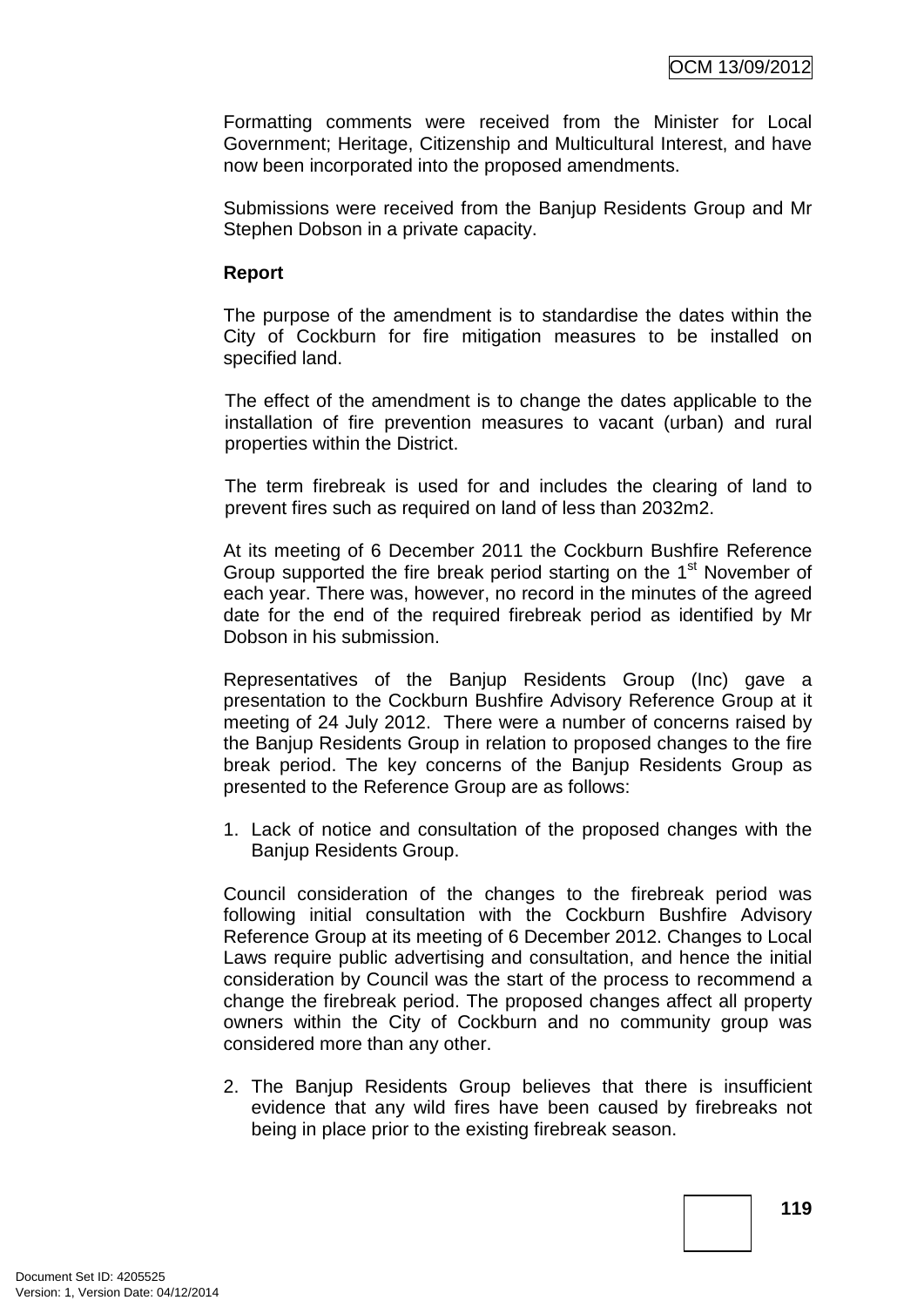Formatting comments were received from the Minister for Local Government; Heritage, Citizenship and Multicultural Interest, and have now been incorporated into the proposed amendments.

Submissions were received from the Banjup Residents Group and Mr Stephen Dobson in a private capacity.

**Report**

The purpose of the amendment is to standardise the dates within the City of Cockburn for fire mitigation measures to be installed on specified land.

The effect of the amendment is to change the dates applicable to the installation of fire prevention measures to vacant (urban) and rural properties within the District.

The term firebreak is used for and includes the clearing of land to prevent fires such as required on land of less than 2032m2.

At its meeting of 6 December 2011 the Cockburn Bushfire Reference Group supported the fire break period starting on the 1st November of each year. There was, however, no record in the minutes of the agreed date for the end of the required firebreak period as identified by Mr Dobson in his submission.

Representatives of the Banjup Residents Group (Inc) gave a presentation to the Cockburn Bushfire Advisory Reference Group at it meeting of 24 July 2012. There were a number of concerns raised by the Banjup Residents Group in relation to proposed changes to the fire break period. The key concerns of the Banjup Residents Group as presented to the Reference Group are as follows:

1. Lack of notice and consultation of the proposed changes with the Banjup Residents Group.

Council consideration of the changes to the firebreak period was following initial consultation with the Cockburn Bushfire Advisory Reference Group at its meeting of 6 December 2012. Changes to Local Laws require public advertising and consultation, and hence the initial consideration by Council was the start of the process to recommend a change the firebreak period. The proposed changes affect all property owners within the City of Cockburn and no community group was considered more than any other.

2. The Banjup Residents Group believes that there is insufficient evidence that any wild fires have been caused by firebreaks not being in place prior to the existing firebreak season.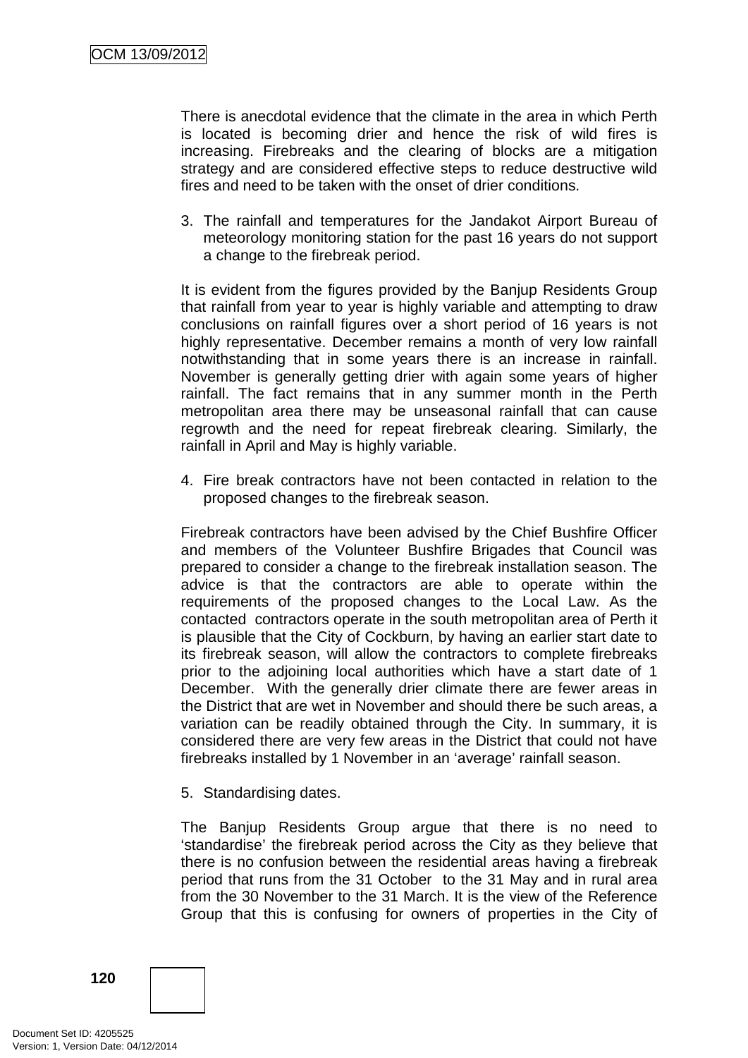There is anecdotal evidence that the climate in the area in which Perth is located is becoming drier and hence the risk of wild fires is increasing. Firebreaks and the clearing of blocks are a mitigation strategy and are considered effective steps to reduce destructive wild fires and need to be taken with the onset of drier conditions.

3. The rainfall and temperatures for the Jandakot Airport Bureau of meteorology monitoring station for the past 16 years do not support a change to the firebreak period.

It is evident from the figures provided by the Banjup Residents Group that rainfall from year to year is highly variable and attempting to draw conclusions on rainfall figures over a short period of 16 years is not highly representative. December remains a month of very low rainfall notwithstanding that in some years there is an increase in rainfall. November is generally getting drier with again some years of higher rainfall. The fact remains that in any summer month in the Perth metropolitan area there may be unseasonal rainfall that can cause regrowth and the need for repeat firebreak clearing. Similarly, the rainfall in April and May is highly variable.

4. Fire break contractors have not been contacted in relation to the proposed changes to the firebreak season.

Firebreak contractors have been advised by the Chief Bushfire Officer and members of the Volunteer Bushfire Brigades that Council was prepared to consider a change to the firebreak installation season. The advice is that the contractors are able to operate within the requirements of the proposed changes to the Local Law. As the contacted contractors operate in the south metropolitan area of Perth it is plausible that the City of Cockburn, by having an earlier start date to its firebreak season, will allow the contractors to complete firebreaks prior to the adjoining local authorities which have a start date of 1 December. With the generally drier climate there are fewer areas in the District that are wet in November and should there be such areas, a variation can be readily obtained through the City. In summary, it is considered there are very few areas in the District that could not have firebreaks installed by 1 November in an 'average' rainfall season.

5. Standardising dates.

The Banjup Residents Group argue that there is no need to 'standardise' the firebreak period across the City as they believe that there is no confusion between the residential areas having a firebreak period that runs from the 31 October to the 31 May and in rural area from the 30 November to the 31 March. It is the view of the Reference Group that this is confusing for owners of properties in the City of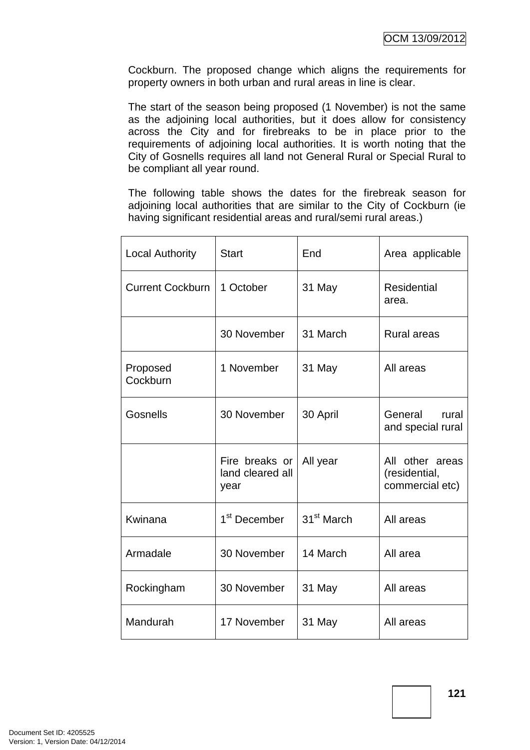Cockburn. The proposed change which aligns the requirements for property owners in both urban and rural areas in line is clear.

The start of the season being proposed (1 November) is not the same as the adjoining local authorities, but it does allow for consistency across the City and for firebreaks to be in place prior to the requirements of adjoining local authorities. It is worth noting that the City of Gosnells requires all land not General Rural or Special Rural to be compliant all year round.

The following table shows the dates for the firebreak season for adjoining local authorities that are similar to the City of Cockburn (ie having significant residential areas and rural/semi rural areas.)

| Local Authority | Start | End | Area applicable |
|---|---|---|---|
| Current Cockburn | 1 October | 31 May | Residential area. |
| | 30 November | 31 March | Rural areas |
| Proposed Cockburn | 1 November | 31 May | All areas |
| Gosnells | 30 November | 30 April | General rural and special rural |
| | Fire breaks or land cleared all year | All year | All other areas (residential, commercial etc) |
| Kwinana | 1st December | 31st March | All areas |
| Armadale | 30 November | 14 March | All area |
| Rockingham | 30 November | 31 May | All areas |
| Mandurah | 17 November | 31 May | All areas |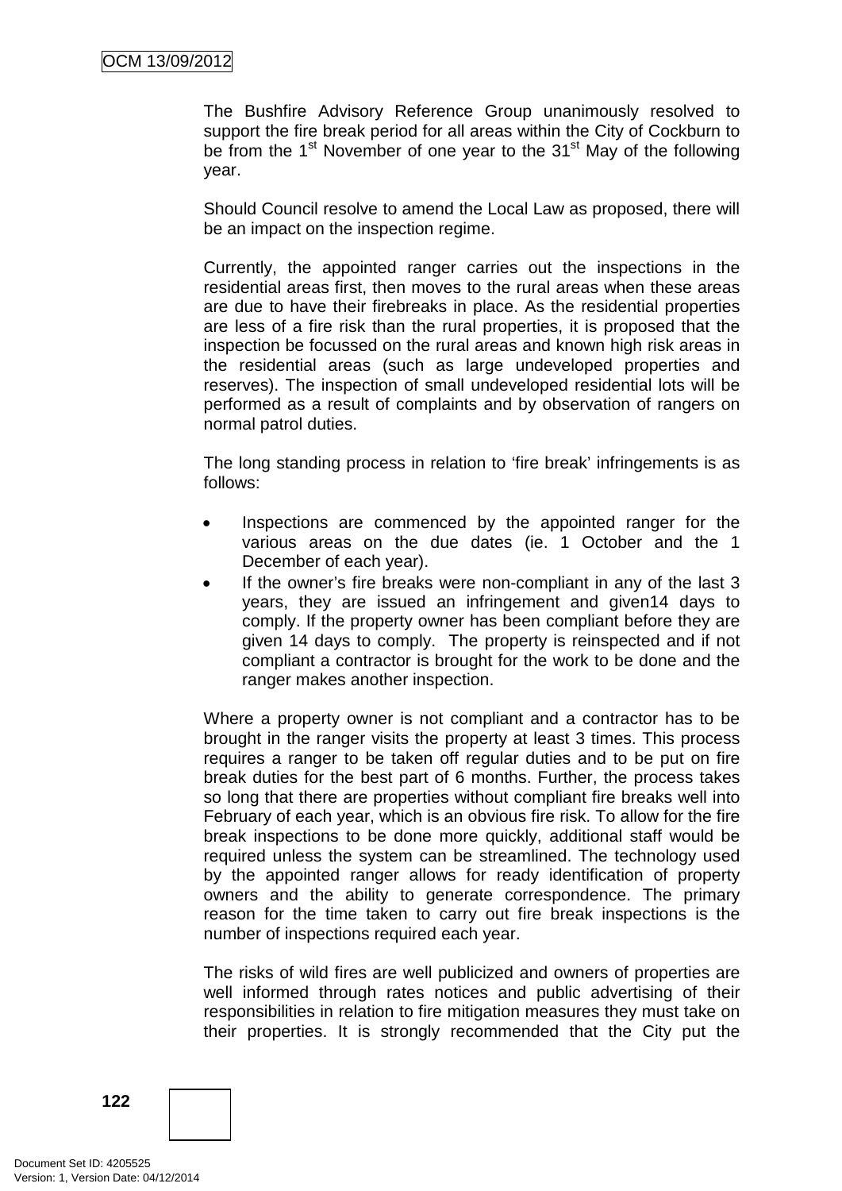The Bushfire Advisory Reference Group unanimously resolved to support the fire break period for all areas within the City of Cockburn to be from the 1st November of one year to the 31st May of the following year.

Should Council resolve to amend the Local Law as proposed, there will be an impact on the inspection regime.

Currently, the appointed ranger carries out the inspections in the residential areas first, then moves to the rural areas when these areas are due to have their firebreaks in place. As the residential properties are less of a fire risk than the rural properties, it is proposed that the inspection be focussed on the rural areas and known high risk areas in the residential areas (such as large undeveloped properties and reserves). The inspection of small undeveloped residential lots will be performed as a result of complaints and by observation of rangers on normal patrol duties.

The long standing process in relation to 'fire break' infringements is as follows:

- Inspections are commenced by the appointed ranger for the various areas on the due dates (ie. 1 October and the 1 December of each year).
- If the owner's fire breaks were non-compliant in any of the last 3 years, they are issued an infringement and given14 days to comply. If the property owner has been compliant before they are given 14 days to comply. The property is reinspected and if not compliant a contractor is brought for the work to be done and the ranger makes another inspection.

Where a property owner is not compliant and a contractor has to be brought in the ranger visits the property at least 3 times. This process requires a ranger to be taken off regular duties and to be put on fire break duties for the best part of 6 months. Further, the process takes so long that there are properties without compliant fire breaks well into February of each year, which is an obvious fire risk. To allow for the fire break inspections to be done more quickly, additional staff would be required unless the system can be streamlined. The technology used by the appointed ranger allows for ready identification of property owners and the ability to generate correspondence. The primary reason for the time taken to carry out fire break inspections is the number of inspections required each year.

The risks of wild fires are well publicized and owners of properties are well informed through rates notices and public advertising of their responsibilities in relation to fire mitigation measures they must take on their properties. It is strongly recommended that the City put the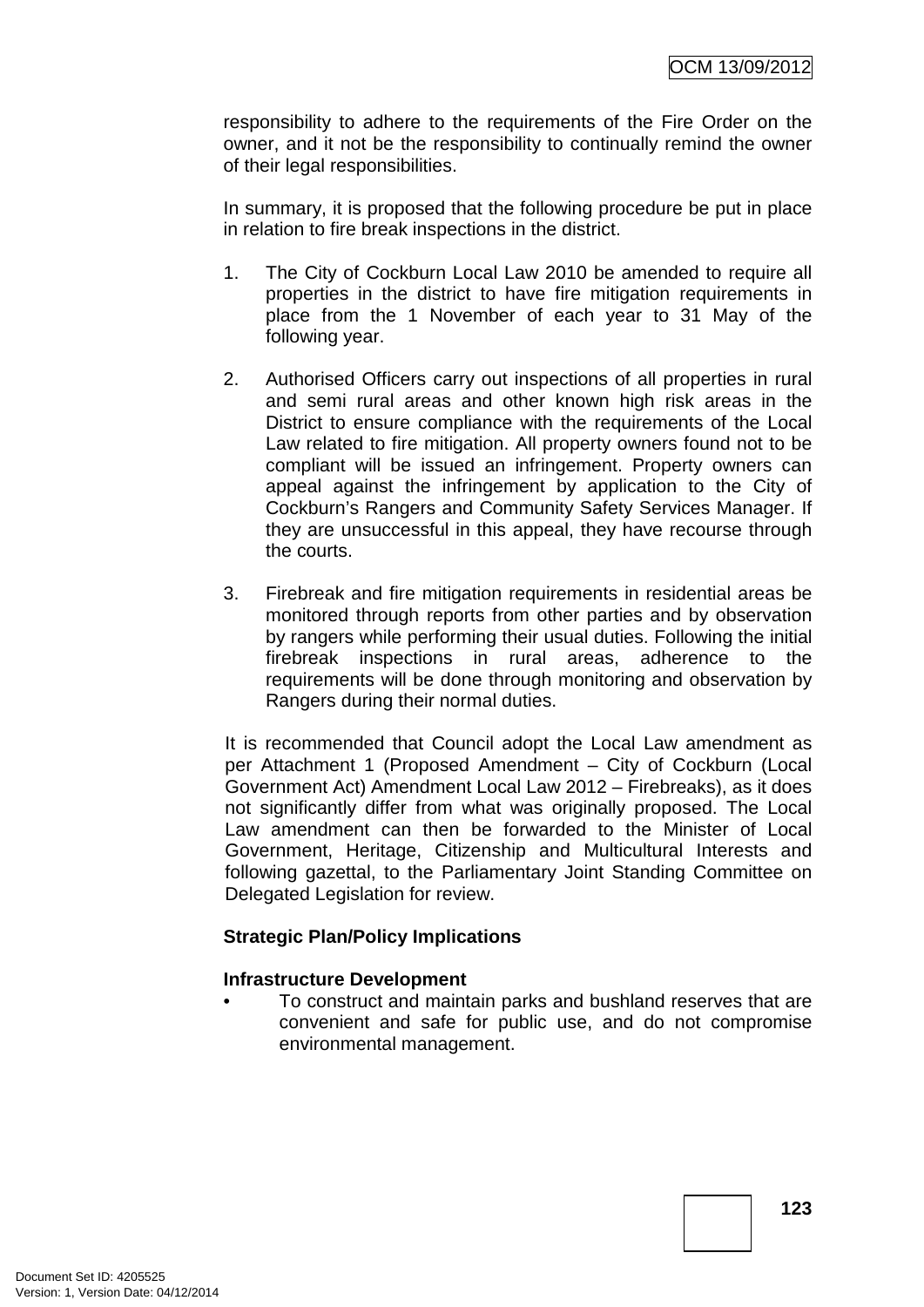responsibility to adhere to the requirements of the Fire Order on the owner, and it not be the responsibility to continually remind the owner of their legal responsibilities.

In summary, it is proposed that the following procedure be put in place in relation to fire break inspections in the district.

1. The City of Cockburn Local Law 2010 be amended to require all properties in the district to have fire mitigation requirements in place from the 1 November of each year to 31 May of the following year.

2. Authorised Officers carry out inspections of all properties in rural and semi rural areas and other known high risk areas in the District to ensure compliance with the requirements of the Local Law related to fire mitigation. All property owners found not to be compliant will be issued an infringement. Property owners can appeal against the infringement by application to the City of Cockburn's Rangers and Community Safety Services Manager. If they are unsuccessful in this appeal, they have recourse through the courts.

3. Firebreak and fire mitigation requirements in residential areas be monitored through reports from other parties and by observation by rangers while performing their usual duties. Following the initial firebreak inspections in rural areas, adherence to the requirements will be done through monitoring and observation by Rangers during their normal duties.

It is recommended that Council adopt the Local Law amendment as per Attachment 1 (Proposed Amendment – City of Cockburn (Local Government Act) Amendment Local Law 2012 – Firebreaks), as it does not significantly differ from what was originally proposed. The Local Law amendment can then be forwarded to the Minister of Local Government, Heritage, Citizenship and Multicultural Interests and following gazettal, to the Parliamentary Joint Standing Committee on Delegated Legislation for review.

**Strategic Plan/Policy Implications**

**Infrastructure Development**

- To construct and maintain parks and bushland reserves that are convenient and safe for public use, and do not compromise environmental management.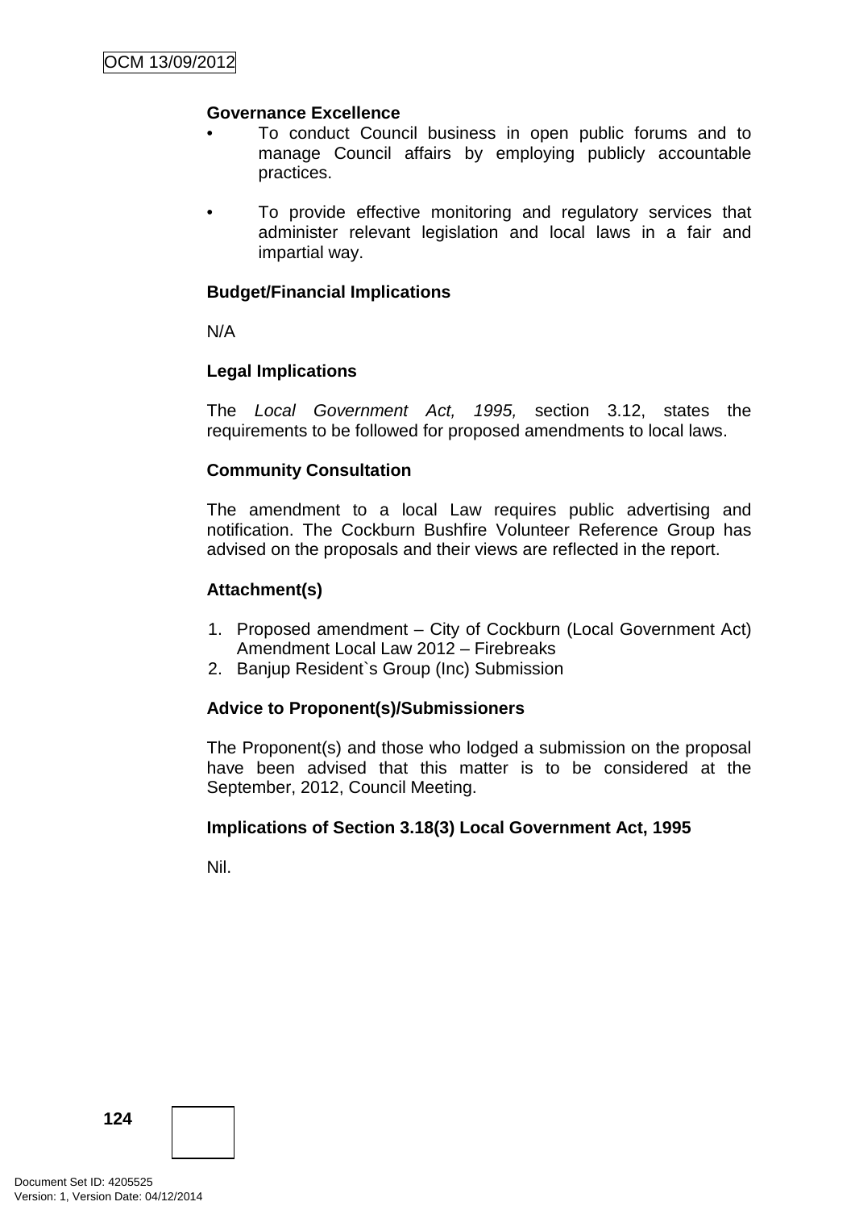**Governance Excellence**

- To conduct Council business in open public forums and to manage Council affairs by employing publicly accountable practices.

- To provide effective monitoring and regulatory services that administer relevant legislation and local laws in a fair and impartial way.

**Budget/Financial Implications**

N/A

**Legal Implications**

The *Local Government Act, 1995,* section 3.12, states the requirements to be followed for proposed amendments to local laws.

**Community Consultation**

The amendment to a local Law requires public advertising and notification. The Cockburn Bushfire Volunteer Reference Group has advised on the proposals and their views are reflected in the report.

**Attachment(s)**

1. Proposed amendment – City of Cockburn (Local Government Act) Amendment Local Law 2012 – Firebreaks
2. Banjup Resident`s Group (Inc) Submission

**Advice to Proponent(s)/Submissioners**

The Proponent(s) and those who lodged a submission on the proposal have been advised that this matter is to be considered at the September, 2012, Council Meeting.

**Implications of Section 3.18(3) Local Government Act, 1995**

Nil.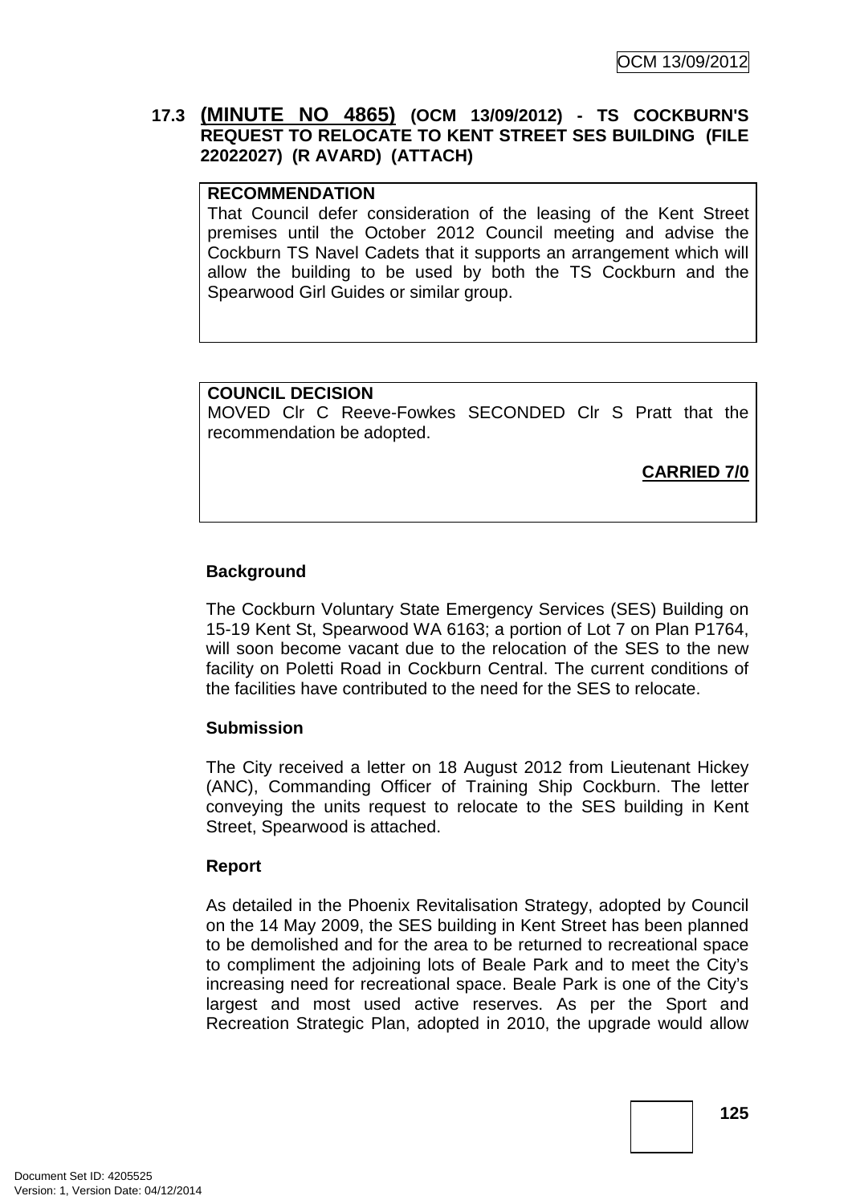### 17.3 **(MINUTE NO 4865)** (OCM 13/09/2012) - TS COCKBURN'S REQUEST TO RELOCATE TO KENT STREET SES BUILDING (FILE 22022027) (R AVARD) (ATTACH)

**RECOMMENDATION**
That Council defer consideration of the leasing of the Kent Street premises until the October 2012 Council meeting and advise the Cockburn TS Navel Cadets that it supports an arrangement which will allow the building to be used by both the TS Cockburn and the Spearwood Girl Guides or similar group.

**COUNCIL DECISION**
MOVED Clr C Reeve-Fowkes SECONDED Clr S Pratt that the recommendation be adopted.

**CARRIED 7/0**

**Background**

The Cockburn Voluntary State Emergency Services (SES) Building on 15-19 Kent St, Spearwood WA 6163; a portion of Lot 7 on Plan P1764, will soon become vacant due to the relocation of the SES to the new facility on Poletti Road in Cockburn Central. The current conditions of the facilities have contributed to the need for the SES to relocate.

**Submission**

The City received a letter on 18 August 2012 from Lieutenant Hickey (ANC), Commanding Officer of Training Ship Cockburn. The letter conveying the units request to relocate to the SES building in Kent Street, Spearwood is attached.

**Report**

As detailed in the Phoenix Revitalisation Strategy, adopted by Council on the 14 May 2009, the SES building in Kent Street has been planned to be demolished and for the area to be returned to recreational space to compliment the adjoining lots of Beale Park and to meet the City's increasing need for recreational space. Beale Park is one of the City's largest and most used active reserves. As per the Sport and Recreation Strategic Plan, adopted in 2010, the upgrade would allow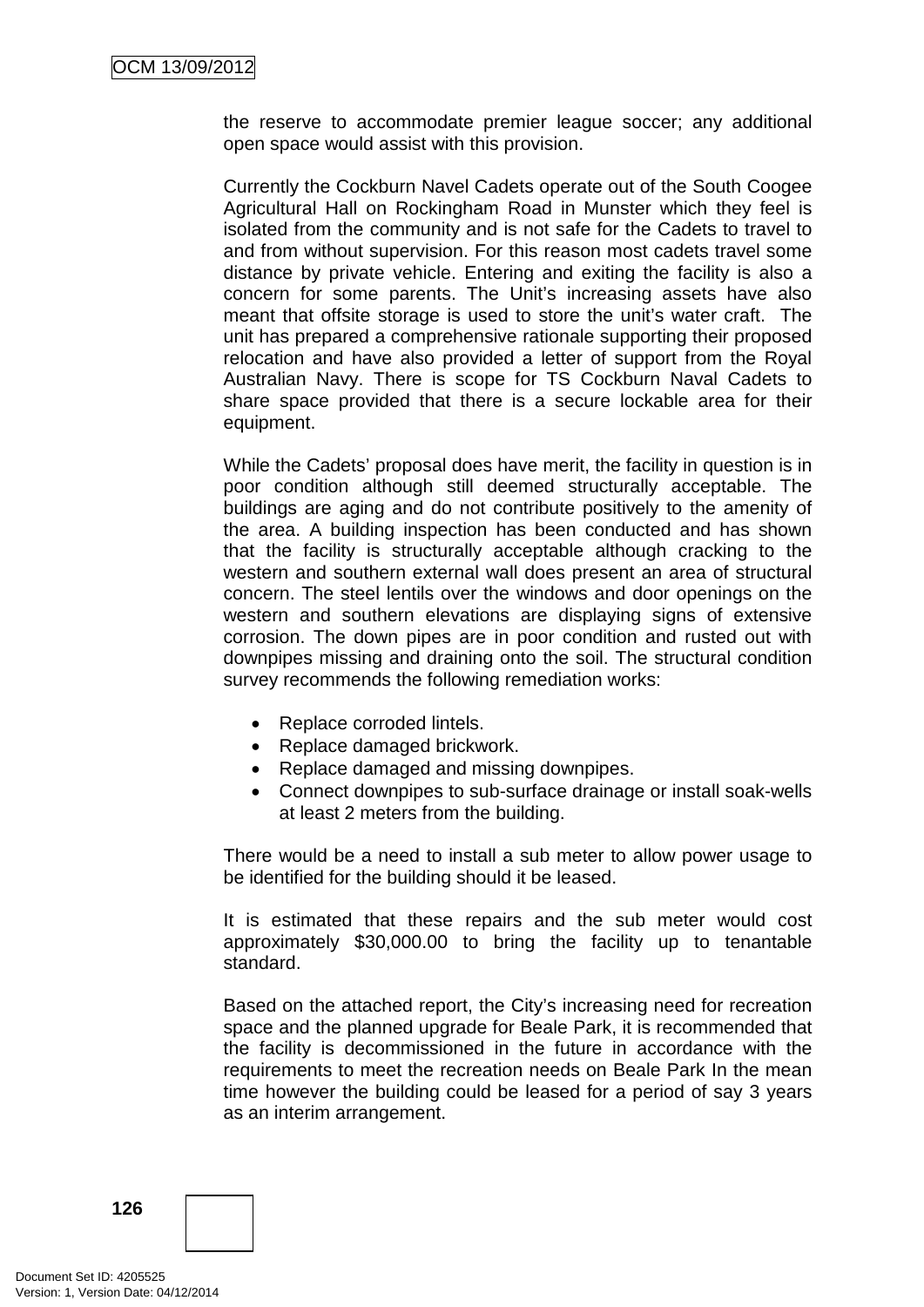the reserve to accommodate premier league soccer; any additional open space would assist with this provision.

Currently the Cockburn Navel Cadets operate out of the South Coogee Agricultural Hall on Rockingham Road in Munster which they feel is isolated from the community and is not safe for the Cadets to travel to and from without supervision. For this reason most cadets travel some distance by private vehicle. Entering and exiting the facility is also a concern for some parents. The Unit's increasing assets have also meant that offsite storage is used to store the unit's water craft. The unit has prepared a comprehensive rationale supporting their proposed relocation and have also provided a letter of support from the Royal Australian Navy. There is scope for TS Cockburn Naval Cadets to share space provided that there is a secure lockable area for their equipment.

While the Cadets' proposal does have merit, the facility in question is in poor condition although still deemed structurally acceptable. The buildings are aging and do not contribute positively to the amenity of the area. A building inspection has been conducted and has shown that the facility is structurally acceptable although cracking to the western and southern external wall does present an area of structural concern. The steel lentils over the windows and door openings on the western and southern elevations are displaying signs of extensive corrosion. The down pipes are in poor condition and rusted out with downpipes missing and draining onto the soil. The structural condition survey recommends the following remediation works:

- Replace corroded lintels.
- Replace damaged brickwork.
- Replace damaged and missing downpipes.
- Connect downpipes to sub-surface drainage or install soak-wells at least 2 meters from the building.

There would be a need to install a sub meter to allow power usage to be identified for the building should it be leased.

It is estimated that these repairs and the sub meter would cost approximately $30,000.00 to bring the facility up to tenantable standard.

Based on the attached report, the City's increasing need for recreation space and the planned upgrade for Beale Park, it is recommended that the facility is decommissioned in the future in accordance with the requirements to meet the recreation needs on Beale Park In the mean time however the building could be leased for a period of say 3 years as an interim arrangement.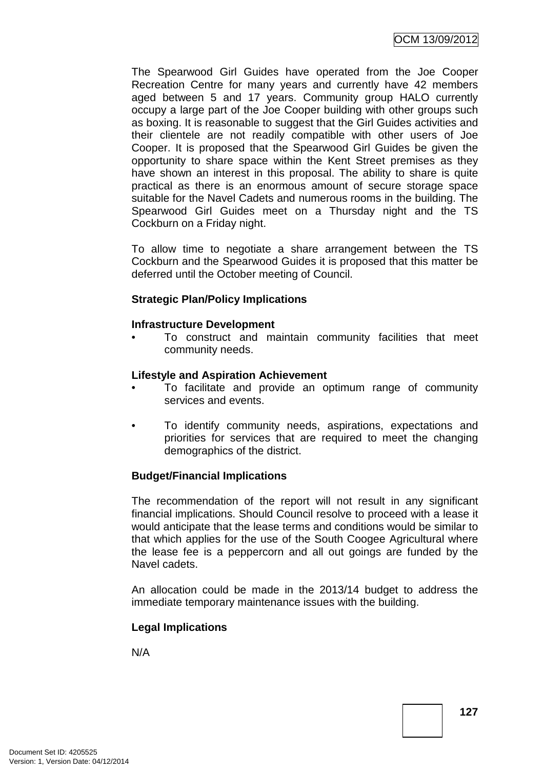The Spearwood Girl Guides have operated from the Joe Cooper Recreation Centre for many years and currently have 42 members aged between 5 and 17 years. Community group HALO currently occupy a large part of the Joe Cooper building with other groups such as boxing. It is reasonable to suggest that the Girl Guides activities and their clientele are not readily compatible with other users of Joe Cooper. It is proposed that the Spearwood Girl Guides be given the opportunity to share space within the Kent Street premises as they have shown an interest in this proposal. The ability to share is quite practical as there is an enormous amount of secure storage space suitable for the Navel Cadets and numerous rooms in the building. The Spearwood Girl Guides meet on a Thursday night and the TS Cockburn on a Friday night.

To allow time to negotiate a share arrangement between the TS Cockburn and the Spearwood Guides it is proposed that this matter be deferred until the October meeting of Council.

**Strategic Plan/Policy Implications**

**Infrastructure Development**

- To construct and maintain community facilities that meet community needs.

**Lifestyle and Aspiration Achievement**

- To facilitate and provide an optimum range of community services and events.
- To identify community needs, aspirations, expectations and priorities for services that are required to meet the changing demographics of the district.

**Budget/Financial Implications**

The recommendation of the report will not result in any significant financial implications. Should Council resolve to proceed with a lease it would anticipate that the lease terms and conditions would be similar to that which applies for the use of the South Coogee Agricultural where the lease fee is a peppercorn and all out goings are funded by the Navel cadets.

An allocation could be made in the 2013/14 budget to address the immediate temporary maintenance issues with the building.

**Legal Implications**

N/A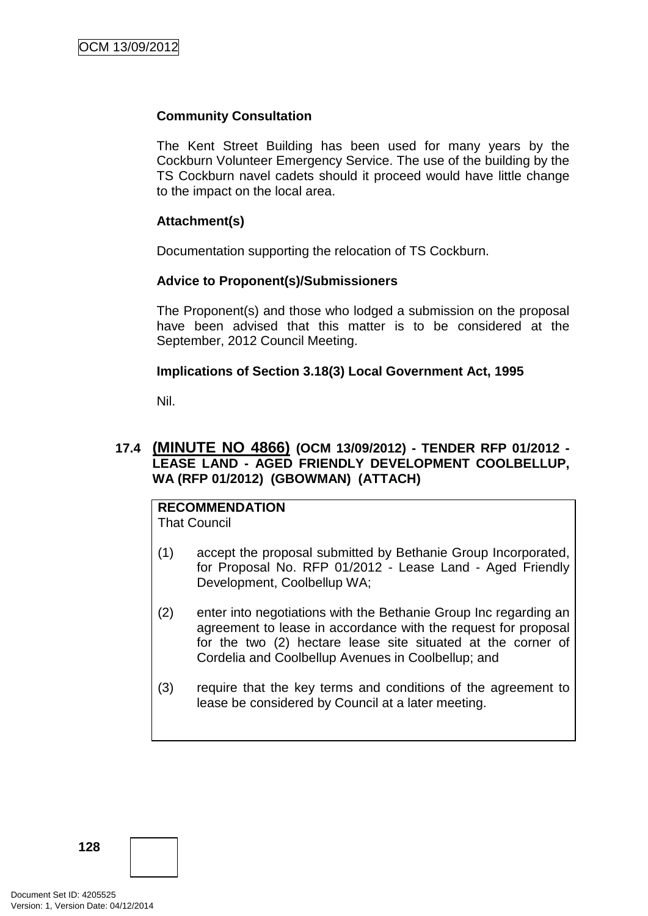**Community Consultation**

The Kent Street Building has been used for many years by the Cockburn Volunteer Emergency Service. The use of the building by the TS Cockburn navel cadets should it proceed would have little change to the impact on the local area.

**Attachment(s)**

Documentation supporting the relocation of TS Cockburn.

**Advice to Proponent(s)/Submissioners**

The Proponent(s) and those who lodged a submission on the proposal have been advised that this matter is to be considered at the September, 2012 Council Meeting.

**Implications of Section 3.18(3) Local Government Act, 1995**

Nil.

### 17.4 (MINUTE NO 4866) (OCM 13/09/2012) - TENDER RFP 01/2012 - LEASE LAND - AGED FRIENDLY DEVELOPMENT COOLBELLUP, WA (RFP 01/2012) (GBOWMAN) (ATTACH)

**RECOMMENDATION**
That Council

(1) accept the proposal submitted by Bethanie Group Incorporated, for Proposal No. RFP 01/2012 - Lease Land - Aged Friendly Development, Coolbellup WA;

(2) enter into negotiations with the Bethanie Group Inc regarding an agreement to lease in accordance with the request for proposal for the two (2) hectare lease site situated at the corner of Cordelia and Coolbellup Avenues in Coolbellup; and

(3) require that the key terms and conditions of the agreement to lease be considered by Council at a later meeting.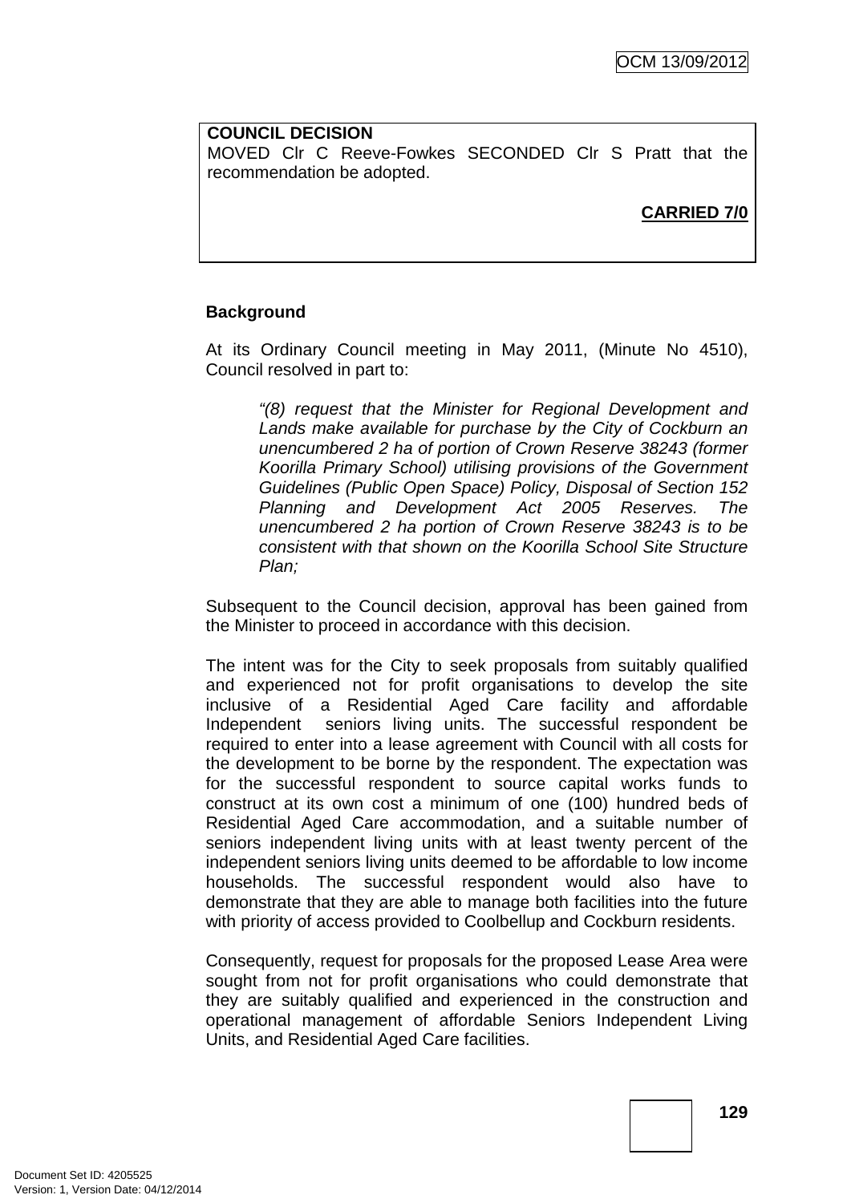**COUNCIL DECISION**
MOVED Clr C Reeve-Fowkes SECONDED Clr S Pratt that the recommendation be adopted.

**CARRIED 7/0**

**Background**

At its Ordinary Council meeting in May 2011, (Minute No 4510), Council resolved in part to:

> *"(8) request that the Minister for Regional Development and Lands make available for purchase by the City of Cockburn an unencumbered 2 ha of portion of Crown Reserve 38243 (former Koorilla Primary School) utilising provisions of the Government Guidelines (Public Open Space) Policy, Disposal of Section 152 Planning and Development Act 2005 Reserves. The unencumbered 2 ha portion of Crown Reserve 38243 is to be consistent with that shown on the Koorilla School Site Structure Plan;*

Subsequent to the Council decision, approval has been gained from the Minister to proceed in accordance with this decision.

The intent was for the City to seek proposals from suitably qualified and experienced not for profit organisations to develop the site inclusive of a Residential Aged Care facility and affordable Independent seniors living units. The successful respondent be required to enter into a lease agreement with Council with all costs for the development to be borne by the respondent. The expectation was for the successful respondent to source capital works funds to construct at its own cost a minimum of one (100) hundred beds of Residential Aged Care accommodation, and a suitable number of seniors independent living units with at least twenty percent of the independent seniors living units deemed to be affordable to low income households. The successful respondent would also have to demonstrate that they are able to manage both facilities into the future with priority of access provided to Coolbellup and Cockburn residents.

Consequently, request for proposals for the proposed Lease Area were sought from not for profit organisations who could demonstrate that they are suitably qualified and experienced in the construction and operational management of affordable Seniors Independent Living Units, and Residential Aged Care facilities.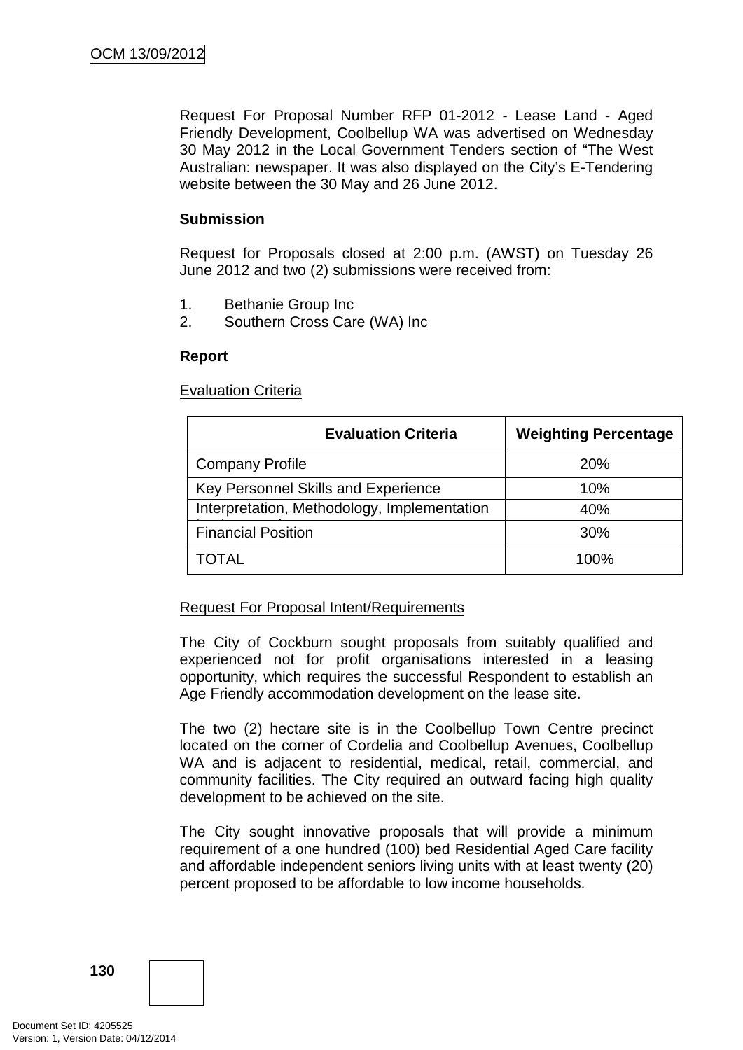Request For Proposal Number RFP 01-2012 - Lease Land - Aged Friendly Development, Coolbellup WA was advertised on Wednesday 30 May 2012 in the Local Government Tenders section of "The West Australian: newspaper. It was also displayed on the City's E-Tendering website between the 30 May and 26 June 2012.

**Submission**

Request for Proposals closed at 2:00 p.m. (AWST) on Tuesday 26 June 2012 and two (2) submissions were received from:

1. Bethanie Group Inc
2. Southern Cross Care (WA) Inc

**Report**

Evaluation Criteria

| Evaluation Criteria | Weighting Percentage |
|---|---|
| Company Profile | 20% |
| Key Personnel Skills and Experience | 10% |
| Interpretation, Methodology, Implementation | 40% |
| Financial Position | 30% |
| TOTAL | 100% |

Request For Proposal Intent/Requirements

The City of Cockburn sought proposals from suitably qualified and experienced not for profit organisations interested in a leasing opportunity, which requires the successful Respondent to establish an Age Friendly accommodation development on the lease site.

The two (2) hectare site is in the Coolbellup Town Centre precinct located on the corner of Cordelia and Coolbellup Avenues, Coolbellup WA and is adjacent to residential, medical, retail, commercial, and community facilities. The City required an outward facing high quality development to be achieved on the site.

The City sought innovative proposals that will provide a minimum requirement of a one hundred (100) bed Residential Aged Care facility and affordable independent seniors living units with at least twenty (20) percent proposed to be affordable to low income households.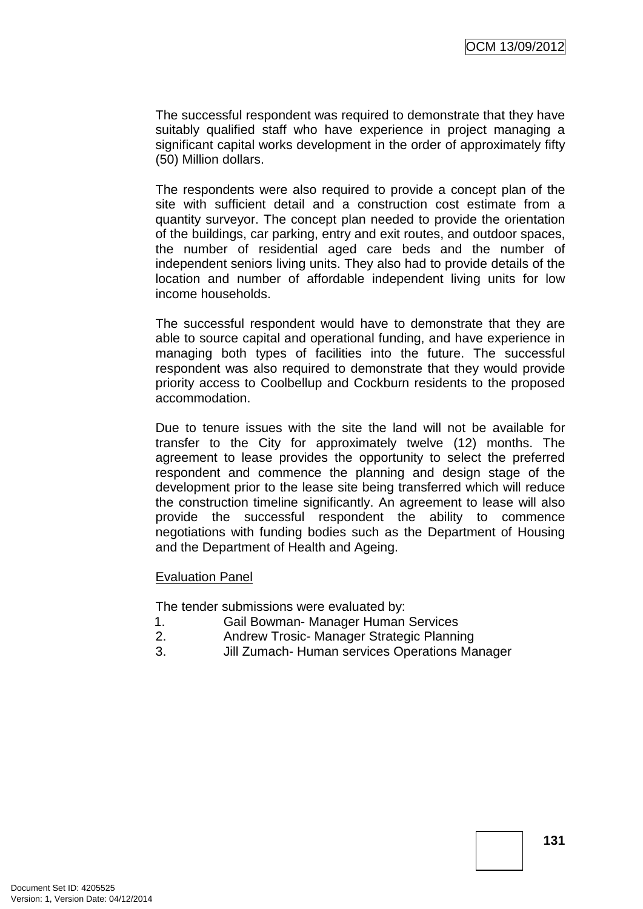The successful respondent was required to demonstrate that they have suitably qualified staff who have experience in project managing a significant capital works development in the order of approximately fifty (50) Million dollars.

The respondents were also required to provide a concept plan of the site with sufficient detail and a construction cost estimate from a quantity surveyor. The concept plan needed to provide the orientation of the buildings, car parking, entry and exit routes, and outdoor spaces, the number of residential aged care beds and the number of independent seniors living units. They also had to provide details of the location and number of affordable independent living units for low income households.

The successful respondent would have to demonstrate that they are able to source capital and operational funding, and have experience in managing both types of facilities into the future. The successful respondent was also required to demonstrate that they would provide priority access to Coolbellup and Cockburn residents to the proposed accommodation.

Due to tenure issues with the site the land will not be available for transfer to the City for approximately twelve (12) months. The agreement to lease provides the opportunity to select the preferred respondent and commence the planning and design stage of the development prior to the lease site being transferred which will reduce the construction timeline significantly. An agreement to lease will also provide the successful respondent the ability to commence negotiations with funding bodies such as the Department of Housing and the Department of Health and Ageing.

Evaluation Panel

The tender submissions were evaluated by:

1. Gail Bowman- Manager Human Services
2. Andrew Trosic- Manager Strategic Planning
3. Jill Zumach- Human services Operations Manager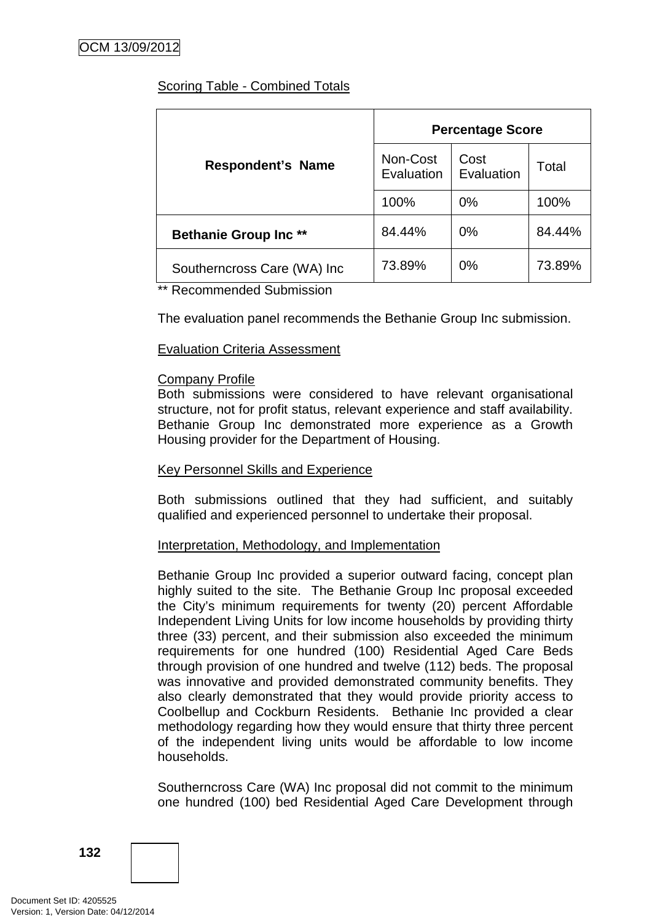Scoring Table - Combined Totals

| Respondent's Name | Percentage Score | | |
|---|---|---|---|
| | Non-Cost Evaluation | Cost Evaluation | Total |
| | 100% | 0% | 100% |
| **Bethanie Group Inc** ** | 84.44% | 0% | 84.44% |
| Southerncross Care (WA) Inc | 73.89% | 0% | 73.89% |

** Recommended Submission

The evaluation panel recommends the Bethanie Group Inc submission.

Evaluation Criteria Assessment

Company Profile
Both submissions were considered to have relevant organisational structure, not for profit status, relevant experience and staff availability. Bethanie Group Inc demonstrated more experience as a Growth Housing provider for the Department of Housing.

Key Personnel Skills and Experience

Both submissions outlined that they had sufficient, and suitably qualified and experienced personnel to undertake their proposal.

Interpretation, Methodology, and Implementation

Bethanie Group Inc provided a superior outward facing, concept plan highly suited to the site. The Bethanie Group Inc proposal exceeded the City's minimum requirements for twenty (20) percent Affordable Independent Living Units for low income households by providing thirty three (33) percent, and their submission also exceeded the minimum requirements for one hundred (100) Residential Aged Care Beds through provision of one hundred and twelve (112) beds. The proposal was innovative and provided demonstrated community benefits. They also clearly demonstrated that they would provide priority access to Coolbellup and Cockburn Residents. Bethanie Inc provided a clear methodology regarding how they would ensure that thirty three percent of the independent living units would be affordable to low income households.

Southerncross Care (WA) Inc proposal did not commit to the minimum one hundred (100) bed Residential Aged Care Development through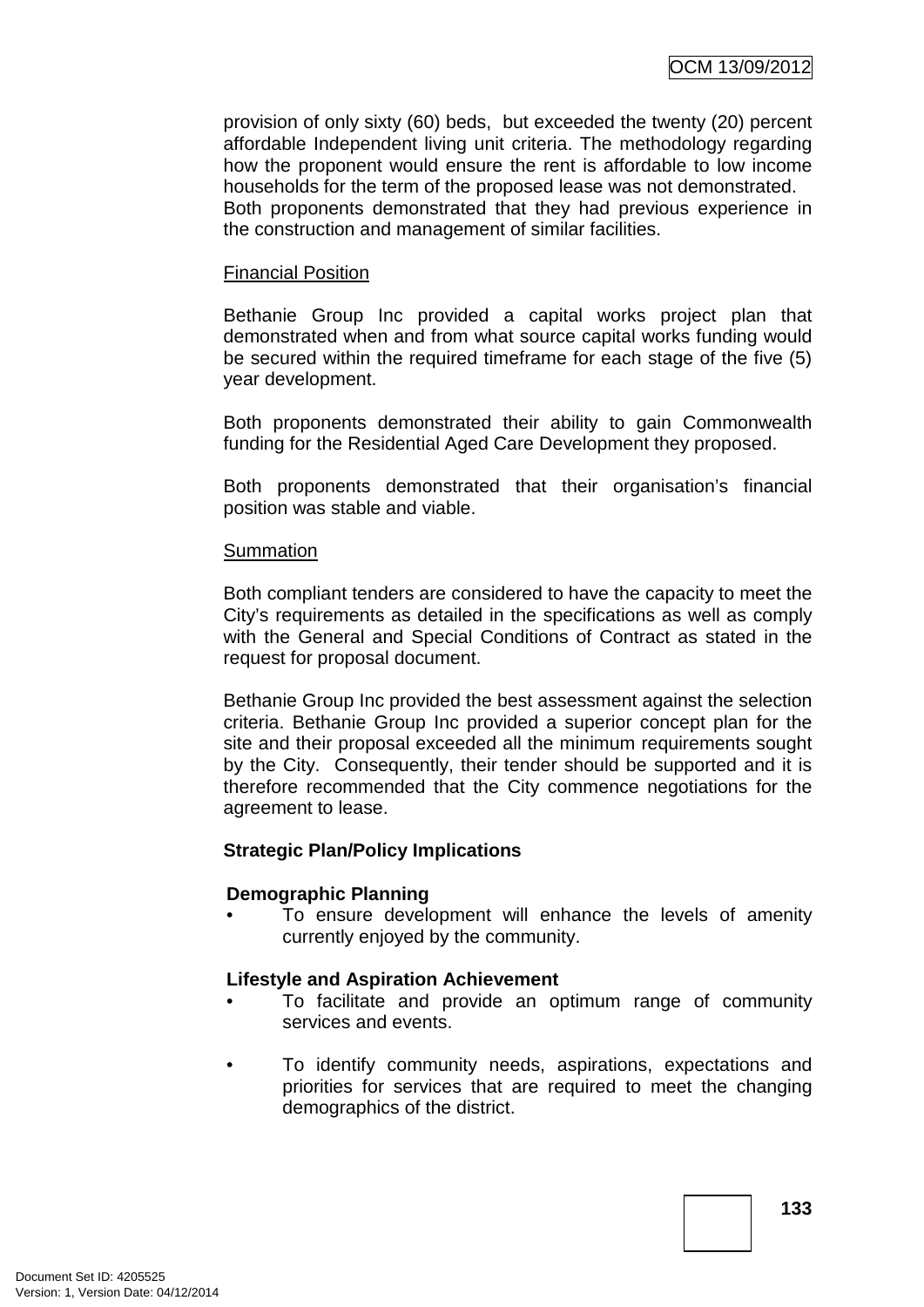provision of only sixty (60) beds, but exceeded the twenty (20) percent affordable Independent living unit criteria. The methodology regarding how the proponent would ensure the rent is affordable to low income households for the term of the proposed lease was not demonstrated.
Both proponents demonstrated that they had previous experience in the construction and management of similar facilities.

Financial Position

Bethanie Group Inc provided a capital works project plan that demonstrated when and from what source capital works funding would be secured within the required timeframe for each stage of the five (5) year development.

Both proponents demonstrated their ability to gain Commonwealth funding for the Residential Aged Care Development they proposed.

Both proponents demonstrated that their organisation's financial position was stable and viable.

Summation

Both compliant tenders are considered to have the capacity to meet the City's requirements as detailed in the specifications as well as comply with the General and Special Conditions of Contract as stated in the request for proposal document.

Bethanie Group Inc provided the best assessment against the selection criteria. Bethanie Group Inc provided a superior concept plan for the site and their proposal exceeded all the minimum requirements sought by the City. Consequently, their tender should be supported and it is therefore recommended that the City commence negotiations for the agreement to lease.

**Strategic Plan/Policy Implications**

**Demographic Planning**

- To ensure development will enhance the levels of amenity currently enjoyed by the community.

**Lifestyle and Aspiration Achievement**

- To facilitate and provide an optimum range of community services and events.
- To identify community needs, aspirations, expectations and priorities for services that are required to meet the changing demographics of the district.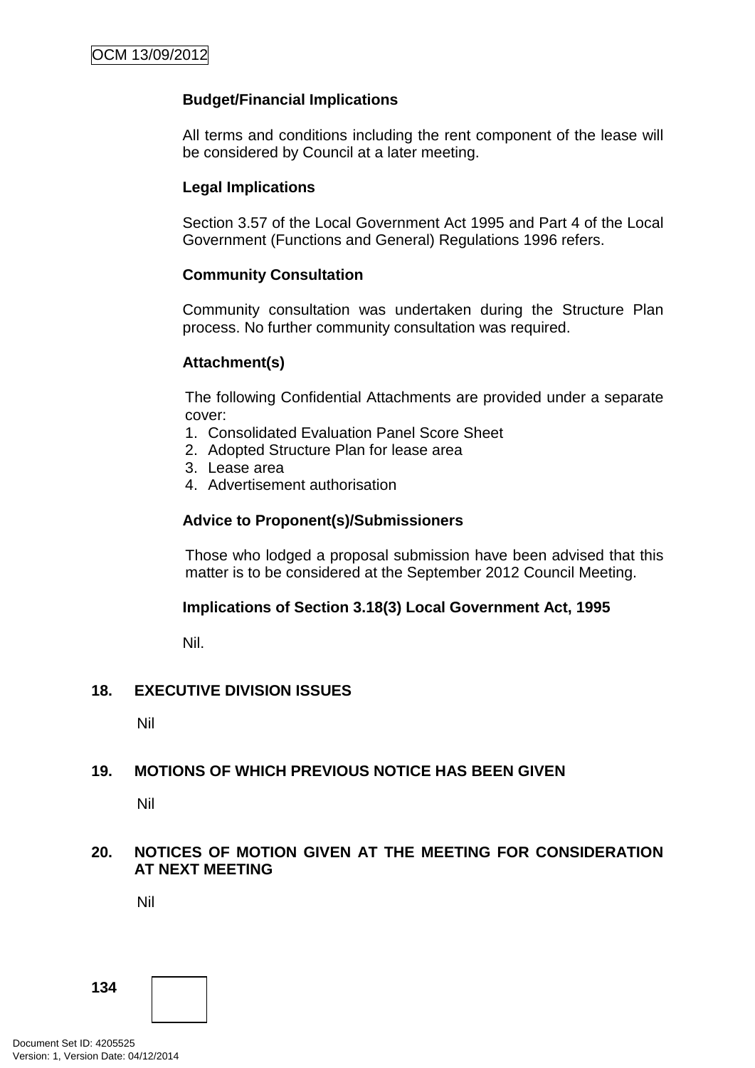**Budget/Financial Implications**

All terms and conditions including the rent component of the lease will be considered by Council at a later meeting.

**Legal Implications**

Section 3.57 of the Local Government Act 1995 and Part 4 of the Local Government (Functions and General) Regulations 1996 refers.

**Community Consultation**

Community consultation was undertaken during the Structure Plan process. No further community consultation was required.

**Attachment(s)**

The following Confidential Attachments are provided under a separate cover:

1. Consolidated Evaluation Panel Score Sheet
2. Adopted Structure Plan for lease area
3. Lease area
4. Advertisement authorisation

**Advice to Proponent(s)/Submissioners**

Those who lodged a proposal submission have been advised that this matter is to be considered at the September 2012 Council Meeting.

**Implications of Section 3.18(3) Local Government Act, 1995**

Nil.

## 18. EXECUTIVE DIVISION ISSUES

Nil

## 19. MOTIONS OF WHICH PREVIOUS NOTICE HAS BEEN GIVEN

Nil

## 20. NOTICES OF MOTION GIVEN AT THE MEETING FOR CONSIDERATION AT NEXT MEETING

Nil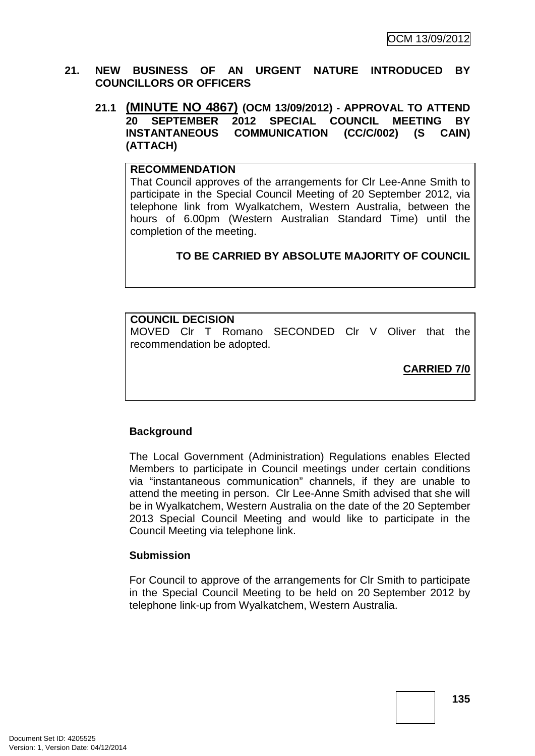## 21. NEW BUSINESS OF AN URGENT NATURE INTRODUCED BY COUNCILLORS OR OFFICERS

### 21.1 (MINUTE NO 4867) (OCM 13/09/2012) - APPROVAL TO ATTEND 20 SEPTEMBER 2012 SPECIAL COUNCIL MEETING BY INSTANTANEOUS COMMUNICATION (CC/C/002) (S CAIN) (ATTACH)

**RECOMMENDATION**

That Council approves of the arrangements for Clr Lee-Anne Smith to participate in the Special Council Meeting of 20 September 2012, via telephone link from Wyalkatchem, Western Australia, between the hours of 6.00pm (Western Australian Standard Time) until the completion of the meeting.

**TO BE CARRIED BY ABSOLUTE MAJORITY OF COUNCIL**

**COUNCIL DECISION**

MOVED Clr T Romano SECONDED Clr V Oliver that the recommendation be adopted.

**CARRIED 7/0**

**Background**

The Local Government (Administration) Regulations enables Elected Members to participate in Council meetings under certain conditions via "instantaneous communication" channels, if they are unable to attend the meeting in person. Clr Lee-Anne Smith advised that she will be in Wyalkatchem, Western Australia on the date of the 20 September 2013 Special Council Meeting and would like to participate in the Council Meeting via telephone link.

**Submission**

For Council to approve of the arrangements for Clr Smith to participate in the Special Council Meeting to be held on 20 September 2012 by telephone link-up from Wyalkatchem, Western Australia.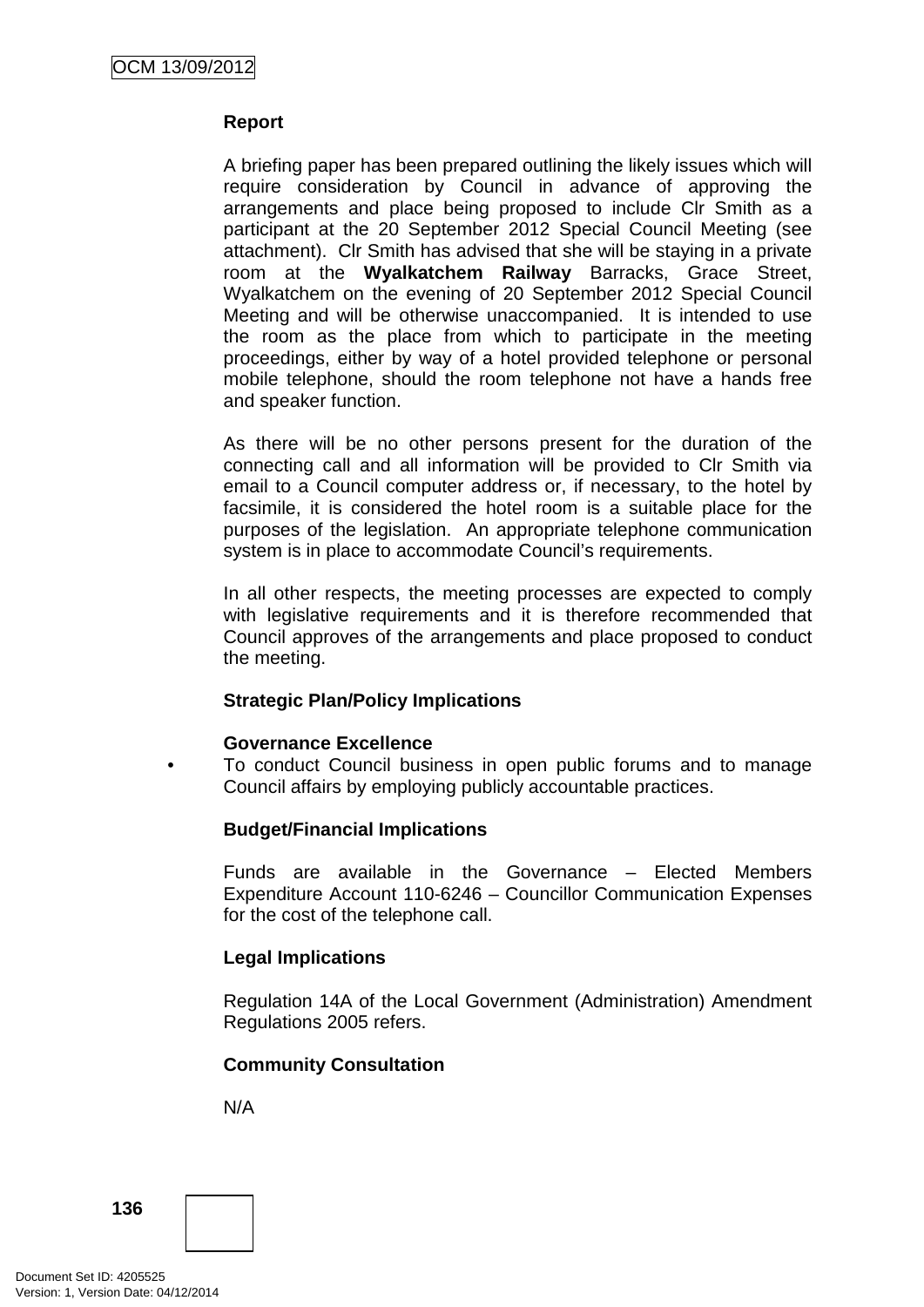**Report**

A briefing paper has been prepared outlining the likely issues which will require consideration by Council in advance of approving the arrangements and place being proposed to include Clr Smith as a participant at the 20 September 2012 Special Council Meeting (see attachment). Clr Smith has advised that she will be staying in a private room at the **Wyalkatchem Railway** Barracks, Grace Street, Wyalkatchem on the evening of 20 September 2012 Special Council Meeting and will be otherwise unaccompanied. It is intended to use the room as the place from which to participate in the meeting proceedings, either by way of a hotel provided telephone or personal mobile telephone, should the room telephone not have a hands free and speaker function.

As there will be no other persons present for the duration of the connecting call and all information will be provided to Clr Smith via email to a Council computer address or, if necessary, to the hotel by facsimile, it is considered the hotel room is a suitable place for the purposes of the legislation. An appropriate telephone communication system is in place to accommodate Council's requirements.

In all other respects, the meeting processes are expected to comply with legislative requirements and it is therefore recommended that Council approves of the arrangements and place proposed to conduct the meeting.

**Strategic Plan/Policy Implications**

**Governance Excellence**

- To conduct Council business in open public forums and to manage Council affairs by employing publicly accountable practices.

**Budget/Financial Implications**

Funds are available in the Governance – Elected Members Expenditure Account 110-6246 – Councillor Communication Expenses for the cost of the telephone call.

**Legal Implications**

Regulation 14A of the Local Government (Administration) Amendment Regulations 2005 refers.

**Community Consultation**

N/A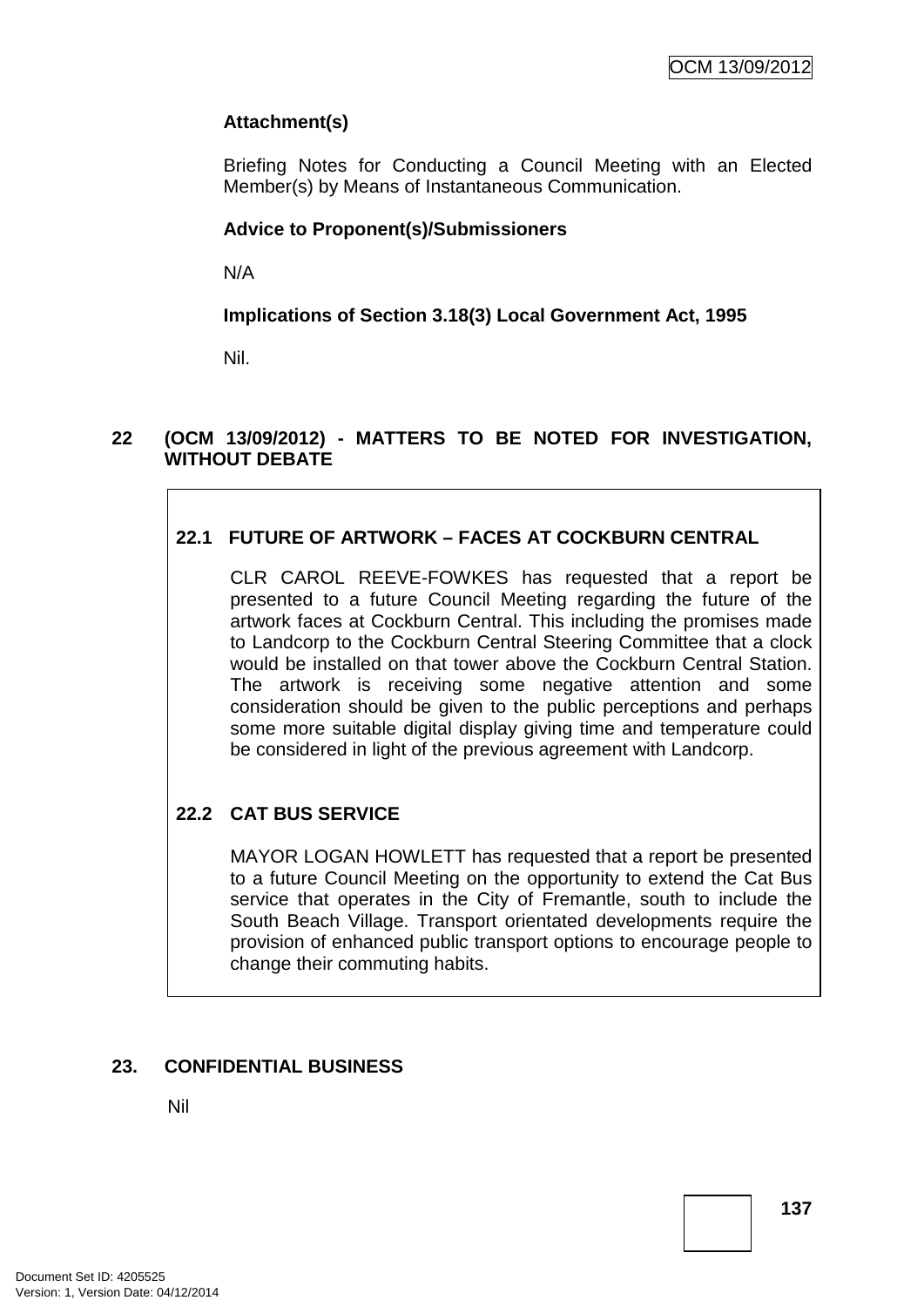**Attachment(s)**

Briefing Notes for Conducting a Council Meeting with an Elected Member(s) by Means of Instantaneous Communication.

**Advice to Proponent(s)/Submissioners**

N/A

**Implications of Section 3.18(3) Local Government Act, 1995**

Nil.

## 22 (OCM 13/09/2012) - MATTERS TO BE NOTED FOR INVESTIGATION, WITHOUT DEBATE

### 22.1 FUTURE OF ARTWORK – FACES AT COCKBURN CENTRAL

CLR CAROL REEVE-FOWKES has requested that a report be presented to a future Council Meeting regarding the future of the artwork faces at Cockburn Central. This including the promises made to Landcorp to the Cockburn Central Steering Committee that a clock would be installed on that tower above the Cockburn Central Station. The artwork is receiving some negative attention and some consideration should be given to the public perceptions and perhaps some more suitable digital display giving time and temperature could be considered in light of the previous agreement with Landcorp.

### 22.2 CAT BUS SERVICE

MAYOR LOGAN HOWLETT has requested that a report be presented to a future Council Meeting on the opportunity to extend the Cat Bus service that operates in the City of Fremantle, south to include the South Beach Village. Transport orientated developments require the provision of enhanced public transport options to encourage people to change their commuting habits.

## 23. CONFIDENTIAL BUSINESS

Nil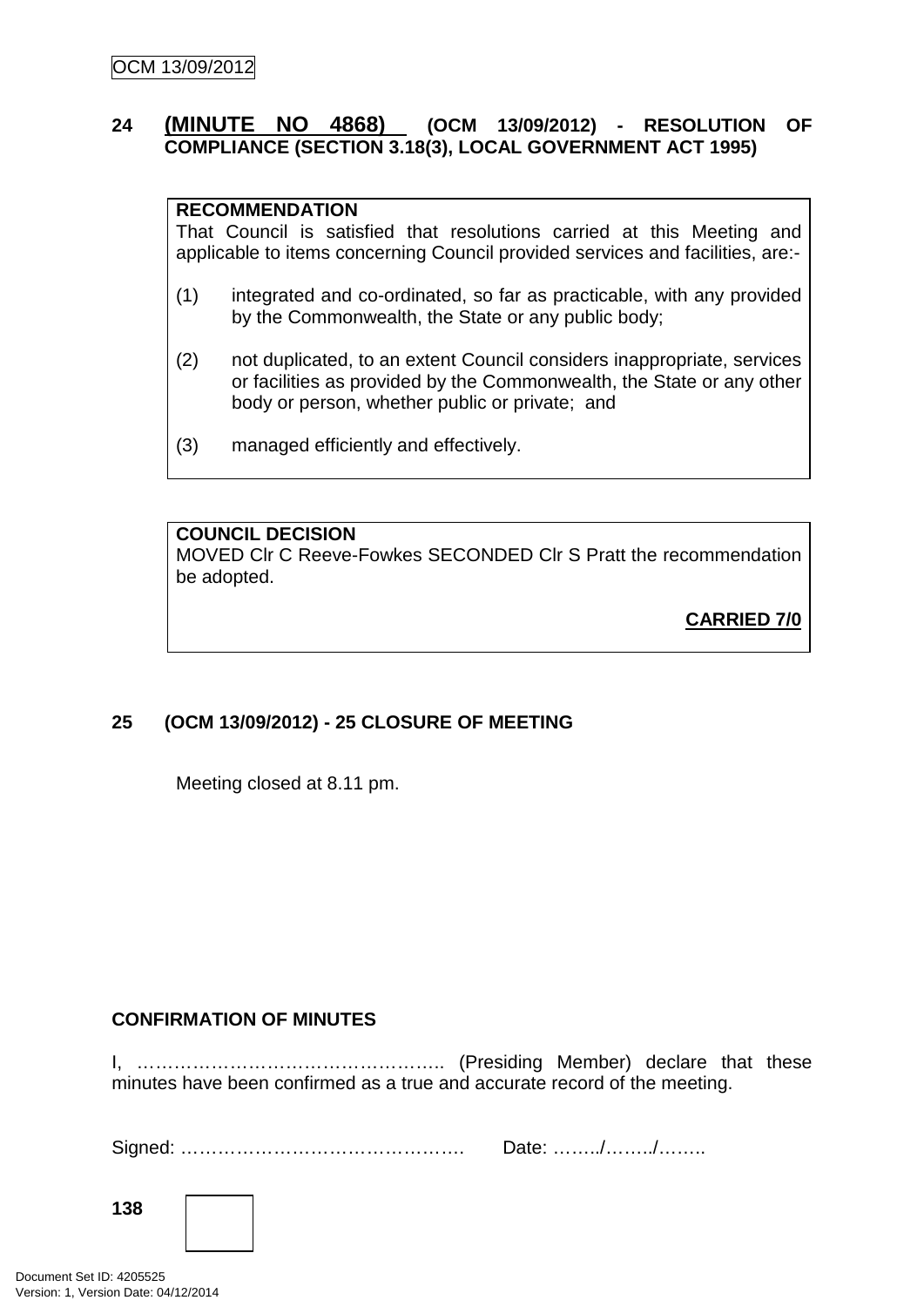## 24 (MINUTE NO 4868) (OCM 13/09/2012) - RESOLUTION OF COMPLIANCE (SECTION 3.18(3), LOCAL GOVERNMENT ACT 1995)

**RECOMMENDATION**

That Council is satisfied that resolutions carried at this Meeting and applicable to items concerning Council provided services and facilities, are:-

(1) integrated and co-ordinated, so far as practicable, with any provided by the Commonwealth, the State or any public body;

(2) not duplicated, to an extent Council considers inappropriate, services or facilities as provided by the Commonwealth, the State or any other body or person, whether public or private; and

(3) managed efficiently and effectively.

**COUNCIL DECISION**

MOVED Clr C Reeve-Fowkes SECONDED Clr S Pratt the recommendation be adopted.

**CARRIED 7/0**

## 25 (OCM 13/09/2012) - 25 CLOSURE OF MEETING

Meeting closed at 8.11 pm.

**CONFIRMATION OF MINUTES**

I, ………………………………………….. (Presiding Member) declare that these minutes have been confirmed as a true and accurate record of the meeting.

Signed: ………………………………………. Date: ……../……../……..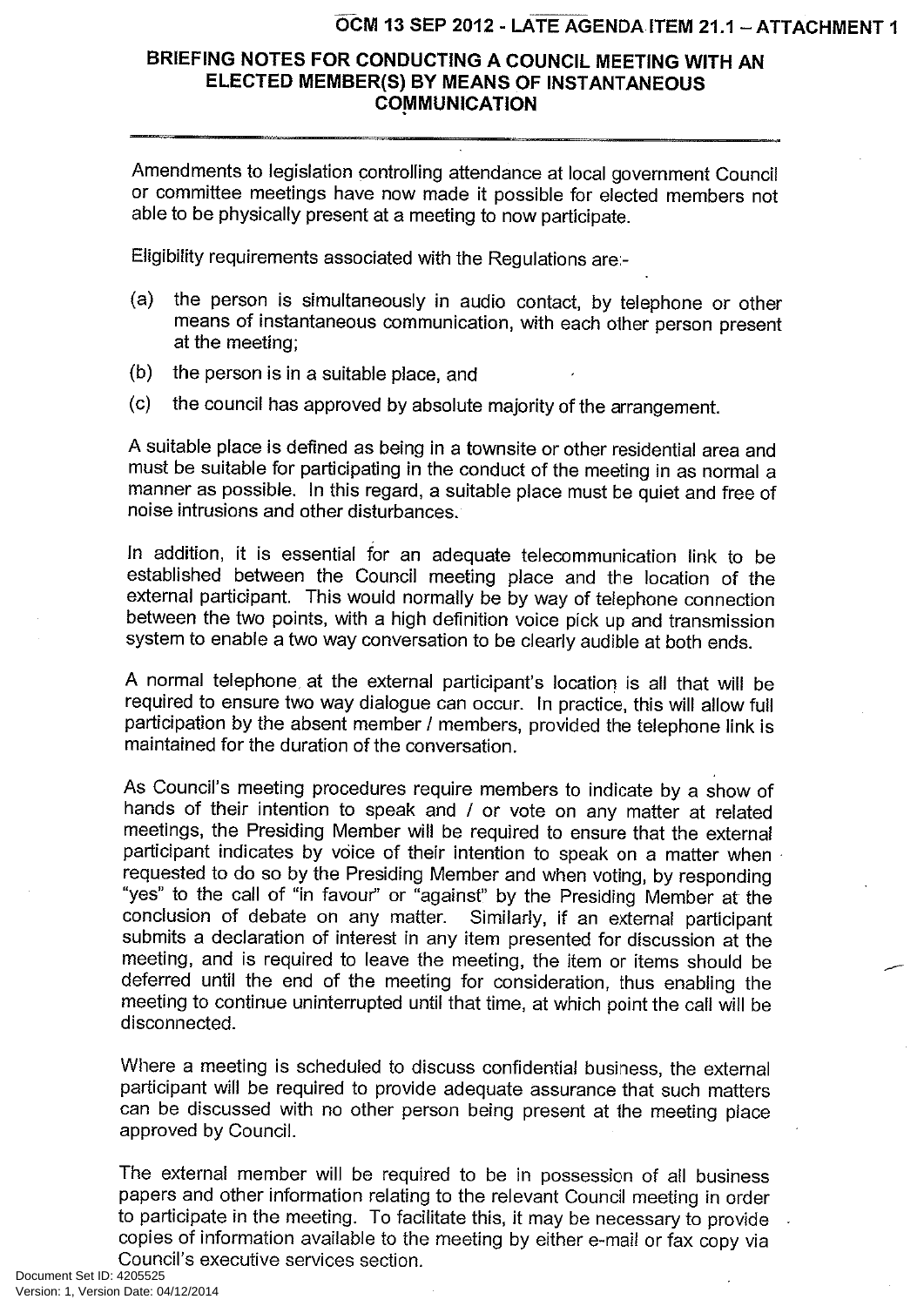OCM 13 SEP 2012 - LATE AGENDA ITEM 21.1 – ATTACHMENT 1

# BRIEFING NOTES FOR CONDUCTING A COUNCIL MEETING WITH AN ELECTED MEMBER(S) BY MEANS OF INSTANTANEOUS COMMUNICATION

Amendments to legislation controlling attendance at local government Council or committee meetings have now made it possible for elected members not able to be physically present at a meeting to now participate.

Eligibility requirements associated with the Regulations are:-

(a) the person is simultaneously in audio contact, by telephone or other means of instantaneous communication, with each other person present at the meeting;

(b) the person is in a suitable place, and

(c) the council has approved by absolute majority of the arrangement.

A suitable place is defined as being in a townsite or other residential area and must be suitable for participating in the conduct of the meeting in as normal a manner as possible. In this regard, a suitable place must be quiet and free of noise intrusions and other disturbances.

In addition, it is essential for an adequate telecommunication link to be established between the Council meeting place and the location of the external participant. This would normally be by way of telephone connection between the two points, with a high definition voice pick up and transmission system to enable a two way conversation to be clearly audible at both ends.

A normal telephone at the external participant's location is all that will be required to ensure two way dialogue can occur. In practice, this will allow full participation by the absent member / members, provided the telephone link is maintained for the duration of the conversation.

As Council's meeting procedures require members to indicate by a show of hands of their intention to speak and / or vote on any matter at related meetings, the Presiding Member will be required to ensure that the external participant indicates by voice of their intention to speak on a matter when requested to do so by the Presiding Member and when voting, by responding "yes" to the call of "in favour" or "against" by the Presiding Member at the conclusion of debate on any matter. Similarly, if an external participant submits a declaration of interest in any item presented for discussion at the meeting, and is required to leave the meeting, the item or items should be deferred until the end of the meeting for consideration, thus enabling the meeting to continue uninterrupted until that time, at which point the call will be disconnected.

Where a meeting is scheduled to discuss confidential business, the external participant will be required to provide adequate assurance that such matters can be discussed with no other person being present at the meeting place approved by Council.

The external member will be required to be in possession of all business papers and other information relating to the relevant Council meeting in order to participate in the meeting. To facilitate this, it may be necessary to provide copies of information available to the meeting by either e-mail or fax copy via Council's executive services section.

Document Set ID: 4205525
Version: 1, Version Date: 04/12/2014